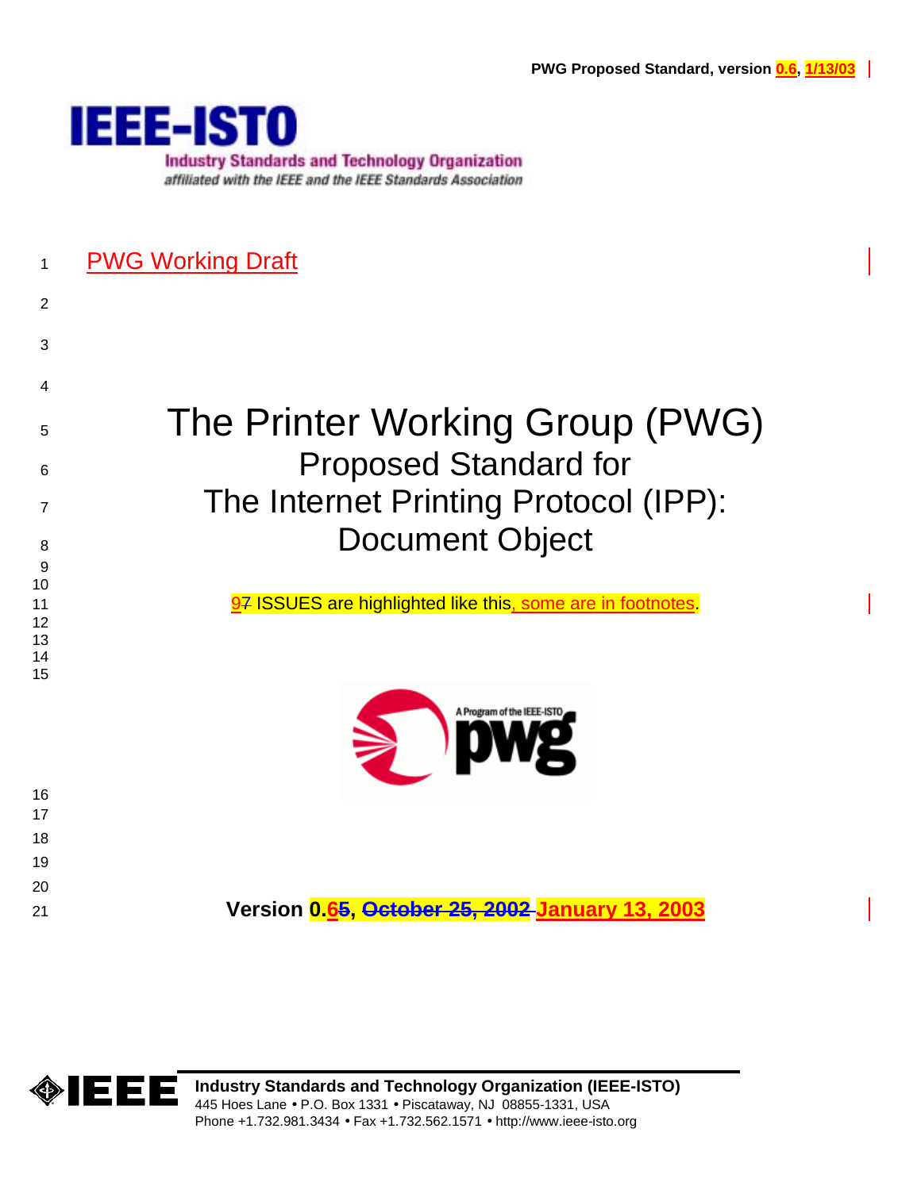PWG Working Draft

# The Printer Working Group (PWG) Proposed Standard for The Internet Printing Protocol (IPP): Document Object

~~7~~ 9 ISSUES are highlighted like this, some are in footnotes.

**Version 0.~~5~~6, ~~October 25, 2002~~ January 13, 2003**

**Industry Standards and Technology Organization (IEEE-ISTO)**
445 Hoes Lane • P.O. Box 1331 • Piscataway, NJ 08855-1331, USA
Phone +1.732.981.3434 • Fax +1.732.562.1571 • http://www.ieee-isto.org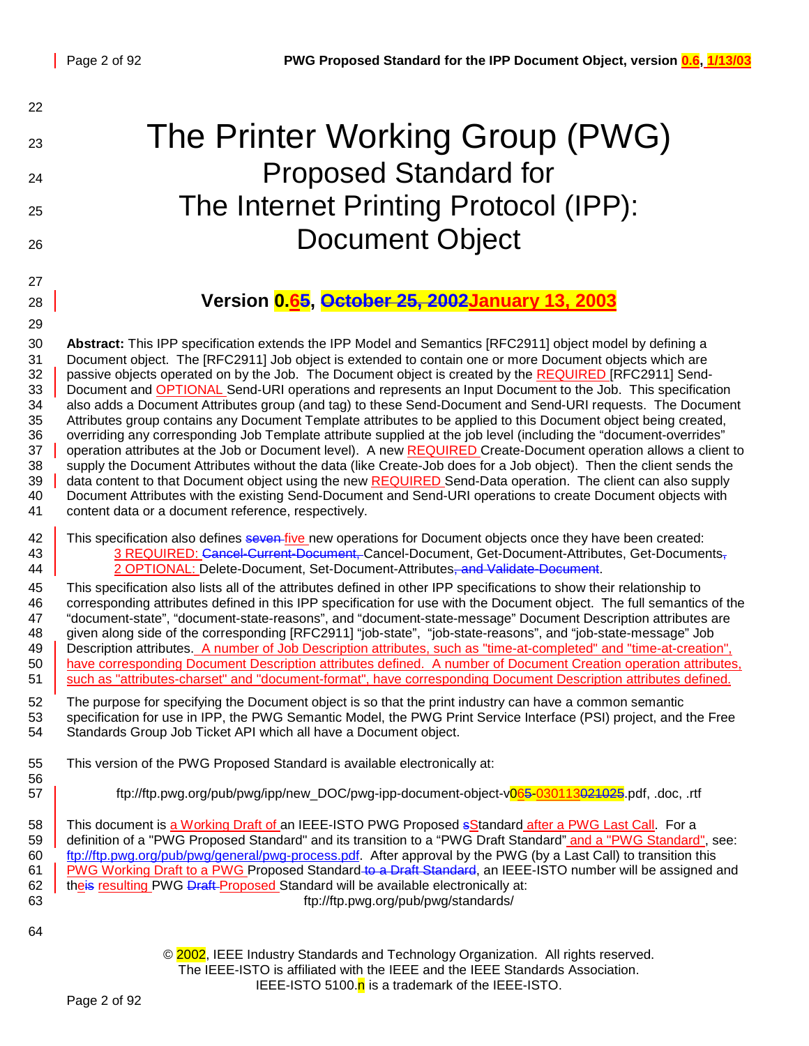# The Printer Working Group (PWG) Proposed Standard for The Internet Printing Protocol (IPP): Document Object

### Version 0.6~~5~~, ~~October 25, 2002~~January 13, 2003

**Abstract:** This IPP specification extends the IPP Model and Semantics [RFC2911] object model by defining a Document object. The [RFC2911] Job object is extended to contain one or more Document objects which are passive objects operated on by the Job. The Document object is created by the REQUIRED [RFC2911] Send-Document and OPTIONAL Send-URI operations and represents an Input Document to the Job. This specification also adds a Document Attributes group (and tag) to these Send-Document and Send-URI requests. The Document Attributes group contains any Document Template attributes to be applied to this Document object being created, overriding any corresponding Job Template attribute supplied at the job level (including the "document-overrides" operation attributes at the Job or Document level). A new REQUIRED Create-Document operation allows a client to supply the Document Attributes without the data (like Create-Job does for a Job object). Then the client sends the data content to that Document object using the new REQUIRED Send-Data operation. The client can also supply Document Attributes with the existing Send-Document and Send-URI operations to create Document objects with content data or a document reference, respectively.

This specification also defines ~~seven~~ five new operations for Document objects once they have been created:

- 3 REQUIRED: ~~Cancel-Current-Document,~~ Cancel-Document, Get-Document-Attributes, Get-Documents~~,~~
- 2 OPTIONAL: Delete-Document, Set-Document-Attributes~~, and Validate-Document~~.

This specification also lists all of the attributes defined in other IPP specifications to show their relationship to corresponding attributes defined in this IPP specification for use with the Document object. The full semantics of the "document-state", "document-state-reasons", and "document-state-message" Document Description attributes are given along side of the corresponding [RFC2911] "job-state", "job-state-reasons", and "job-state-message" Job Description attributes. A number of Job Description attributes, such as "time-at-completed" and "time-at-creation", have corresponding Document Description attributes defined. A number of Document Creation operation attributes, such as "attributes-charset" and "document-format", have corresponding Document Description attributes defined.

The purpose for specifying the Document object is so that the print industry can have a common semantic specification for use in IPP, the PWG Semantic Model, the PWG Print Service Interface (PSI) project, and the Free Standards Group Job Ticket API which all have a Document object.

This version of the PWG Proposed Standard is available electronically at:

ftp://ftp.pwg.org/pub/pwg/ipp/new_DOC/pwg-ipp-document-object-v06~~5~~-030113~~021025~~.pdf, .doc, .rtf

This document is a Working Draft of an IEEE-ISTO PWG Proposed ~~s~~Standard after a PWG Last Call. For a definition of a "PWG Proposed Standard" and its transition to a "PWG Draft Standard" and a "PWG Standard", see: ftp://ftp.pwg.org/pub/pwg/general/pwg-process.pdf. After approval by the PWG (by a Last Call) to transition this PWG Working Draft to a PWG Proposed Standard~~ to a Draft Standard~~, an IEEE-ISTO number will be assigned and the~~is~~ resulting PWG ~~Draft~~ Proposed Standard will be available electronically at:

ftp://ftp.pwg.org/pub/pwg/standards/

© 2002, IEEE Industry Standards and Technology Organization. All rights reserved.
The IEEE-ISTO is affiliated with the IEEE and the IEEE Standards Association.
IEEE-ISTO 5100.n is a trademark of the IEEE-ISTO.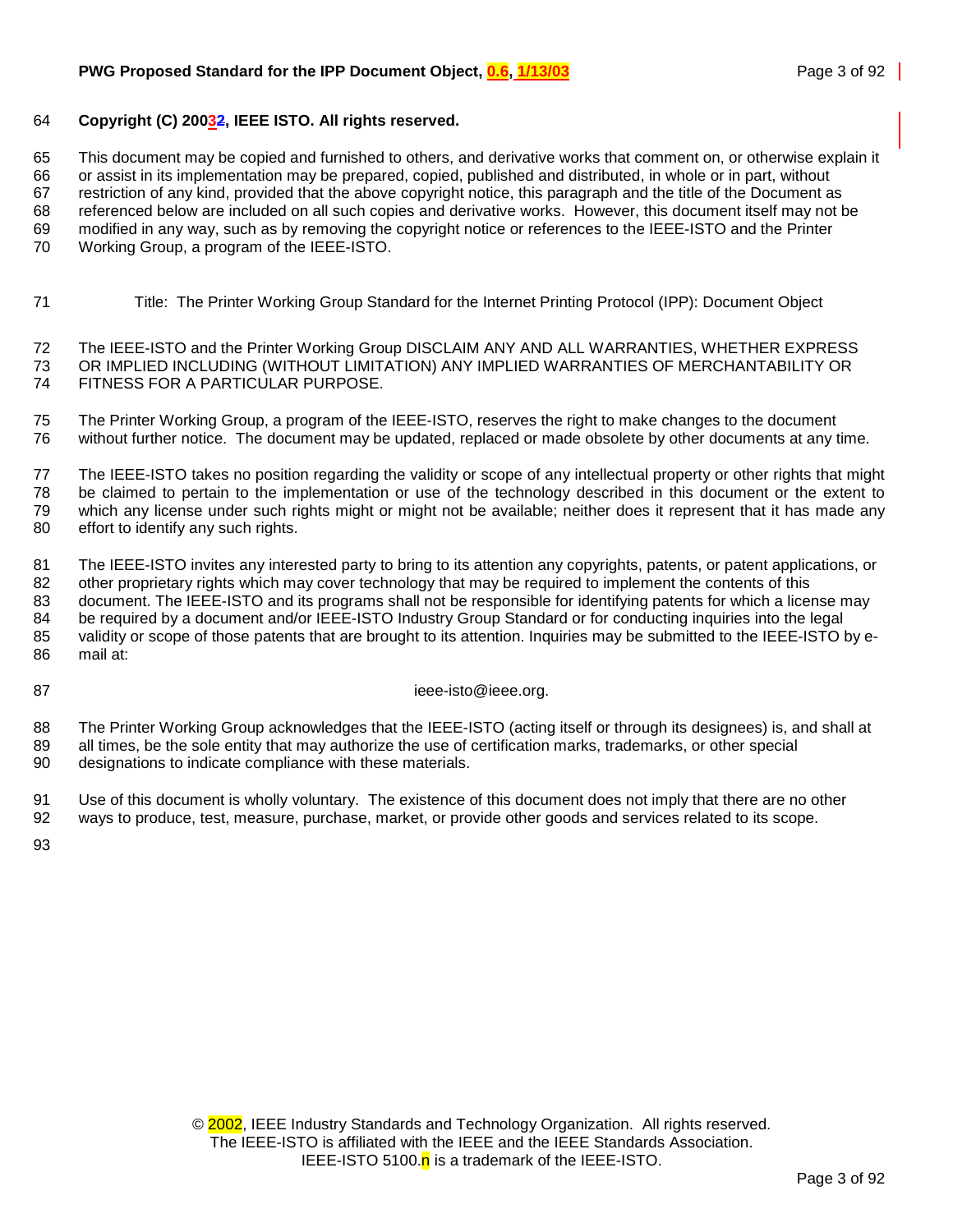**Copyright (C) 20032, IEEE ISTO. All rights reserved.**

This document may be copied and furnished to others, and derivative works that comment on, or otherwise explain it or assist in its implementation may be prepared, copied, published and distributed, in whole or in part, without restriction of any kind, provided that the above copyright notice, this paragraph and the title of the Document as referenced below are included on all such copies and derivative works. However, this document itself may not be modified in any way, such as by removing the copyright notice or references to the IEEE-ISTO and the Printer Working Group, a program of the IEEE-ISTO.

Title: The Printer Working Group Standard for the Internet Printing Protocol (IPP): Document Object

The IEEE-ISTO and the Printer Working Group DISCLAIM ANY AND ALL WARRANTIES, WHETHER EXPRESS OR IMPLIED INCLUDING (WITHOUT LIMITATION) ANY IMPLIED WARRANTIES OF MERCHANTABILITY OR FITNESS FOR A PARTICULAR PURPOSE.

The Printer Working Group, a program of the IEEE-ISTO, reserves the right to make changes to the document without further notice. The document may be updated, replaced or made obsolete by other documents at any time.

The IEEE-ISTO takes no position regarding the validity or scope of any intellectual property or other rights that might be claimed to pertain to the implementation or use of the technology described in this document or the extent to which any license under such rights might or might not be available; neither does it represent that it has made any effort to identify any such rights.

The IEEE-ISTO invites any interested party to bring to its attention any copyrights, patents, or patent applications, or other proprietary rights which may cover technology that may be required to implement the contents of this document. The IEEE-ISTO and its programs shall not be responsible for identifying patents for which a license may be required by a document and/or IEEE-ISTO Industry Group Standard or for conducting inquiries into the legal validity or scope of those patents that are brought to its attention. Inquiries may be submitted to the IEEE-ISTO by e-mail at:

ieee-isto@ieee.org.

The Printer Working Group acknowledges that the IEEE-ISTO (acting itself or through its designees) is, and shall at all times, be the sole entity that may authorize the use of certification marks, trademarks, or other special designations to indicate compliance with these materials.

Use of this document is wholly voluntary. The existence of this document does not imply that there are no other ways to produce, test, measure, purchase, market, or provide other goods and services related to its scope.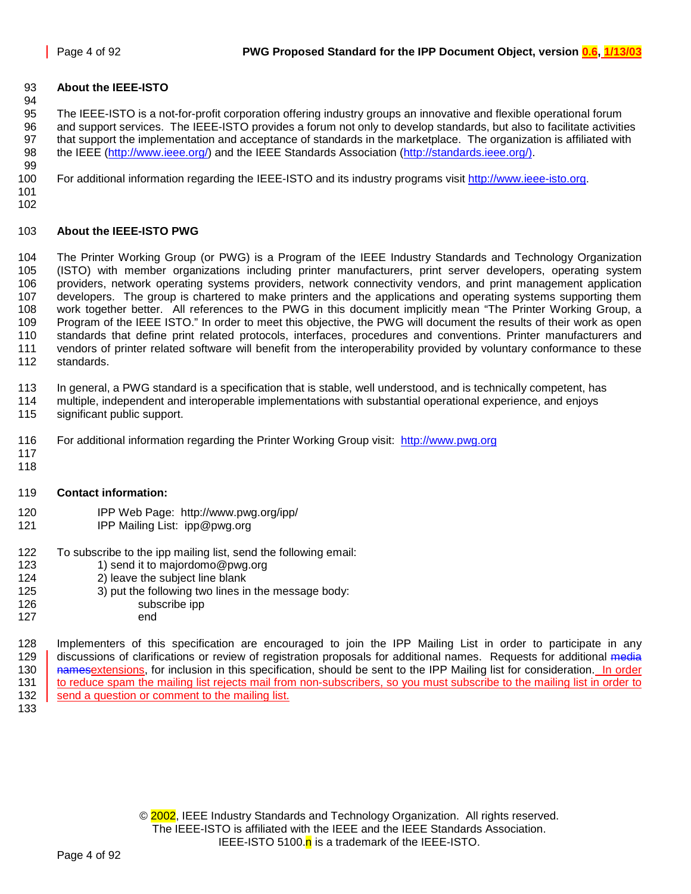## About the IEEE-ISTO

The IEEE-ISTO is a not-for-profit corporation offering industry groups an innovative and flexible operational forum and support services. The IEEE-ISTO provides a forum not only to develop standards, but also to facilitate activities that support the implementation and acceptance of standards in the marketplace. The organization is affiliated with the IEEE (http://www.ieee.org/) and the IEEE Standards Association (http://standards.ieee.org/).

For additional information regarding the IEEE-ISTO and its industry programs visit http://www.ieee-isto.org.

## About the IEEE-ISTO PWG

The Printer Working Group (or PWG) is a Program of the IEEE Industry Standards and Technology Organization (ISTO) with member organizations including printer manufacturers, print server developers, operating system providers, network operating systems providers, network connectivity vendors, and print management application developers. The group is chartered to make printers and the applications and operating systems supporting them work together better. All references to the PWG in this document implicitly mean "The Printer Working Group, a Program of the IEEE ISTO." In order to meet this objective, the PWG will document the results of their work as open standards that define print related protocols, interfaces, procedures and conventions. Printer manufacturers and vendors of printer related software will benefit from the interoperability provided by voluntary conformance to these standards.

In general, a PWG standard is a specification that is stable, well understood, and is technically competent, has multiple, independent and interoperable implementations with substantial operational experience, and enjoys significant public support.

For additional information regarding the Printer Working Group visit: http://www.pwg.org

**Contact information:**

IPP Web Page: http://www.pwg.org/ipp/
IPP Mailing List: ipp@pwg.org

To subscribe to the ipp mailing list, send the following email:

1) send it to majordomo@pwg.org
2) leave the subject line blank
3) put the following two lines in the message body:

    subscribe ipp
    end

Implementers of this specification are encouraged to join the IPP Mailing List in order to participate in any discussions of clarifications or review of registration proposals for additional names. Requests for additional ~~media names~~extensions, for inclusion in this specification, should be sent to the IPP Mailing list for consideration. In order to reduce spam the mailing list rejects mail from non-subscribers, so you must subscribe to the mailing list in order to send a question or comment to the mailing list.

© 2002, IEEE Industry Standards and Technology Organization. All rights reserved.
The IEEE-ISTO is affiliated with the IEEE and the IEEE Standards Association.
IEEE-ISTO 5100.n is a trademark of the IEEE-ISTO.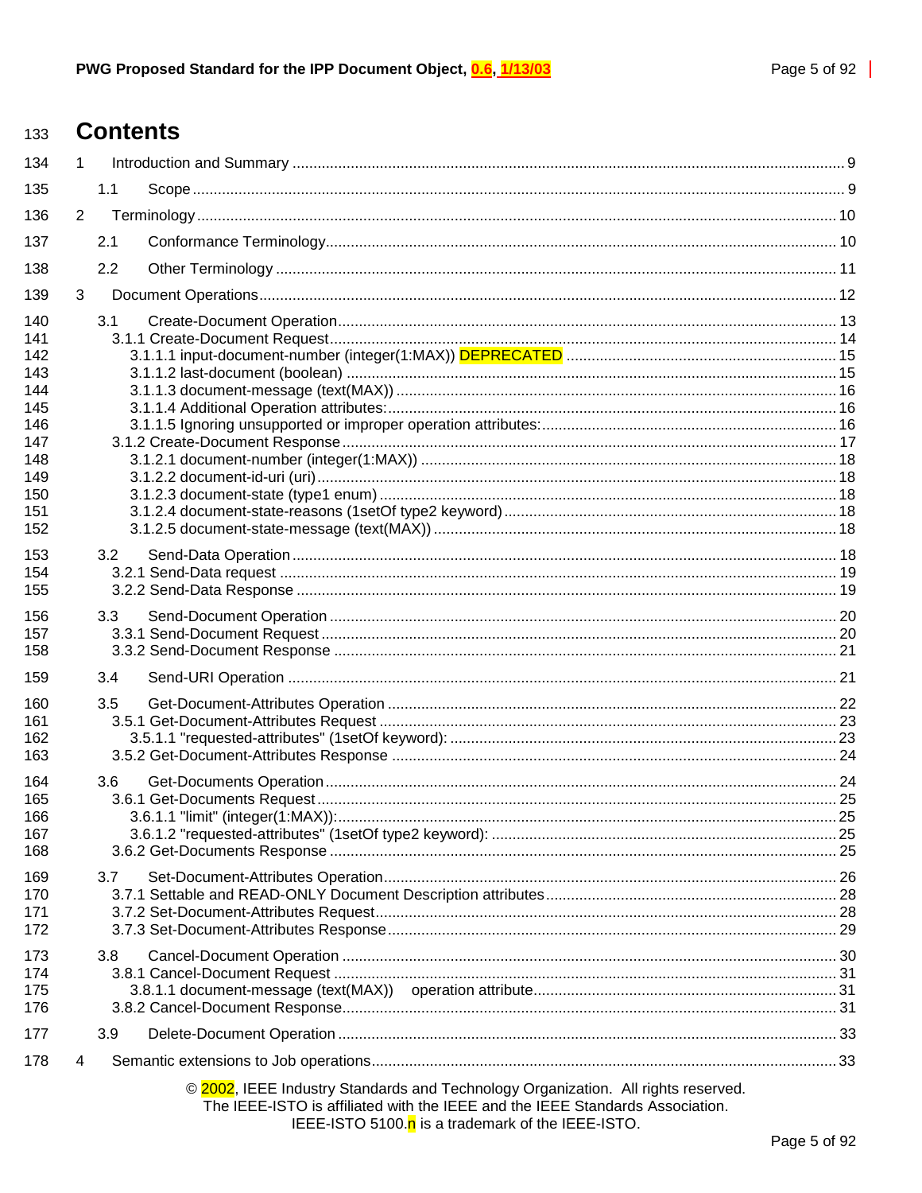# Contents

1 Introduction and Summary ........ 9
  1.1 Scope ........ 9
2 Terminology ........ 10
  2.1 Conformance Terminology ........ 10
  2.2 Other Terminology ........ 11
3 Document Operations ........ 12
  3.1 Create-Document Operation ........ 13
    3.1.1 Create-Document Request ........ 14
      3.1.1.1 input-document-number (integer(1:MAX)) DEPRECATED ........ 15
      3.1.1.2 last-document (boolean) ........ 15
      3.1.1.3 document-message (text(MAX)) ........ 16
      3.1.1.4 Additional Operation attributes: ........ 16
      3.1.1.5 Ignoring unsupported or improper operation attributes: ........ 16
    3.1.2 Create-Document Response ........ 17
      3.1.2.1 document-number (integer(1:MAX)) ........ 18
      3.1.2.2 document-id-uri (uri) ........ 18
      3.1.2.3 document-state (type1 enum) ........ 18
      3.1.2.4 document-state-reasons (1setOf type2 keyword) ........ 18
      3.1.2.5 document-state-message (text(MAX)) ........ 18
  3.2 Send-Data Operation ........ 18
    3.2.1 Send-Data request ........ 19
    3.2.2 Send-Data Response ........ 19
  3.3 Send-Document Operation ........ 20
    3.3.1 Send-Document Request ........ 20
    3.3.2 Send-Document Response ........ 21
  3.4 Send-URI Operation ........ 21
  3.5 Get-Document-Attributes Operation ........ 22
    3.5.1 Get-Document-Attributes Request ........ 23
      3.5.1.1 "requested-attributes" (1setOf keyword): ........ 23
    3.5.2 Get-Document-Attributes Response ........ 24
  3.6 Get-Documents Operation ........ 24
    3.6.1 Get-Documents Request ........ 25
      3.6.1.1 "limit" (integer(1:MAX)): ........ 25
      3.6.1.2 "requested-attributes" (1setOf type2 keyword): ........ 25
    3.6.2 Get-Documents Response ........ 25
  3.7 Set-Document-Attributes Operation ........ 26
    3.7.1 Settable and READ-ONLY Document Description attributes ........ 28
    3.7.2 Set-Document-Attributes Request ........ 28
    3.7.3 Set-Document-Attributes Response ........ 29
  3.8 Cancel-Document Operation ........ 30
    3.8.1 Cancel-Document Request ........ 31
      3.8.1.1 document-message (text(MAX)) operation attribute ........ 31
    3.8.2 Cancel-Document Response ........ 31
  3.9 Delete-Document Operation ........ 33
4 Semantic extensions to Job operations ........ 33

© 2002, IEEE Industry Standards and Technology Organization. All rights reserved.
The IEEE-ISTO is affiliated with the IEEE and the IEEE Standards Association.
IEEE-ISTO 5100.n is a trademark of the IEEE-ISTO.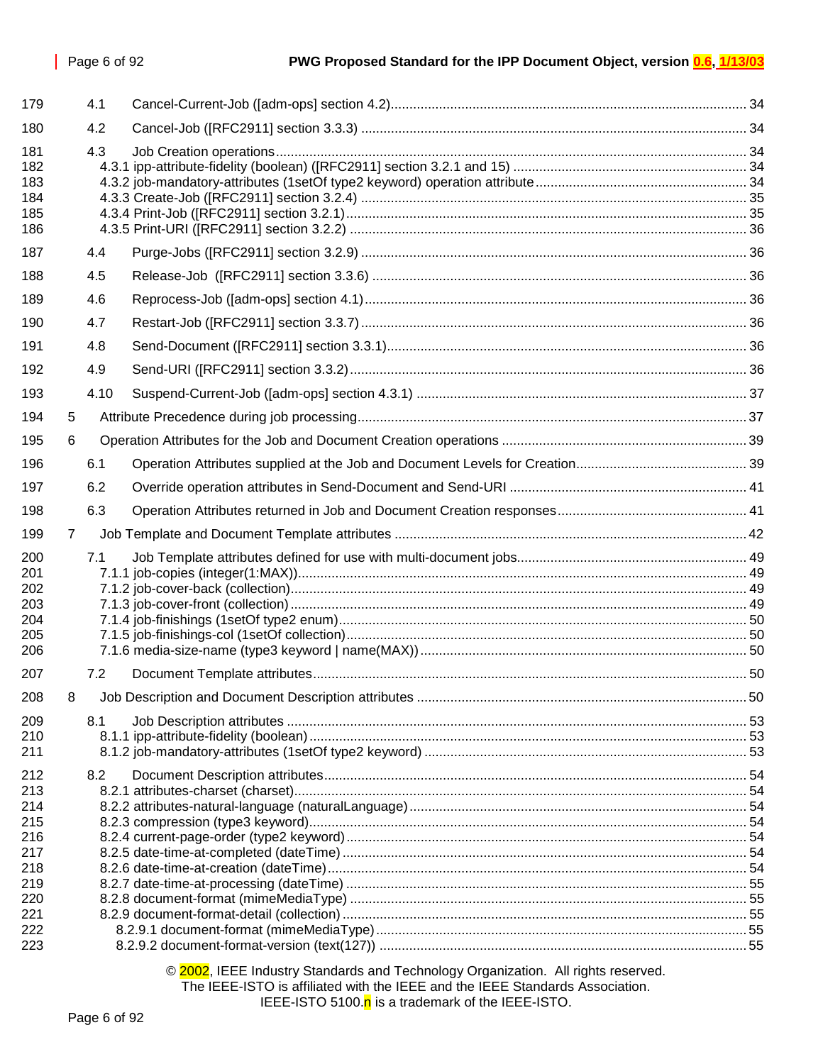179 4.1 Cancel-Current-Job ([adm-ops] section 4.2) ... 34

180 4.2 Cancel-Job ([RFC2911] section 3.3.3) ... 34

181 4.3 Job Creation operations ... 34
182 4.3.1 ipp-attribute-fidelity (boolean) ([RFC2911] section 3.2.1 and 15) ... 34
183 4.3.2 job-mandatory-attributes (1setOf type2 keyword) operation attribute ... 34
184 4.3.3 Create-Job ([RFC2911] section 3.2.4) ... 35
185 4.3.4 Print-Job ([RFC2911] section 3.2.1) ... 35
186 4.3.5 Print-URI ([RFC2911] section 3.2.2) ... 36

187 4.4 Purge-Jobs ([RFC2911] section 3.2.9) ... 36

188 4.5 Release-Job ([RFC2911] section 3.3.6) ... 36

189 4.6 Reprocess-Job ([adm-ops] section 4.1) ... 36

190 4.7 Restart-Job ([RFC2911] section 3.3.7) ... 36

191 4.8 Send-Document ([RFC2911] section 3.3.1) ... 36

192 4.9 Send-URI ([RFC2911] section 3.3.2) ... 36

193 4.10 Suspend-Current-Job ([adm-ops] section 4.3.1) ... 37

194 5 Attribute Precedence during job processing ... 37

195 6 Operation Attributes for the Job and Document Creation operations ... 39

196 6.1 Operation Attributes supplied at the Job and Document Levels for Creation ... 39

197 6.2 Override operation attributes in Send-Document and Send-URI ... 41

198 6.3 Operation Attributes returned in Job and Document Creation responses ... 41

199 7 Job Template and Document Template attributes ... 42

200 7.1 Job Template attributes defined for use with multi-document jobs ... 49
201 7.1.1 job-copies (integer(1:MAX)) ... 49
202 7.1.2 job-cover-back (collection) ... 49
203 7.1.3 job-cover-front (collection) ... 49
204 7.1.4 job-finishings (1setOf type2 enum) ... 50
205 7.1.5 job-finishings-col (1setOf collection) ... 50
206 7.1.6 media-size-name (type3 keyword | name(MAX)) ... 50

207 7.2 Document Template attributes ... 50

208 8 Job Description and Document Description attributes ... 50

209 8.1 Job Description attributes ... 53
210 8.1.1 ipp-attribute-fidelity (boolean) ... 53
211 8.1.2 job-mandatory-attributes (1setOf type2 keyword) ... 53

212 8.2 Document Description attributes ... 54
213 8.2.1 attributes-charset (charset) ... 54
214 8.2.2 attributes-natural-language (naturalLanguage) ... 54
215 8.2.3 compression (type3 keyword) ... 54
216 8.2.4 current-page-order (type2 keyword) ... 54
217 8.2.5 date-time-at-completed (dateTime) ... 54
218 8.2.6 date-time-at-creation (dateTime) ... 54
219 8.2.7 date-time-at-processing (dateTime) ... 55
220 8.2.8 document-format (mimeMediaType) ... 55
221 8.2.9 document-format-detail (collection) ... 55
222 8.2.9.1 document-format (mimeMediaType) ... 55
223 8.2.9.2 document-format-version (text(127)) ... 55

© 2002, IEEE Industry Standards and Technology Organization. All rights reserved.
The IEEE-ISTO is affiliated with the IEEE and the IEEE Standards Association.
IEEE-ISTO 5100.n is a trademark of the IEEE-ISTO.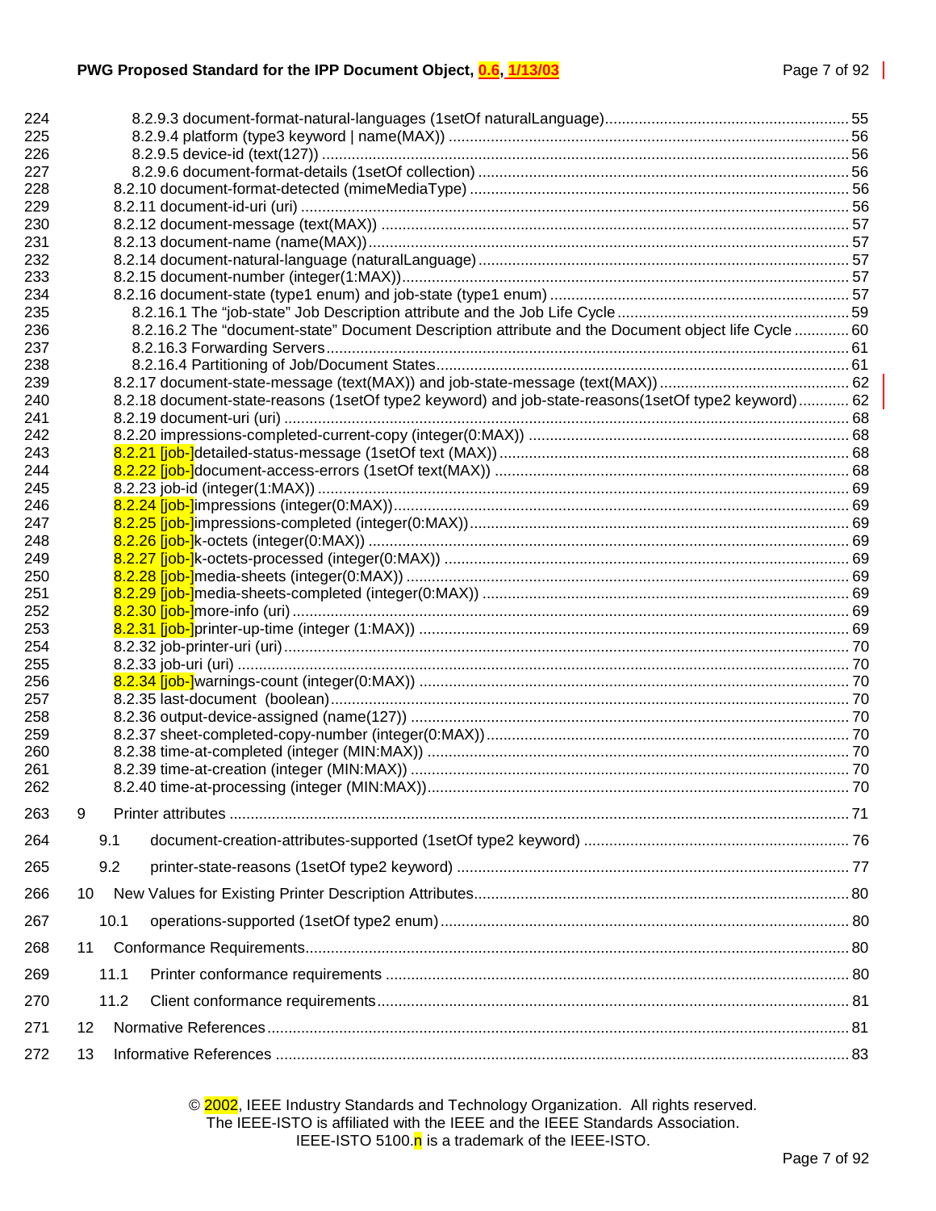224 8.2.9.3 document-format-natural-languages (1setOf naturalLanguage) ........ 55
225 8.2.9.4 platform (type3 keyword | name(MAX)) ........ 56
226 8.2.9.5 device-id (text(127)) ........ 56
227 8.2.9.6 document-format-details (1setOf collection) ........ 56
228 8.2.10 document-format-detected (mimeMediaType) ........ 56
229 8.2.11 document-id-uri (uri) ........ 56
230 8.2.12 document-message (text(MAX)) ........ 57
231 8.2.13 document-name (name(MAX)) ........ 57
232 8.2.14 document-natural-language (naturalLanguage) ........ 57
233 8.2.15 document-number (integer(1:MAX)) ........ 57
234 8.2.16 document-state (type1 enum) and job-state (type1 enum) ........ 57
235 8.2.16.1 The “job-state” Job Description attribute and the Job Life Cycle ........ 59
236 8.2.16.2 The “document-state” Document Description attribute and the Document object life Cycle ........ 60
237 8.2.16.3 Forwarding Servers ........ 61
238 8.2.16.4 Partitioning of Job/Document States ........ 61
239 8.2.17 document-state-message (text(MAX)) and job-state-message (text(MAX)) ........ 62
240 8.2.18 document-state-reasons (1setOf type2 keyword) and job-state-reasons(1setOf type2 keyword) ........ 62
241 8.2.19 document-uri (uri) ........ 68
242 8.2.20 impressions-completed-current-copy (integer(0:MAX)) ........ 68
243 8.2.21 [job-]detailed-status-message (1setOf text (MAX)) ........ 68
244 8.2.22 [job-]document-access-errors (1setOf text(MAX)) ........ 68
245 8.2.23 job-id (integer(1:MAX)) ........ 69
246 8.2.24 [job-]impressions (integer(0:MAX)) ........ 69
247 8.2.25 [job-]impressions-completed (integer(0:MAX)) ........ 69
248 8.2.26 [job-]k-octets (integer(0:MAX)) ........ 69
249 8.2.27 [job-]k-octets-processed (integer(0:MAX)) ........ 69
250 8.2.28 [job-]media-sheets (integer(0:MAX)) ........ 69
251 8.2.29 [job-]media-sheets-completed (integer(0:MAX)) ........ 69
252 8.2.30 [job-]more-info (uri) ........ 69
253 8.2.31 [job-]printer-up-time (integer (1:MAX)) ........ 69
254 8.2.32 job-printer-uri (uri) ........ 70
255 8.2.33 job-uri (uri) ........ 70
256 8.2.34 [job-]warnings-count (integer(0:MAX)) ........ 70
257 8.2.35 last-document (boolean) ........ 70
258 8.2.36 output-device-assigned (name(127)) ........ 70
259 8.2.37 sheet-completed-copy-number (integer(0:MAX)) ........ 70
260 8.2.38 time-at-completed (integer (MIN:MAX)) ........ 70
261 8.2.39 time-at-creation (integer (MIN:MAX)) ........ 70
262 8.2.40 time-at-processing (integer (MIN:MAX)) ........ 70
263 9 Printer attributes ........ 71
264 9.1 document-creation-attributes-supported (1setOf type2 keyword) ........ 76
265 9.2 printer-state-reasons (1setOf type2 keyword) ........ 77
266 10 New Values for Existing Printer Description Attributes ........ 80
267 10.1 operations-supported (1setOf type2 enum) ........ 80
268 11 Conformance Requirements ........ 80
269 11.1 Printer conformance requirements ........ 80
270 11.2 Client conformance requirements ........ 81
271 12 Normative References ........ 81
272 13 Informative References ........ 83

© 2002, IEEE Industry Standards and Technology Organization. All rights reserved.
The IEEE-ISTO is affiliated with the IEEE and the IEEE Standards Association.
IEEE-ISTO 5100.n is a trademark of the IEEE-ISTO.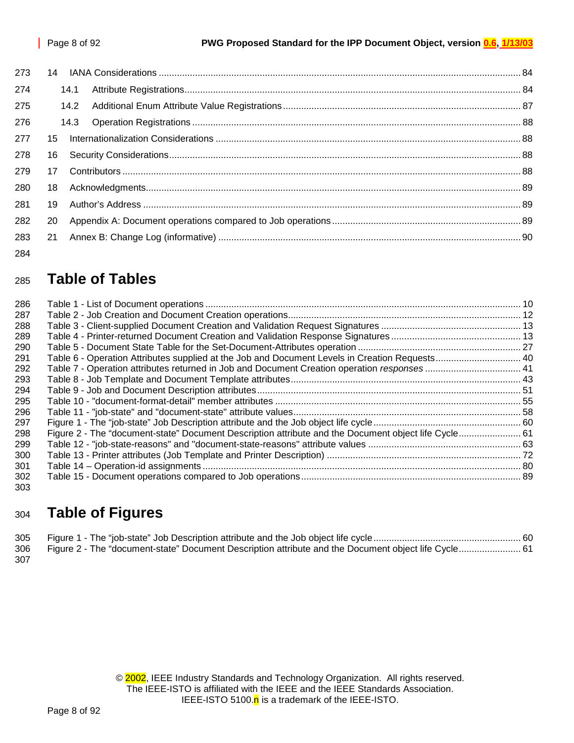14 IANA Considerations ... 84

14.1 Attribute Registrations ... 84

14.2 Additional Enum Attribute Value Registrations ... 87

14.3 Operation Registrations ... 88

15 Internationalization Considerations ... 88

16 Security Considerations ... 88

17 Contributors ... 88

18 Acknowledgments ... 89

19 Author's Address ... 89

20 Appendix A: Document operations compared to Job operations ... 89

21 Annex B: Change Log (informative) ... 90

# Table of Tables

Table 1 - List of Document operations ... 10
Table 2 - Job Creation and Document Creation operations ... 12
Table 3 - Client-supplied Document Creation and Validation Request Signatures ... 13
Table 4 - Printer-returned Document Creation and Validation Response Signatures ... 13
Table 5 - Document State Table for the Set-Document-Attributes operation ... 27
Table 6 - Operation Attributes supplied at the Job and Document Levels in Creation Requests ... 40
Table 7 - Operation attributes returned in Job and Document Creation operation *responses* ... 41
Table 8 - Job Template and Document Template attributes ... 43
Table 9 - Job and Document Description attributes ... 51
Table 10 - "document-format-detail" member attributes ... 55
Table 11 - "job-state" and "document-state" attribute values ... 58
Figure 1 - The "job-state" Job Description attribute and the Job object life cycle ... 60
Figure 2 - The "document-state" Document Description attribute and the Document object life Cycle ... 61
Table 12 - "job-state-reasons" and "document-state-reasons" attribute values ... 63
Table 13 - Printer attributes (Job Template and Printer Description) ... 72
Table 14 – Operation-id assignments ... 80
Table 15 - Document operations compared to Job operations ... 89

# Table of Figures

Figure 1 - The "job-state" Job Description attribute and the Job object life cycle ... 60
Figure 2 - The "document-state" Document Description attribute and the Document object life Cycle ... 61

© 2002, IEEE Industry Standards and Technology Organization. All rights reserved.
The IEEE-ISTO is affiliated with the IEEE and the IEEE Standards Association.
IEEE-ISTO 5100.n is a trademark of the IEEE-ISTO.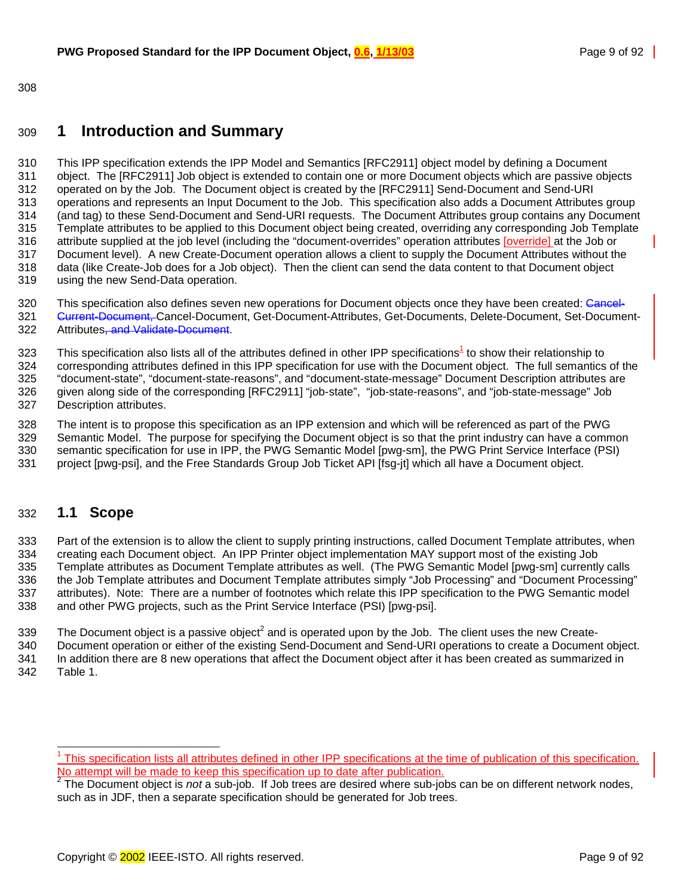# 1 Introduction and Summary

This IPP specification extends the IPP Model and Semantics [RFC2911] object model by defining a Document object. The [RFC2911] Job object is extended to contain one or more Document objects which are passive objects operated on by the Job. The Document object is created by the [RFC2911] Send-Document and Send-URI operations and represents an Input Document to the Job. This specification also adds a Document Attributes group (and tag) to these Send-Document and Send-URI requests. The Document Attributes group contains any Document Template attributes to be applied to this Document object being created, overriding any corresponding Job Template attribute supplied at the job level (including the "document-overrides" operation attributes [override] at the Job or Document level). A new Create-Document operation allows a client to supply the Document Attributes without the data (like Create-Job does for a Job object). Then the client can send the data content to that Document object using the new Send-Data operation.

This specification also defines seven new operations for Document objects once they have been created: ~~Cancel-Current-Document,~~ Cancel-Document, Get-Document-Attributes, Get-Documents, Delete-Document, Set-Document-Attributes~~, and Validate-Document~~.

This specification also lists all of the attributes defined in other IPP specifications[1] to show their relationship to corresponding attributes defined in this IPP specification for use with the Document object. The full semantics of the "document-state", "document-state-reasons", and "document-state-message" Document Description attributes are given along side of the corresponding [RFC2911] "job-state", "job-state-reasons", and "job-state-message" Job Description attributes.

The intent is to propose this specification as an IPP extension and which will be referenced as part of the PWG Semantic Model. The purpose for specifying the Document object is so that the print industry can have a common semantic specification for use in IPP, the PWG Semantic Model [pwg-sm], the PWG Print Service Interface (PSI) project [pwg-psi], and the Free Standards Group Job Ticket API [fsg-jt] which all have a Document object.

## 1.1 Scope

Part of the extension is to allow the client to supply printing instructions, called Document Template attributes, when creating each Document object. An IPP Printer object implementation MAY support most of the existing Job Template attributes as Document Template attributes as well. (The PWG Semantic Model [pwg-sm] currently calls the Job Template attributes and Document Template attributes simply "Job Processing" and "Document Processing" attributes). Note: There are a number of footnotes which relate this IPP specification to the PWG Semantic model and other PWG projects, such as the Print Service Interface (PSI) [pwg-psi].

The Document object is a passive object[2] and is operated upon by the Job. The client uses the new Create-Document operation or either of the existing Send-Document and Send-URI operations to create a Document object. In addition there are 8 new operations that affect the Document object after it has been created as summarized in Table 1.

---

[1] This specification lists all attributes defined in other IPP specifications at the time of publication of this specification. No attempt will be made to keep this specification up to date after publication.

[2] The Document object is *not* a sub-job. If Job trees are desired where sub-jobs can be on different network nodes, such as in JDF, then a separate specification should be generated for Job trees.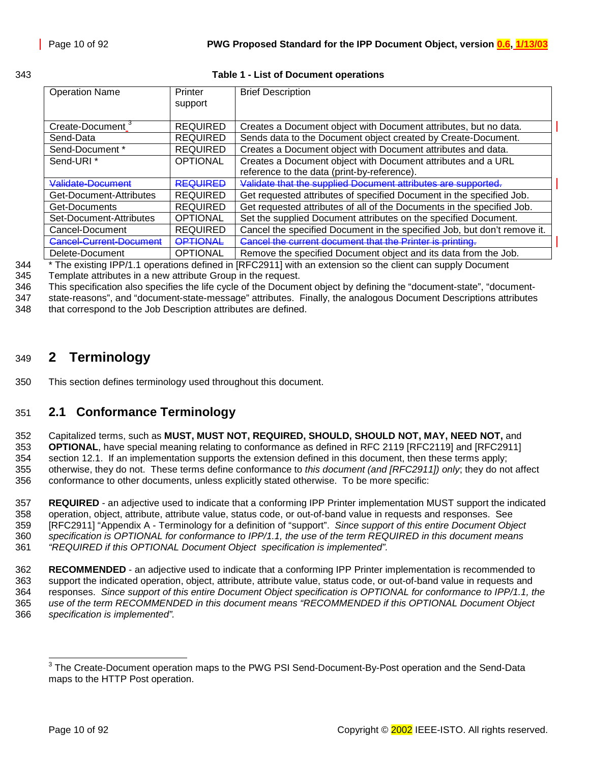**Table 1 - List of Document operations**

| Operation Name | Printer support | Brief Description |
|---|---|---|
| Create-Document [3] | REQUIRED | Creates a Document object with Document attributes, but no data. |
| Send-Data | REQUIRED | Sends data to the Document object created by Create-Document. |
| Send-Document * | REQUIRED | Creates a Document object with Document attributes and data. |
| Send-URI * | OPTIONAL | Creates a Document object with Document attributes and a URL reference to the data (print-by-reference). |
| ~~Validate-Document~~ | ~~REQUIRED~~ | ~~Validate that the supplied Document attributes are supported.~~ |
| Get-Document-Attributes | REQUIRED | Get requested attributes of specified Document in the specified Job. |
| Get-Documents | REQUIRED | Get requested attributes of all of the Documents in the specified Job. |
| Set-Document-Attributes | OPTIONAL | Set the supplied Document attributes on the specified Document. |
| Cancel-Document | REQUIRED | Cancel the specified Document in the specified Job, but don't remove it. |
| ~~Cancel-Current-Document~~ | ~~OPTIONAL~~ | ~~Cancel the current document that the Printer is printing.~~ |
| Delete-Document | OPTIONAL | Remove the specified Document object and its data from the Job. |

* The existing IPP/1.1 operations defined in [RFC2911] with an extension so the client can supply Document Template attributes in a new attribute Group in the request.

This specification also specifies the life cycle of the Document object by defining the "document-state", "document-state-reasons", and "document-state-message" attributes. Finally, the analogous Document Descriptions attributes that correspond to the Job Description attributes are defined.

# 2 Terminology

This section defines terminology used throughout this document.

## 2.1 Conformance Terminology

Capitalized terms, such as **MUST, MUST NOT, REQUIRED, SHOULD, SHOULD NOT, MAY, NEED NOT,** and **OPTIONAL**, have special meaning relating to conformance as defined in RFC 2119 [RFC2119] and [RFC2911] section 12.1. If an implementation supports the extension defined in this document, then these terms apply; otherwise, they do not. These terms define conformance to *this document (and [RFC2911]) only*; they do not affect conformance to other documents, unless explicitly stated otherwise. To be more specific:

**REQUIRED** - an adjective used to indicate that a conforming IPP Printer implementation MUST support the indicated operation, object, attribute, attribute value, status code, or out-of-band value in requests and responses. See [RFC2911] "Appendix A - Terminology for a definition of "support". *Since support of this entire Document Object specification is OPTIONAL for conformance to IPP/1.1, the use of the term REQUIRED in this document means "REQUIRED if this OPTIONAL Document Object specification is implemented".*

**RECOMMENDED** - an adjective used to indicate that a conforming IPP Printer implementation is recommended to support the indicated operation, object, attribute, attribute value, status code, or out-of-band value in requests and responses. *Since support of this entire Document Object specification is OPTIONAL for conformance to IPP/1.1, the use of the term RECOMMENDED in this document means "RECOMMENDED if this OPTIONAL Document Object specification is implemented".*

[3] The Create-Document operation maps to the PWG PSI Send-Document-By-Post operation and the Send-Data maps to the HTTP Post operation.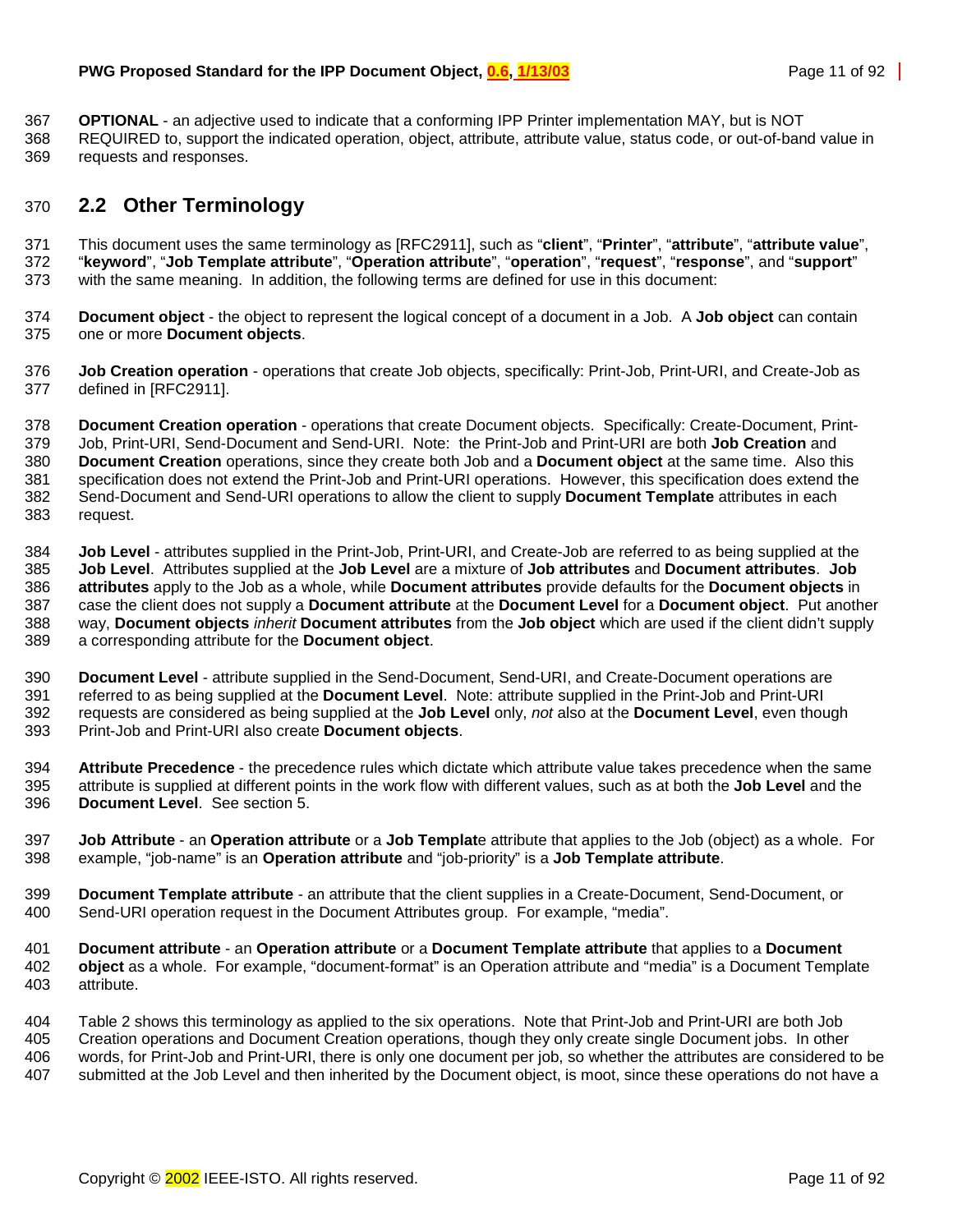**OPTIONAL** - an adjective used to indicate that a conforming IPP Printer implementation MAY, but is NOT REQUIRED to, support the indicated operation, object, attribute, attribute value, status code, or out-of-band value in requests and responses.

## 2.2 Other Terminology

This document uses the same terminology as [RFC2911], such as "**client**", "**Printer**", "**attribute**", "**attribute value**", "**keyword**", "**Job Template attribute**", "**Operation attribute**", "**operation**", "**request**", "**response**", and "**support**" with the same meaning. In addition, the following terms are defined for use in this document:

**Document object** - the object to represent the logical concept of a document in a Job. A **Job object** can contain one or more **Document objects**.

**Job Creation operation** - operations that create Job objects, specifically: Print-Job, Print-URI, and Create-Job as defined in [RFC2911].

**Document Creation operation** - operations that create Document objects. Specifically: Create-Document, Print-Job, Print-URI, Send-Document and Send-URI. Note: the Print-Job and Print-URI are both **Job Creation** and **Document Creation** operations, since they create both Job and a **Document object** at the same time. Also this specification does not extend the Print-Job and Print-URI operations. However, this specification does extend the Send-Document and Send-URI operations to allow the client to supply **Document Template** attributes in each request.

**Job Level** - attributes supplied in the Print-Job, Print-URI, and Create-Job are referred to as being supplied at the **Job Level**. Attributes supplied at the **Job Level** are a mixture of **Job attributes** and **Document attributes**. **Job attributes** apply to the Job as a whole, while **Document attributes** provide defaults for the **Document objects** in case the client does not supply a **Document attribute** at the **Document Level** for a **Document object**. Put another way, **Document objects** *inherit* **Document attributes** from the **Job object** which are used if the client didn't supply a corresponding attribute for the **Document object**.

**Document Level** - attribute supplied in the Send-Document, Send-URI, and Create-Document operations are referred to as being supplied at the **Document Level**. Note: attribute supplied in the Print-Job and Print-URI requests are considered as being supplied at the **Job Level** only, *not* also at the **Document Level**, even though Print-Job and Print-URI also create **Document objects**.

**Attribute Precedence** - the precedence rules which dictate which attribute value takes precedence when the same attribute is supplied at different points in the work flow with different values, such as at both the **Job Level** and the **Document Level**. See section 5.

**Job Attribute** - an **Operation attribute** or a **Job Templat**e attribute that applies to the Job (object) as a whole. For example, "job-name" is an **Operation attribute** and "job-priority" is a **Job Template attribute**.

**Document Template attribute** - an attribute that the client supplies in a Create-Document, Send-Document, or Send-URI operation request in the Document Attributes group. For example, "media".

**Document attribute** - an **Operation attribute** or a **Document Template attribute** that applies to a **Document object** as a whole. For example, "document-format" is an Operation attribute and "media" is a Document Template attribute.

Table 2 shows this terminology as applied to the six operations. Note that Print-Job and Print-URI are both Job Creation operations and Document Creation operations, though they only create single Document jobs. In other words, for Print-Job and Print-URI, there is only one document per job, so whether the attributes are considered to be submitted at the Job Level and then inherited by the Document object, is moot, since these operations do not have a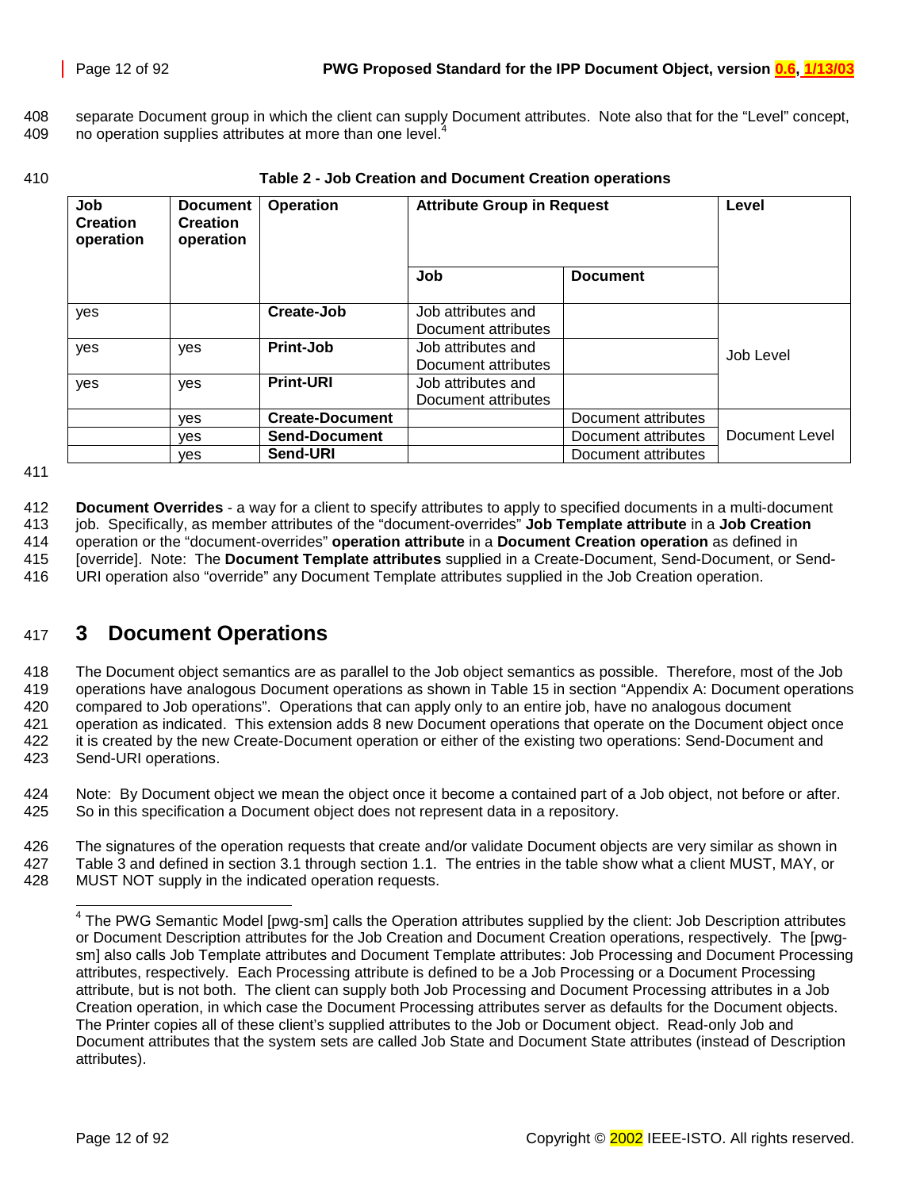separate Document group in which the client can supply Document attributes. Note also that for the "Level" concept, no operation supplies attributes at more than one level.[4]

**Table 2 - Job Creation and Document Creation operations**

| Job Creation operation | Document Creation operation | Operation | Attribute Group in Request | | Level |
|---|---|---|---|---|---|
| | | | Job | Document | |
| yes | | **Create-Job** | Job attributes and Document attributes | | Job Level |
| yes | yes | **Print-Job** | Job attributes and Document attributes | | |
| yes | yes | **Print-URI** | Job attributes and Document attributes | | |
| | yes | **Create-Document** | | Document attributes | Document Level |
| | yes | **Send-Document** | | Document attributes | |
| | yes | **Send-URI** | | Document attributes | |

**Document Overrides** - a way for a client to specify attributes to apply to specified documents in a multi-document job. Specifically, as member attributes of the "document-overrides" **Job Template attribute** in a **Job Creation** operation or the "document-overrides" **operation attribute** in a **Document Creation operation** as defined in [override]. Note: The **Document Template attributes** supplied in a Create-Document, Send-Document, or Send-URI operation also "override" any Document Template attributes supplied in the Job Creation operation.

# 3 Document Operations

The Document object semantics are as parallel to the Job object semantics as possible. Therefore, most of the Job operations have analogous Document operations as shown in Table 15 in section "Appendix A: Document operations compared to Job operations". Operations that can apply only to an entire job, have no analogous document operation as indicated. This extension adds 8 new Document operations that operate on the Document object once it is created by the new Create-Document operation or either of the existing two operations: Send-Document and Send-URI operations.

Note: By Document object we mean the object once it become a contained part of a Job object, not before or after. So in this specification a Document object does not represent data in a repository.

The signatures of the operation requests that create and/or validate Document objects are very similar as shown in Table 3 and defined in section 3.1 through section 1.1. The entries in the table show what a client MUST, MAY, or MUST NOT supply in the indicated operation requests.

[4] The PWG Semantic Model [pwg-sm] calls the Operation attributes supplied by the client: Job Description attributes or Document Description attributes for the Job Creation and Document Creation operations, respectively. The [pwg-sm] also calls Job Template attributes and Document Template attributes: Job Processing and Document Processing attributes, respectively. Each Processing attribute is defined to be a Job Processing or a Document Processing attribute, but is not both. The client can supply both Job Processing and Document Processing attributes in a Job Creation operation, in which case the Document Processing attributes server as defaults for the Document objects. The Printer copies all of these client's supplied attributes to the Job or Document object. Read-only Job and Document attributes that the system sets are called Job State and Document State attributes (instead of Description attributes).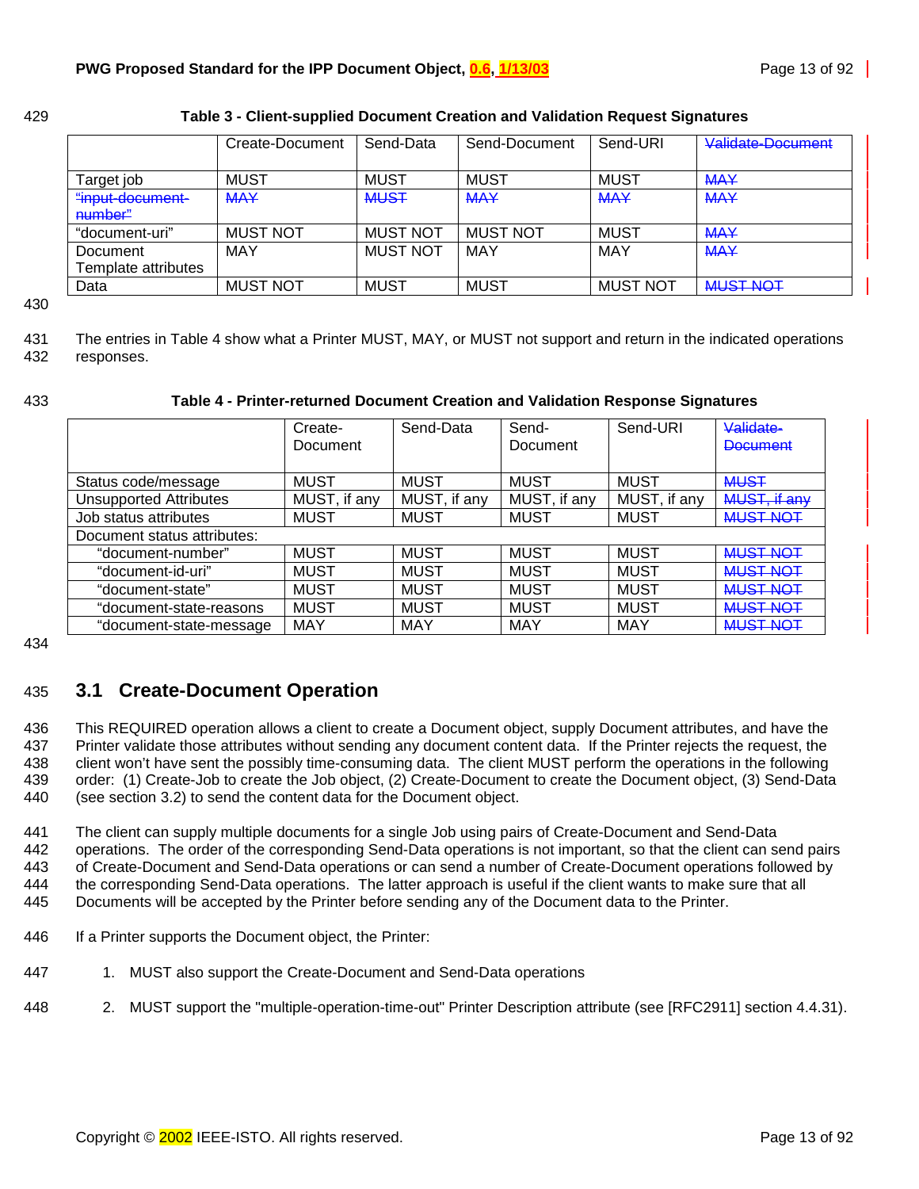**Table 3 - Client-supplied Document Creation and Validation Request Signatures**

| | Create-Document | Send-Data | Send-Document | Send-URI | ~~Validate-Document~~ |
|---|---|---|---|---|---|
| Target job | MUST | MUST | MUST | MUST | ~~MAY~~ |
| ~~"input-document-number"~~ | ~~MAY~~ | ~~MUST~~ | ~~MAY~~ | ~~MAY~~ | ~~MAY~~ |
| "document-uri" | MUST NOT | MUST NOT | MUST NOT | MUST | ~~MAY~~ |
| Document Template attributes | MAY | MUST NOT | MAY | MAY | ~~MAY~~ |
| Data | MUST NOT | MUST | MUST | MUST NOT | ~~MUST NOT~~ |

The entries in Table 4 show what a Printer MUST, MAY, or MUST not support and return in the indicated operations responses.

**Table 4 - Printer-returned Document Creation and Validation Response Signatures**

| | Create-Document | Send-Data | Send-Document | Send-URI | ~~Validate-Document~~ |
|---|---|---|---|---|---|
| Status code/message | MUST | MUST | MUST | MUST | ~~MUST~~ |
| Unsupported Attributes | MUST, if any | MUST, if any | MUST, if any | MUST, if any | ~~MUST, if any~~ |
| Job status attributes | MUST | MUST | MUST | MUST | ~~MUST NOT~~ |
| Document status attributes: | | | | | |
| "document-number" | MUST | MUST | MUST | MUST | ~~MUST NOT~~ |
| "document-id-uri" | MUST | MUST | MUST | MUST | ~~MUST NOT~~ |
| "document-state" | MUST | MUST | MUST | MUST | ~~MUST NOT~~ |
| "document-state-reasons | MUST | MUST | MUST | MUST | ~~MUST NOT~~ |
| "document-state-message | MAY | MAY | MAY | MAY | ~~MUST NOT~~ |

## 3.1 Create-Document Operation

This REQUIRED operation allows a client to create a Document object, supply Document attributes, and have the Printer validate those attributes without sending any document content data. If the Printer rejects the request, the client won't have sent the possibly time-consuming data. The client MUST perform the operations in the following order: (1) Create-Job to create the Job object, (2) Create-Document to create the Document object, (3) Send-Data (see section 3.2) to send the content data for the Document object.

The client can supply multiple documents for a single Job using pairs of Create-Document and Send-Data operations. The order of the corresponding Send-Data operations is not important, so that the client can send pairs of Create-Document and Send-Data operations or can send a number of Create-Document operations followed by the corresponding Send-Data operations. The latter approach is useful if the client wants to make sure that all Documents will be accepted by the Printer before sending any of the Document data to the Printer.

If a Printer supports the Document object, the Printer:

1. MUST also support the Create-Document and Send-Data operations
2. MUST support the "multiple-operation-time-out" Printer Description attribute (see [RFC2911] section 4.4.31).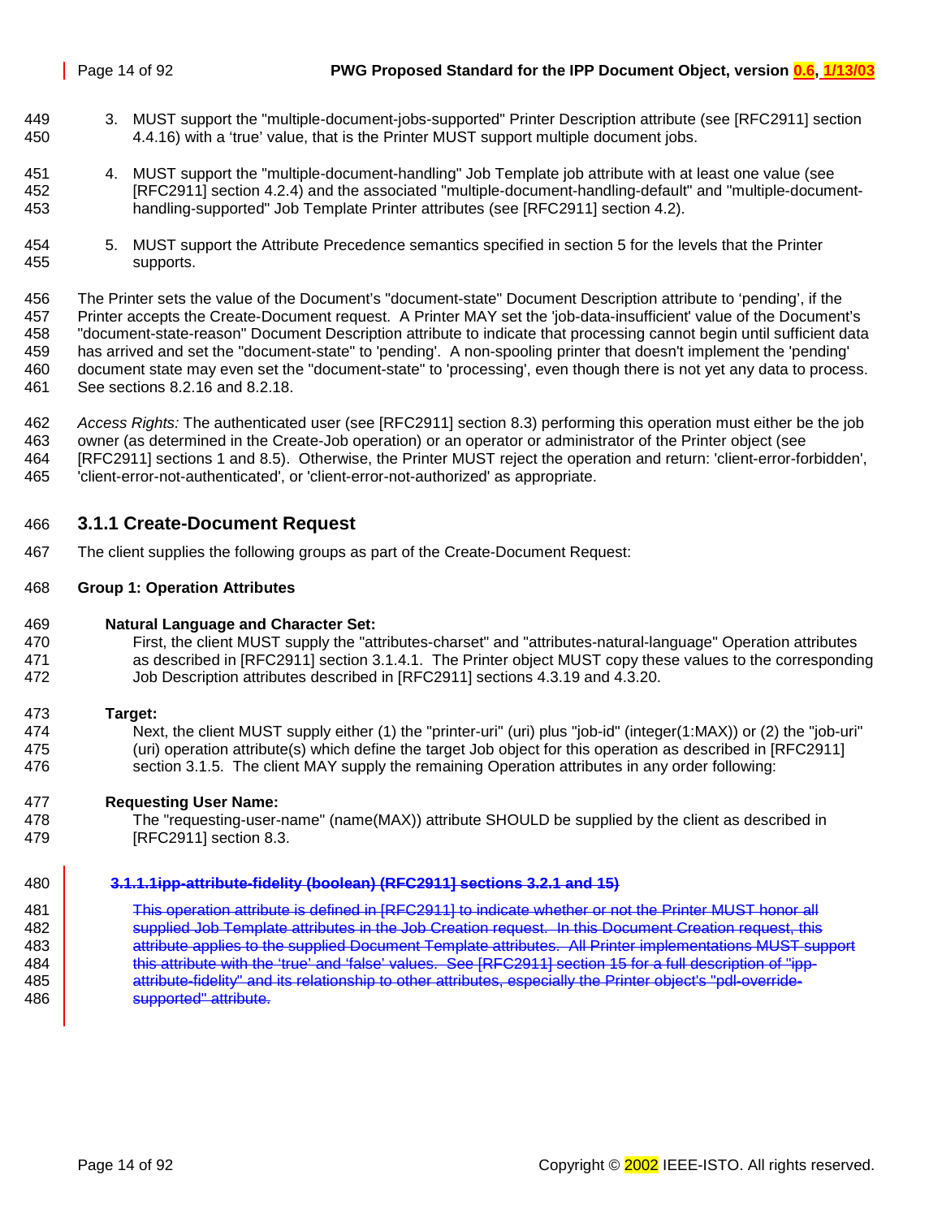3. MUST support the "multiple-document-jobs-supported" Printer Description attribute (see [RFC2911] section 4.4.16) with a 'true' value, that is the Printer MUST support multiple document jobs.

4. MUST support the "multiple-document-handling" Job Template job attribute with at least one value (see [RFC2911] section 4.2.4) and the associated "multiple-document-handling-default" and "multiple-document-handling-supported" Job Template Printer attributes (see [RFC2911] section 4.2).

5. MUST support the Attribute Precedence semantics specified in section 5 for the levels that the Printer supports.

The Printer sets the value of the Document's "document-state" Document Description attribute to 'pending', if the Printer accepts the Create-Document request. A Printer MAY set the 'job-data-insufficient' value of the Document's "document-state-reason" Document Description attribute to indicate that processing cannot begin until sufficient data has arrived and set the "document-state" to 'pending'. A non-spooling printer that doesn't implement the 'pending' document state may even set the "document-state" to 'processing', even though there is not yet any data to process. See sections 8.2.16 and 8.2.18.

*Access Rights:* The authenticated user (see [RFC2911] section 8.3) performing this operation must either be the job owner (as determined in the Create-Job operation) or an operator or administrator of the Printer object (see [RFC2911] sections 1 and 8.5). Otherwise, the Printer MUST reject the operation and return: 'client-error-forbidden', 'client-error-not-authenticated', or 'client-error-not-authorized' as appropriate.

### 3.1.1 Create-Document Request

The client supplies the following groups as part of the Create-Document Request:

**Group 1: Operation Attributes**

**Natural Language and Character Set:**
First, the client MUST supply the "attributes-charset" and "attributes-natural-language" Operation attributes as described in [RFC2911] section 3.1.4.1. The Printer object MUST copy these values to the corresponding Job Description attributes described in [RFC2911] sections 4.3.19 and 4.3.20.

**Target:**
Next, the client MUST supply either (1) the "printer-uri" (uri) plus "job-id" (integer(1:MAX)) or (2) the "job-uri" (uri) operation attribute(s) which define the target Job object for this operation as described in [RFC2911] section 3.1.5. The client MAY supply the remaining Operation attributes in any order following:

**Requesting User Name:**
The "requesting-user-name" (name(MAX)) attribute SHOULD be supplied by the client as described in [RFC2911] section 8.3.

~~**3.1.1.1ipp-attribute-fidelity (boolean) (RFC2911] sections 3.2.1 and 15)**~~

~~This operation attribute is defined in [RFC2911] to indicate whether or not the Printer MUST honor all supplied Job Template attributes in the Job Creation request. In this Document Creation request, this attribute applies to the supplied Document Template attributes. All Printer implementations MUST support this attribute with the 'true' and 'false' values. See [RFC2911] section 15 for a full description of "ipp-attribute-fidelity" and its relationship to other attributes, especially the Printer object's "pdl-override-supported" attribute.~~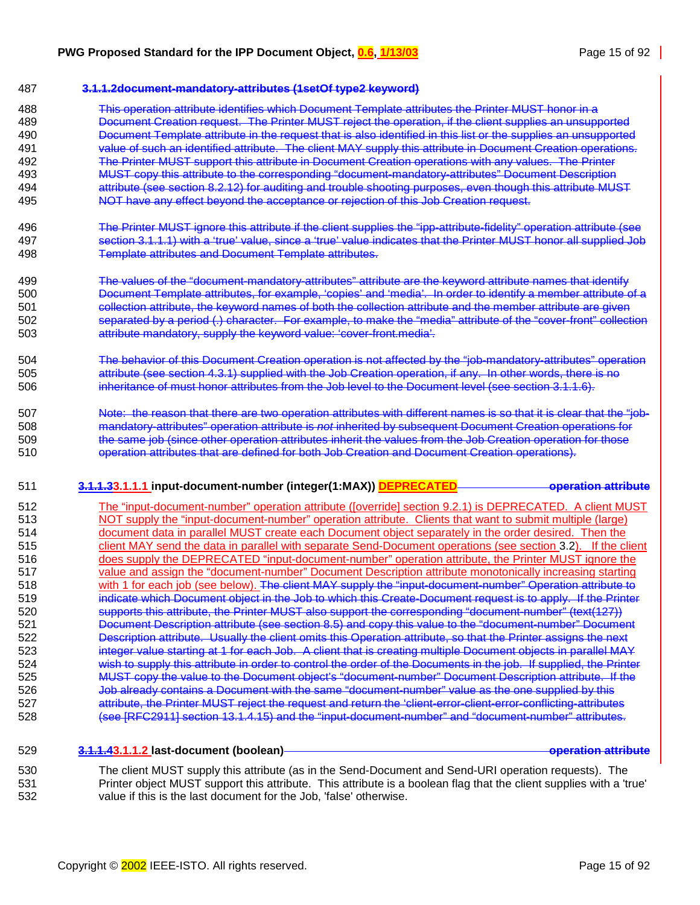#### 3.1.1.2 document-mandatory-attributes (1setOf type2 keyword)

This operation attribute identifies which Document Template attributes the Printer MUST honor in a Document Creation request. The Printer MUST reject the operation, if the client supplies an unsupported Document Template attribute in the request that is also identified in this list or the supplies an unsupported value of such an identified attribute. The client MAY supply this attribute in Document Creation operations. The Printer MUST support this attribute in Document Creation operations with any values. The Printer MUST copy this attribute to the corresponding "document-mandatory-attributes" Document Description attribute (see section 8.2.12) for auditing and trouble shooting purposes, even though this attribute MUST NOT have any effect beyond the acceptance or rejection of this Job Creation request.

The Printer MUST ignore this attribute if the client supplies the "ipp-attribute-fidelity" operation attribute (see section 3.1.1.1) with a 'true' value, since a 'true' value indicates that the Printer MUST honor all supplied Job Template attributes and Document Template attributes.

The values of the "document-mandatory-attributes" attribute are the keyword attribute names that identify Document Template attributes, for example, 'copies' and 'media'. In order to identify a member attribute of a collection attribute, the keyword names of both the collection attribute and the member attribute are given separated by a period (.) character. For example, to make the "media" attribute of the "cover-front" collection attribute mandatory, supply the keyword value: 'cover-front.media'.

The behavior of this Document Creation operation is not affected by the "job-mandatory-attributes" operation attribute (see section 4.3.1) supplied with the Job Creation operation, if any. In other words, there is no inheritance of must honor attributes from the Job level to the Document level (see section 3.1.1.6).

Note: the reason that there are two operation attributes with different names is so that it is clear that the "job-mandatory-attributes" operation attribute is *not* inherited by subsequent Document Creation operations for the same job (since other operation attributes inherit the values from the Job Creation operation for those operation attributes that are defined for both Job Creation and Document Creation operations).

#### 3.1.1.3 3.1.1.1 input-document-number (integer(1:MAX)) DEPRECATED operation attribute

The "input-document-number" operation attribute ([override] section 9.2.1) is DEPRECATED. A client MUST NOT supply the "input-document-number" operation attribute. Clients that want to submit multiple (large) document data in parallel MUST create each Document object separately in the order desired. Then the client MAY send the data in parallel with separate Send-Document operations (see section 3.2). If the client does supply the DEPRECATED "input-document-number" operation attribute, the Printer MUST ignore the value and assign the "document-number" Document Description attribute monotonically increasing starting with 1 for each job (see below). The client MAY supply the "input-document-number" Operation attribute to indicate which Document object in the Job to which this Create-Document request is to apply. If the Printer supports this attribute, the Printer MUST also support the corresponding "document-number" (text(127)) Document Description attribute (see section 8.5) and copy this value to the "document-number" Document Description attribute. Usually the client omits this Operation attribute, so that the Printer assigns the next integer value starting at 1 for each Job. A client that is creating multiple Document objects in parallel MAY wish to supply this attribute in order to control the order of the Documents in the job. If supplied, the Printer MUST copy the value to the Document object's "document-number" Document Description attribute. If the Job already contains a Document with the same "document-number" value as the one supplied by this attribute, the Printer MUST reject the request and return the 'client-error-client-error-conflicting-attributes (see [RFC2911] section 13.1.4.15) and the "input-document-number" and "document-number" attributes.

#### 3.1.1.4 3.1.1.2 last-document (boolean) operation attribute

The client MUST supply this attribute (as in the Send-Document and Send-URI operation requests). The Printer object MUST support this attribute. This attribute is a boolean flag that the client supplies with a 'true' value if this is the last document for the Job, 'false' otherwise.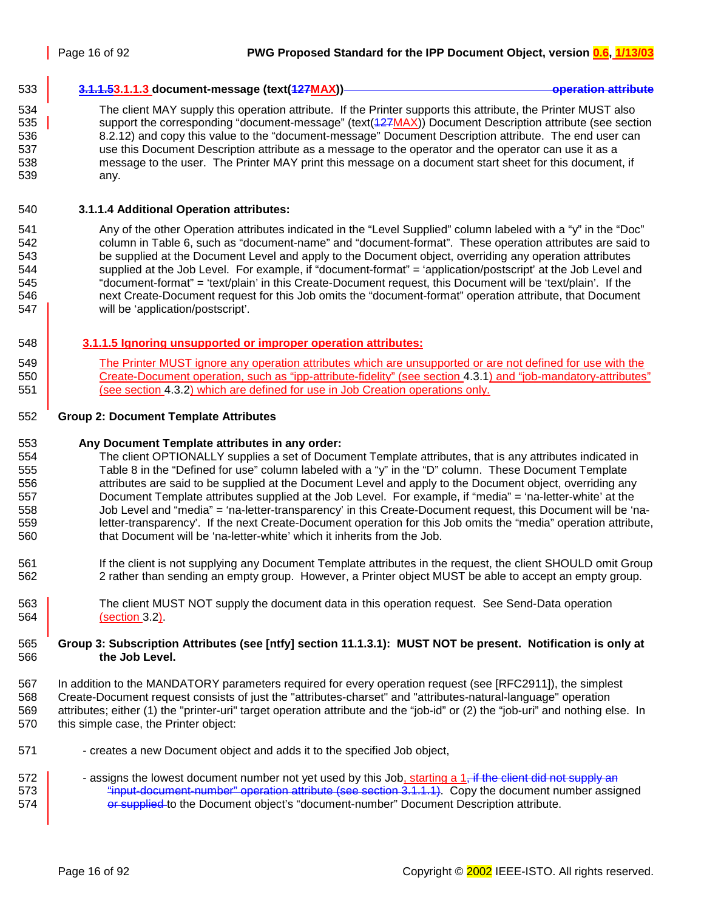#### 3.1.1.53.1.1.3 document-message (text(127MAX)) operation attribute

The client MAY supply this operation attribute. If the Printer supports this attribute, the Printer MUST also support the corresponding "document-message" (text(127MAX)) Document Description attribute (see section 8.2.12) and copy this value to the "document-message" Document Description attribute. The end user can use this Document Description attribute as a message to the operator and the operator can use it as a message to the user. The Printer MAY print this message on a document start sheet for this document, if any.

#### 3.1.1.4 Additional Operation attributes:

Any of the other Operation attributes indicated in the "Level Supplied" column labeled with a "y" in the "Doc" column in Table 6, such as "document-name" and "document-format". These operation attributes are said to be supplied at the Document Level and apply to the Document object, overriding any operation attributes supplied at the Job Level. For example, if "document-format" = 'application/postscript' at the Job Level and "document-format" = 'text/plain' in this Create-Document request, this Document will be 'text/plain'. If the next Create-Document request for this Job omits the "document-format" operation attribute, that Document will be 'application/postscript'.

#### 3.1.1.5 Ignoring unsupported or improper operation attributes:

The Printer MUST ignore any operation attributes which are unsupported or are not defined for use with the Create-Document operation, such as "ipp-attribute-fidelity" (see section 4.3.1) and "job-mandatory-attributes" (see section 4.3.2) which are defined for use in Job Creation operations only.

**Group 2: Document Template Attributes**

**Any Document Template attributes in any order:**

The client OPTIONALLY supplies a set of Document Template attributes, that is any attributes indicated in Table 8 in the "Defined for use" column labeled with a "y" in the "D" column. These Document Template attributes are said to be supplied at the Document Level and apply to the Document object, overriding any Document Template attributes supplied at the Job Level. For example, if "media" = 'na-letter-white' at the Job Level and "media" = 'na-letter-transparency' in this Create-Document request, this Document will be 'na-letter-transparency'. If the next Create-Document operation for this Job omits the "media" operation attribute, that Document will be 'na-letter-white' which it inherits from the Job.

If the client is not supplying any Document Template attributes in the request, the client SHOULD omit Group 2 rather than sending an empty group. However, a Printer object MUST be able to accept an empty group.

The client MUST NOT supply the document data in this operation request. See Send-Data operation (section 3.2).

**Group 3: Subscription Attributes (see [ntfy] section 11.1.3.1): MUST NOT be present. Notification is only at the Job Level.**

In addition to the MANDATORY parameters required for every operation request (see [RFC2911]), the simplest Create-Document request consists of just the "attributes-charset" and "attributes-natural-language" operation attributes; either (1) the "printer-uri" target operation attribute and the "job-id" or (2) the "job-uri" and nothing else. In this simple case, the Printer object:

- creates a new Document object and adds it to the specified Job object,

- assigns the lowest document number not yet used by this Job, starting a 1, if the client did not supply an "input-document-number" operation attribute (see section 3.1.1.1). Copy the document number assigned or supplied to the Document object's "document-number" Document Description attribute.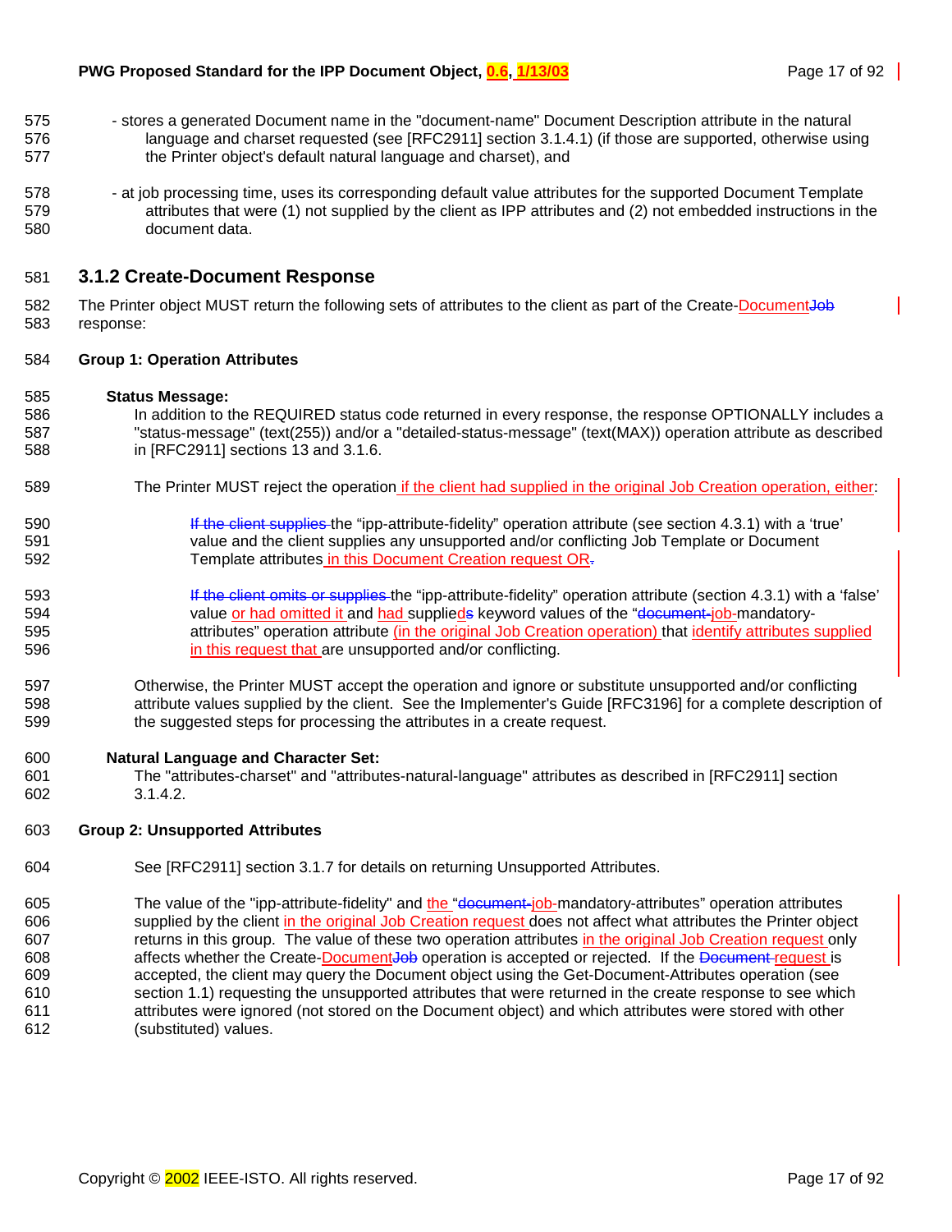- stores a generated Document name in the "document-name" Document Description attribute in the natural language and charset requested (see [RFC2911] section 3.1.4.1) (if those are supported, otherwise using the Printer object's default natural language and charset), and

- at job processing time, uses its corresponding default value attributes for the supported Document Template attributes that were (1) not supplied by the client as IPP attributes and (2) not embedded instructions in the document data.

### 3.1.2 Create-Document Response

The Printer object MUST return the following sets of attributes to the client as part of the Create-DocumentJob response:

**Group 1: Operation Attributes**

**Status Message:**

In addition to the REQUIRED status code returned in every response, the response OPTIONALLY includes a "status-message" (text(255)) and/or a "detailed-status-message" (text(MAX)) operation attribute as described in [RFC2911] sections 13 and 3.1.6.

The Printer MUST reject the operation if the client had supplied in the original Job Creation operation, either:

If the client supplies the “ipp-attribute-fidelity” operation attribute (see section 4.3.1) with a ‘true’ value and the client supplies any unsupported and/or conflicting Job Template or Document Template attributes in this Document Creation request OR.

If the client omits or supplies the “ipp-attribute-fidelity” operation attribute (section 4.3.1) with a ‘false’ value or had omitted it and had suppliedds keyword values of the “document-job-mandatory-attributes” operation attribute (in the original Job Creation operation) that identify attributes supplied in this request that are unsupported and/or conflicting.

Otherwise, the Printer MUST accept the operation and ignore or substitute unsupported and/or conflicting attribute values supplied by the client. See the Implementer's Guide [RFC3196] for a complete description of the suggested steps for processing the attributes in a create request.

**Natural Language and Character Set:**

The "attributes-charset" and "attributes-natural-language" attributes as described in [RFC2911] section 3.1.4.2.

**Group 2: Unsupported Attributes**

See [RFC2911] section 3.1.7 for details on returning Unsupported Attributes.

The value of the "ipp-attribute-fidelity" and the “document-job-mandatory-attributes” operation attributes supplied by the client in the original Job Creation request does not affect what attributes the Printer object returns in this group. The value of these two operation attributes in the original Job Creation request only affects whether the Create-DocumentJob operation is accepted or rejected. If the Document request is accepted, the client may query the Document object using the Get-Document-Attributes operation (see section 1.1) requesting the unsupported attributes that were returned in the create response to see which attributes were ignored (not stored on the Document object) and which attributes were stored with other (substituted) values.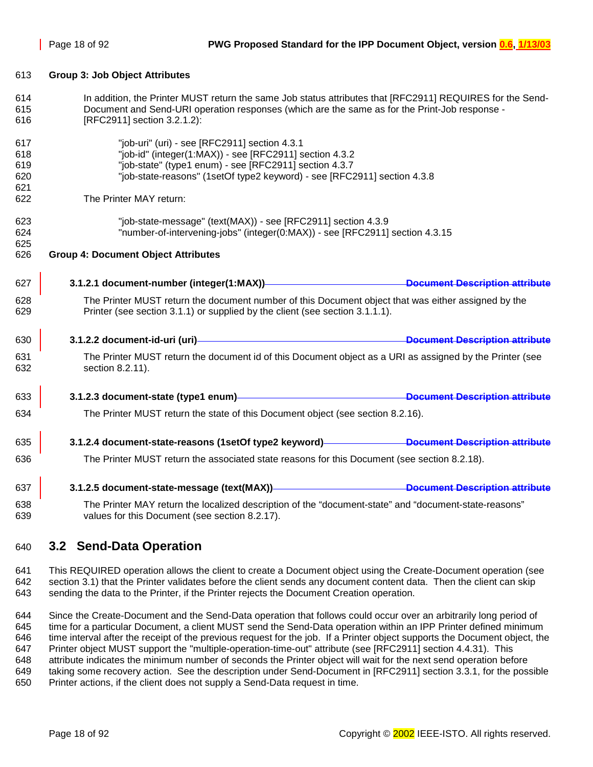**Group 3: Job Object Attributes**

In addition, the Printer MUST return the same Job status attributes that [RFC2911] REQUIRES for the Send-Document and Send-URI operation responses (which are the same as for the Print-Job response - [RFC2911] section 3.2.1.2):

"job-uri" (uri) - see [RFC2911] section 4.3.1
"job-id" (integer(1:MAX)) - see [RFC2911] section 4.3.2
"job-state" (type1 enum) - see [RFC2911] section 4.3.7
"job-state-reasons" (1setOf type2 keyword) - see [RFC2911] section 4.3.8

The Printer MAY return:

"job-state-message" (text(MAX)) - see [RFC2911] section 4.3.9
"number-of-intervening-jobs" (integer(0:MAX)) - see [RFC2911] section 4.3.15

**Group 4: Document Object Attributes**

#### 3.1.2.1 document-number (integer(1:MAX)) ~~Document Description attribute~~

The Printer MUST return the document number of this Document object that was either assigned by the Printer (see section 3.1.1) or supplied by the client (see section 3.1.1.1).

#### 3.1.2.2 document-id-uri (uri) ~~Document Description attribute~~

The Printer MUST return the document id of this Document object as a URI as assigned by the Printer (see section 8.2.11).

#### 3.1.2.3 document-state (type1 enum) ~~Document Description attribute~~

The Printer MUST return the state of this Document object (see section 8.2.16).

#### 3.1.2.4 document-state-reasons (1setOf type2 keyword) ~~Document Description attribute~~

The Printer MUST return the associated state reasons for this Document (see section 8.2.18).

#### 3.1.2.5 document-state-message (text(MAX)) ~~Document Description attribute~~

The Printer MAY return the localized description of the “document-state” and “document-state-reasons” values for this Document (see section 8.2.17).

## 3.2 Send-Data Operation

This REQUIRED operation allows the client to create a Document object using the Create-Document operation (see section 3.1) that the Printer validates before the client sends any document content data. Then the client can skip sending the data to the Printer, if the Printer rejects the Document Creation operation.

Since the Create-Document and the Send-Data operation that follows could occur over an arbitrarily long period of time for a particular Document, a client MUST send the Send-Data operation within an IPP Printer defined minimum time interval after the receipt of the previous request for the job. If a Printer object supports the Document object, the Printer object MUST support the "multiple-operation-time-out" attribute (see [RFC2911] section 4.4.31). This attribute indicates the minimum number of seconds the Printer object will wait for the next send operation before taking some recovery action. See the description under Send-Document in [RFC2911] section 3.3.1, for the possible Printer actions, if the client does not supply a Send-Data request in time.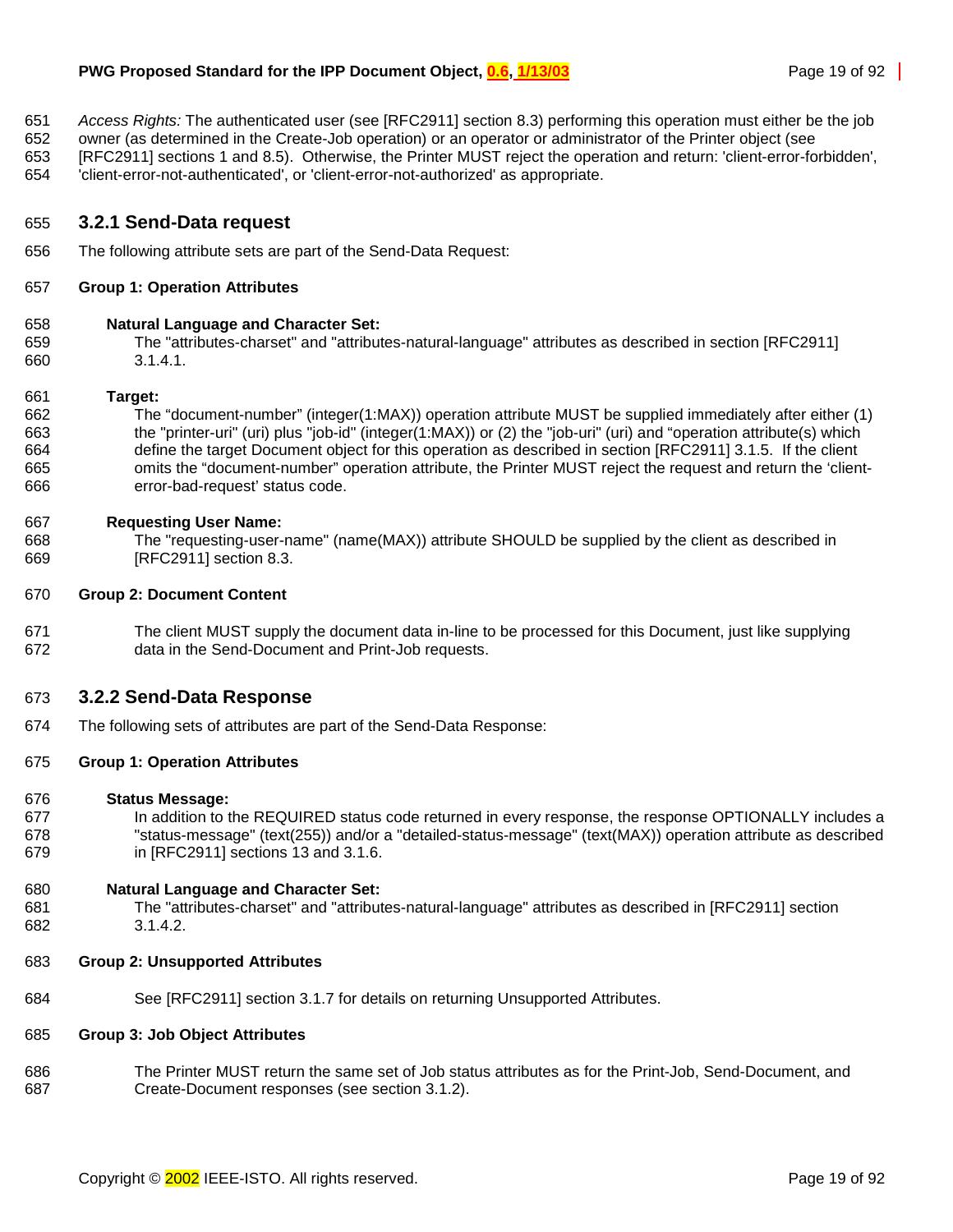*Access Rights:* The authenticated user (see [RFC2911] section 8.3) performing this operation must either be the job owner (as determined in the Create-Job operation) or an operator or administrator of the Printer object (see [RFC2911] sections 1 and 8.5). Otherwise, the Printer MUST reject the operation and return: 'client-error-forbidden', 'client-error-not-authenticated', or 'client-error-not-authorized' as appropriate.

### 3.2.1 Send-Data request

The following attribute sets are part of the Send-Data Request:

**Group 1: Operation Attributes**

**Natural Language and Character Set:**
The "attributes-charset" and "attributes-natural-language" attributes as described in section [RFC2911] 3.1.4.1.

**Target:**
The "document-number" (integer(1:MAX)) operation attribute MUST be supplied immediately after either (1) the "printer-uri" (uri) plus "job-id" (integer(1:MAX)) or (2) the "job-uri" (uri) and "operation attribute(s) which define the target Document object for this operation as described in section [RFC2911] 3.1.5. If the client omits the "document-number" operation attribute, the Printer MUST reject the request and return the 'client-error-bad-request' status code.

**Requesting User Name:**
The "requesting-user-name" (name(MAX)) attribute SHOULD be supplied by the client as described in [RFC2911] section 8.3.

**Group 2: Document Content**

The client MUST supply the document data in-line to be processed for this Document, just like supplying data in the Send-Document and Print-Job requests.

### 3.2.2 Send-Data Response

The following sets of attributes are part of the Send-Data Response:

**Group 1: Operation Attributes**

**Status Message:**
In addition to the REQUIRED status code returned in every response, the response OPTIONALLY includes a "status-message" (text(255)) and/or a "detailed-status-message" (text(MAX)) operation attribute as described in [RFC2911] sections 13 and 3.1.6.

**Natural Language and Character Set:**
The "attributes-charset" and "attributes-natural-language" attributes as described in [RFC2911] section 3.1.4.2.

**Group 2: Unsupported Attributes**

See [RFC2911] section 3.1.7 for details on returning Unsupported Attributes.

**Group 3: Job Object Attributes**

The Printer MUST return the same set of Job status attributes as for the Print-Job, Send-Document, and Create-Document responses (see section 3.1.2).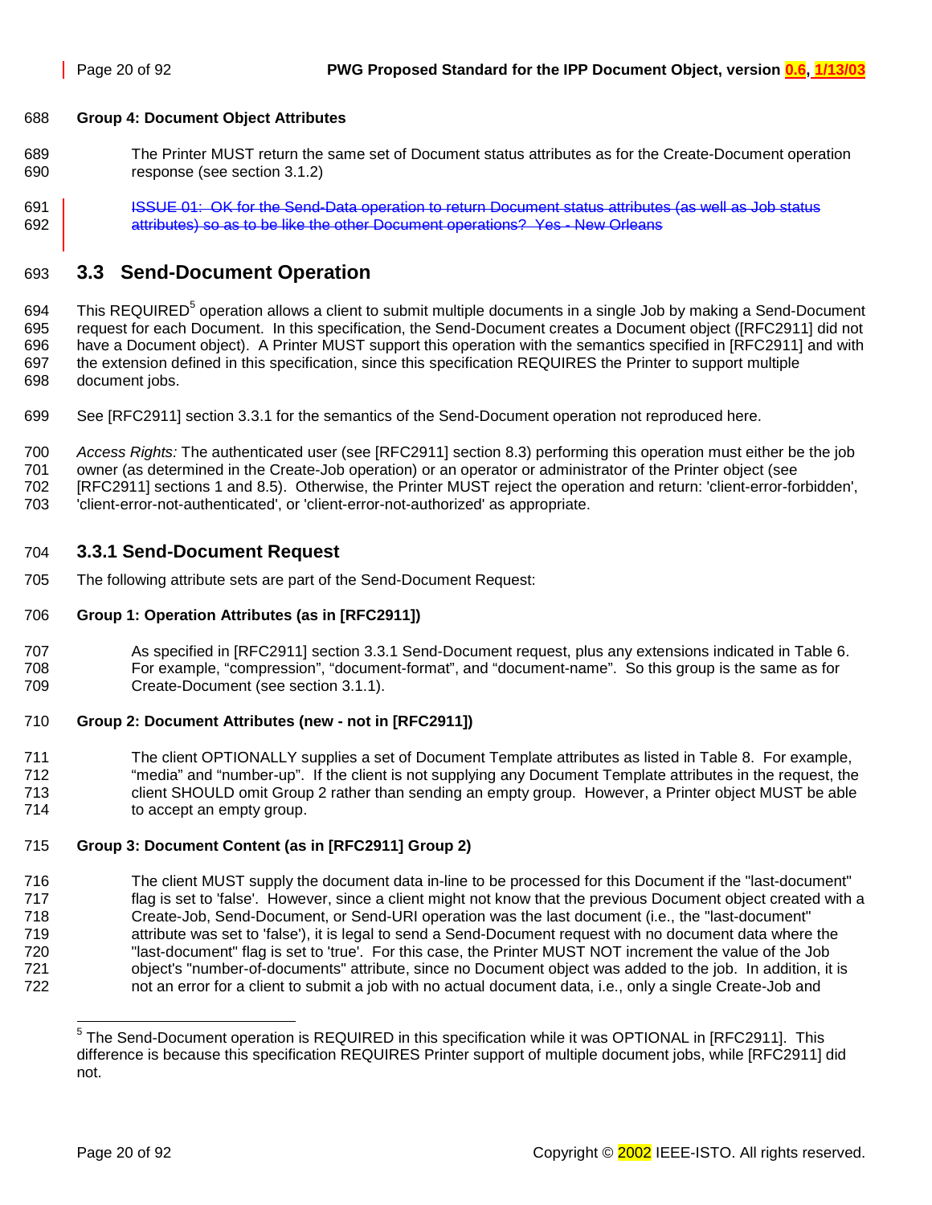**Group 4: Document Object Attributes**

The Printer MUST return the same set of Document status attributes as for the Create-Document operation response (see section 3.1.2)

~~ISSUE 01: OK for the Send-Data operation to return Document status attributes (as well as Job status attributes) so as to be like the other Document operations? Yes - New Orleans~~

## 3.3 Send-Document Operation

This REQUIRED[5] operation allows a client to submit multiple documents in a single Job by making a Send-Document request for each Document. In this specification, the Send-Document creates a Document object ([RFC2911] did not have a Document object). A Printer MUST support this operation with the semantics specified in [RFC2911] and with the extension defined in this specification, since this specification REQUIRES the Printer to support multiple document jobs.

See [RFC2911] section 3.3.1 for the semantics of the Send-Document operation not reproduced here.

*Access Rights:* The authenticated user (see [RFC2911] section 8.3) performing this operation must either be the job owner (as determined in the Create-Job operation) or an operator or administrator of the Printer object (see [RFC2911] sections 1 and 8.5). Otherwise, the Printer MUST reject the operation and return: 'client-error-forbidden', 'client-error-not-authenticated', or 'client-error-not-authorized' as appropriate.

### 3.3.1 Send-Document Request

The following attribute sets are part of the Send-Document Request:

**Group 1: Operation Attributes (as in [RFC2911])**

As specified in [RFC2911] section 3.3.1 Send-Document request, plus any extensions indicated in Table 6. For example, “compression”, “document-format”, and “document-name”. So this group is the same as for Create-Document (see section 3.1.1).

**Group 2: Document Attributes (new - not in [RFC2911])**

The client OPTIONALLY supplies a set of Document Template attributes as listed in Table 8. For example, “media” and “number-up”. If the client is not supplying any Document Template attributes in the request, the client SHOULD omit Group 2 rather than sending an empty group. However, a Printer object MUST be able to accept an empty group.

**Group 3: Document Content (as in [RFC2911] Group 2)**

The client MUST supply the document data in-line to be processed for this Document if the "last-document" flag is set to 'false'. However, since a client might not know that the previous Document object created with a Create-Job, Send-Document, or Send-URI operation was the last document (i.e., the "last-document" attribute was set to 'false'), it is legal to send a Send-Document request with no document data where the "last-document" flag is set to 'true'. For this case, the Printer MUST NOT increment the value of the Job object's "number-of-documents" attribute, since no Document object was added to the job. In addition, it is not an error for a client to submit a job with no actual document data, i.e., only a single Create-Job and

[5] The Send-Document operation is REQUIRED in this specification while it was OPTIONAL in [RFC2911]. This difference is because this specification REQUIRES Printer support of multiple document jobs, while [RFC2911] did not.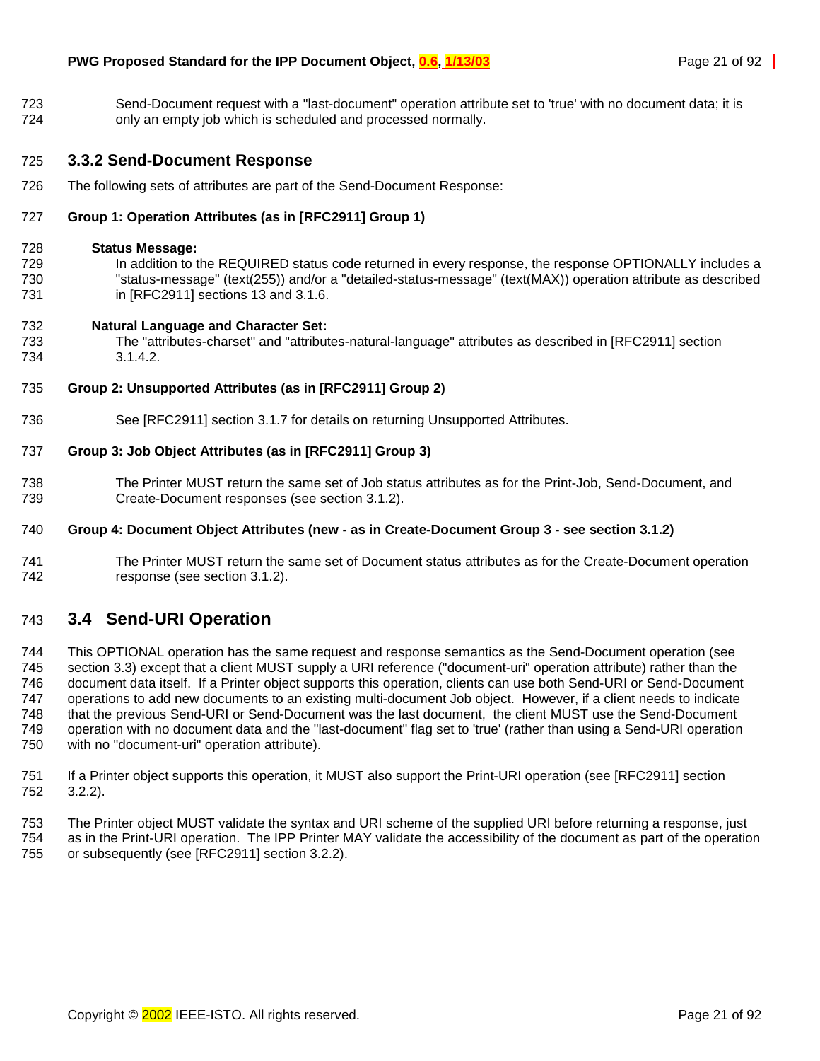Send-Document request with a "last-document" operation attribute set to 'true' with no document data; it is only an empty job which is scheduled and processed normally.

### 3.3.2 Send-Document Response

The following sets of attributes are part of the Send-Document Response:

**Group 1: Operation Attributes (as in [RFC2911] Group 1)**

**Status Message:**
In addition to the REQUIRED status code returned in every response, the response OPTIONALLY includes a "status-message" (text(255)) and/or a "detailed-status-message" (text(MAX)) operation attribute as described in [RFC2911] sections 13 and 3.1.6.

**Natural Language and Character Set:**
The "attributes-charset" and "attributes-natural-language" attributes as described in [RFC2911] section 3.1.4.2.

**Group 2: Unsupported Attributes (as in [RFC2911] Group 2)**

See [RFC2911] section 3.1.7 for details on returning Unsupported Attributes.

**Group 3: Job Object Attributes (as in [RFC2911] Group 3)**

The Printer MUST return the same set of Job status attributes as for the Print-Job, Send-Document, and Create-Document responses (see section 3.1.2).

**Group 4: Document Object Attributes (new - as in Create-Document Group 3 - see section 3.1.2)**

The Printer MUST return the same set of Document status attributes as for the Create-Document operation response (see section 3.1.2).

## 3.4 Send-URI Operation

This OPTIONAL operation has the same request and response semantics as the Send-Document operation (see section 3.3) except that a client MUST supply a URI reference ("document-uri" operation attribute) rather than the document data itself. If a Printer object supports this operation, clients can use both Send-URI or Send-Document operations to add new documents to an existing multi-document Job object. However, if a client needs to indicate that the previous Send-URI or Send-Document was the last document, the client MUST use the Send-Document operation with no document data and the "last-document" flag set to 'true' (rather than using a Send-URI operation with no "document-uri" operation attribute).

If a Printer object supports this operation, it MUST also support the Print-URI operation (see [RFC2911] section 3.2.2).

The Printer object MUST validate the syntax and URI scheme of the supplied URI before returning a response, just as in the Print-URI operation. The IPP Printer MAY validate the accessibility of the document as part of the operation or subsequently (see [RFC2911] section 3.2.2).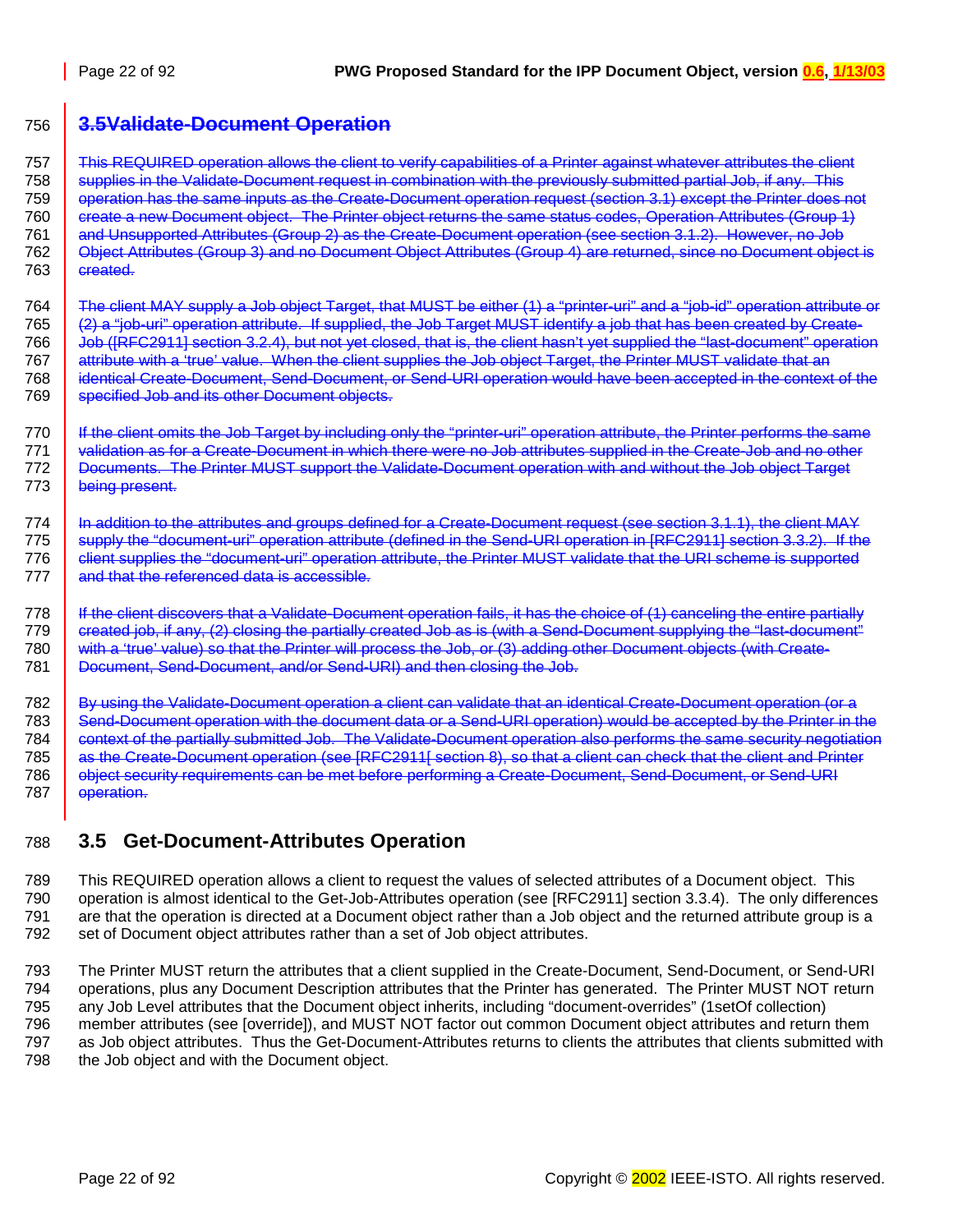## ~~3.5Validate-Document Operation~~

~~This REQUIRED operation allows the client to verify capabilities of a Printer against whatever attributes the client supplies in the Validate-Document request in combination with the previously submitted partial Job, if any. This operation has the same inputs as the Create-Document operation request (section 3.1) except the Printer does not create a new Document object. The Printer object returns the same status codes, Operation Attributes (Group 1) and Unsupported Attributes (Group 2) as the Create-Document operation (see section 3.1.2). However, no Job Object Attributes (Group 3) and no Document Object Attributes (Group 4) are returned, since no Document object is created.~~

~~The client MAY supply a Job object Target, that MUST be either (1) a "printer-uri" and a "job-id" operation attribute or (2) a "job-uri" operation attribute. If supplied, the Job Target MUST identify a job that has been created by Create-Job ([RFC2911] section 3.2.4), but not yet closed, that is, the client hasn't yet supplied the "last-document" operation attribute with a 'true' value. When the client supplies the Job object Target, the Printer MUST validate that an identical Create-Document, Send-Document, or Send-URI operation would have been accepted in the context of the specified Job and its other Document objects.~~

~~If the client omits the Job Target by including only the "printer-uri" operation attribute, the Printer performs the same validation as for a Create-Document in which there were no Job attributes supplied in the Create-Job and no other Documents. The Printer MUST support the Validate-Document operation with and without the Job object Target being present.~~

~~In addition to the attributes and groups defined for a Create-Document request (see section 3.1.1), the client MAY supply the "document-uri" operation attribute (defined in the Send-URI operation in [RFC2911] section 3.3.2). If the client supplies the "document-uri" operation attribute, the Printer MUST validate that the URI scheme is supported and that the referenced data is accessible.~~

~~If the client discovers that a Validate-Document operation fails, it has the choice of (1) canceling the entire partially created job, if any, (2) closing the partially created Job as is (with a Send-Document supplying the "last-document" with a 'true' value) so that the Printer will process the Job, or (3) adding other Document objects (with Create-Document, Send-Document, and/or Send-URI) and then closing the Job.~~

~~By using the Validate-Document operation a client can validate that an identical Create-Document operation (or a Send-Document operation with the document data or a Send-URI operation) would be accepted by the Printer in the context of the partially submitted Job. The Validate-Document operation also performs the same security negotiation as the Create-Document operation (see [RFC2911[ section 8), so that a client can check that the client and Printer object security requirements can be met before performing a Create-Document, Send-Document, or Send-URI operation.~~

## 3.5 Get-Document-Attributes Operation

This REQUIRED operation allows a client to request the values of selected attributes of a Document object. This operation is almost identical to the Get-Job-Attributes operation (see [RFC2911] section 3.3.4). The only differences are that the operation is directed at a Document object rather than a Job object and the returned attribute group is a set of Document object attributes rather than a set of Job object attributes.

The Printer MUST return the attributes that a client supplied in the Create-Document, Send-Document, or Send-URI operations, plus any Document Description attributes that the Printer has generated. The Printer MUST NOT return any Job Level attributes that the Document object inherits, including "document-overrides" (1setOf collection) member attributes (see [override]), and MUST NOT factor out common Document object attributes and return them as Job object attributes. Thus the Get-Document-Attributes returns to clients the attributes that clients submitted with the Job object and with the Document object.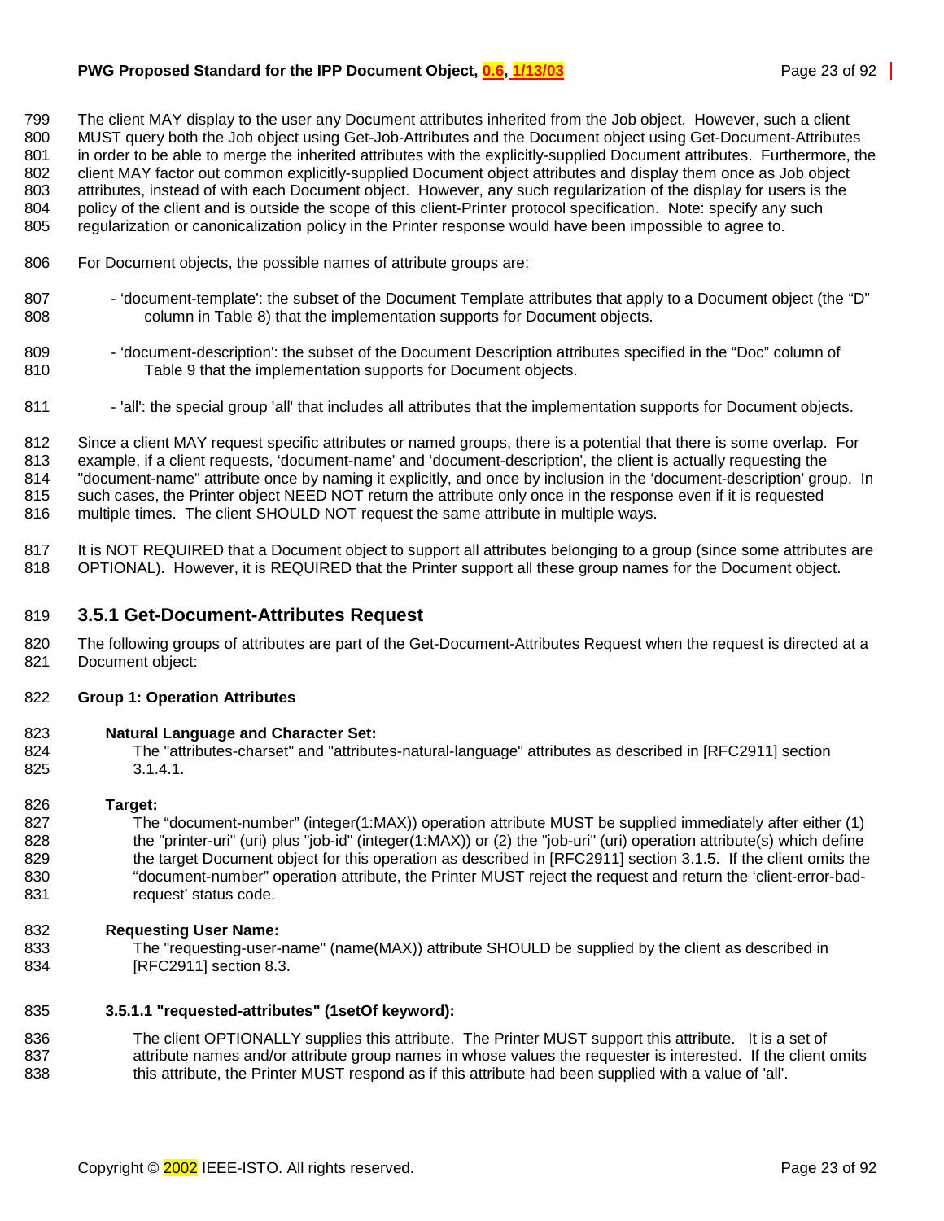The client MAY display to the user any Document attributes inherited from the Job object. However, such a client MUST query both the Job object using Get-Job-Attributes and the Document object using Get-Document-Attributes in order to be able to merge the inherited attributes with the explicitly-supplied Document attributes. Furthermore, the client MAY factor out common explicitly-supplied Document object attributes and display them once as Job object attributes, instead of with each Document object. However, any such regularization of the display for users is the policy of the client and is outside the scope of this client-Printer protocol specification. Note: specify any such regularization or canonicalization policy in the Printer response would have been impossible to agree to.

For Document objects, the possible names of attribute groups are:

- 'document-template': the subset of the Document Template attributes that apply to a Document object (the "D" column in Table 8) that the implementation supports for Document objects.

- 'document-description': the subset of the Document Description attributes specified in the "Doc" column of Table 9 that the implementation supports for Document objects.

- 'all': the special group 'all' that includes all attributes that the implementation supports for Document objects.

Since a client MAY request specific attributes or named groups, there is a potential that there is some overlap. For example, if a client requests, 'document-name' and 'document-description', the client is actually requesting the "document-name" attribute once by naming it explicitly, and once by inclusion in the 'document-description' group. In such cases, the Printer object NEED NOT return the attribute only once in the response even if it is requested multiple times. The client SHOULD NOT request the same attribute in multiple ways.

It is NOT REQUIRED that a Document object to support all attributes belonging to a group (since some attributes are OPTIONAL). However, it is REQUIRED that the Printer support all these group names for the Document object.

### 3.5.1 Get-Document-Attributes Request

The following groups of attributes are part of the Get-Document-Attributes Request when the request is directed at a Document object:

**Group 1: Operation Attributes**

**Natural Language and Character Set:**
The "attributes-charset" and "attributes-natural-language" attributes as described in [RFC2911] section 3.1.4.1.

**Target:**
The "document-number" (integer(1:MAX)) operation attribute MUST be supplied immediately after either (1) the "printer-uri" (uri) plus "job-id" (integer(1:MAX)) or (2) the "job-uri" (uri) operation attribute(s) which define the target Document object for this operation as described in [RFC2911] section 3.1.5. If the client omits the "document-number" operation attribute, the Printer MUST reject the request and return the 'client-error-bad-request' status code.

**Requesting User Name:**
The "requesting-user-name" (name(MAX)) attribute SHOULD be supplied by the client as described in [RFC2911] section 8.3.

#### 3.5.1.1 "requested-attributes" (1setOf keyword):

The client OPTIONALLY supplies this attribute. The Printer MUST support this attribute. It is a set of attribute names and/or attribute group names in whose values the requester is interested. If the client omits this attribute, the Printer MUST respond as if this attribute had been supplied with a value of 'all'.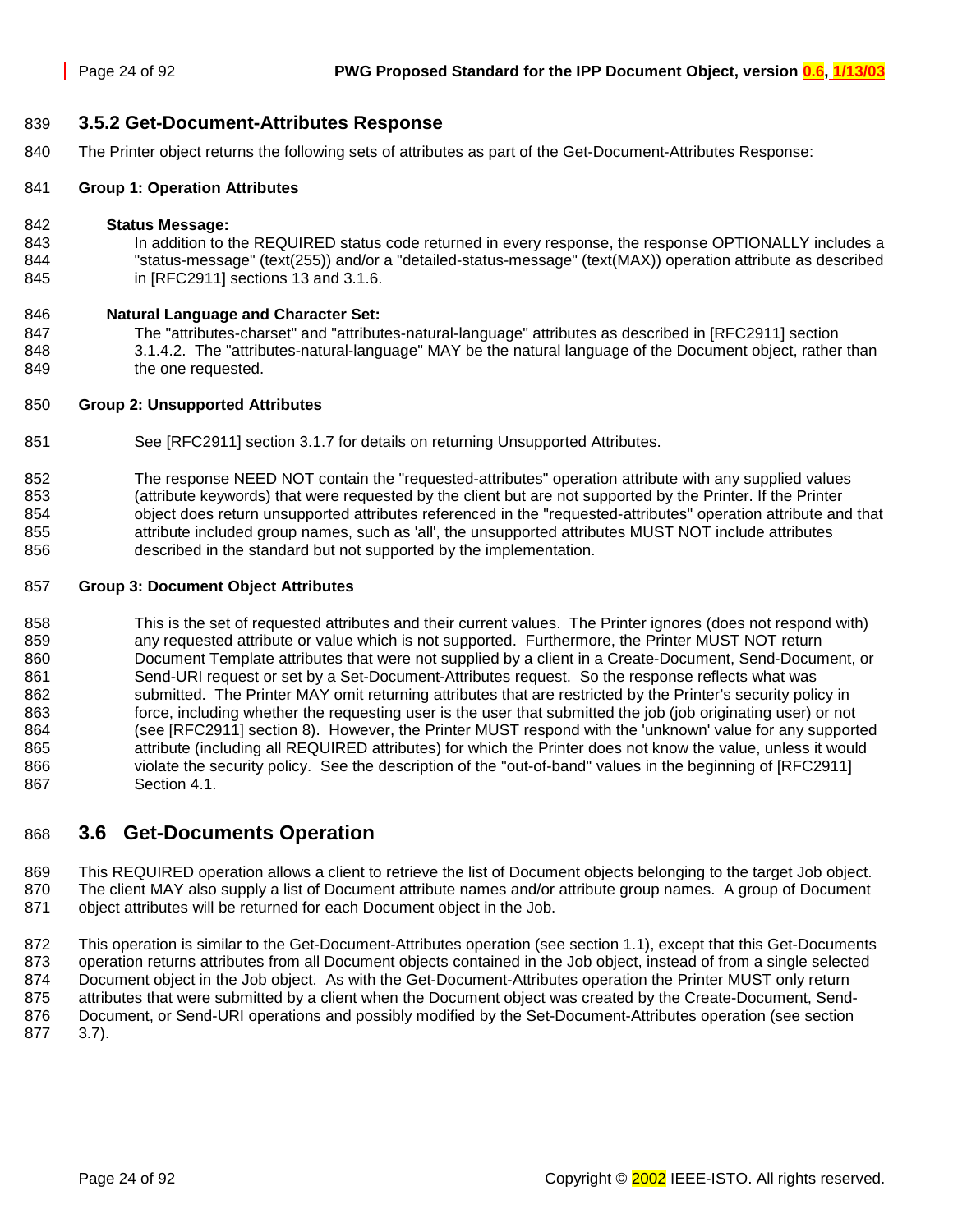### 3.5.2 Get-Document-Attributes Response

The Printer object returns the following sets of attributes as part of the Get-Document-Attributes Response:

**Group 1: Operation Attributes**

**Status Message:**

In addition to the REQUIRED status code returned in every response, the response OPTIONALLY includes a "status-message" (text(255)) and/or a "detailed-status-message" (text(MAX)) operation attribute as described in [RFC2911] sections 13 and 3.1.6.

**Natural Language and Character Set:**

The "attributes-charset" and "attributes-natural-language" attributes as described in [RFC2911] section 3.1.4.2. The "attributes-natural-language" MAY be the natural language of the Document object, rather than the one requested.

**Group 2: Unsupported Attributes**

See [RFC2911] section 3.1.7 for details on returning Unsupported Attributes.

The response NEED NOT contain the "requested-attributes" operation attribute with any supplied values (attribute keywords) that were requested by the client but are not supported by the Printer. If the Printer object does return unsupported attributes referenced in the "requested-attributes" operation attribute and that attribute included group names, such as 'all', the unsupported attributes MUST NOT include attributes described in the standard but not supported by the implementation.

**Group 3: Document Object Attributes**

This is the set of requested attributes and their current values. The Printer ignores (does not respond with) any requested attribute or value which is not supported. Furthermore, the Printer MUST NOT return Document Template attributes that were not supplied by a client in a Create-Document, Send-Document, or Send-URI request or set by a Set-Document-Attributes request. So the response reflects what was submitted. The Printer MAY omit returning attributes that are restricted by the Printer's security policy in force, including whether the requesting user is the user that submitted the job (job originating user) or not (see [RFC2911] section 8). However, the Printer MUST respond with the 'unknown' value for any supported attribute (including all REQUIRED attributes) for which the Printer does not know the value, unless it would violate the security policy. See the description of the "out-of-band" values in the beginning of [RFC2911] Section 4.1.

## 3.6 Get-Documents Operation

This REQUIRED operation allows a client to retrieve the list of Document objects belonging to the target Job object. The client MAY also supply a list of Document attribute names and/or attribute group names. A group of Document object attributes will be returned for each Document object in the Job.

This operation is similar to the Get-Document-Attributes operation (see section 1.1), except that this Get-Documents operation returns attributes from all Document objects contained in the Job object, instead of from a single selected Document object in the Job object. As with the Get-Document-Attributes operation the Printer MUST only return attributes that were submitted by a client when the Document object was created by the Create-Document, Send-Document, or Send-URI operations and possibly modified by the Set-Document-Attributes operation (see section 3.7).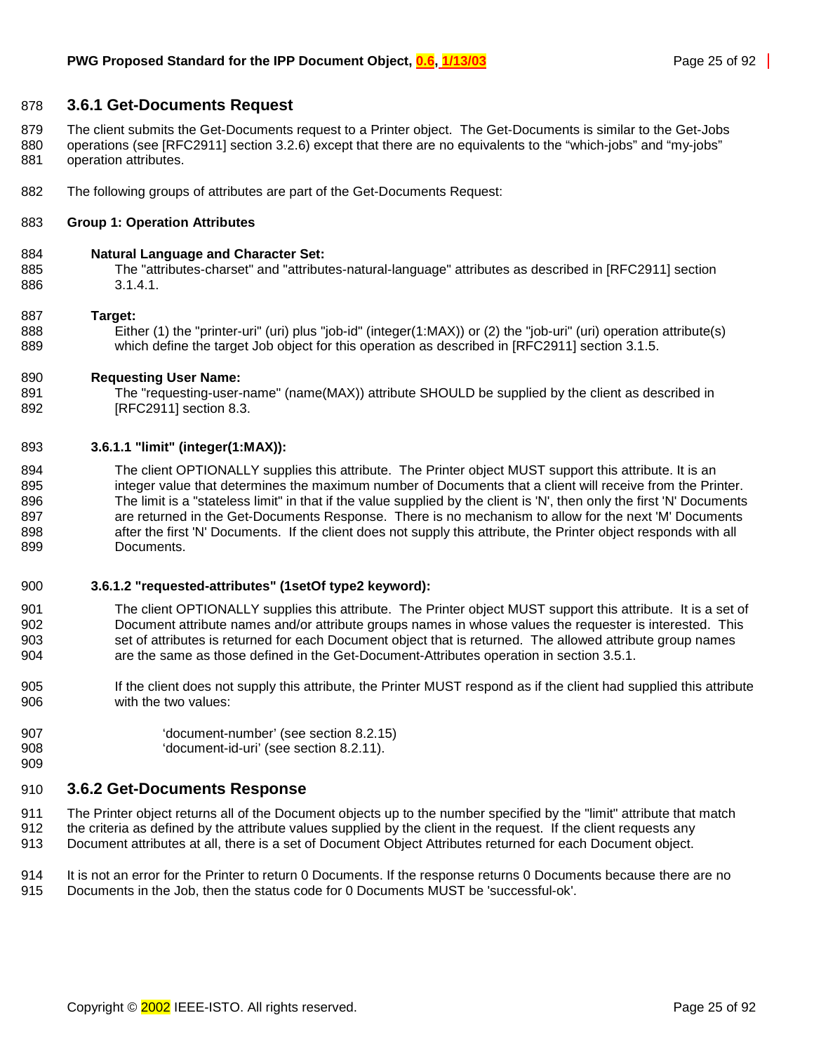### 3.6.1 Get-Documents Request

The client submits the Get-Documents request to a Printer object. The Get-Documents is similar to the Get-Jobs operations (see [RFC2911] section 3.2.6) except that there are no equivalents to the "which-jobs" and "my-jobs" operation attributes.

The following groups of attributes are part of the Get-Documents Request:

**Group 1: Operation Attributes**

**Natural Language and Character Set:**
The "attributes-charset" and "attributes-natural-language" attributes as described in [RFC2911] section 3.1.4.1.

**Target:**
Either (1) the "printer-uri" (uri) plus "job-id" (integer(1:MAX)) or (2) the "job-uri" (uri) operation attribute(s) which define the target Job object for this operation as described in [RFC2911] section 3.1.5.

**Requesting User Name:**
The "requesting-user-name" (name(MAX)) attribute SHOULD be supplied by the client as described in [RFC2911] section 8.3.

#### 3.6.1.1 "limit" (integer(1:MAX)):

The client OPTIONALLY supplies this attribute. The Printer object MUST support this attribute. It is an integer value that determines the maximum number of Documents that a client will receive from the Printer. The limit is a "stateless limit" in that if the value supplied by the client is 'N', then only the first 'N' Documents are returned in the Get-Documents Response. There is no mechanism to allow for the next 'M' Documents after the first 'N' Documents. If the client does not supply this attribute, the Printer object responds with all Documents.

#### 3.6.1.2 "requested-attributes" (1setOf type2 keyword):

The client OPTIONALLY supplies this attribute. The Printer object MUST support this attribute. It is a set of Document attribute names and/or attribute groups names in whose values the requester is interested. This set of attributes is returned for each Document object that is returned. The allowed attribute group names are the same as those defined in the Get-Document-Attributes operation in section 3.5.1.

If the client does not supply this attribute, the Printer MUST respond as if the client had supplied this attribute with the two values:

'document-number' (see section 8.2.15)
'document-id-uri' (see section 8.2.11).

### 3.6.2 Get-Documents Response

The Printer object returns all of the Document objects up to the number specified by the "limit" attribute that match the criteria as defined by the attribute values supplied by the client in the request. If the client requests any Document attributes at all, there is a set of Document Object Attributes returned for each Document object.

It is not an error for the Printer to return 0 Documents. If the response returns 0 Documents because there are no Documents in the Job, then the status code for 0 Documents MUST be 'successful-ok'.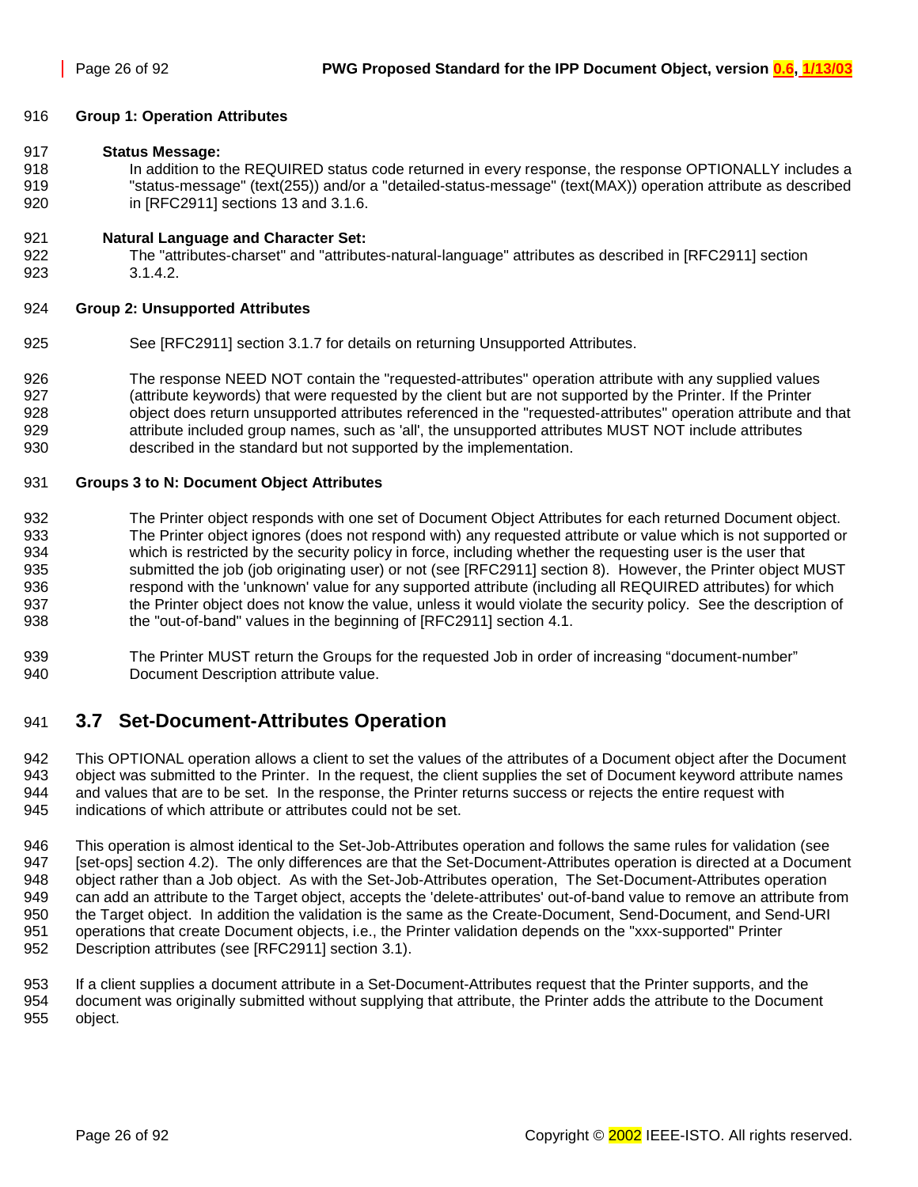**Group 1: Operation Attributes**

**Status Message:**

In addition to the REQUIRED status code returned in every response, the response OPTIONALLY includes a "status-message" (text(255)) and/or a "detailed-status-message" (text(MAX)) operation attribute as described in [RFC2911] sections 13 and 3.1.6.

**Natural Language and Character Set:**

The "attributes-charset" and "attributes-natural-language" attributes as described in [RFC2911] section 3.1.4.2.

**Group 2: Unsupported Attributes**

See [RFC2911] section 3.1.7 for details on returning Unsupported Attributes.

The response NEED NOT contain the "requested-attributes" operation attribute with any supplied values (attribute keywords) that were requested by the client but are not supported by the Printer. If the Printer object does return unsupported attributes referenced in the "requested-attributes" operation attribute and that attribute included group names, such as 'all', the unsupported attributes MUST NOT include attributes described in the standard but not supported by the implementation.

**Groups 3 to N: Document Object Attributes**

The Printer object responds with one set of Document Object Attributes for each returned Document object. The Printer object ignores (does not respond with) any requested attribute or value which is not supported or which is restricted by the security policy in force, including whether the requesting user is the user that submitted the job (job originating user) or not (see [RFC2911] section 8). However, the Printer object MUST respond with the 'unknown' value for any supported attribute (including all REQUIRED attributes) for which the Printer object does not know the value, unless it would violate the security policy. See the description of the "out-of-band" values in the beginning of [RFC2911] section 4.1.

The Printer MUST return the Groups for the requested Job in order of increasing "document-number" Document Description attribute value.

## 3.7 Set-Document-Attributes Operation

This OPTIONAL operation allows a client to set the values of the attributes of a Document object after the Document object was submitted to the Printer. In the request, the client supplies the set of Document keyword attribute names and values that are to be set. In the response, the Printer returns success or rejects the entire request with indications of which attribute or attributes could not be set.

This operation is almost identical to the Set-Job-Attributes operation and follows the same rules for validation (see [set-ops] section 4.2). The only differences are that the Set-Document-Attributes operation is directed at a Document object rather than a Job object. As with the Set-Job-Attributes operation, The Set-Document-Attributes operation can add an attribute to the Target object, accepts the 'delete-attributes' out-of-band value to remove an attribute from the Target object. In addition the validation is the same as the Create-Document, Send-Document, and Send-URI operations that create Document objects, i.e., the Printer validation depends on the "xxx-supported" Printer Description attributes (see [RFC2911] section 3.1).

If a client supplies a document attribute in a Set-Document-Attributes request that the Printer supports, and the document was originally submitted without supplying that attribute, the Printer adds the attribute to the Document object.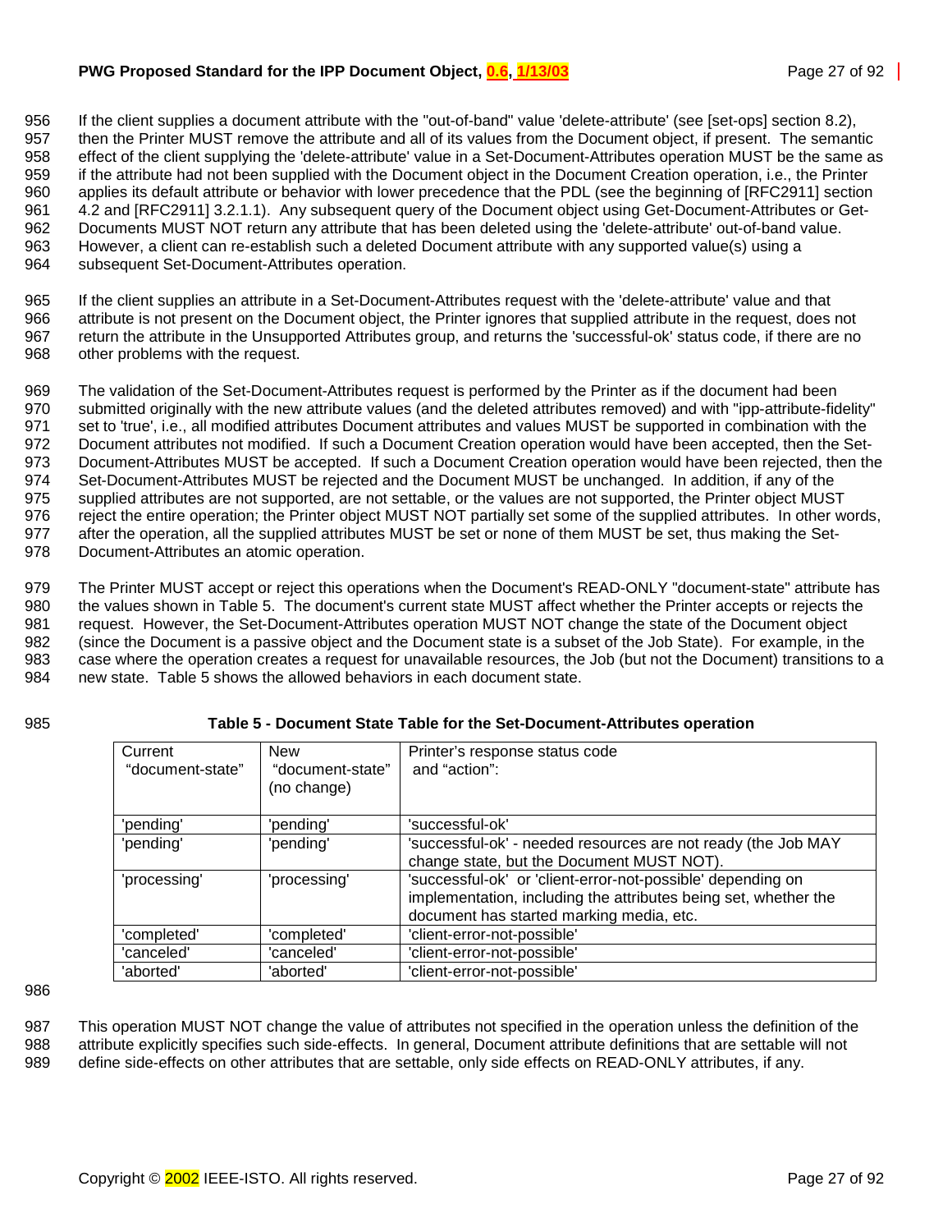If the client supplies a document attribute with the "out-of-band" value 'delete-attribute' (see [set-ops] section 8.2), then the Printer MUST remove the attribute and all of its values from the Document object, if present. The semantic effect of the client supplying the 'delete-attribute' value in a Set-Document-Attributes operation MUST be the same as if the attribute had not been supplied with the Document object in the Document Creation operation, i.e., the Printer applies its default attribute or behavior with lower precedence that the PDL (see the beginning of [RFC2911] section 4.2 and [RFC2911] 3.2.1.1). Any subsequent query of the Document object using Get-Document-Attributes or Get-Documents MUST NOT return any attribute that has been deleted using the 'delete-attribute' out-of-band value. However, a client can re-establish such a deleted Document attribute with any supported value(s) using a subsequent Set-Document-Attributes operation.

If the client supplies an attribute in a Set-Document-Attributes request with the 'delete-attribute' value and that attribute is not present on the Document object, the Printer ignores that supplied attribute in the request, does not return the attribute in the Unsupported Attributes group, and returns the 'successful-ok' status code, if there are no other problems with the request.

The validation of the Set-Document-Attributes request is performed by the Printer as if the document had been submitted originally with the new attribute values (and the deleted attributes removed) and with "ipp-attribute-fidelity" set to 'true', i.e., all modified attributes Document attributes and values MUST be supported in combination with the Document attributes not modified. If such a Document Creation operation would have been accepted, then the Set-Document-Attributes MUST be accepted. If such a Document Creation operation would have been rejected, then the Set-Document-Attributes MUST be rejected and the Document MUST be unchanged. In addition, if any of the supplied attributes are not supported, are not settable, or the values are not supported, the Printer object MUST reject the entire operation; the Printer object MUST NOT partially set some of the supplied attributes. In other words, after the operation, all the supplied attributes MUST be set or none of them MUST be set, thus making the Set-Document-Attributes an atomic operation.

The Printer MUST accept or reject this operations when the Document's READ-ONLY "document-state" attribute has the values shown in Table 5. The document's current state MUST affect whether the Printer accepts or rejects the request. However, the Set-Document-Attributes operation MUST NOT change the state of the Document object (since the Document is a passive object and the Document state is a subset of the Job State). For example, in the case where the operation creates a request for unavailable resources, the Job (but not the Document) transitions to a new state. Table 5 shows the allowed behaviors in each document state.

**Table 5 - Document State Table for the Set-Document-Attributes operation**

| Current "document-state" | New "document-state" (no change) | Printer's response status code and "action": |
|---|---|---|
| 'pending' | 'pending' | 'successful-ok' |
| 'pending' | 'pending' | 'successful-ok' - needed resources are not ready (the Job MAY change state, but the Document MUST NOT). |
| 'processing' | 'processing' | 'successful-ok' or 'client-error-not-possible' depending on implementation, including the attributes being set, whether the document has started marking media, etc. |
| 'completed' | 'completed' | 'client-error-not-possible' |
| 'canceled' | 'canceled' | 'client-error-not-possible' |
| 'aborted' | 'aborted' | 'client-error-not-possible' |

This operation MUST NOT change the value of attributes not specified in the operation unless the definition of the attribute explicitly specifies such side-effects. In general, Document attribute definitions that are settable will not define side-effects on other attributes that are settable, only side effects on READ-ONLY attributes, if any.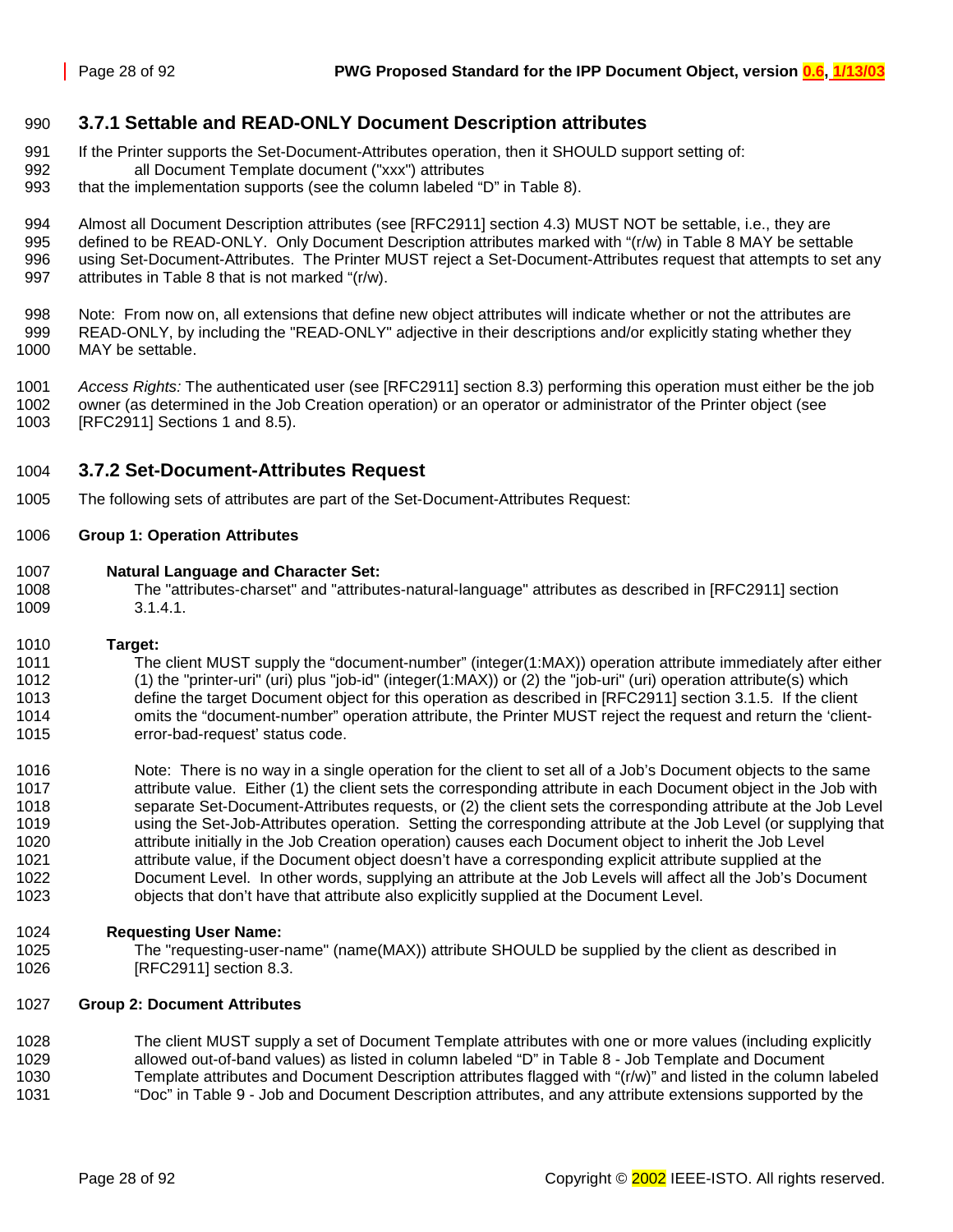### 3.7.1 Settable and READ-ONLY Document Description attributes

If the Printer supports the Set-Document-Attributes operation, then it SHOULD support setting of:

all Document Template document ("xxx") attributes

that the implementation supports (see the column labeled "D" in Table 8).

Almost all Document Description attributes (see [RFC2911] section 4.3) MUST NOT be settable, i.e., they are defined to be READ-ONLY. Only Document Description attributes marked with "(r/w) in Table 8 MAY be settable using Set-Document-Attributes. The Printer MUST reject a Set-Document-Attributes request that attempts to set any attributes in Table 8 that is not marked "(r/w).

Note: From now on, all extensions that define new object attributes will indicate whether or not the attributes are READ-ONLY, by including the "READ-ONLY" adjective in their descriptions and/or explicitly stating whether they MAY be settable.

*Access Rights:* The authenticated user (see [RFC2911] section 8.3) performing this operation must either be the job owner (as determined in the Job Creation operation) or an operator or administrator of the Printer object (see [RFC2911] Sections 1 and 8.5).

### 3.7.2 Set-Document-Attributes Request

The following sets of attributes are part of the Set-Document-Attributes Request:

**Group 1: Operation Attributes**

**Natural Language and Character Set:**

The "attributes-charset" and "attributes-natural-language" attributes as described in [RFC2911] section 3.1.4.1.

**Target:**

The client MUST supply the "document-number" (integer(1:MAX)) operation attribute immediately after either (1) the "printer-uri" (uri) plus "job-id" (integer(1:MAX)) or (2) the "job-uri" (uri) operation attribute(s) which define the target Document object for this operation as described in [RFC2911] section 3.1.5. If the client omits the "document-number" operation attribute, the Printer MUST reject the request and return the 'client-error-bad-request' status code.

Note: There is no way in a single operation for the client to set all of a Job's Document objects to the same attribute value. Either (1) the client sets the corresponding attribute in each Document object in the Job with separate Set-Document-Attributes requests, or (2) the client sets the corresponding attribute at the Job Level using the Set-Job-Attributes operation. Setting the corresponding attribute at the Job Level (or supplying that attribute initially in the Job Creation operation) causes each Document object to inherit the Job Level attribute value, if the Document object doesn't have a corresponding explicit attribute supplied at the Document Level. In other words, supplying an attribute at the Job Levels will affect all the Job's Document objects that don't have that attribute also explicitly supplied at the Document Level.

**Requesting User Name:**

The "requesting-user-name" (name(MAX)) attribute SHOULD be supplied by the client as described in [RFC2911] section 8.3.

**Group 2: Document Attributes**

The client MUST supply a set of Document Template attributes with one or more values (including explicitly allowed out-of-band values) as listed in column labeled "D" in Table 8 - Job Template and Document Template attributes and Document Description attributes flagged with "(r/w)" and listed in the column labeled "Doc" in Table 9 - Job and Document Description attributes, and any attribute extensions supported by the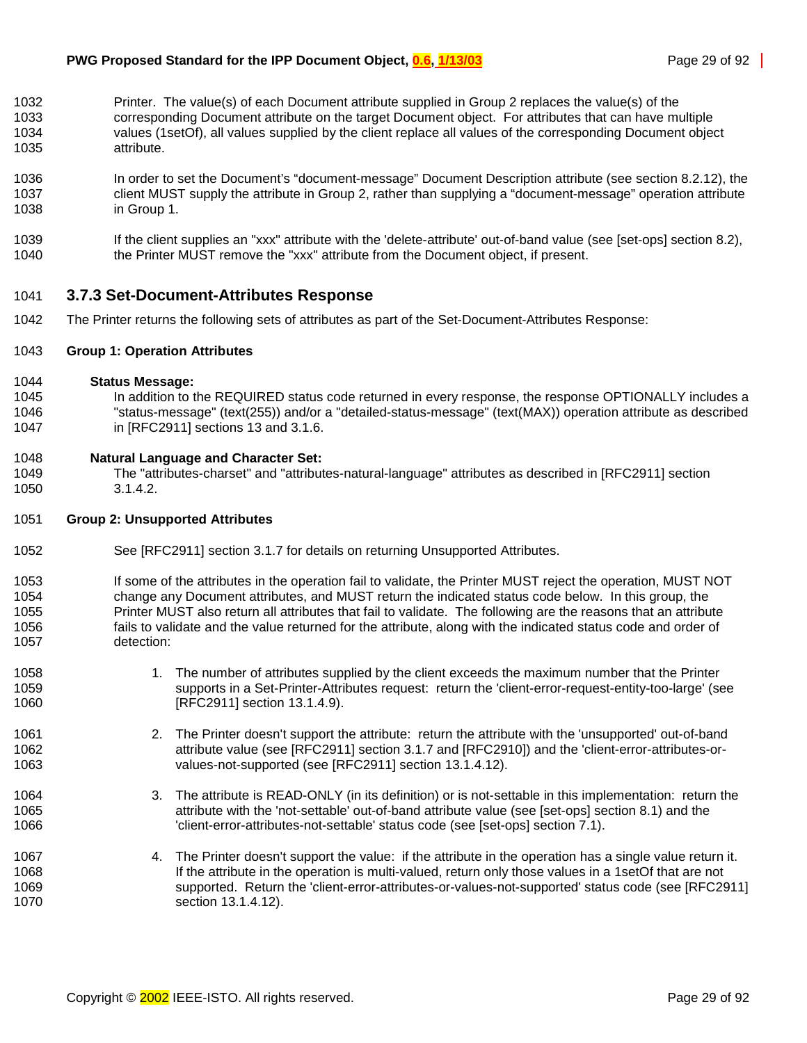Printer. The value(s) of each Document attribute supplied in Group 2 replaces the value(s) of the corresponding Document attribute on the target Document object. For attributes that can have multiple values (1setOf), all values supplied by the client replace all values of the corresponding Document object attribute.

In order to set the Document's "document-message" Document Description attribute (see section 8.2.12), the client MUST supply the attribute in Group 2, rather than supplying a "document-message" operation attribute in Group 1.

If the client supplies an "xxx" attribute with the 'delete-attribute' out-of-band value (see [set-ops] section 8.2), the Printer MUST remove the "xxx" attribute from the Document object, if present.

### 3.7.3 Set-Document-Attributes Response

The Printer returns the following sets of attributes as part of the Set-Document-Attributes Response:

**Group 1: Operation Attributes**

**Status Message:**
In addition to the REQUIRED status code returned in every response, the response OPTIONALLY includes a "status-message" (text(255)) and/or a "detailed-status-message" (text(MAX)) operation attribute as described in [RFC2911] sections 13 and 3.1.6.

**Natural Language and Character Set:**
The "attributes-charset" and "attributes-natural-language" attributes as described in [RFC2911] section 3.1.4.2.

**Group 2: Unsupported Attributes**

See [RFC2911] section 3.1.7 for details on returning Unsupported Attributes.

If some of the attributes in the operation fail to validate, the Printer MUST reject the operation, MUST NOT change any Document attributes, and MUST return the indicated status code below. In this group, the Printer MUST also return all attributes that fail to validate. The following are the reasons that an attribute fails to validate and the value returned for the attribute, along with the indicated status code and order of detection:

1. The number of attributes supplied by the client exceeds the maximum number that the Printer supports in a Set-Printer-Attributes request: return the 'client-error-request-entity-too-large' (see [RFC2911] section 13.1.4.9).

2. The Printer doesn't support the attribute: return the attribute with the 'unsupported' out-of-band attribute value (see [RFC2911] section 3.1.7 and [RFC2910]) and the 'client-error-attributes-or-values-not-supported (see [RFC2911] section 13.1.4.12).

3. The attribute is READ-ONLY (in its definition) or is not-settable in this implementation: return the attribute with the 'not-settable' out-of-band attribute value (see [set-ops] section 8.1) and the 'client-error-attributes-not-settable' status code (see [set-ops] section 7.1).

4. The Printer doesn't support the value: if the attribute in the operation has a single value return it. If the attribute in the operation is multi-valued, return only those values in a 1setOf that are not supported. Return the 'client-error-attributes-or-values-not-supported' status code (see [RFC2911] section 13.1.4.12).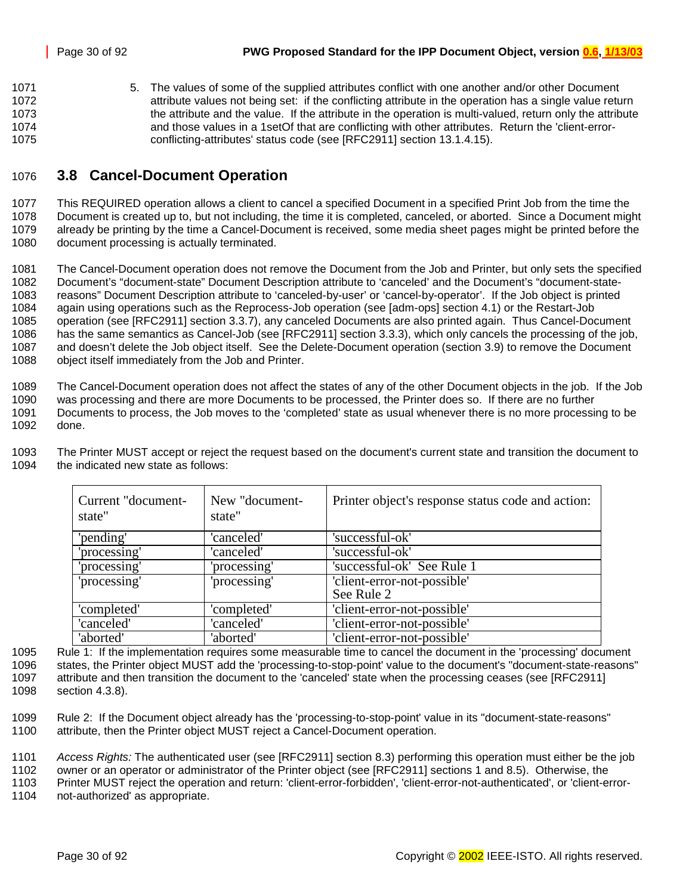5. The values of some of the supplied attributes conflict with one another and/or other Document attribute values not being set: if the conflicting attribute in the operation has a single value return the attribute and the value. If the attribute in the operation is multi-valued, return only the attribute and those values in a 1setOf that are conflicting with other attributes. Return the 'client-error-conflicting-attributes' status code (see [RFC2911] section 13.1.4.15).

## 3.8 Cancel-Document Operation

This REQUIRED operation allows a client to cancel a specified Document in a specified Print Job from the time the Document is created up to, but not including, the time it is completed, canceled, or aborted. Since a Document might already be printing by the time a Cancel-Document is received, some media sheet pages might be printed before the document processing is actually terminated.

The Cancel-Document operation does not remove the Document from the Job and Printer, but only sets the specified Document's "document-state" Document Description attribute to 'canceled' and the Document's "document-state-reasons" Document Description attribute to 'canceled-by-user' or 'cancel-by-operator'. If the Job object is printed again using operations such as the Reprocess-Job operation (see [adm-ops] section 4.1) or the Restart-Job operation (see [RFC2911] section 3.3.7), any canceled Documents are also printed again. Thus Cancel-Document has the same semantics as Cancel-Job (see [RFC2911] section 3.3.3), which only cancels the processing of the job, and doesn't delete the Job object itself. See the Delete-Document operation (section 3.9) to remove the Document object itself immediately from the Job and Printer.

The Cancel-Document operation does not affect the states of any of the other Document objects in the job. If the Job was processing and there are more Documents to be processed, the Printer does so. If there are no further Documents to process, the Job moves to the 'completed' state as usual whenever there is no more processing to be done.

The Printer MUST accept or reject the request based on the document's current state and transition the document to the indicated new state as follows:

| Current "document-state" | New "document-state" | Printer object's response status code and action: |
|---|---|---|
| 'pending' | 'canceled' | 'successful-ok' |
| 'processing' | 'canceled' | 'successful-ok' |
| 'processing' | 'processing' | 'successful-ok' See Rule 1 |
| 'processing' | 'processing' | 'client-error-not-possible' See Rule 2 |
| 'completed' | 'completed' | 'client-error-not-possible' |
| 'canceled' | 'canceled' | 'client-error-not-possible' |
| 'aborted' | 'aborted' | 'client-error-not-possible' |

Rule 1: If the implementation requires some measurable time to cancel the document in the 'processing' document states, the Printer object MUST add the 'processing-to-stop-point' value to the document's "document-state-reasons" attribute and then transition the document to the 'canceled' state when the processing ceases (see [RFC2911] section 4.3.8).

Rule 2: If the Document object already has the 'processing-to-stop-point' value in its "document-state-reasons" attribute, then the Printer object MUST reject a Cancel-Document operation.

*Access Rights:* The authenticated user (see [RFC2911] section 8.3) performing this operation must either be the job owner or an operator or administrator of the Printer object (see [RFC2911] sections 1 and 8.5). Otherwise, the Printer MUST reject the operation and return: 'client-error-forbidden', 'client-error-not-authenticated', or 'client-error-not-authorized' as appropriate.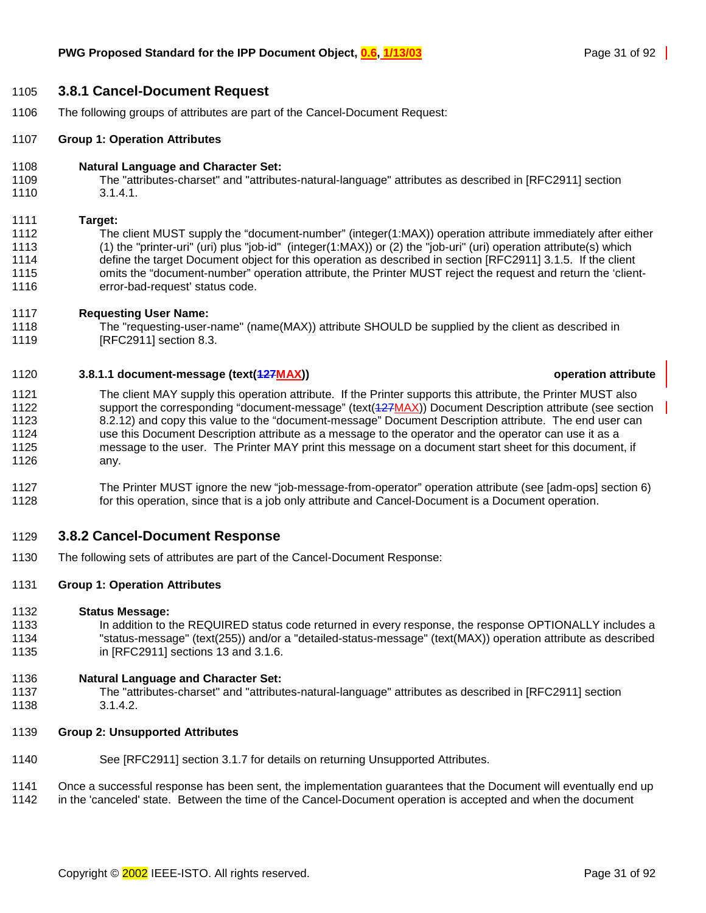### 3.8.1 Cancel-Document Request

The following groups of attributes are part of the Cancel-Document Request:

**Group 1: Operation Attributes**

**Natural Language and Character Set:**
The "attributes-charset" and "attributes-natural-language" attributes as described in [RFC2911] section 3.1.4.1.

**Target:**
The client MUST supply the "document-number" (integer(1:MAX)) operation attribute immediately after either (1) the "printer-uri" (uri) plus "job-id" (integer(1:MAX)) or (2) the "job-uri" (uri) operation attribute(s) which define the target Document object for this operation as described in section [RFC2911] 3.1.5. If the client omits the "document-number" operation attribute, the Printer MUST reject the request and return the 'client-error-bad-request' status code.

**Requesting User Name:**
The "requesting-user-name" (name(MAX)) attribute SHOULD be supplied by the client as described in [RFC2911] section 8.3.

#### 3.8.1.1 document-message (text(~~127~~MAX)) operation attribute

The client MAY supply this operation attribute. If the Printer supports this attribute, the Printer MUST also support the corresponding "document-message" (text(~~127~~MAX)) Document Description attribute (see section 8.2.12) and copy this value to the "document-message" Document Description attribute. The end user can use this Document Description attribute as a message to the operator and the operator can use it as a message to the user. The Printer MAY print this message on a document start sheet for this document, if any.

The Printer MUST ignore the new "job-message-from-operator" operation attribute (see [adm-ops] section 6) for this operation, since that is a job only attribute and Cancel-Document is a Document operation.

### 3.8.2 Cancel-Document Response

The following sets of attributes are part of the Cancel-Document Response:

**Group 1: Operation Attributes**

**Status Message:**
In addition to the REQUIRED status code returned in every response, the response OPTIONALLY includes a "status-message" (text(255)) and/or a "detailed-status-message" (text(MAX)) operation attribute as described in [RFC2911] sections 13 and 3.1.6.

**Natural Language and Character Set:**
The "attributes-charset" and "attributes-natural-language" attributes as described in [RFC2911] section 3.1.4.2.

**Group 2: Unsupported Attributes**

See [RFC2911] section 3.1.7 for details on returning Unsupported Attributes.

Once a successful response has been sent, the implementation guarantees that the Document will eventually end up in the 'canceled' state. Between the time of the Cancel-Document operation is accepted and when the document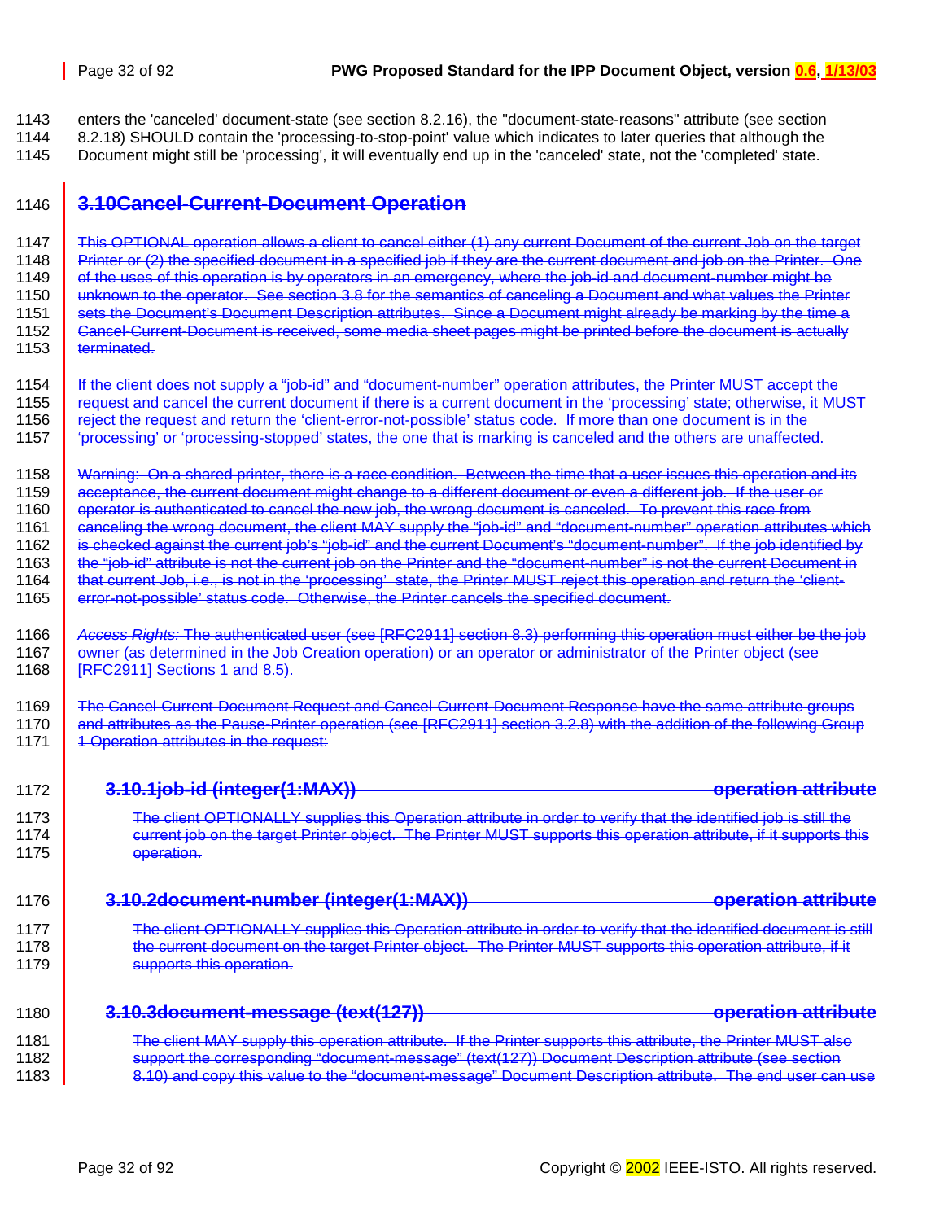enters the 'canceled' document-state (see section 8.2.16), the "document-state-reasons" attribute (see section 8.2.18) SHOULD contain the 'processing-to-stop-point' value which indicates to later queries that although the Document might still be 'processing', it will eventually end up in the 'canceled' state, not the 'completed' state.

## ~~3.10 Cancel-Current-Document Operation~~

~~This OPTIONAL operation allows a client to cancel either (1) any current Document of the current Job on the target Printer or (2) the specified document in a specified job if they are the current document and job on the Printer. One of the uses of this operation is by operators in an emergency, where the job-id and document-number might be unknown to the operator. See section 3.8 for the semantics of canceling a Document and what values the Printer sets the Document's Document Description attributes. Since a Document might already be marking by the time a Cancel-Current-Document is received, some media sheet pages might be printed before the document is actually terminated.~~

~~If the client does not supply a "job-id" and "document-number" operation attributes, the Printer MUST accept the request and cancel the current document if there is a current document in the 'processing' state; otherwise, it MUST reject the request and return the 'client-error-not-possible' status code. If more than one document is in the 'processing' or 'processing-stopped' states, the one that is marking is canceled and the others are unaffected.~~

~~Warning: On a shared printer, there is a race condition. Between the time that a user issues this operation and its acceptance, the current document might change to a different document or even a different job. If the user or operator is authenticated to cancel the new job, the wrong document is canceled. To prevent this race from canceling the wrong document, the client MAY supply the "job-id" and "document-number" operation attributes which is checked against the current job's "job-id" and the current Document's "document-number". If the job identified by the "job-id" attribute is not the current job on the Printer and the "document-number" is not the current Document in that current Job, i.e., is not in the 'processing' state, the Printer MUST reject this operation and return the 'client-error-not-possible' status code. Otherwise, the Printer cancels the specified document.~~

~~*Access Rights:* The authenticated user (see [RFC2911] section 8.3) performing this operation must either be the job owner (as determined in the Job Creation operation) or an operator or administrator of the Printer object (see [RFC2911] Sections 1 and 8.5).~~

~~The Cancel-Current-Document Request and Cancel-Current-Document Response have the same attribute groups and attributes as the Pause-Printer operation (see [RFC2911] section 3.2.8) with the addition of the following Group 1 Operation attributes in the request:~~

### ~~3.10.1 job-id (integer(1:MAX)) operation attribute~~

~~The client OPTIONALLY supplies this Operation attribute in order to verify that the identified job is still the current job on the target Printer object. The Printer MUST supports this operation attribute, if it supports this operation.~~

### ~~3.10.2 document-number (integer(1:MAX)) operation attribute~~

~~The client OPTIONALLY supplies this Operation attribute in order to verify that the identified document is still the current document on the target Printer object. The Printer MUST supports this operation attribute, if it supports this operation.~~

### ~~3.10.3 document-message (text(127)) operation attribute~~

~~The client MAY supply this operation attribute. If the Printer supports this attribute, the Printer MUST also support the corresponding "document-message" (text(127)) Document Description attribute (see section 8.10) and copy this value to the "document-message" Document Description attribute. The end user can use~~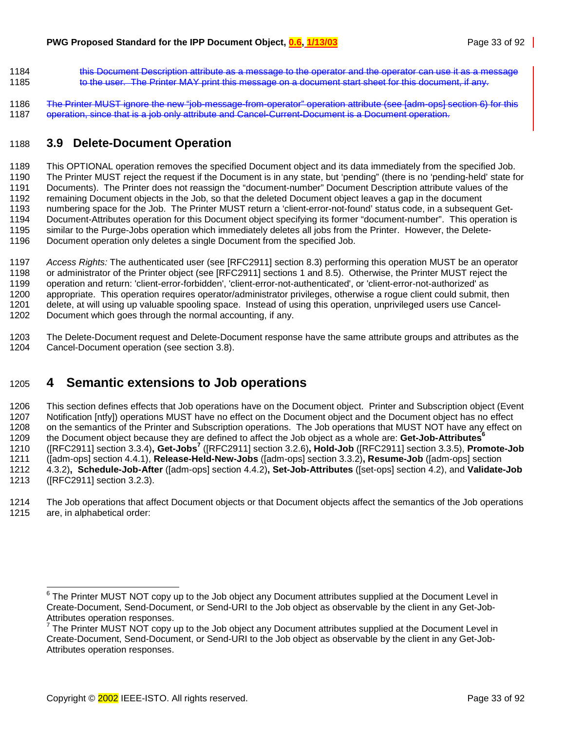~~this Document Description attribute as a message to the operator and the operator can use it as a message to the user. The Printer MAY print this message on a document start sheet for this document, if any.~~

~~The Printer MUST ignore the new "job-message-from-operator" operation attribute (see [adm-ops] section 6) for this operation, since that is a job only attribute and Cancel-Current-Document is a Document operation.~~

## 3.9 Delete-Document Operation

This OPTIONAL operation removes the specified Document object and its data immediately from the specified Job. The Printer MUST reject the request if the Document is in any state, but 'pending' (there is no 'pending-held' state for Documents). The Printer does not reassign the "document-number" Document Description attribute values of the remaining Document objects in the Job, so that the deleted Document object leaves a gap in the document numbering space for the Job. The Printer MUST return a 'client-error-not-found' status code, in a subsequent Get-Document-Attributes operation for this Document object specifying its former "document-number". This operation is similar to the Purge-Jobs operation which immediately deletes all jobs from the Printer. However, the Delete-Document operation only deletes a single Document from the specified Job.

*Access Rights:* The authenticated user (see [RFC2911] section 8.3) performing this operation MUST be an operator or administrator of the Printer object (see [RFC2911] sections 1 and 8.5). Otherwise, the Printer MUST reject the operation and return: 'client-error-forbidden', 'client-error-not-authenticated', or 'client-error-not-authorized' as appropriate. This operation requires operator/administrator privileges, otherwise a rogue client could submit, then delete, at will using up valuable spooling space. Instead of using this operation, unprivileged users use Cancel-Document which goes through the normal accounting, if any.

The Delete-Document request and Delete-Document response have the same attribute groups and attributes as the Cancel-Document operation (see section 3.8).

# 4 Semantic extensions to Job operations

This section defines effects that Job operations have on the Document object. Printer and Subscription object (Event Notification [ntfy]) operations MUST have no effect on the Document object and the Document object has no effect on the semantics of the Printer and Subscription operations. The Job operations that MUST NOT have any effect on the Document object because they are defined to affect the Job object as a whole are: **Get-Job-Attributes**[6] ([RFC2911] section 3.3.4)**, Get-Jobs**[7] ([RFC2911] section 3.2.6)**, Hold-Job** ([RFC2911] section 3.3.5), **Promote-Job** ([adm-ops] section 4.4.1), **Release-Held-New-Jobs** ([adm-ops] section 3.3.2)**, Resume-Job** ([adm-ops] section 4.3.2)**, Schedule-Job-After** ([adm-ops] section 4.4.2)**, Set-Job-Attributes** ([set-ops] section 4.2), and **Validate-Job** ([RFC2911] section 3.2.3).

The Job operations that affect Document objects or that Document objects affect the semantics of the Job operations are, in alphabetical order:

---

[6] The Printer MUST NOT copy up to the Job object any Document attributes supplied at the Document Level in Create-Document, Send-Document, or Send-URI to the Job object as observable by the client in any Get-Job-Attributes operation responses.

[7] The Printer MUST NOT copy up to the Job object any Document attributes supplied at the Document Level in Create-Document, Send-Document, or Send-URI to the Job object as observable by the client in any Get-Job-Attributes operation responses.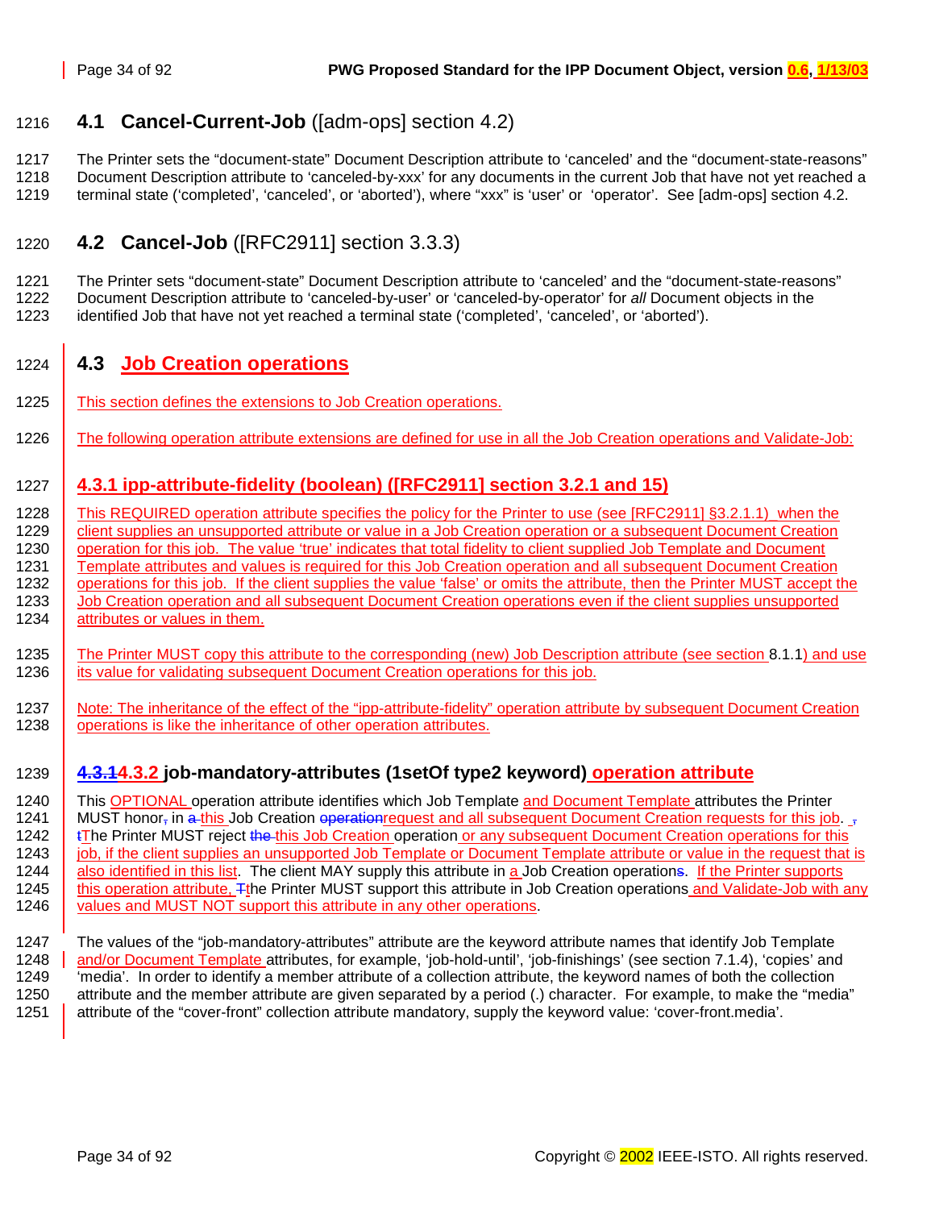## 4.1 Cancel-Current-Job ([adm-ops] section 4.2)

The Printer sets the "document-state" Document Description attribute to 'canceled' and the "document-state-reasons" Document Description attribute to 'canceled-by-xxx' for any documents in the current Job that have not yet reached a terminal state ('completed', 'canceled', or 'aborted'), where "xxx" is 'user' or 'operator'. See [adm-ops] section 4.2.

## 4.2 Cancel-Job ([RFC2911] section 3.3.3)

The Printer sets "document-state" Document Description attribute to 'canceled' and the "document-state-reasons" Document Description attribute to 'canceled-by-user' or 'canceled-by-operator' for *all* Document objects in the identified Job that have not yet reached a terminal state ('completed', 'canceled', or 'aborted').

## 4.3 Job Creation operations

This section defines the extensions to Job Creation operations.

The following operation attribute extensions are defined for use in all the Job Creation operations and Validate-Job:

### 4.3.1 ipp-attribute-fidelity (boolean) ([RFC2911] section 3.2.1 and 15)

This REQUIRED operation attribute specifies the policy for the Printer to use (see [RFC2911] §3.2.1.1) when the client supplies an unsupported attribute or value in a Job Creation operation or a subsequent Document Creation operation for this job. The value 'true' indicates that total fidelity to client supplied Job Template and Document Template attributes and values is required for this Job Creation operation and all subsequent Document Creation operations for this job. If the client supplies the value 'false' or omits the attribute, then the Printer MUST accept the Job Creation operation and all subsequent Document Creation operations even if the client supplies unsupported attributes or values in them.

The Printer MUST copy this attribute to the corresponding (new) Job Description attribute (see section 8.1.1) and use its value for validating subsequent Document Creation operations for this job.

Note: The inheritance of the effect of the "ipp-attribute-fidelity" operation attribute by subsequent Document Creation operations is like the inheritance of other operation attributes.

### ~~4.3.1~~4.3.2 job-mandatory-attributes (1setOf type2 keyword) operation attribute

This OPTIONAL operation attribute identifies which Job Template and Document Template attributes the Printer MUST honor~~,~~ in ~~a~~ this Job Creation ~~operation~~request and all subsequent Document Creation requests for this job. ~~, t~~The Printer MUST reject ~~the~~ this Job Creation operation or any subsequent Document Creation operations for this job, if the client supplies an unsupported Job Template or Document Template attribute or value in the request that is also identified in this list. The client MAY supply this attribute in a Job Creation operation~~s~~. If the Printer supports this operation attribute, ~~T~~the Printer MUST support this attribute in Job Creation operations and Validate-Job with any values and MUST NOT support this attribute in any other operations.

The values of the "job-mandatory-attributes" attribute are the keyword attribute names that identify Job Template and/or Document Template attributes, for example, 'job-hold-until', 'job-finishings' (see section 7.1.4), 'copies' and 'media'. In order to identify a member attribute of a collection attribute, the keyword names of both the collection attribute and the member attribute are given separated by a period (.) character. For example, to make the "media" attribute of the "cover-front" collection attribute mandatory, supply the keyword value: 'cover-front.media'.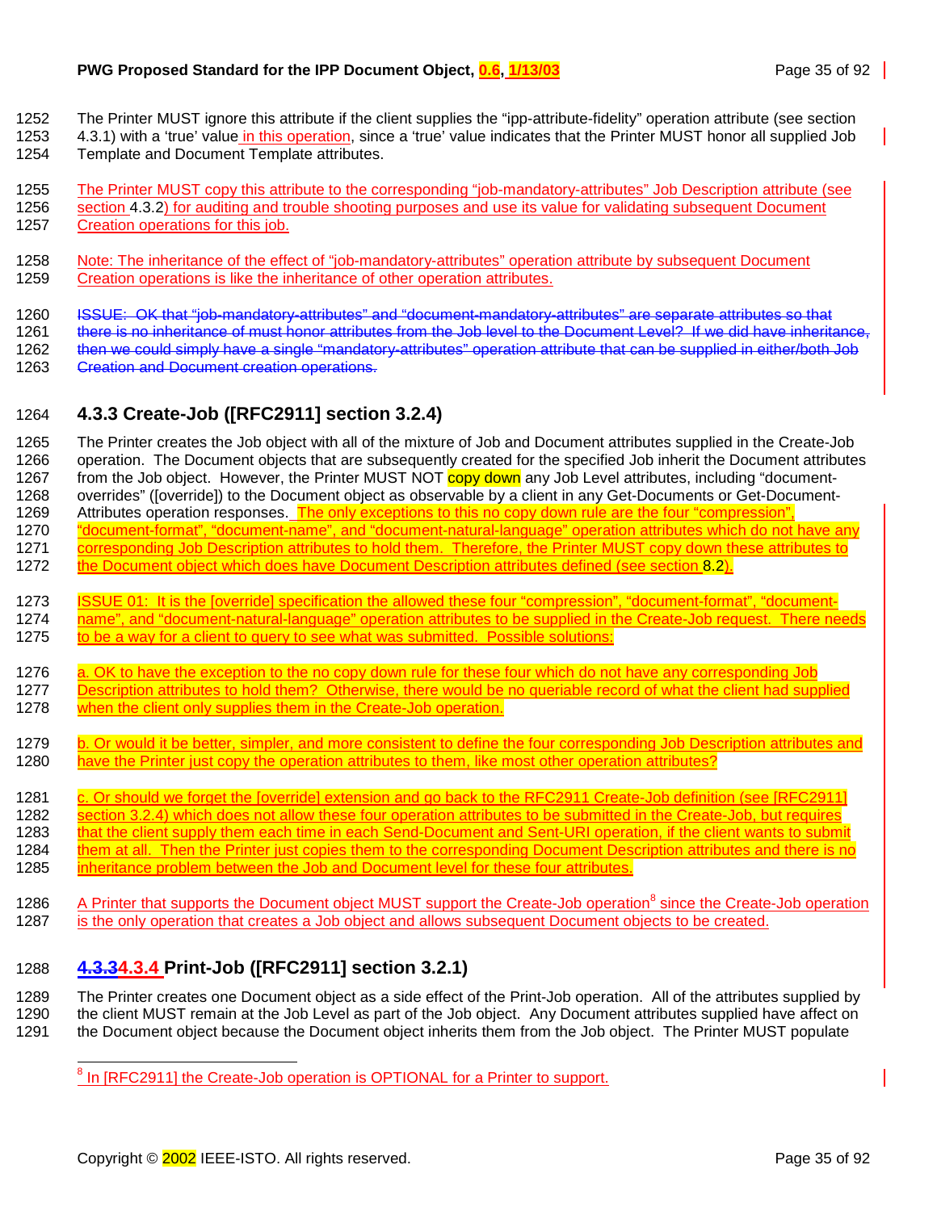The Printer MUST ignore this attribute if the client supplies the "ipp-attribute-fidelity" operation attribute (see section 4.3.1) with a 'true' value in this operation, since a 'true' value indicates that the Printer MUST honor all supplied Job Template and Document Template attributes.

The Printer MUST copy this attribute to the corresponding "job-mandatory-attributes" Job Description attribute (see section 4.3.2) for auditing and trouble shooting purposes and use its value for validating subsequent Document Creation operations for this job.

Note: The inheritance of the effect of "job-mandatory-attributes" operation attribute by subsequent Document Creation operations is like the inheritance of other operation attributes.

~~ISSUE: OK that "job-mandatory-attributes" and "document-mandatory-attributes" are separate attributes so that there is no inheritance of must honor attributes from the Job level to the Document Level? If we did have inheritance, then we could simply have a single "mandatory-attributes" operation attribute that can be supplied in either/both Job Creation and Document creation operations.~~

### 4.3.3 Create-Job ([RFC2911] section 3.2.4)

The Printer creates the Job object with all of the mixture of Job and Document attributes supplied in the Create-Job operation. The Document objects that are subsequently created for the specified Job inherit the Document attributes from the Job object. However, the Printer MUST NOT copy down any Job Level attributes, including "document-overrides" ([override]) to the Document object as observable by a client in any Get-Documents or Get-Document-Attributes operation responses. The only exceptions to this no copy down rule are the four "compression", "document-format", "document-name", and "document-natural-language" operation attributes which do not have any corresponding Job Description attributes to hold them. Therefore, the Printer MUST copy down these attributes to the Document object which does have Document Description attributes defined (see section 8.2).

ISSUE 01: It is the [override] specification the allowed these four "compression", "document-format", "document-name", and "document-natural-language" operation attributes to be supplied in the Create-Job request. There needs to be a way for a client to query to see what was submitted. Possible solutions:

a. OK to have the exception to the no copy down rule for these four which do not have any corresponding Job Description attributes to hold them? Otherwise, there would be no queriable record of what the client had supplied when the client only supplies them in the Create-Job operation.

b. Or would it be better, simpler, and more consistent to define the four corresponding Job Description attributes and have the Printer just copy the operation attributes to them, like most other operation attributes?

c. Or should we forget the [override] extension and go back to the RFC2911 Create-Job definition (see [RFC2911] section 3.2.4) which does not allow these four operation attributes to be submitted in the Create-Job, but requires that the client supply them each time in each Send-Document and Sent-URI operation, if the client wants to submit them at all. Then the Printer just copies them to the corresponding Document Description attributes and there is no inheritance problem between the Job and Document level for these four attributes.

A Printer that supports the Document object MUST support the Create-Job operation[8] since the Create-Job operation is the only operation that creates a Job object and allows subsequent Document objects to be created.

### ~~4.3.3~~4.3.4 Print-Job ([RFC2911] section 3.2.1)

The Printer creates one Document object as a side effect of the Print-Job operation. All of the attributes supplied by the client MUST remain at the Job Level as part of the Job object. Any Document attributes supplied have affect on the Document object because the Document object inherits them from the Job object. The Printer MUST populate

[8] In [RFC2911] the Create-Job operation is OPTIONAL for a Printer to support.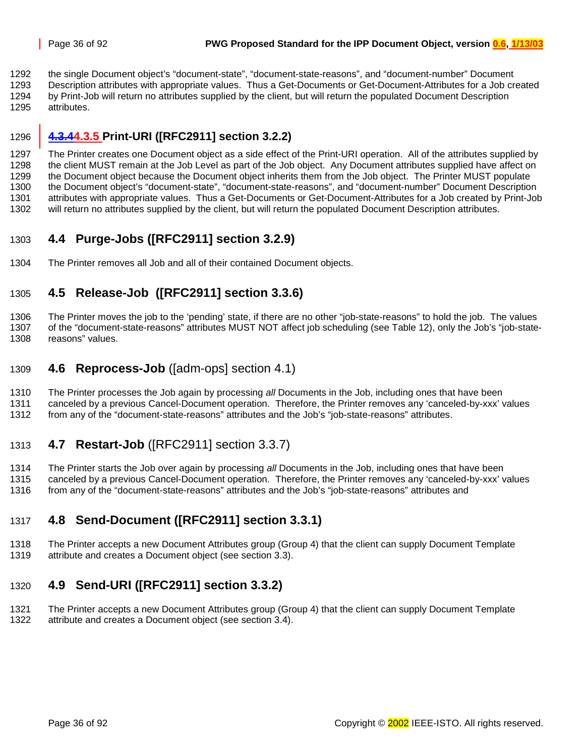the single Document object's "document-state", "document-state-reasons", and "document-number" Document Description attributes with appropriate values. Thus a Get-Documents or Get-Document-Attributes for a Job created by Print-Job will return no attributes supplied by the client, but will return the populated Document Description attributes.

### ~~4.3.4~~4.3.5 Print-URI ([RFC2911] section 3.2.2)

The Printer creates one Document object as a side effect of the Print-URI operation. All of the attributes supplied by the client MUST remain at the Job Level as part of the Job object. Any Document attributes supplied have affect on the Document object because the Document object inherits them from the Job object. The Printer MUST populate the Document object's "document-state", "document-state-reasons", and "document-number" Document Description attributes with appropriate values. Thus a Get-Documents or Get-Document-Attributes for a Job created by Print-Job will return no attributes supplied by the client, but will return the populated Document Description attributes.

## 4.4 Purge-Jobs ([RFC2911] section 3.2.9)

The Printer removes all Job and all of their contained Document objects.

## 4.5 Release-Job ([RFC2911] section 3.3.6)

The Printer moves the job to the 'pending' state, if there are no other "job-state-reasons" to hold the job. The values of the "document-state-reasons" attributes MUST NOT affect job scheduling (see Table 12), only the Job's "job-state-reasons" values.

## 4.6 **Reprocess-Job** ([adm-ops] section 4.1)

The Printer processes the Job again by processing *all* Documents in the Job, including ones that have been canceled by a previous Cancel-Document operation. Therefore, the Printer removes any 'canceled-by-xxx' values from any of the "document-state-reasons" attributes and the Job's "job-state-reasons" attributes.

## 4.7 **Restart-Job** ([RFC2911] section 3.3.7)

The Printer starts the Job over again by processing *all* Documents in the Job, including ones that have been canceled by a previous Cancel-Document operation. Therefore, the Printer removes any 'canceled-by-xxx' values from any of the "document-state-reasons" attributes and the Job's "job-state-reasons" attributes and

## 4.8 Send-Document ([RFC2911] section 3.3.1)

The Printer accepts a new Document Attributes group (Group 4) that the client can supply Document Template attribute and creates a Document object (see section 3.3).

## 4.9 Send-URI ([RFC2911] section 3.3.2)

The Printer accepts a new Document Attributes group (Group 4) that the client can supply Document Template attribute and creates a Document object (see section 3.4).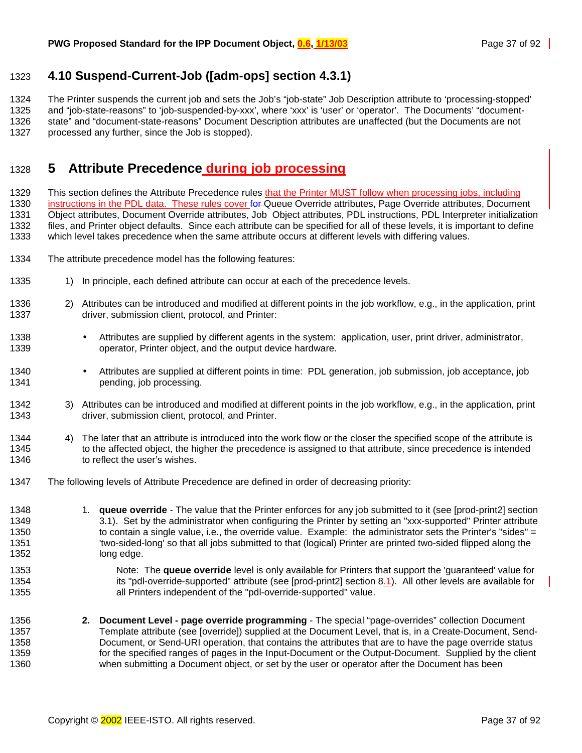## 4.10 Suspend-Current-Job ([adm-ops] section 4.3.1)

The Printer suspends the current job and sets the Job's "job-state" Job Description attribute to 'processing-stopped' and "job-state-reasons" to 'job-suspended-by-xxx', where 'xxx' is 'user' or 'operator'. The Documents' "document-state" and "document-state-reasons" Document Description attributes are unaffected (but the Documents are not processed any further, since the Job is stopped).

# 5 Attribute Precedence during job processing

This section defines the Attribute Precedence rules that the Printer MUST follow when processing jobs, including instructions in the PDL data. These rules cover Queue Override attributes, Page Override attributes, Document Object attributes, Document Override attributes, Job Object attributes, PDL instructions, PDL Interpreter initialization files, and Printer object defaults. Since each attribute can be specified for all of these levels, it is important to define which level takes precedence when the same attribute occurs at different levels with differing values.

The attribute precedence model has the following features:

1) In principle, each defined attribute can occur at each of the precedence levels.

2) Attributes can be introduced and modified at different points in the job workflow, e.g., in the application, print driver, submission client, protocol, and Printer:

   - Attributes are supplied by different agents in the system: application, user, print driver, administrator, operator, Printer object, and the output device hardware.

   - Attributes are supplied at different points in time: PDL generation, job submission, job acceptance, job pending, job processing.

3) Attributes can be introduced and modified at different points in the job workflow, e.g., in the application, print driver, submission client, protocol, and Printer.

4) The later that an attribute is introduced into the work flow or the closer the specified scope of the attribute is to the affected object, the higher the precedence is assigned to that attribute, since precedence is intended to reflect the user's wishes.

The following levels of Attribute Precedence are defined in order of decreasing priority:

1. **queue override** - The value that the Printer enforces for any job submitted to it (see [prod-print2] section 3.1). Set by the administrator when configuring the Printer by setting an "xxx-supported" Printer attribute to contain a single value, i.e., the override value. Example: the administrator sets the Printer's "sides" = 'two-sided-long' so that all jobs submitted to that (logical) Printer are printed two-sided flipped along the long edge.

   Note: The **queue override** level is only available for Printers that support the 'guaranteed' value for its "pdl-override-supported" attribute (see [prod-print2] section 8.1). All other levels are available for all Printers independent of the "pdl-override-supported" value.

2. **Document Level - page override programming** - The special "page-overrides" collection Document Template attribute (see [override]) supplied at the Document Level, that is, in a Create-Document, Send-Document, or Send-URI operation, that contains the attributes that are to have the page override status for the specified ranges of pages in the Input-Document or the Output-Document. Supplied by the client when submitting a Document object, or set by the user or operator after the Document has been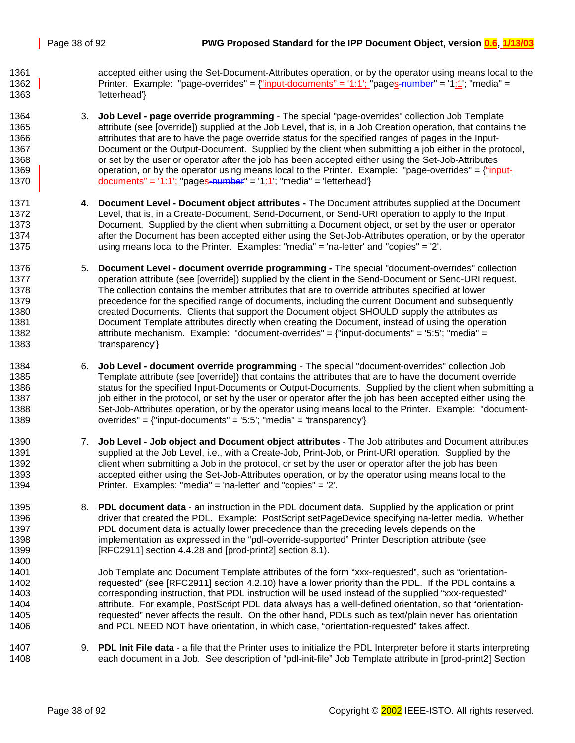accepted either using the Set-Document-Attributes operation, or by the operator using means local to the Printer. Example: "page-overrides" = {"input-documents" = '1:1'; "pages-number" = '1:1'; "media" = 'letterhead'}

3. **Job Level - page override programming** - The special "page-overrides" collection Job Template attribute (see [override]) supplied at the Job Level, that is, in a Job Creation operation, that contains the attributes that are to have the page override status for the specified ranges of pages in the Input-Document or the Output-Document. Supplied by the client when submitting a job either in the protocol, or set by the user or operator after the job has been accepted either using the Set-Job-Attributes operation, or by the operator using means local to the Printer. Example: "page-overrides" = {"input-documents" = '1:1'; "pages-number" = '1:1'; "media" = 'letterhead'}

4. **Document Level - Document object attributes -** The Document attributes supplied at the Document Level, that is, in a Create-Document, Send-Document, or Send-URI operation to apply to the Input Document. Supplied by the client when submitting a Document object, or set by the user or operator after the Document has been accepted either using the Set-Job-Attributes operation, or by the operator using means local to the Printer. Examples: "media" = 'na-letter' and "copies" = '2'.

5. **Document Level - document override programming -** The special "document-overrides" collection operation attribute (see [override]) supplied by the client in the Send-Document or Send-URI request. The collection contains the member attributes that are to override attributes specified at lower precedence for the specified range of documents, including the current Document and subsequently created Documents. Clients that support the Document object SHOULD supply the attributes as Document Template attributes directly when creating the Document, instead of using the operation attribute mechanism. Example: "document-overrides" = {"input-documents" = '5:5'; "media" = 'transparency'}

6. **Job Level - document override programming** - The special "document-overrides" collection Job Template attribute (see [override]) that contains the attributes that are to have the document override status for the specified Input-Documents or Output-Documents. Supplied by the client when submitting a job either in the protocol, or set by the user or operator after the job has been accepted either using the Set-Job-Attributes operation, or by the operator using means local to the Printer. Example: "document-overrides" = {"input-documents" = '5:5'; "media" = 'transparency'}

7. **Job Level - Job object and Document object attributes** - The Job attributes and Document attributes supplied at the Job Level, i.e., with a Create-Job, Print-Job, or Print-URI operation. Supplied by the client when submitting a Job in the protocol, or set by the user or operator after the job has been accepted either using the Set-Job-Attributes operation, or by the operator using means local to the Printer. Examples: "media" = 'na-letter' and "copies" = '2'.

8. **PDL document data** - an instruction in the PDL document data. Supplied by the application or print driver that created the PDL. Example: PostScript setPageDevice specifying na-letter media. Whether PDL document data is actually lower precedence than the preceding levels depends on the implementation as expressed in the "pdl-override-supported" Printer Description attribute (see [RFC2911] section 4.4.28 and [prod-print2] section 8.1).

   Job Template and Document Template attributes of the form "xxx-requested", such as "orientation-requested" (see [RFC2911] section 4.2.10) have a lower priority than the PDL. If the PDL contains a corresponding instruction, that PDL instruction will be used instead of the supplied "xxx-requested" attribute. For example, PostScript PDL data always has a well-defined orientation, so that "orientation-requested" never affects the result. On the other hand, PDLs such as text/plain never has orientation and PCL NEED NOT have orientation, in which case, "orientation-requested" takes affect.

9. **PDL Init File data** - a file that the Printer uses to initialize the PDL Interpreter before it starts interpreting each document in a Job. See description of "pdl-init-file" Job Template attribute in [prod-print2] Section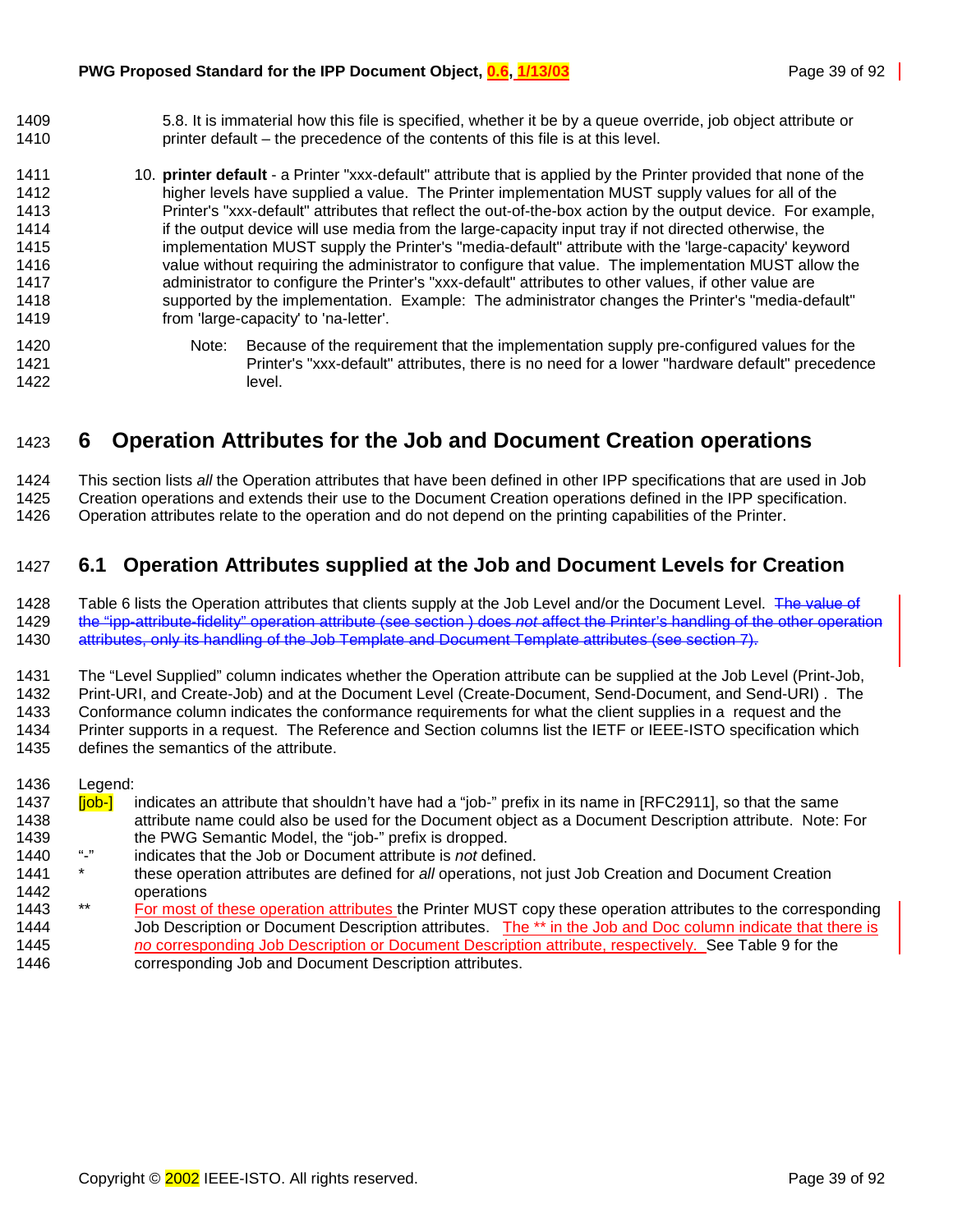5.8. It is immaterial how this file is specified, whether it be by a queue override, job object attribute or printer default – the precedence of the contents of this file is at this level.

10. **printer default** - a Printer "xxx-default" attribute that is applied by the Printer provided that none of the higher levels have supplied a value. The Printer implementation MUST supply values for all of the Printer's "xxx-default" attributes that reflect the out-of-the-box action by the output device. For example, if the output device will use media from the large-capacity input tray if not directed otherwise, the implementation MUST supply the Printer's "media-default" attribute with the 'large-capacity' keyword value without requiring the administrator to configure that value. The implementation MUST allow the administrator to configure the Printer's "xxx-default" attributes to other values, if other value are supported by the implementation. Example: The administrator changes the Printer's "media-default" from 'large-capacity' to 'na-letter'.

    Note: Because of the requirement that the implementation supply pre-configured values for the Printer's "xxx-default" attributes, there is no need for a lower "hardware default" precedence level.

# 6 Operation Attributes for the Job and Document Creation operations

This section lists *all* the Operation attributes that have been defined in other IPP specifications that are used in Job Creation operations and extends their use to the Document Creation operations defined in the IPP specification. Operation attributes relate to the operation and do not depend on the printing capabilities of the Printer.

## 6.1 Operation Attributes supplied at the Job and Document Levels for Creation

Table 6 lists the Operation attributes that clients supply at the Job Level and/or the Document Level. ~~The value of the "ipp-attribute-fidelity" operation attribute (see section ) does *not* affect the Printer's handling of the other operation attributes, only its handling of the Job Template and Document Template attributes (see section 7).~~

The "Level Supplied" column indicates whether the Operation attribute can be supplied at the Job Level (Print-Job, Print-URI, and Create-Job) and at the Document Level (Create-Document, Send-Document, and Send-URI) . The Conformance column indicates the conformance requirements for what the client supplies in a request and the Printer supports in a request. The Reference and Section columns list the IETF or IEEE-ISTO specification which defines the semantics of the attribute.

Legend:

[job-] indicates an attribute that shouldn't have had a "job-" prefix in its name in [RFC2911], so that the same attribute name could also be used for the Document object as a Document Description attribute. Note: For the PWG Semantic Model, the "job-" prefix is dropped.

"-" indicates that the Job or Document attribute is *not* defined.

* these operation attributes are defined for *all* operations, not just Job Creation and Document Creation operations

** For most of these operation attributes the Printer MUST copy these operation attributes to the corresponding Job Description or Document Description attributes. The ** in the Job and Doc column indicate that there is *no* corresponding Job Description or Document Description attribute, respectively. See Table 9 for the corresponding Job and Document Description attributes.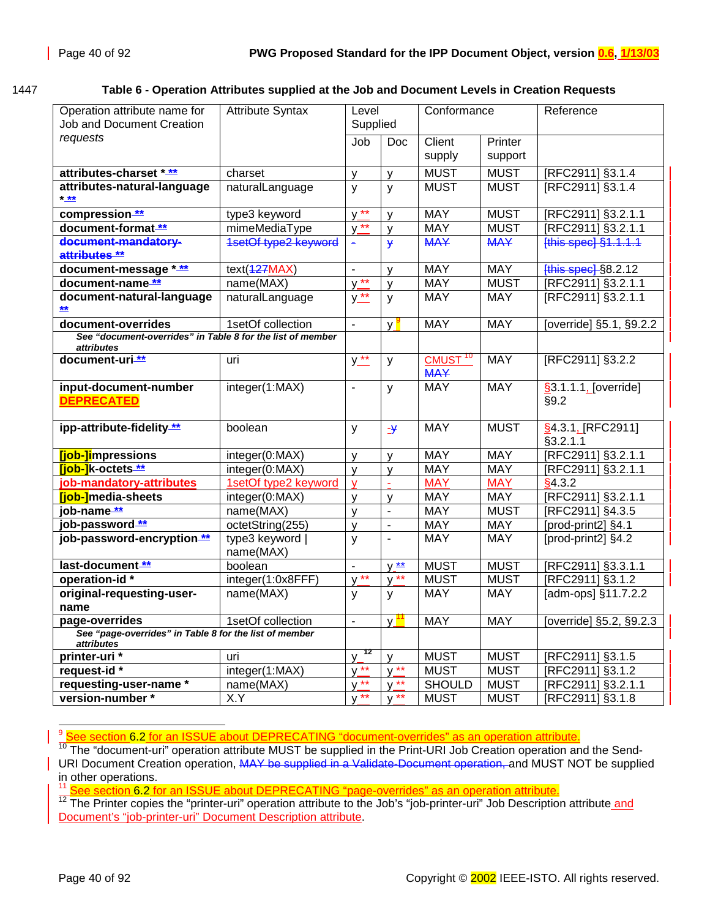1447 **Table 6 - Operation Attributes supplied at the Job and Document Levels in Creation Requests**

| Operation attribute name for Job and Document Creation *requests* | Attribute Syntax | Level Supplied | | Conformance | | Reference |
|---|---|---|---|---|---|---|
| | | Job | Doc | Client supply | Printer support | |
| **attributes-charset * \*\*** | charset | y | y | MUST | MUST | [RFC2911] §3.1.4 |
| **attributes-natural-language * \*\*** | naturalLanguage | y | y | MUST | MUST | [RFC2911] §3.1.4 |
| **compression \*\*** | type3 keyword | y \*\* | y | MAY | MUST | [RFC2911] §3.2.1.1 |
| **document-format \*\*** | mimeMediaType | y \*\* | y | MAY | MUST | [RFC2911] §3.2.1.1 |
| ~~**document-mandatory-attributes \*\***~~ | ~~1setOf type2 keyword~~ | ~~-~~ | ~~y~~ | ~~MAY~~ | ~~MAY~~ | ~~[this spec] §1.1.1.1~~ |
| **document-message * \*\*** | text(~~127~~MAX) | - | y | MAY | MAY | ~~[this spec]~~ §8.2.12 |
| **document-name \*\*** | name(MAX) | y \*\* | y | MAY | MUST | [RFC2911] §3.2.1.1 |
| **document-natural-language \*\*** | naturalLanguage | y \*\* | y | MAY | MAY | [RFC2911] §3.2.1.1 |
| **document-overrides** | 1setOf collection | - | y [9] | MAY | MAY | [override] §5.1, §9.2.2 |
| *See "document-overrides" in Table 8 for the list of member attributes* | | | | | | |
| **document-uri \*\*** | uri | y \*\* | y | CMUST [10] ~~MAY~~ | MAY | [RFC2911] §3.2.2 |
| **input-document-number DEPRECATED** | integer(1:MAX) | - | y | MAY | MAY | §3.1.1.1, [override] §9.2 |
| **ipp-attribute-fidelity \*\*** | boolean | y | ~~y~~ | MAY | MUST | §4.3.1, [RFC2911] §3.2.1.1 |
| **[job-]impressions** | integer(0:MAX) | y | y | MAY | MAY | [RFC2911] §3.2.1.1 |
| **[job-]k-octets \*\*** | integer(0:MAX) | y | y | MAY | MAY | [RFC2911] §3.2.1.1 |
| **job-mandatory-attributes** | 1setOf type2 keyword | y | - | MAY | MAY | §4.3.2 |
| **[job-]media-sheets** | integer(0:MAX) | y | y | MAY | MAY | [RFC2911] §3.2.1.1 |
| **job-name \*\*** | name(MAX) | y | - | MAY | MUST | [RFC2911] §4.3.5 |
| **job-password \*\*** | octetString(255) | y | - | MAY | MAY | [prod-print2] §4.1 |
| **job-password-encryption \*\*** | type3 keyword \| name(MAX) | y | - | MAY | MAY | [prod-print2] §4.2 |
| **last-document \*\*** | boolean | - | y \*\* | MUST | MUST | [RFC2911] §3.3.1.1 |
| **operation-id *** | integer(1:0x8FFF) | y \*\* | y \*\* | MUST | MUST | [RFC2911] §3.1.2 |
| **original-requesting-user-name** | name(MAX) | y | y | MAY | MAY | [adm-ops] §11.7.2.2 |
| **page-overrides** | 1setOf collection | - | y [11] | MAY | MAY | [override] §5.2, §9.2.3 |
| *See "page-overrides" in Table 8 for the list of member attributes* | | | | | | |
| **printer-uri *** | uri | y [12] | y | MUST | MUST | [RFC2911] §3.1.5 |
| **request-id *** | integer(1:MAX) | y \*\* | y \*\* | MUST | MUST | [RFC2911] §3.1.2 |
| **requesting-user-name *** | name(MAX) | y \*\* | y \*\* | SHOULD | MUST | [RFC2911] §3.2.1.1 |
| **version-number *** | X.Y | y \*\* | y \*\* | MUST | MUST | [RFC2911] §3.1.8 |

[9] See section 6.2 for an ISSUE about DEPRECATING "document-overrides" as an operation attribute.

[10] The "document-uri" operation attribute MUST be supplied in the Print-URI Job Creation operation and the Send-URI Document Creation operation, ~~MAY be supplied in a Validate-Document operation,~~ and MUST NOT be supplied in other operations.

[11] See section 6.2 for an ISSUE about DEPRECATING "page-overrides" as an operation attribute.

[12] The Printer copies the "printer-uri" operation attribute to the Job's "job-printer-uri" Job Description attribute and Document's "job-printer-uri" Document Description attribute.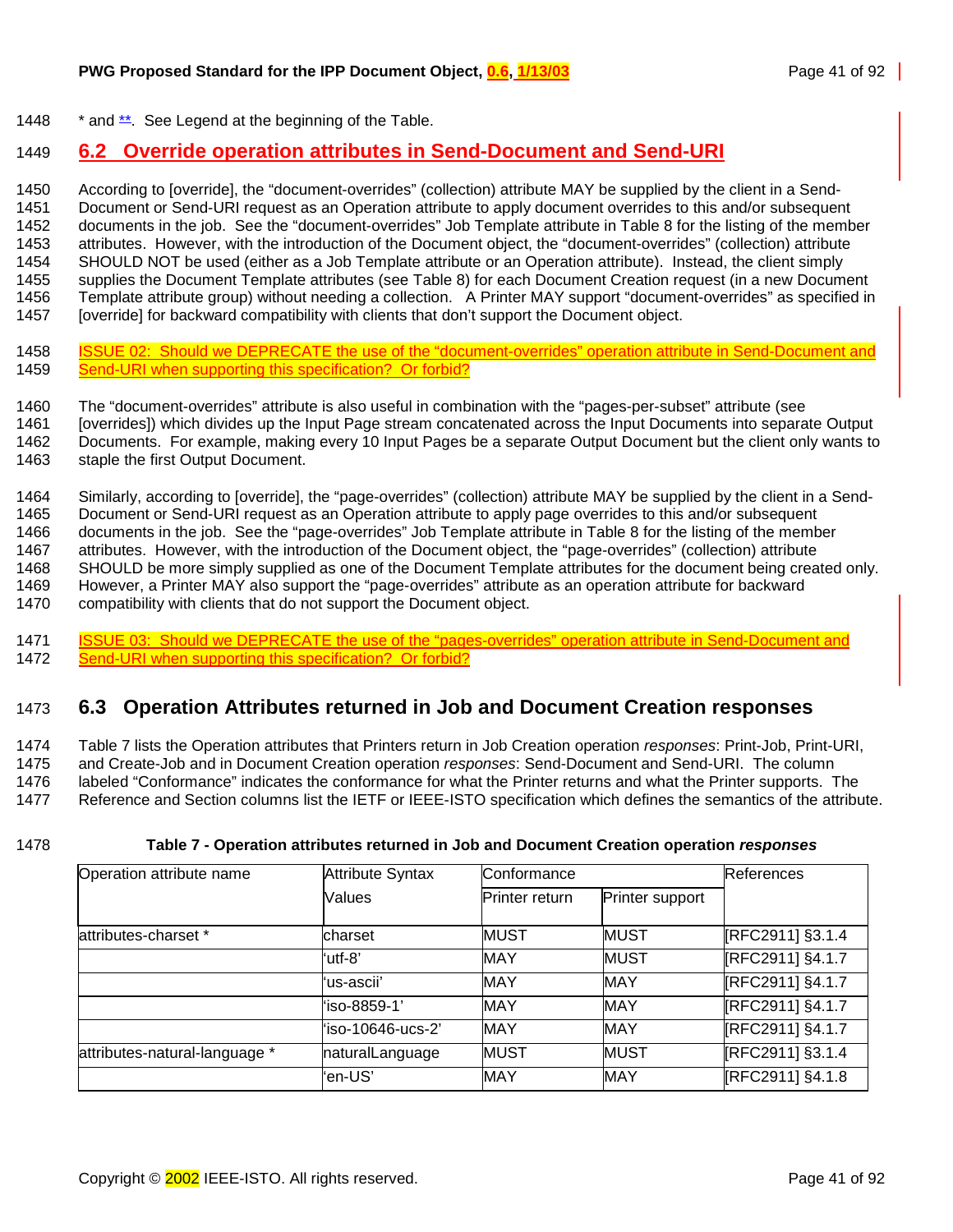* and **. See Legend at the beginning of the Table.

## 6.2 Override operation attributes in Send-Document and Send-URI

According to [override], the "document-overrides" (collection) attribute MAY be supplied by the client in a Send-Document or Send-URI request as an Operation attribute to apply document overrides to this and/or subsequent documents in the job. See the "document-overrides" Job Template attribute in Table 8 for the listing of the member attributes. However, with the introduction of the Document object, the "document-overrides" (collection) attribute SHOULD NOT be used (either as a Job Template attribute or an Operation attribute). Instead, the client simply supplies the Document Template attributes (see Table 8) for each Document Creation request (in a new Document Template attribute group) without needing a collection. A Printer MAY support "document-overrides" as specified in [override] for backward compatibility with clients that don't support the Document object.

ISSUE 02: Should we DEPRECATE the use of the "document-overrides" operation attribute in Send-Document and Send-URI when supporting this specification? Or forbid?

The "document-overrides" attribute is also useful in combination with the "pages-per-subset" attribute (see [overrides]) which divides up the Input Page stream concatenated across the Input Documents into separate Output Documents. For example, making every 10 Input Pages be a separate Output Document but the client only wants to staple the first Output Document.

Similarly, according to [override], the "page-overrides" (collection) attribute MAY be supplied by the client in a Send-Document or Send-URI request as an Operation attribute to apply page overrides to this and/or subsequent documents in the job. See the "page-overrides" Job Template attribute in Table 8 for the listing of the member attributes. However, with the introduction of the Document object, the "page-overrides" (collection) attribute SHOULD be more simply supplied as one of the Document Template attributes for the document being created only. However, a Printer MAY also support the "page-overrides" attribute as an operation attribute for backward compatibility with clients that do not support the Document object.

ISSUE 03: Should we DEPRECATE the use of the "pages-overrides" operation attribute in Send-Document and Send-URI when supporting this specification? Or forbid?

## 6.3 Operation Attributes returned in Job and Document Creation responses

Table 7 lists the Operation attributes that Printers return in Job Creation operation *responses*: Print-Job, Print-URI, and Create-Job and in Document Creation operation *responses*: Send-Document and Send-URI. The column labeled "Conformance" indicates the conformance for what the Printer returns and what the Printer supports. The Reference and Section columns list the IETF or IEEE-ISTO specification which defines the semantics of the attribute.

**Table 7 - Operation attributes returned in Job and Document Creation operation *responses***

| Operation attribute name | Attribute Syntax Values | Conformance | | References |
|---|---|---|---|---|
| | | Printer return | Printer support | |
| attributes-charset * | charset | MUST | MUST | [RFC2911] §3.1.4 |
| | 'utf-8' | MAY | MUST | [RFC2911] §4.1.7 |
| | 'us-ascii' | MAY | MAY | [RFC2911] §4.1.7 |
| | 'iso-8859-1' | MAY | MAY | [RFC2911] §4.1.7 |
| | 'iso-10646-ucs-2' | MAY | MAY | [RFC2911] §4.1.7 |
| attributes-natural-language * | naturalLanguage | MUST | MUST | [RFC2911] §3.1.4 |
| | 'en-US' | MAY | MAY | [RFC2911] §4.1.8 |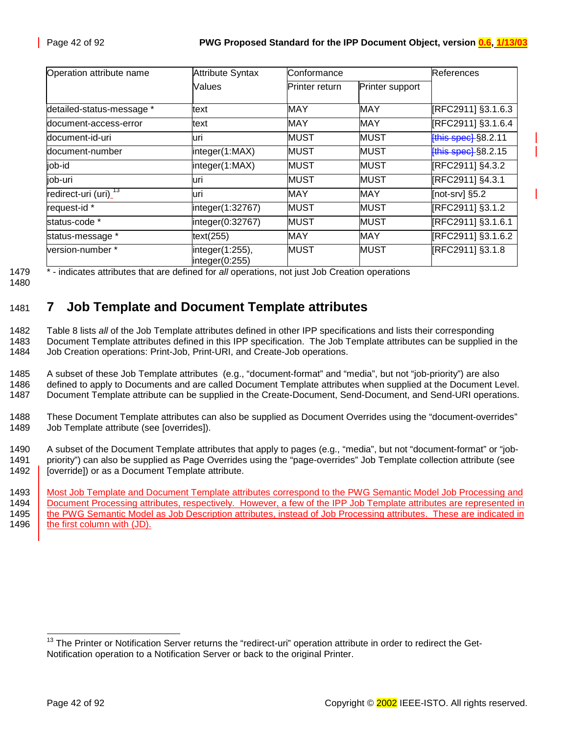| Operation attribute name | Attribute Syntax Values | Conformance | | References |
|---|---|---|---|---|
| | | Printer return | Printer support | |
| detailed-status-message * | text | MAY | MAY | [RFC2911] §3.1.6.3 |
| document-access-error | text | MAY | MAY | [RFC2911] §3.1.6.4 |
| document-id-uri | uri | MUST | MUST | [this spec] §8.2.11 |
| document-number | integer(1:MAX) | MUST | MUST | [this spec] §8.2.15 |
| job-id | integer(1:MAX) | MUST | MUST | [RFC2911] §4.3.2 |
| job-uri | uri | MUST | MUST | [RFC2911] §4.3.1 |
| redirect-uri (uri) [13] | uri | MAY | MAY | [not-srv] §5.2 |
| request-id * | integer(1:32767) | MUST | MUST | [RFC2911] §3.1.2 |
| status-code * | integer(0:32767) | MUST | MUST | [RFC2911] §3.1.6.1 |
| status-message * | text(255) | MAY | MAY | [RFC2911] §3.1.6.2 |
| version-number * | integer(1:255), integer(0:255) | MUST | MUST | [RFC2911] §3.1.8 |

\* - indicates attributes that are defined for *all* operations, not just Job Creation operations

# 7 Job Template and Document Template attributes

Table 8 lists *all* of the Job Template attributes defined in other IPP specifications and lists their corresponding Document Template attributes defined in this IPP specification. The Job Template attributes can be supplied in the Job Creation operations: Print-Job, Print-URI, and Create-Job operations.

A subset of these Job Template attributes (e.g., "document-format" and "media", but not "job-priority") are also defined to apply to Documents and are called Document Template attributes when supplied at the Document Level. Document Template attribute can be supplied in the Create-Document, Send-Document, and Send-URI operations.

These Document Template attributes can also be supplied as Document Overrides using the "document-overrides" Job Template attribute (see [overrides]).

A subset of the Document Template attributes that apply to pages (e.g., "media", but not "document-format" or "job-priority") can also be supplied as Page Overrides using the "page-overrides" Job Template collection attribute (see [override]) or as a Document Template attribute.

Most Job Template and Document Template attributes correspond to the PWG Semantic Model Job Processing and Document Processing attributes, respectively. However, a few of the IPP Job Template attributes are represented in the PWG Semantic Model as Job Description attributes, instead of Job Processing attributes. These are indicated in the first column with (JD).

[13] The Printer or Notification Server returns the "redirect-uri" operation attribute in order to redirect the Get-Notification operation to a Notification Server or back to the original Printer.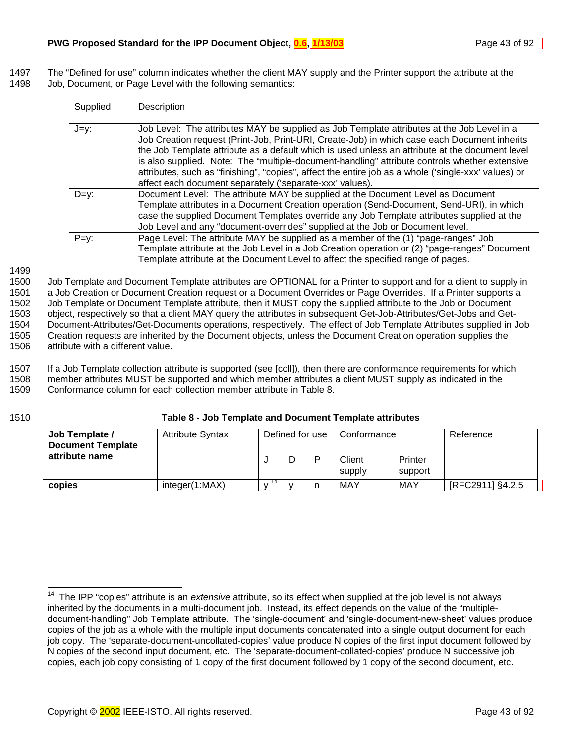The "Defined for use" column indicates whether the client MAY supply and the Printer support the attribute at the Job, Document, or Page Level with the following semantics:

| Supplied | Description |
|---|---|
| J=y: | Job Level: The attributes MAY be supplied as Job Template attributes at the Job Level in a Job Creation request (Print-Job, Print-URI, Create-Job) in which case each Document inherits the Job Template attribute as a default which is used unless an attribute at the document level is also supplied. Note: The "multiple-document-handling" attribute controls whether extensive attributes, such as "finishing", "copies", affect the entire job as a whole ('single-xxx' values) or affect each document separately ('separate-xxx' values). |
| D=y: | Document Level: The attribute MAY be supplied at the Document Level as Document Template attributes in a Document Creation operation (Send-Document, Send-URI), in which case the supplied Document Templates override any Job Template attributes supplied at the Job Level and any "document-overrides" supplied at the Job or Document level. |
| P=y: | Page Level: The attribute MAY be supplied as a member of the (1) "page-ranges" Job Template attribute at the Job Level in a Job Creation operation or (2) "page-ranges" Document Template attribute at the Document Level to affect the specified range of pages. |

Job Template and Document Template attributes are OPTIONAL for a Printer to support and for a client to supply in a Job Creation or Document Creation request or a Document Overrides or Page Overrides. If a Printer supports a Job Template or Document Template attribute, then it MUST copy the supplied attribute to the Job or Document object, respectively so that a client MAY query the attributes in subsequent Get-Job-Attributes/Get-Jobs and Get-Document-Attributes/Get-Documents operations, respectively. The effect of Job Template Attributes supplied in Job Creation requests are inherited by the Document objects, unless the Document Creation operation supplies the attribute with a different value.

If a Job Template collection attribute is supported (see [coll]), then there are conformance requirements for which member attributes MUST be supported and which member attributes a client MUST supply as indicated in the Conformance column for each collection member attribute in Table 8.

**Table 8 - Job Template and Document Template attributes**

| **Job Template / Document Template attribute name** | Attribute Syntax | Defined for use | | | Conformance | | Reference |
|---|---|---|---|---|---|---|---|
| | | J | D | P | Client supply | Printer support | |
| **copies** | integer(1:MAX) | y [14] | y | n | MAY | MAY | [RFC2911] §4.2.5 |

[14] The IPP "copies" attribute is an *extensive* attribute, so its effect when supplied at the job level is not always inherited by the documents in a multi-document job. Instead, its effect depends on the value of the "multiple-document-handling" Job Template attribute. The 'single-document' and 'single-document-new-sheet' values produce copies of the job as a whole with the multiple input documents concatenated into a single output document for each job copy. The 'separate-document-uncollated-copies' value produce N copies of the first input document followed by N copies of the second input document, etc. The 'separate-document-collated-copies' produce N successive job copies, each job copy consisting of 1 copy of the first document followed by 1 copy of the second document, etc.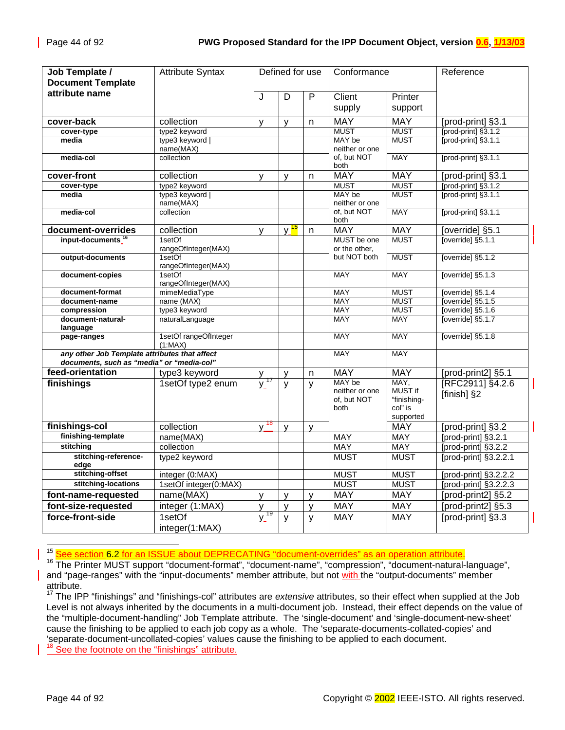| Job Template / Document Template attribute name | Attribute Syntax | Defined for use | | | Conformance | | Reference |
|---|---|---|---|---|---|---|---|
| | | J | D | P | Client supply | Printer support | |
| **cover-back** | collection | y | y | n | MAY | MAY | [prod-print] §3.1 |
| **cover-type** | type2 keyword | | | | MUST | MUST | [prod-print] §3.1.2 |
| **media** | type3 keyword \| name(MAX) | | | | MAY be neither or one of, but NOT both | MUST | [prod-print] §3.1.1 |
| **media-col** | collection | | | | | MAY | [prod-print] §3.1.1 |
| **cover-front** | collection | y | y | n | MAY | MAY | [prod-print] §3.1 |
| **cover-type** | type2 keyword | | | | MUST | MUST | [prod-print] §3.1.2 |
| **media** | type3 keyword \| name(MAX) | | | | MAY be neither or one of, but NOT both | MUST | [prod-print] §3.1.1 |
| **media-col** | collection | | | | | MAY | [prod-print] §3.1.1 |
| **document-overrides** | collection | y | y [15] | n | MAY | MAY | [override] §5.1 |
| **input-documents** [16] | 1setOf rangeOfInteger(MAX) | | | | MUST be one or the other, but NOT both | MUST | [override] §5.1.1 |
| **output-documents** | 1setOf rangeOfInteger(MAX) | | | | | MUST | [override] §5.1.2 |
| **document-copies** | 1setOf rangeOfInteger(MAX) | | | | MAY | MAY | [override] §5.1.3 |
| **document-format** | mimeMediaType | | | | MAY | MUST | [override] §5.1.4 |
| **document-name** | name (MAX) | | | | MAY | MUST | [override] §5.1.5 |
| **compression** | type3 keyword | | | | MAY | MUST | [override] §5.1.6 |
| **document-natural-language** | naturalLanguage | | | | MAY | MAY | [override] §5.1.7 |
| **page-ranges** | 1setOf rangeOfInteger (1:MAX) | | | | MAY | MAY | [override] §5.1.8 |
| ***any other Job Template attributes that affect documents, such as "media" or "media-col"*** | | | | | MAY | MAY | |
| **feed-orientation** | type3 keyword | y | y | n | MAY | MAY | [prod-print2] §5.1 |
| **finishings** | 1setOf type2 enum | y [17] | y | y | MAY be neither or one of, but NOT both | MAY, MUST if "finishing-col" is supported | [RFC2911] §4.2.6 [finish] §2 |
| **finishings-col** | collection | y [18] | y | y | | MAY | [prod-print] §3.2 |
| **finishing-template** | name(MAX) | | | | MAY | MAY | [prod-print] §3.2.1 |
| **stitching** | collection | | | | MAY | MAY | [prod-print] §3.2.2 |
| **stitching-reference-edge** | type2 keyword | | | | MUST | MUST | [prod-print] §3.2.2.1 |
| **stitching-offset** | integer (0:MAX) | | | | MUST | MUST | [prod-print] §3.2.2.2 |
| **stitching-locations** | 1setOf integer(0:MAX) | | | | MUST | MUST | [prod-print] §3.2.2.3 |
| **font-name-requested** | name(MAX) | y | y | y | MAY | MAY | [prod-print2] §5.2 |
| **font-size-requested** | integer (1:MAX) | y | y | y | MAY | MAY | [prod-print2] §5.3 |
| **force-front-side** | 1setOf integer(1:MAX) | y [19] | y | y | MAY | MAY | [prod-print] §3.3 |

---

[15] See section 6.2 for an ISSUE about DEPRECATING "document-overrides" as an operation attribute.

[16] The Printer MUST support "document-format", "document-name", "compression", "document-natural-language", and "page-ranges" with the "input-documents" member attribute, but not with the "output-documents" member attribute.

[17] The IPP "finishings" and "finishings-col" attributes are *extensive* attributes, so their effect when supplied at the Job Level is not always inherited by the documents in a multi-document job. Instead, their effect depends on the value of the "multiple-document-handling" Job Template attribute. The 'single-document' and 'single-document-new-sheet' cause the finishing to be applied to each job copy as a whole. The 'separate-documents-collated-copies' and 'separate-document-uncollated-copies' values cause the finishing to be applied to each document.

[18] See the footnote on the "finishings" attribute.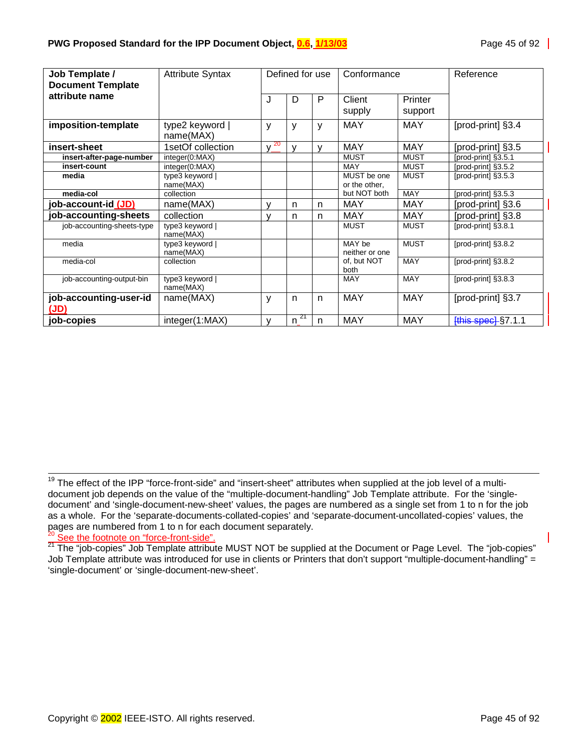| Job Template / Document Template attribute name | Attribute Syntax | Defined for use | | | Conformance | | Reference |
|---|---|---|---|---|---|---|---|
| | | J | D | P | Client supply | Printer support | |
| **imposition-template** | type2 keyword \| name(MAX) | y | y | y | MAY | MAY | [prod-print] §3.4 |
| **insert-sheet** | 1setOf collection | y [20] | y | y | MAY | MAY | [prod-print] §3.5 |
| **insert-after-page-number** | integer(0:MAX) | | | | MUST | MUST | [prod-print] §3.5.1 |
| **insert-count** | integer(0:MAX) | | | | MAY | MUST | [prod-print] §3.5.2 |
| **media** | type3 keyword \| name(MAX) | | | | MUST be one or the other, but NOT both | MUST | [prod-print] §3.5.3 |
| **media-col** | collection | | | | | MAY | [prod-print] §3.5.3 |
| **job-account-id (JD)** | name(MAX) | y | n | n | MAY | MAY | [prod-print] §3.6 |
| **job-accounting-sheets** | collection | y | n | n | MAY | MAY | [prod-print] §3.8 |
| job-accounting-sheets-type | type3 keyword \| name(MAX) | | | | MUST | MUST | [prod-print] §3.8.1 |
| media | type3 keyword \| name(MAX) | | | | MAY be neither or one of, but NOT both | MUST | [prod-print] §3.8.2 |
| media-col | collection | | | | | MAY | [prod-print] §3.8.2 |
| job-accounting-output-bin | type3 keyword \| name(MAX) | | | | MAY | MAY | [prod-print] §3.8.3 |
| **job-accounting-user-id (JD)** | name(MAX) | y | n | n | MAY | MAY | [prod-print] §3.7 |
| **job-copies** | integer(1:MAX) | y | n [21] | n | MAY | MAY | [this spec] §7.1.1 |

[19] The effect of the IPP "force-front-side" and "insert-sheet" attributes when supplied at the job level of a multi-document job depends on the value of the "multiple-document-handling" Job Template attribute. For the 'single-document' and 'single-document-new-sheet' values, the pages are numbered as a single set from 1 to n for the job as a whole. For the 'separate-documents-collated-copies' and 'separate-document-uncollated-copies' values, the pages are numbered from 1 to n for each document separately.

[20] See the footnote on "force-front-side".

[21] The "job-copies" Job Template attribute MUST NOT be supplied at the Document or Page Level. The "job-copies" Job Template attribute was introduced for use in clients or Printers that don't support "multiple-document-handling" = 'single-document' or 'single-document-new-sheet'.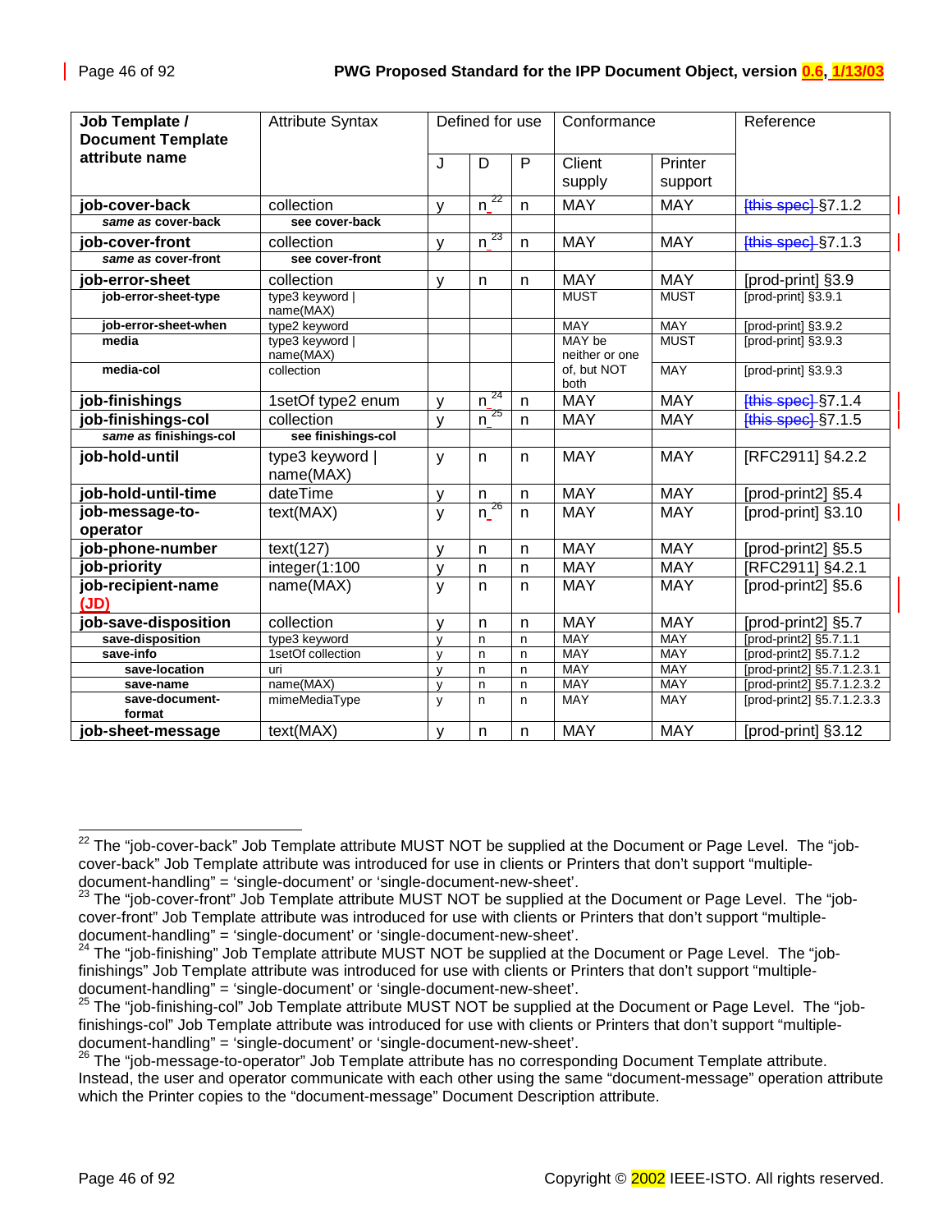| Job Template / Document Template attribute name | Attribute Syntax | Defined for use | | | Conformance | | Reference |
|---|---|---|---|---|---|---|---|
| | | J | D | P | Client supply | Printer support | |
| **job-cover-back** | collection | y | n [22] | n | MAY | MAY | [this spec] §7.1.2 |
| ***same as* cover-back** | **see cover-back** | | | | | | |
| **job-cover-front** | collection | y | n [23] | n | MAY | MAY | [this spec] §7.1.3 |
| ***same as* cover-front** | **see cover-front** | | | | | | |
| **job-error-sheet** | collection | y | n | n | MAY | MAY | [prod-print] §3.9 |
| **job-error-sheet-type** | type3 keyword \| name(MAX) | | | | MUST | MUST | [prod-print] §3.9.1 |
| **job-error-sheet-when** | type2 keyword | | | | MAY | MAY | [prod-print] §3.9.2 |
| **media** | type3 keyword \| name(MAX) | | | | MAY be neither or one of, but NOT both | MUST | [prod-print] §3.9.3 |
| **media-col** | collection | | | | | MAY | [prod-print] §3.9.3 |
| **job-finishings** | 1setOf type2 enum | y | n [24] | n | MAY | MAY | [this spec] §7.1.4 |
| **job-finishings-col** | collection | y | n [25] | n | MAY | MAY | [this spec] §7.1.5 |
| ***same as* finishings-col** | **see finishings-col** | | | | | | |
| **job-hold-until** | type3 keyword \| name(MAX) | y | n | n | MAY | MAY | [RFC2911] §4.2.2 |
| **job-hold-until-time** | dateTime | y | n | n | MAY | MAY | [prod-print2] §5.4 |
| **job-message-to-operator** | text(MAX) | y | n [26] | n | MAY | MAY | [prod-print] §3.10 |
| **job-phone-number** | text(127) | y | n | n | MAY | MAY | [prod-print2] §5.5 |
| **job-priority** | integer(1:100 | y | n | n | MAY | MAY | [RFC2911] §4.2.1 |
| **job-recipient-name (JD)** | name(MAX) | y | n | n | MAY | MAY | [prod-print2] §5.6 |
| **job-save-disposition** | collection | y | n | n | MAY | MAY | [prod-print2] §5.7 |
| **save-disposition** | type3 keyword | y | n | n | MAY | MAY | [prod-print2] §5.7.1.1 |
| **save-info** | 1setOf collection | y | n | n | MAY | MAY | [prod-print2] §5.7.1.2 |
| **save-location** | uri | y | n | n | MAY | MAY | [prod-print2] §5.7.1.2.3.1 |
| **save-name** | name(MAX) | y | n | n | MAY | MAY | [prod-print2] §5.7.1.2.3.2 |
| **save-document-format** | mimeMediaType | y | n | n | MAY | MAY | [prod-print2] §5.7.1.2.3.3 |
| **job-sheet-message** | text(MAX) | y | n | n | MAY | MAY | [prod-print] §3.12 |

[22] The "job-cover-back" Job Template attribute MUST NOT be supplied at the Document or Page Level. The "job-cover-back" Job Template attribute was introduced for use in clients or Printers that don't support "multiple-document-handling" = 'single-document' or 'single-document-new-sheet'.

[23] The "job-cover-front" Job Template attribute MUST NOT be supplied at the Document or Page Level. The "job-cover-front" Job Template attribute was introduced for use with clients or Printers that don't support "multiple-document-handling" = 'single-document' or 'single-document-new-sheet'.

[24] The "job-finishing" Job Template attribute MUST NOT be supplied at the Document or Page Level. The "job-finishings" Job Template attribute was introduced for use with clients or Printers that don't support "multiple-document-handling" = 'single-document' or 'single-document-new-sheet'.

[25] The "job-finishing-col" Job Template attribute MUST NOT be supplied at the Document or Page Level. The "job-finishings-col" Job Template attribute was introduced for use with clients or Printers that don't support "multiple-document-handling" = 'single-document' or 'single-document-new-sheet'.

[26] The "job-message-to-operator" Job Template attribute has no corresponding Document Template attribute. Instead, the user and operator communicate with each other using the same "document-message" operation attribute which the Printer copies to the "document-message" Document Description attribute.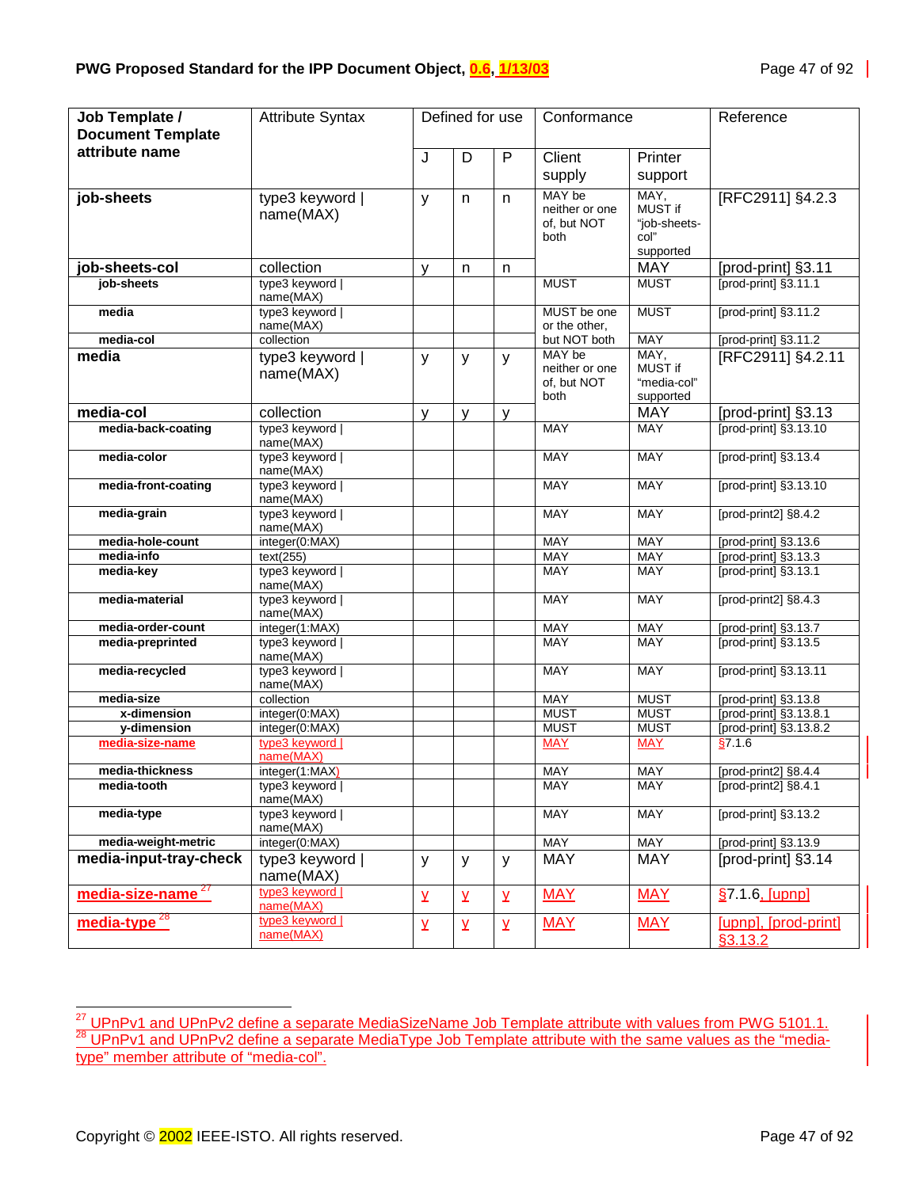| Job Template / Document Template attribute name | Attribute Syntax | Defined for use | | | Conformance | | Reference |
|---|---|---|---|---|---|---|---|
| | | J | D | P | Client supply | Printer support | |
| **job-sheets** | type3 keyword \| name(MAX) | y | n | n | MAY be neither or one of, but NOT both | MAY, MUST if "job-sheets-col" supported | [RFC2911] §4.2.3 |
| **job-sheets-col** | collection | y | n | n | | MAY | [prod-print] §3.11 |
| **job-sheets** | type3 keyword \| name(MAX) | | | | MUST | MUST | [prod-print] §3.11.1 |
| **media** | type3 keyword \| name(MAX) | | | | MUST be one or the other, but NOT both | MUST | [prod-print] §3.11.2 |
| **media-col** | collection | | | | | MAY | [prod-print] §3.11.2 |
| **media** | type3 keyword \| name(MAX) | y | y | y | MAY be neither or one of, but NOT both | MAY, MUST if "media-col" supported | [RFC2911] §4.2.11 |
| **media-col** | collection | y | y | y | | MAY | [prod-print] §3.13 |
| **media-back-coating** | type3 keyword \| name(MAX) | | | | MAY | MAY | [prod-print] §3.13.10 |
| **media-color** | type3 keyword \| name(MAX) | | | | MAY | MAY | [prod-print] §3.13.4 |
| **media-front-coating** | type3 keyword \| name(MAX) | | | | MAY | MAY | [prod-print] §3.13.10 |
| **media-grain** | type3 keyword \| name(MAX) | | | | MAY | MAY | [prod-print2] §8.4.2 |
| **media-hole-count** | integer(0:MAX) | | | | MAY | MAY | [prod-print] §3.13.6 |
| **media-info** | text(255) | | | | MAY | MAY | [prod-print] §3.13.3 |
| **media-key** | type3 keyword \| name(MAX) | | | | MAY | MAY | [prod-print] §3.13.1 |
| **media-material** | type3 keyword \| name(MAX) | | | | MAY | MAY | [prod-print2] §8.4.3 |
| **media-order-count** | integer(1:MAX) | | | | MAY | MAY | [prod-print] §3.13.7 |
| **media-preprinted** | type3 keyword \| name(MAX) | | | | MAY | MAY | [prod-print] §3.13.5 |
| **media-recycled** | type3 keyword \| name(MAX) | | | | MAY | MAY | [prod-print] §3.13.11 |
| **media-size** | collection | | | | MAY | MUST | [prod-print] §3.13.8 |
| **x-dimension** | integer(0:MAX) | | | | MUST | MUST | [prod-print] §3.13.8.1 |
| **y-dimension** | integer(0:MAX) | | | | MUST | MUST | [prod-print] §3.13.8.2 |
| **media-size-name** | type3 keyword \| name(MAX) | | | | MAY | MAY | §7.1.6 |
| **media-thickness** | integer(1:MAX) | | | | MAY | MAY | [prod-print2] §8.4.4 |
| **media-tooth** | type3 keyword \| name(MAX) | | | | MAY | MAY | [prod-print2] §8.4.1 |
| **media-type** | type3 keyword \| name(MAX) | | | | MAY | MAY | [prod-print] §3.13.2 |
| **media-weight-metric** | integer(0:MAX) | | | | MAY | MAY | [prod-print] §3.13.9 |
| **media-input-tray-check** | type3 keyword \| name(MAX) | y | y | y | MAY | MAY | [prod-print] §3.14 |
| **media-size-name** [27] | type3 keyword \| name(MAX) | y | y | y | MAY | MAY | §7.1.6, [upnp] |
| **media-type** [28] | type3 keyword \| name(MAX) | y | y | y | MAY | MAY | [upnp], [prod-print] §3.13.2 |

[27] UPnPv1 and UPnPv2 define a separate MediaSizeName Job Template attribute with values from PWG 5101.1.

[28] UPnPv1 and UPnPv2 define a separate MediaType Job Template attribute with the same values as the "media-type" member attribute of "media-col".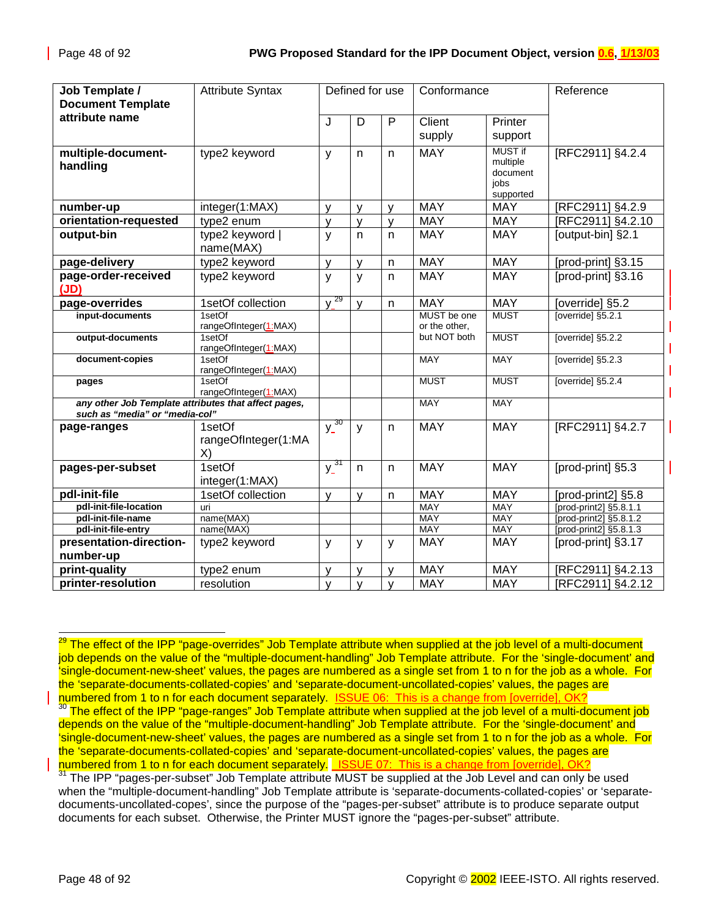| Job Template / Document Template attribute name | Attribute Syntax | Defined for use | | | Conformance | | Reference |
|---|---|---|---|---|---|---|---|
| | | J | D | P | Client supply | Printer support | |
| **multiple-document-handling** | type2 keyword | y | n | n | MAY | MUST if multiple document jobs supported | [RFC2911] §4.2.4 |
| **number-up** | integer(1:MAX) | y | y | y | MAY | MAY | [RFC2911] §4.2.9 |
| **orientation-requested** | type2 enum | y | y | y | MAY | MAY | [RFC2911] §4.2.10 |
| **output-bin** | type2 keyword \| name(MAX) | y | n | n | MAY | MAY | [output-bin] §2.1 |
| **page-delivery** | type2 keyword | y | y | n | MAY | MAY | [prod-print] §3.15 |
| **page-order-received (JD)** | type2 keyword | y | y | n | MAY | MAY | [prod-print] §3.16 |
| **page-overrides** | 1setOf collection | y[29] | y | n | MAY | MAY | [override] §5.2 |
| **input-documents** | 1setOf rangeOfInteger(1:MAX) | | | | MUST be one or the other, but NOT both | MUST | [override] §5.2.1 |
| **output-documents** | 1setOf rangeOfInteger(1:MAX) | | | | | MUST | [override] §5.2.2 |
| **document-copies** | 1setOf rangeOfInteger(1:MAX) | | | | MAY | MAY | [override] §5.2.3 |
| **pages** | 1setOf rangeOfInteger(1:MAX) | | | | MUST | MUST | [override] §5.2.4 |
| ***any other Job Template attributes that affect pages, such as "media" or "media-col"*** | | | | | MAY | MAY | |
| **page-ranges** | 1setOf rangeOfInteger(1:MAX) | y[30] | y | n | MAY | MAY | [RFC2911] §4.2.7 |
| **pages-per-subset** | 1setOf integer(1:MAX) | y[31] | n | n | MAY | MAY | [prod-print] §5.3 |
| **pdl-init-file** | 1setOf collection | y | y | n | MAY | MAY | [prod-print2] §5.8 |
| **pdl-init-file-location** | uri | | | | MAY | MAY | [prod-print2] §5.8.1.1 |
| **pdl-init-file-name** | name(MAX) | | | | MAY | MAY | [prod-print2] §5.8.1.2 |
| **pdl-init-file-entry** | name(MAX) | | | | MAY | MAY | [prod-print2] §5.8.1.3 |
| **presentation-direction-number-up** | type2 keyword | y | y | y | MAY | MAY | [prod-print] §3.17 |
| **print-quality** | type2 enum | y | y | y | MAY | MAY | [RFC2911] §4.2.13 |
| **printer-resolution** | resolution | y | y | y | MAY | MAY | [RFC2911] §4.2.12 |

---

[29] The effect of the IPP "page-overrides" Job Template attribute when supplied at the job level of a multi-document job depends on the value of the "multiple-document-handling" Job Template attribute. For the 'single-document' and 'single-document-new-sheet' values, the pages are numbered as a single set from 1 to n for the job as a whole. For the 'separate-documents-collated-copies' and 'separate-document-uncollated-copies' values, the pages are numbered from 1 to n for each document separately. ISSUE 06: This is a change from [override], OK?

[30] The effect of the IPP "page-ranges" Job Template attribute when supplied at the job level of a multi-document job depends on the value of the "multiple-document-handling" Job Template attribute. For the 'single-document' and 'single-document-new-sheet' values, the pages are numbered as a single set from 1 to n for the job as a whole. For the 'separate-documents-collated-copies' and 'separate-document-uncollated-copies' values, the pages are numbered from 1 to n for each document separately. ISSUE 07: This is a change from [override], OK?

[31] The IPP "pages-per-subset" Job Template attribute MUST be supplied at the Job Level and can only be used when the "multiple-document-handling" Job Template attribute is 'separate-documents-collated-copies' or 'separate-documents-uncollated-copes', since the purpose of the "pages-per-subset" attribute is to produce separate output documents for each subset. Otherwise, the Printer MUST ignore the "pages-per-subset" attribute.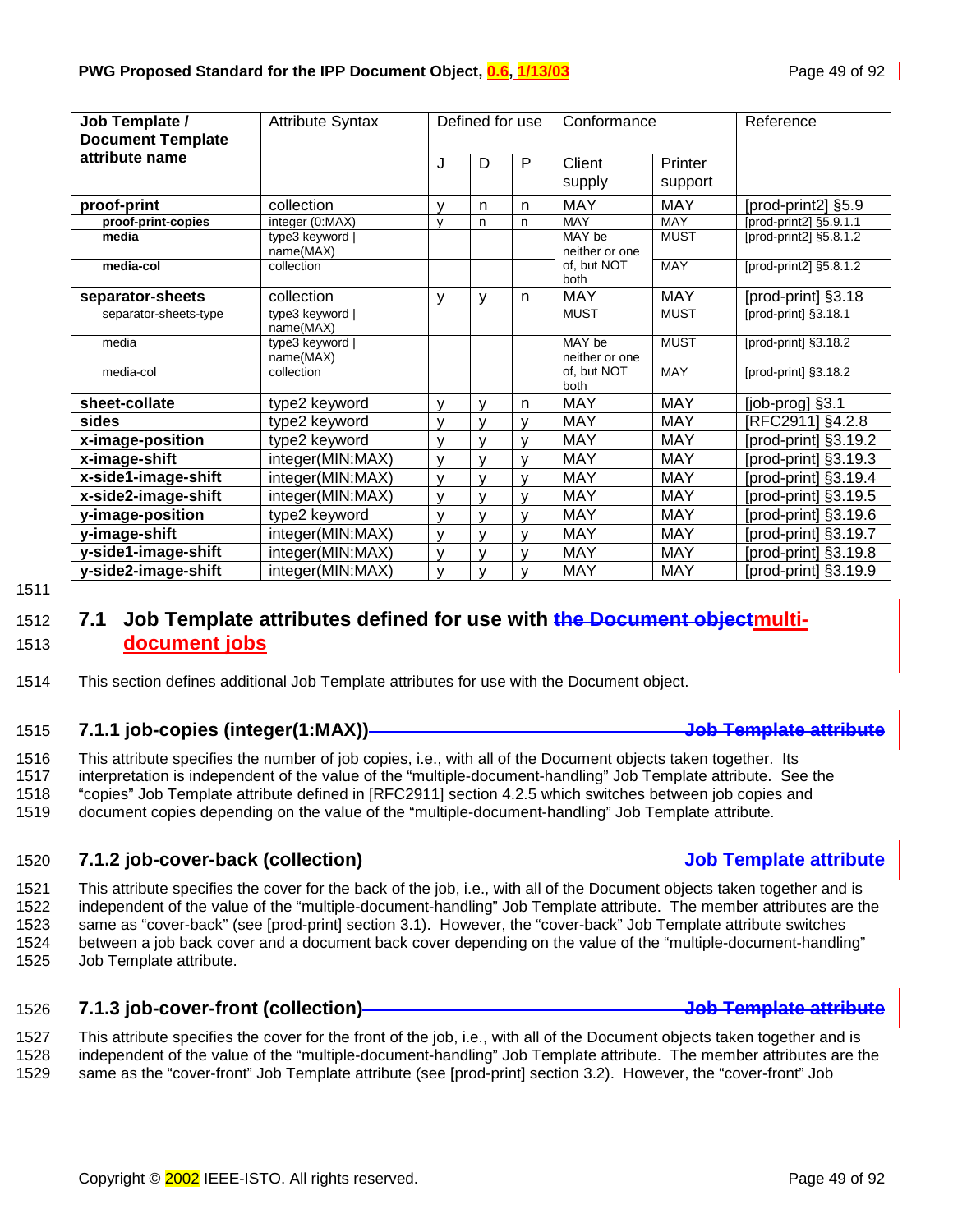| Job Template / Document Template attribute name | Attribute Syntax | Defined for use | | | Conformance | | Reference |
|---|---|---|---|---|---|---|---|
| | | J | D | P | Client supply | Printer support | |
| **proof-print** | collection | y | n | n | MAY | MAY | [prod-print2] §5.9 |
| **proof-print-copies** | integer (0:MAX) | y | n | n | MAY | MAY | [prod-print2] §5.9.1.1 |
| **media** | type3 keyword \| name(MAX) | | | | MAY be neither or one of, but NOT both | MUST | [prod-print2] §5.8.1.2 |
| **media-col** | collection | | | | | MAY | [prod-print2] §5.8.1.2 |
| **separator-sheets** | collection | y | y | n | MAY | MAY | [prod-print] §3.18 |
| separator-sheets-type | type3 keyword \| name(MAX) | | | | MUST | MUST | [prod-print] §3.18.1 |
| media | type3 keyword \| name(MAX) | | | | MAY be neither or one of, but NOT both | MUST | [prod-print] §3.18.2 |
| media-col | collection | | | | | MAY | [prod-print] §3.18.2 |
| **sheet-collate** | type2 keyword | y | y | n | MAY | MAY | [job-prog] §3.1 |
| **sides** | type2 keyword | y | y | y | MAY | MAY | [RFC2911] §4.2.8 |
| **x-image-position** | type2 keyword | y | y | y | MAY | MAY | [prod-print] §3.19.2 |
| **x-image-shift** | integer(MIN:MAX) | y | y | y | MAY | MAY | [prod-print] §3.19.3 |
| **x-side1-image-shift** | integer(MIN:MAX) | y | y | y | MAY | MAY | [prod-print] §3.19.4 |
| **x-side2-image-shift** | integer(MIN:MAX) | y | y | y | MAY | MAY | [prod-print] §3.19.5 |
| **y-image-position** | type2 keyword | y | y | y | MAY | MAY | [prod-print] §3.19.6 |
| **y-image-shift** | integer(MIN:MAX) | y | y | y | MAY | MAY | [prod-print] §3.19.7 |
| **y-side1-image-shift** | integer(MIN:MAX) | y | y | y | MAY | MAY | [prod-print] §3.19.8 |
| **y-side2-image-shift** | integer(MIN:MAX) | y | y | y | MAY | MAY | [prod-print] §3.19.9 |

## 7.1 Job Template attributes defined for use with ~~the Document object~~ multi-document jobs

This section defines additional Job Template attributes for use with the Document object.

### 7.1.1 job-copies (integer(1:MAX)) ~~Job Template attribute~~

This attribute specifies the number of job copies, i.e., with all of the Document objects taken together. Its interpretation is independent of the value of the "multiple-document-handling" Job Template attribute. See the "copies" Job Template attribute defined in [RFC2911] section 4.2.5 which switches between job copies and document copies depending on the value of the "multiple-document-handling" Job Template attribute.

### 7.1.2 job-cover-back (collection) ~~Job Template attribute~~

This attribute specifies the cover for the back of the job, i.e., with all of the Document objects taken together and is independent of the value of the "multiple-document-handling" Job Template attribute. The member attributes are the same as "cover-back" (see [prod-print] section 3.1). However, the "cover-back" Job Template attribute switches between a job back cover and a document back cover depending on the value of the "multiple-document-handling" Job Template attribute.

### 7.1.3 job-cover-front (collection) ~~Job Template attribute~~

This attribute specifies the cover for the front of the job, i.e., with all of the Document objects taken together and is independent of the value of the "multiple-document-handling" Job Template attribute. The member attributes are the same as the "cover-front" Job Template attribute (see [prod-print] section 3.2). However, the "cover-front" Job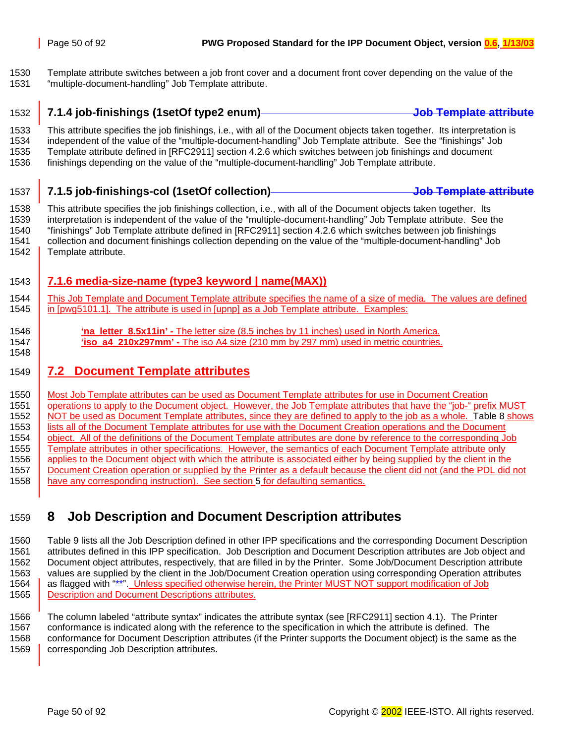Template attribute switches between a job front cover and a document front cover depending on the value of the "multiple-document-handling" Job Template attribute.

### 7.1.4 job-finishings (1setOf type2 enum) ~~Job Template attribute~~

This attribute specifies the job finishings, i.e., with all of the Document objects taken together. Its interpretation is independent of the value of the "multiple-document-handling" Job Template attribute. See the "finishings" Job Template attribute defined in [RFC2911] section 4.2.6 which switches between job finishings and document finishings depending on the value of the "multiple-document-handling" Job Template attribute.

### 7.1.5 job-finishings-col (1setOf collection) ~~Job Template attribute~~

This attribute specifies the job finishings collection, i.e., with all of the Document objects taken together. Its interpretation is independent of the value of the "multiple-document-handling" Job Template attribute. See the "finishings" Job Template attribute defined in [RFC2911] section 4.2.6 which switches between job finishings collection and document finishings collection depending on the value of the "multiple-document-handling" Job Template attribute.

### 7.1.6 media-size-name (type3 keyword | name(MAX))

This Job Template and Document Template attribute specifies the name of a size of media. The values are defined in [pwg5101.1]. The attribute is used in [upnp] as a Job Template attribute. Examples:

- **'na_letter_8.5x11in' -** The letter size (8.5 inches by 11 inches) used in North America.
- **'iso_a4_210x297mm' -** The iso A4 size (210 mm by 297 mm) used in metric countries.

## 7.2 Document Template attributes

Most Job Template attributes can be used as Document Template attributes for use in Document Creation operations to apply to the Document object. However, the Job Template attributes that have the "job-" prefix MUST NOT be used as Document Template attributes, since they are defined to apply to the job as a whole. Table 8 shows lists all of the Document Template attributes for use with the Document Creation operations and the Document object. All of the definitions of the Document Template attributes are done by reference to the corresponding Job Template attributes in other specifications. However, the semantics of each Document Template attribute only applies to the Document object with which the attribute is associated either by being supplied by the client in the Document Creation operation or supplied by the Printer as a default because the client did not (and the PDL did not have any corresponding instruction). See section 5 for defaulting semantics.

# 8 Job Description and Document Description attributes

Table 9 lists all the Job Description defined in other IPP specifications and the corresponding Document Description attributes defined in this IPP specification. Job Description and Document Description attributes are Job object and Document object attributes, respectively, that are filled in by the Printer. Some Job/Document Description attribute values are supplied by the client in the Job/Document Creation operation using corresponding Operation attributes as flagged with "**". Unless specified otherwise herein, the Printer MUST NOT support modification of Job Description and Document Descriptions attributes.

The column labeled "attribute syntax" indicates the attribute syntax (see [RFC2911] section 4.1). The Printer conformance is indicated along with the reference to the specification in which the attribute is defined. The conformance for Document Description attributes (if the Printer supports the Document object) is the same as the corresponding Job Description attributes.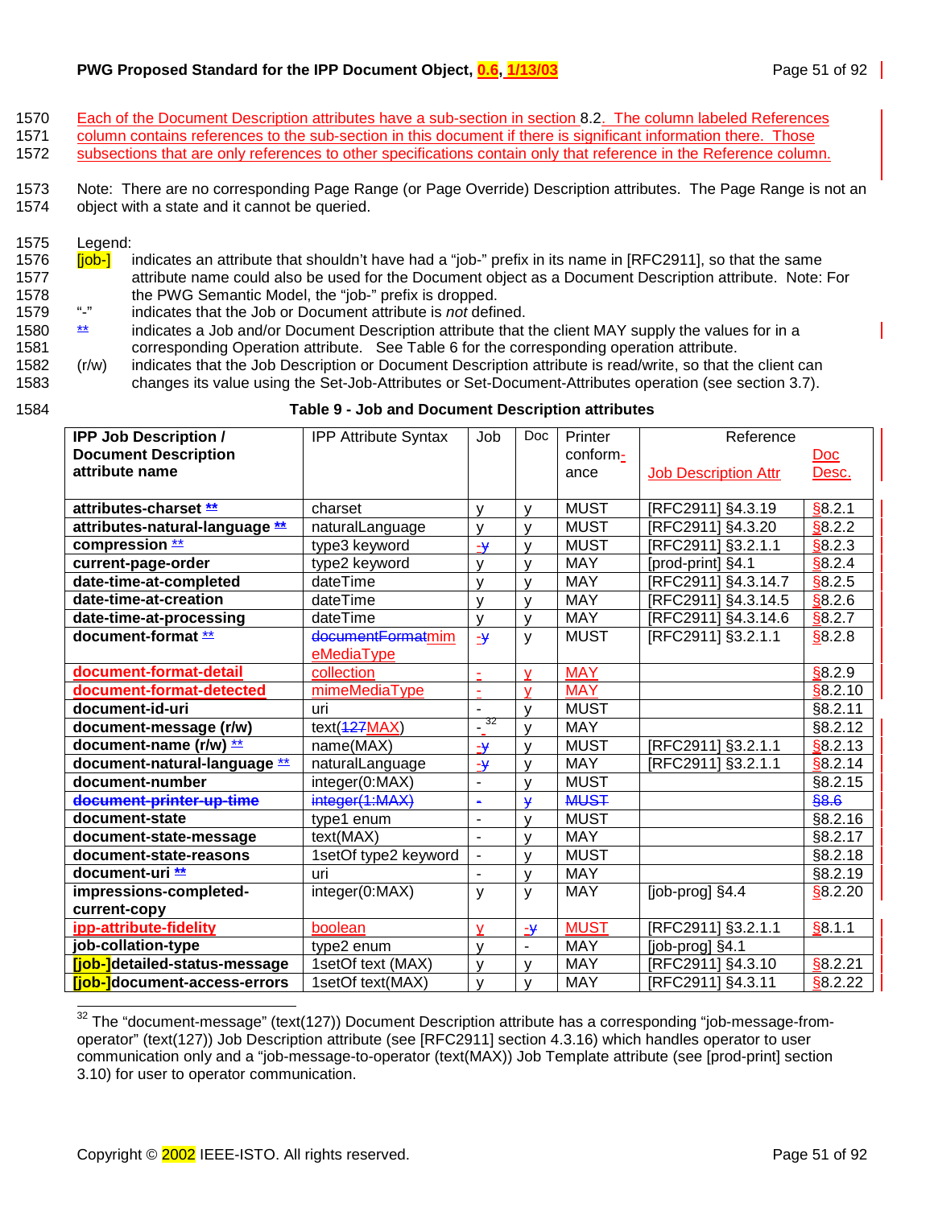Each of the Document Description attributes have a sub-section in section 8.2. The column labeled References column contains references to the sub-section in this document if there is significant information there. Those subsections that are only references to other specifications contain only that reference in the Reference column.

Note: There are no corresponding Page Range (or Page Override) Description attributes. The Page Range is not an object with a state and it cannot be queried.

Legend:

[job-] indicates an attribute that shouldn't have had a "job-" prefix in its name in [RFC2911], so that the same attribute name could also be used for the Document object as a Document Description attribute. Note: For the PWG Semantic Model, the "job-" prefix is dropped.

"-" indicates that the Job or Document attribute is *not* defined.

** indicates a Job and/or Document Description attribute that the client MAY supply the values for in a corresponding Operation attribute. See Table 6 for the corresponding operation attribute.

(r/w) indicates that the Job Description or Document Description attribute is read/write, so that the client can changes its value using the Set-Job-Attributes or Set-Document-Attributes operation (see section 3.7).

**Table 9 - Job and Document Description attributes**

| IPP Job Description / Document Description attribute name | IPP Attribute Syntax | Job | Doc | Printer conform-ance | Reference Job Description Attr | Doc Desc. |
|---|---|---|---|---|---|---|
| **attributes-charset** ** | charset | y | y | MUST | [RFC2911] §4.3.19 | §8.2.1 |
| **attributes-natural-language** ** | naturalLanguage | y | y | MUST | [RFC2911] §4.3.20 | §8.2.2 |
| **compression** ** | type3 keyword | ~~-~~y | y | MUST | [RFC2911] §3.2.1.1 | §8.2.3 |
| **current-page-order** | type2 keyword | y | y | MAY | [prod-print] §4.1 | §8.2.4 |
| **date-time-at-completed** | dateTime | y | y | MAY | [RFC2911] §4.3.14.7 | §8.2.5 |
| **date-time-at-creation** | dateTime | y | y | MAY | [RFC2911] §4.3.14.5 | §8.2.6 |
| **date-time-at-processing** | dateTime | y | y | MAY | [RFC2911] §4.3.14.6 | §8.2.7 |
| **document-format** ** | ~~documentFormat~~mimeMediaType | ~~-~~y | y | MUST | [RFC2911] §3.2.1.1 | §8.2.8 |
| **document-format-detail** | collection | - | y | MAY | | §8.2.9 |
| **document-format-detected** | mimeMediaType | - | y | MAY | | §8.2.10 |
| **document-id-uri** | uri | - | y | MUST | | §8.2.11 |
| **document-message (r/w)** | text(~~127~~MAX) | -[32] | y | MAY | | §8.2.12 |
| **document-name (r/w)** ** | name(MAX) | ~~-~~y | y | MUST | [RFC2911] §3.2.1.1 | §8.2.13 |
| **document-natural-language** ** | naturalLanguage | ~~-~~y | y | MAY | [RFC2911] §3.2.1.1 | §8.2.14 |
| **document-number** | integer(0:MAX) | - | y | MUST | | §8.2.15 |
| ~~**document-printer-up-time**~~ | ~~integer(1:MAX)~~ | ~~-~~ | ~~y~~ | ~~MUST~~ | | ~~§8.6~~ |
| **document-state** | type1 enum | - | y | MUST | | §8.2.16 |
| **document-state-message** | text(MAX) | - | y | MAY | | §8.2.17 |
| **document-state-reasons** | 1setOf type2 keyword | - | y | MUST | | §8.2.18 |
| **document-uri** ** | uri | - | y | MAY | | §8.2.19 |
| **impressions-completed-current-copy** | integer(0:MAX) | y | y | MAY | [job-prog] §4.4 | §8.2.20 |
| **ipp-attribute-fidelity** | boolean | y | ~~-~~y | MUST | [RFC2911] §3.2.1.1 | §8.1.1 |
| **job-collation-type** | type2 enum | y | - | MAY | [job-prog] §4.1 | |
| **[job-]detailed-status-message** | 1setOf text (MAX) | y | y | MAY | [RFC2911] §4.3.10 | §8.2.21 |
| **[job-]document-access-errors** | 1setOf text(MAX) | y | y | MAY | [RFC2911] §4.3.11 | §8.2.22 |

[32] The "document-message" (text(127)) Document Description attribute has a corresponding "job-message-from-operator" (text(127)) Job Description attribute (see [RFC2911] section 4.3.16) which handles operator to user communication only and a "job-message-to-operator (text(MAX)) Job Template attribute (see [prod-print] section 3.10) for user to operator communication.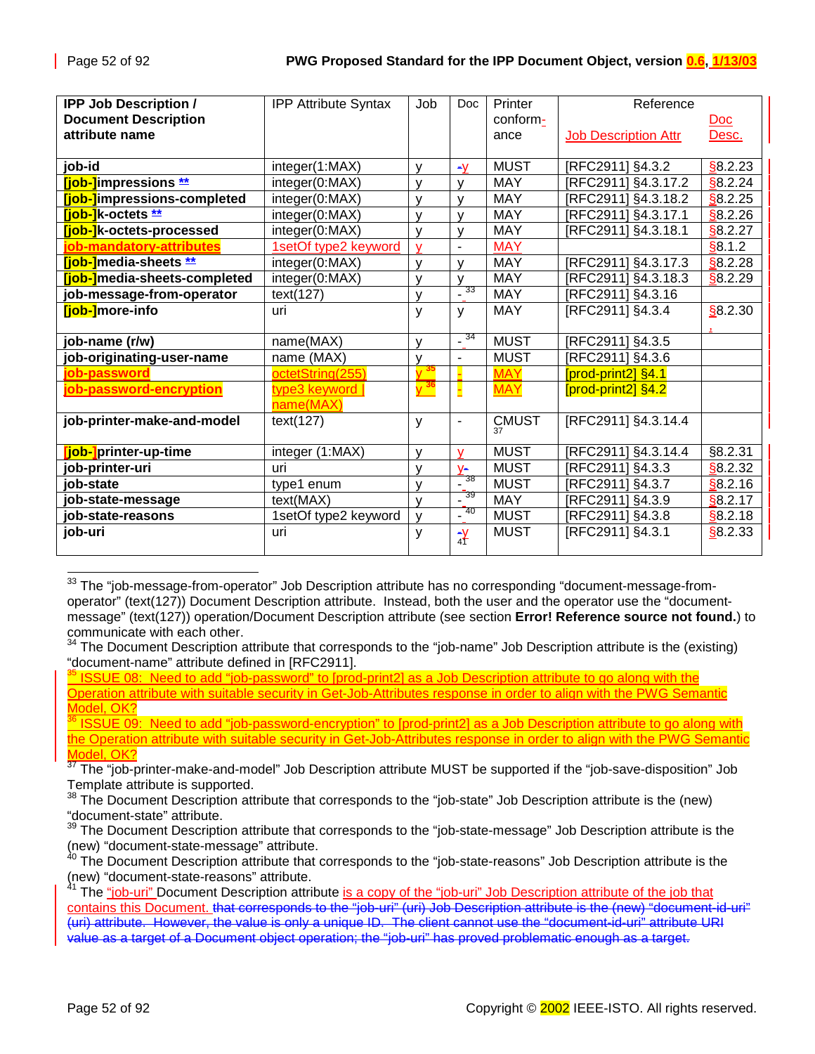| IPP Job Description / Document Description attribute name | IPP Attribute Syntax | Job | Doc | Printer conformance | Reference Job Description Attr | Doc Desc. |
|---|---|---|---|---|---|---|
| **job-id** | integer(1:MAX) | y | y | MUST | [RFC2911] §4.3.2 | §8.2.23 |
| **[job-]impressions** ** | integer(0:MAX) | y | y | MAY | [RFC2911] §4.3.17.2 | §8.2.24 |
| **[job-]impressions-completed** | integer(0:MAX) | y | y | MAY | [RFC2911] §4.3.18.2 | §8.2.25 |
| **[job-]k-octets** ** | integer(0:MAX) | y | y | MAY | [RFC2911] §4.3.17.1 | §8.2.26 |
| **[job-]k-octets-processed** | integer(0:MAX) | y | y | MAY | [RFC2911] §4.3.18.1 | §8.2.27 |
| **job-mandatory-attributes** | 1setOf type2 keyword | y | - | MAY | | §8.1.2 |
| **[job-]media-sheets** ** | integer(0:MAX) | y | y | MAY | [RFC2911] §4.3.17.3 | §8.2.28 |
| **[job-]media-sheets-completed** | integer(0:MAX) | y | y | MAY | [RFC2911] §4.3.18.3 | §8.2.29 |
| **job-message-from-operator** | text(127) | y | - [33] | MAY | [RFC2911] §4.3.16 | |
| **[job-]more-info** | uri | y | y | MAY | [RFC2911] §4.3.4 | §8.2.30 |
| **job-name (r/w)** | name(MAX) | y | - [34] | MUST | [RFC2911] §4.3.5 | |
| **job-originating-user-name** | name (MAX) | y | - | MUST | [RFC2911] §4.3.6 | |
| **job-password** | octetString(255) | y [35] | - | MAY | [prod-print2] §4.1 | |
| **job-password-encryption** | type3 keyword \| name(MAX) | y [36] | - | MAY | [prod-print2] §4.2 | |
| **job-printer-make-and-model** | text(127) | y | - | CMUST [37] | [RFC2911] §4.3.14.4 | |
| **[job-]printer-up-time** | integer (1:MAX) | y | y | MUST | [RFC2911] §4.3.14.4 | §8.2.31 |
| **job-printer-uri** | uri | y | y | MUST | [RFC2911] §4.3.3 | §8.2.32 |
| **job-state** | type1 enum | y | - [38] | MUST | [RFC2911] §4.3.7 | §8.2.16 |
| **job-state-message** | text(MAX) | y | - [39] | MAY | [RFC2911] §4.3.9 | §8.2.17 |
| **job-state-reasons** | 1setOf type2 keyword | y | - [40] | MUST | [RFC2911] §4.3.8 | §8.2.18 |
| **job-uri** | uri | y | y [41] | MUST | [RFC2911] §4.3.1 | §8.2.33 |

[33] The "job-message-from-operator" Job Description attribute has no corresponding "document-message-from-operator" (text(127)) Document Description attribute. Instead, both the user and the operator use the "document-message" (text(127)) operation/Document Description attribute (see section **Error! Reference source not found.**) to communicate with each other.

[34] The Document Description attribute that corresponds to the "job-name" Job Description attribute is the (existing) "document-name" attribute defined in [RFC2911].

[35] ISSUE 08: Need to add "job-password" to [prod-print2] as a Job Description attribute to go along with the Operation attribute with suitable security in Get-Job-Attributes response in order to align with the PWG Semantic Model, OK?

[36] ISSUE 09: Need to add "job-password-encryption" to [prod-print2] as a Job Description attribute to go along with the Operation attribute with suitable security in Get-Job-Attributes response in order to align with the PWG Semantic Model, OK?

[37] The "job-printer-make-and-model" Job Description attribute MUST be supported if the "job-save-disposition" Job Template attribute is supported.

[38] The Document Description attribute that corresponds to the "job-state" Job Description attribute is the (new) "document-state" attribute.

[39] The Document Description attribute that corresponds to the "job-state-message" Job Description attribute is the (new) "document-state-message" attribute.

[40] The Document Description attribute that corresponds to the "job-state-reasons" Job Description attribute is the (new) "document-state-reasons" attribute.

[41] The "job-uri" Document Description attribute is a copy of the "job-uri" Job Description attribute of the job that contains this Document. ~~that corresponds to the "job-uri" (uri) Job Description attribute is the (new) "document-id-uri" (uri) attribute. However, the value is only a unique ID. The client cannot use the "document-id-uri" attribute URI value as a target of a Document object operation; the "job-uri" has proved problematic enough as a target.~~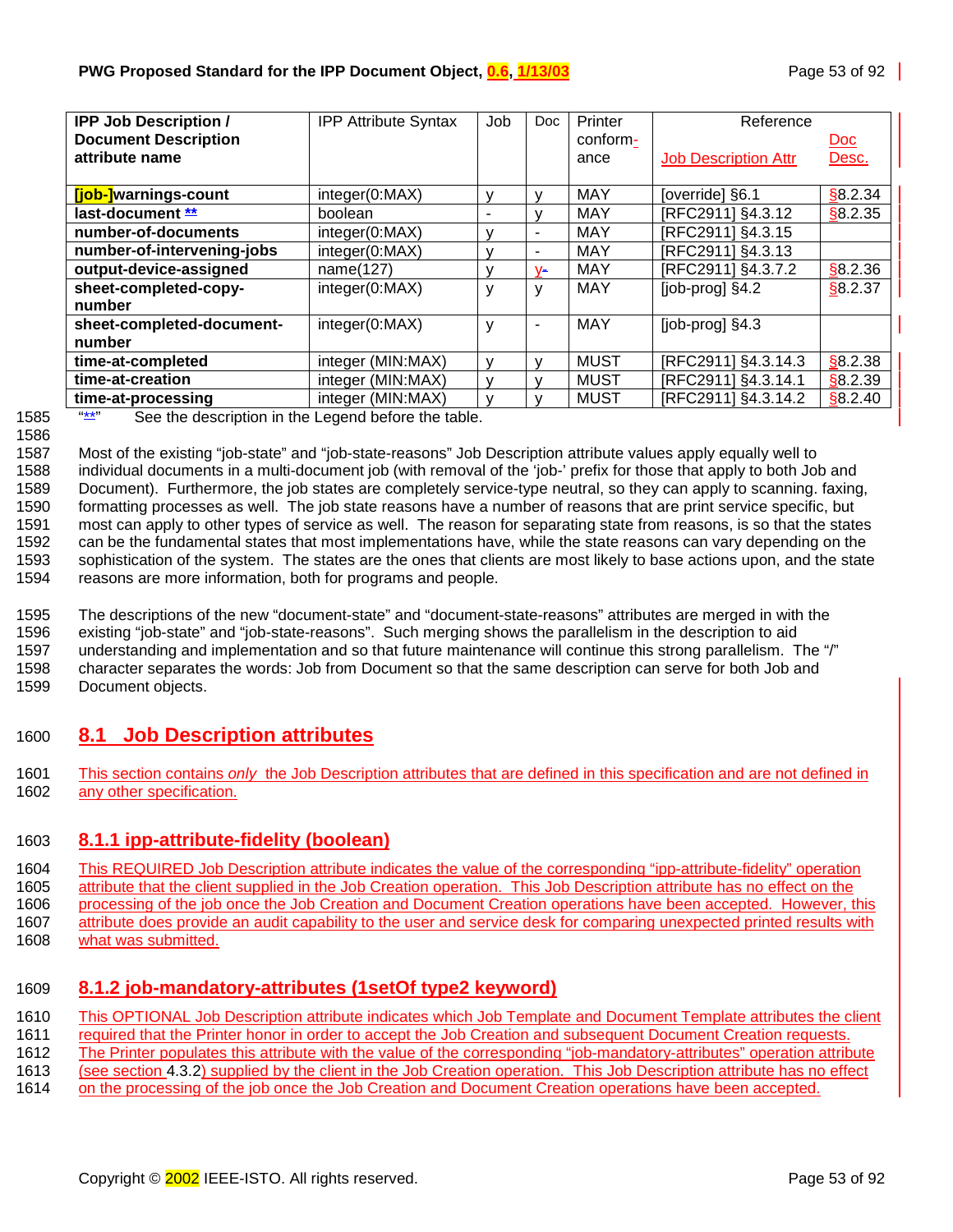| IPP Job Description / Document Description attribute name | IPP Attribute Syntax | Job | Doc | Printer conform-ance | Reference Job Description Attr | Doc Desc. |
|---|---|---|---|---|---|---|
| **[job-]warnings-count** | integer(0:MAX) | y | y | MAY | [override] §6.1 | §8.2.34 |
| **last-document ** ** | boolean | - | y | MAY | [RFC2911] §4.3.12 | §8.2.35 |
| **number-of-documents** | integer(0:MAX) | y | - | MAY | [RFC2911] §4.3.15 | |
| **number-of-intervening-jobs** | integer(0:MAX) | y | - | MAY | [RFC2911] §4.3.13 | |
| **output-device-assigned** | name(127) | y | y | MAY | [RFC2911] §4.3.7.2 | §8.2.36 |
| **sheet-completed-copy-number** | integer(0:MAX) | y | y | MAY | [job-prog] §4.2 | §8.2.37 |
| **sheet-completed-document-number** | integer(0:MAX) | y | - | MAY | [job-prog] §4.3 | |
| **time-at-completed** | integer (MIN:MAX) | y | y | MUST | [RFC2911] §4.3.14.3 | §8.2.38 |
| **time-at-creation** | integer (MIN:MAX) | y | y | MUST | [RFC2911] §4.3.14.1 | §8.2.39 |
| **time-at-processing** | integer (MIN:MAX) | y | y | MUST | [RFC2911] §4.3.14.2 | §8.2.40 |

"**"    See the description in the Legend before the table.

Most of the existing "job-state" and "job-state-reasons" Job Description attribute values apply equally well to individual documents in a multi-document job (with removal of the 'job-' prefix for those that apply to both Job and Document). Furthermore, the job states are completely service-type neutral, so they can apply to scanning. faxing, formatting processes as well. The job state reasons have a number of reasons that are print service specific, but most can apply to other types of service as well. The reason for separating state from reasons, is so that the states can be the fundamental states that most implementations have, while the state reasons can vary depending on the sophistication of the system. The states are the ones that clients are most likely to base actions upon, and the state reasons are more information, both for programs and people.

The descriptions of the new "document-state" and "document-state-reasons" attributes are merged in with the existing "job-state" and "job-state-reasons". Such merging shows the parallelism in the description to aid understanding and implementation and so that future maintenance will continue this strong parallelism. The "/" character separates the words: Job from Document so that the same description can serve for both Job and Document objects.

## 8.1 Job Description attributes

This section contains *only* the Job Description attributes that are defined in this specification and are not defined in any other specification.

### 8.1.1 ipp-attribute-fidelity (boolean)

This REQUIRED Job Description attribute indicates the value of the corresponding "ipp-attribute-fidelity" operation attribute that the client supplied in the Job Creation operation. This Job Description attribute has no effect on the processing of the job once the Job Creation and Document Creation operations have been accepted. However, this attribute does provide an audit capability to the user and service desk for comparing unexpected printed results with what was submitted.

### 8.1.2 job-mandatory-attributes (1setOf type2 keyword)

This OPTIONAL Job Description attribute indicates which Job Template and Document Template attributes the client required that the Printer honor in order to accept the Job Creation and subsequent Document Creation requests. The Printer populates this attribute with the value of the corresponding "job-mandatory-attributes" operation attribute (see section 4.3.2) supplied by the client in the Job Creation operation. This Job Description attribute has no effect on the processing of the job once the Job Creation and Document Creation operations have been accepted.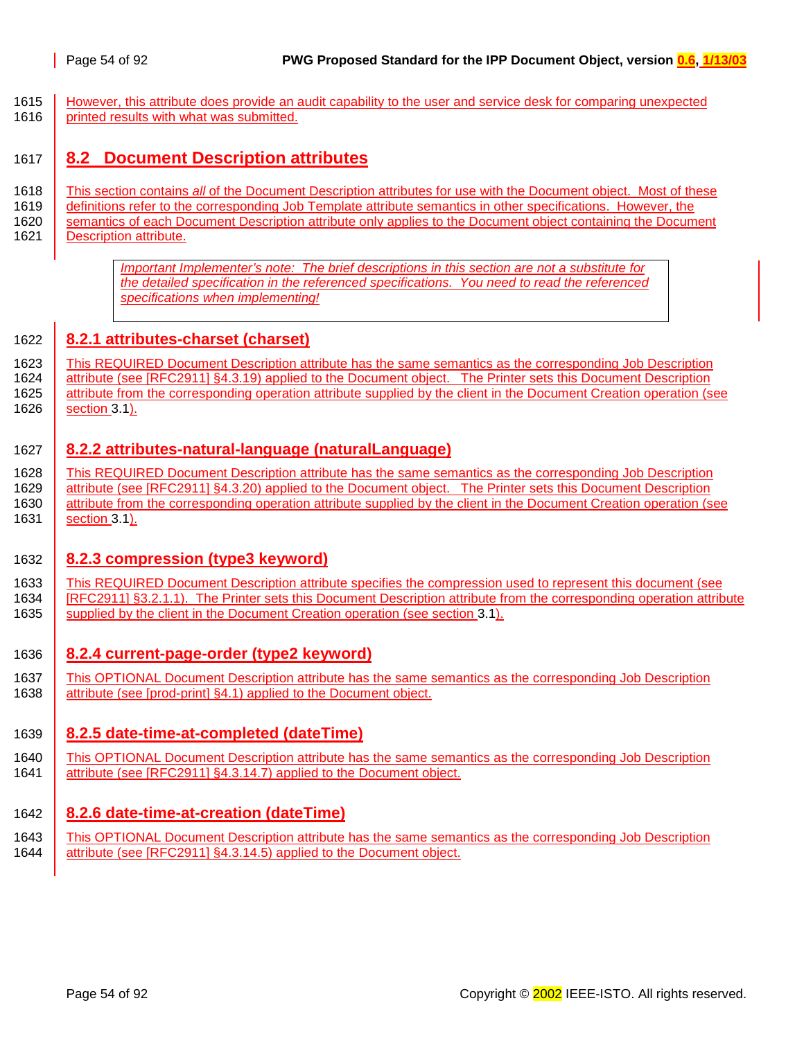However, this attribute does provide an audit capability to the user and service desk for comparing unexpected printed results with what was submitted.

## 8.2 Document Description attributes

This section contains *all* of the Document Description attributes for use with the Document object. Most of these definitions refer to the corresponding Job Template attribute semantics in other specifications. However, the semantics of each Document Description attribute only applies to the Document object containing the Document Description attribute.

> *Important Implementer's note: The brief descriptions in this section are not a substitute for the detailed specification in the referenced specifications. You need to read the referenced specifications when implementing!*

### 8.2.1 attributes-charset (charset)

This REQUIRED Document Description attribute has the same semantics as the corresponding Job Description attribute (see [RFC2911] §4.3.19) applied to the Document object. The Printer sets this Document Description attribute from the corresponding operation attribute supplied by the client in the Document Creation operation (see section 3.1).

### 8.2.2 attributes-natural-language (naturalLanguage)

This REQUIRED Document Description attribute has the same semantics as the corresponding Job Description attribute (see [RFC2911] §4.3.20) applied to the Document object. The Printer sets this Document Description attribute from the corresponding operation attribute supplied by the client in the Document Creation operation (see section 3.1).

### 8.2.3 compression (type3 keyword)

This REQUIRED Document Description attribute specifies the compression used to represent this document (see [RFC2911] §3.2.1.1). The Printer sets this Document Description attribute from the corresponding operation attribute supplied by the client in the Document Creation operation (see section 3.1).

### 8.2.4 current-page-order (type2 keyword)

This OPTIONAL Document Description attribute has the same semantics as the corresponding Job Description attribute (see [prod-print] §4.1) applied to the Document object.

### 8.2.5 date-time-at-completed (dateTime)

This OPTIONAL Document Description attribute has the same semantics as the corresponding Job Description attribute (see [RFC2911] §4.3.14.7) applied to the Document object.

### 8.2.6 date-time-at-creation (dateTime)

This OPTIONAL Document Description attribute has the same semantics as the corresponding Job Description attribute (see [RFC2911] §4.3.14.5) applied to the Document object.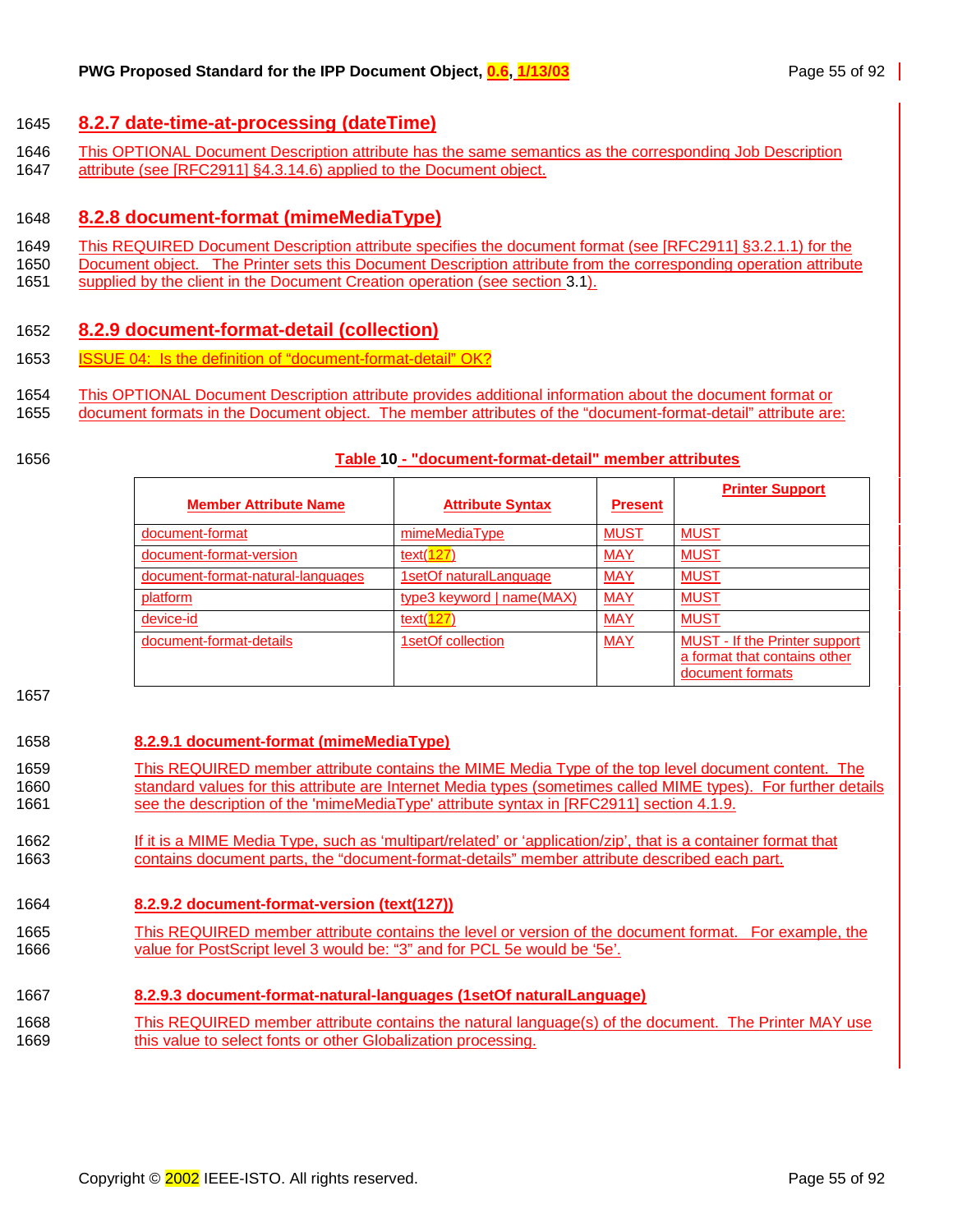### 8.2.7 date-time-at-processing (dateTime)

This OPTIONAL Document Description attribute has the same semantics as the corresponding Job Description attribute (see [RFC2911] §4.3.14.6) applied to the Document object.

### 8.2.8 document-format (mimeMediaType)

This REQUIRED Document Description attribute specifies the document format (see [RFC2911] §3.2.1.1) for the Document object. The Printer sets this Document Description attribute from the corresponding operation attribute supplied by the client in the Document Creation operation (see section 3.1).

### 8.2.9 document-format-detail (collection)

ISSUE 04: Is the definition of "document-format-detail" OK?

This OPTIONAL Document Description attribute provides additional information about the document format or document formats in the Document object. The member attributes of the "document-format-detail" attribute are:

**Table 10 - "document-format-detail" member attributes**

| Member Attribute Name | Attribute Syntax | Present | Printer Support |
|---|---|---|---|
| document-format | mimeMediaType | MUST | MUST |
| document-format-version | text(127) | MAY | MUST |
| document-format-natural-languages | 1setOf naturalLanguage | MAY | MUST |
| platform | type3 keyword \| name(MAX) | MAY | MUST |
| device-id | text(127) | MAY | MUST |
| document-format-details | 1setOf collection | MAY | MUST - If the Printer support a format that contains other document formats |

#### 8.2.9.1 document-format (mimeMediaType)

This REQUIRED member attribute contains the MIME Media Type of the top level document content. The standard values for this attribute are Internet Media types (sometimes called MIME types). For further details see the description of the 'mimeMediaType' attribute syntax in [RFC2911] section 4.1.9.

If it is a MIME Media Type, such as 'multipart/related' or 'application/zip', that is a container format that contains document parts, the "document-format-details" member attribute described each part.

#### 8.2.9.2 document-format-version (text(127))

This REQUIRED member attribute contains the level or version of the document format. For example, the value for PostScript level 3 would be: "3" and for PCL 5e would be '5e'.

#### 8.2.9.3 document-format-natural-languages (1setOf naturalLanguage)

This REQUIRED member attribute contains the natural language(s) of the document. The Printer MAY use this value to select fonts or other Globalization processing.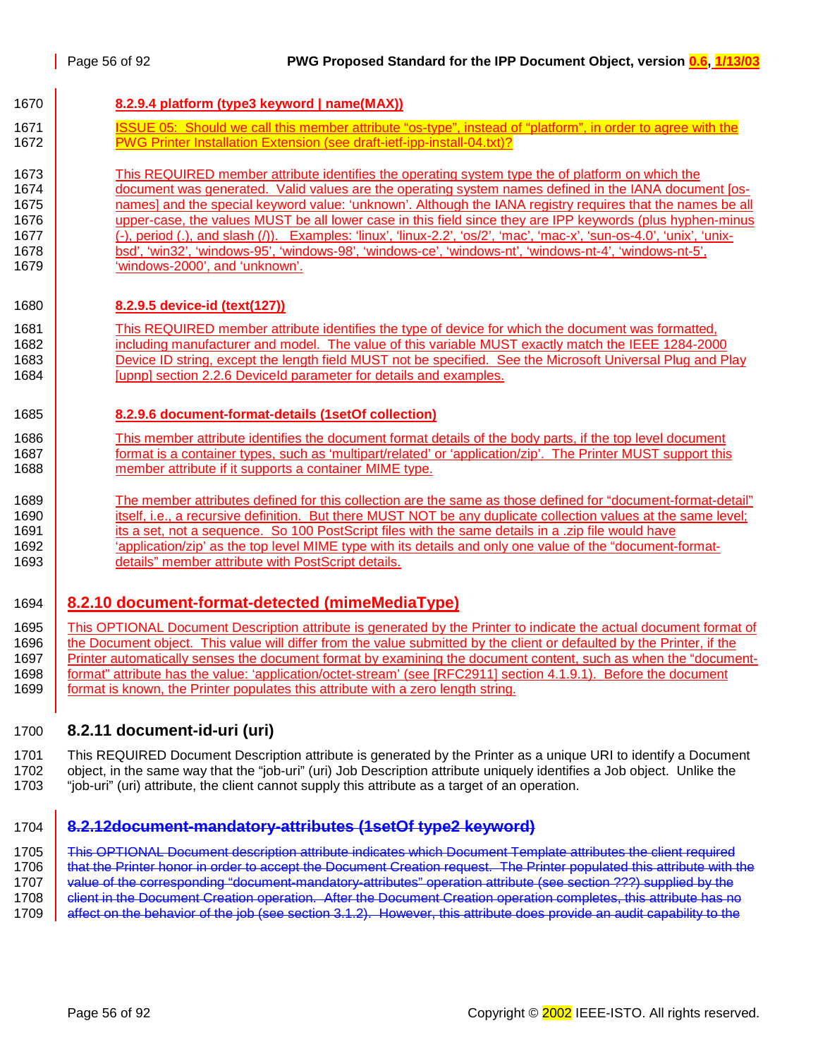#### 8.2.9.4 platform (type3 keyword | name(MAX))

ISSUE 05: Should we call this member attribute "os-type", instead of "platform", in order to agree with the PWG Printer Installation Extension (see draft-ietf-ipp-install-04.txt)?

This REQUIRED member attribute identifies the operating system type the of platform on which the document was generated. Valid values are the operating system names defined in the IANA document [os-names] and the special keyword value: 'unknown'. Although the IANA registry requires that the names be all upper-case, the values MUST be all lower case in this field since they are IPP keywords (plus hyphen-minus (-), period (.), and slash (/)). Examples: 'linux', 'linux-2.2', 'os/2', 'mac', 'mac-x', 'sun-os-4.0', 'unix', 'unix-bsd', 'win32', 'windows-95', 'windows-98', 'windows-ce', 'windows-nt', 'windows-nt-4', 'windows-nt-5', 'windows-2000', and 'unknown'.

#### 8.2.9.5 device-id (text(127))

This REQUIRED member attribute identifies the type of device for which the document was formatted, including manufacturer and model. The value of this variable MUST exactly match the IEEE 1284-2000 Device ID string, except the length field MUST not be specified. See the Microsoft Universal Plug and Play [upnp] section 2.2.6 DeviceId parameter for details and examples.

#### 8.2.9.6 document-format-details (1setOf collection)

This member attribute identifies the document format details of the body parts, if the top level document format is a container types, such as 'multipart/related' or 'application/zip'. The Printer MUST support this member attribute if it supports a container MIME type.

The member attributes defined for this collection are the same as those defined for "document-format-detail" itself, i.e., a recursive definition. But there MUST NOT be any duplicate collection values at the same level; its a set, not a sequence. So 100 PostScript files with the same details in a .zip file would have 'application/zip' as the top level MIME type with its details and only one value of the "document-format-details" member attribute with PostScript details.

### 8.2.10 document-format-detected (mimeMediaType)

This OPTIONAL Document Description attribute is generated by the Printer to indicate the actual document format of the Document object. This value will differ from the value submitted by the client or defaulted by the Printer, if the Printer automatically senses the document format by examining the document content, such as when the "document-format" attribute has the value: 'application/octet-stream' (see [RFC2911] section 4.1.9.1). Before the document format is known, the Printer populates this attribute with a zero length string.

### 8.2.11 document-id-uri (uri)

This REQUIRED Document Description attribute is generated by the Printer as a unique URI to identify a Document object, in the same way that the "job-uri" (uri) Job Description attribute uniquely identifies a Job object. Unlike the "job-uri" (uri) attribute, the client cannot supply this attribute as a target of an operation.

### ~~8.2.12document-mandatory-attributes (1setOf type2 keyword)~~

~~This OPTIONAL Document description attribute indicates which Document Template attributes the client required that the Printer honor in order to accept the Document Creation request. The Printer populated this attribute with the value of the corresponding "document-mandatory-attributes" operation attribute (see section ???) supplied by the client in the Document Creation operation. After the Document Creation operation completes, this attribute has no affect on the behavior of the job (see section 3.1.2). However, this attribute does provide an audit capability to the~~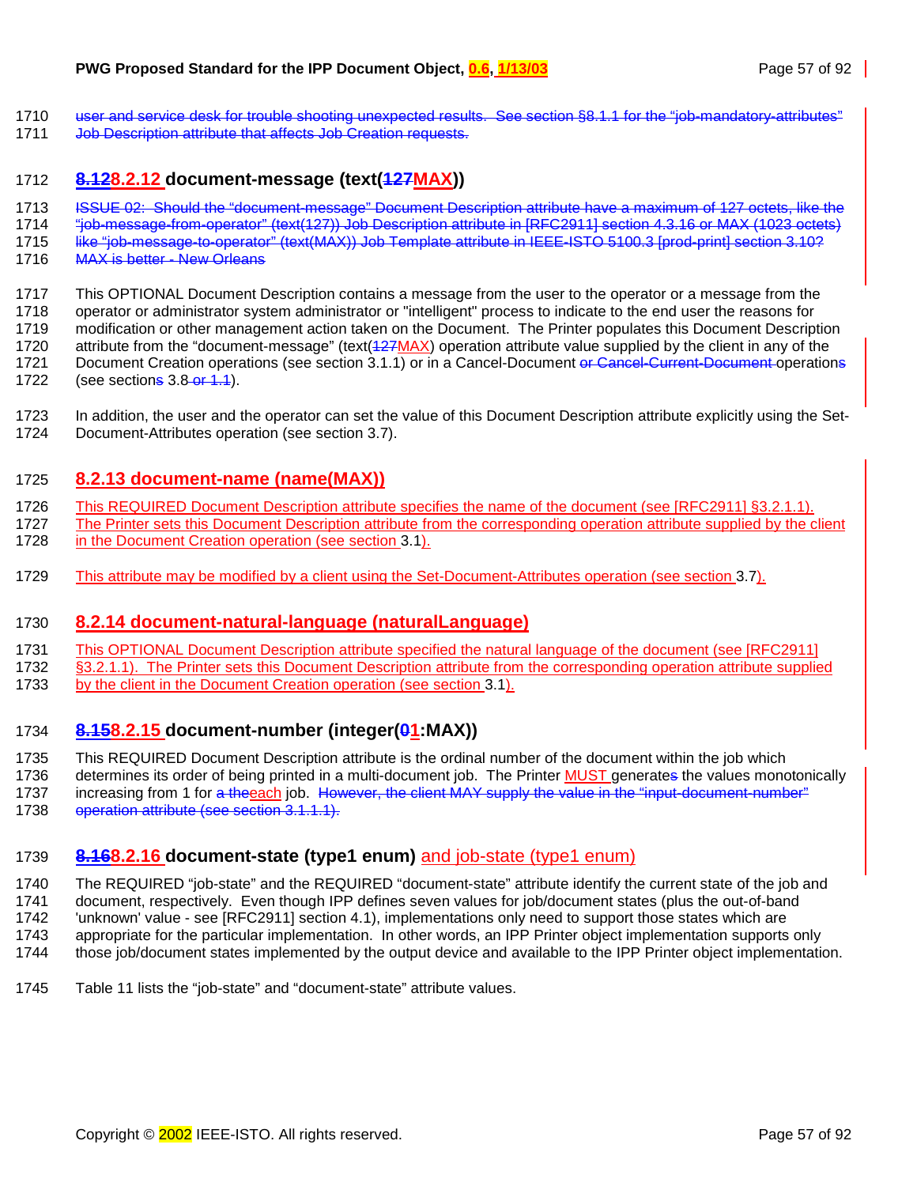user and service desk for trouble shooting unexpected results. See section §8.1.1 for the "job-mandatory-attributes" Job Description attribute that affects Job Creation requests.

### 8.128.2.12 document-message (text(127MAX))

ISSUE 02: Should the "document-message" Document Description attribute have a maximum of 127 octets, like the "job-message-from-operator" (text(127)) Job Description attribute in [RFC2911] section 4.3.16 or MAX (1023 octets) like "job-message-to-operator" (text(MAX)) Job Template attribute in IEEE-ISTO 5100.3 [prod-print] section 3.10? MAX is better - New Orleans

This OPTIONAL Document Description contains a message from the user to the operator or a message from the operator or administrator system administrator or "intelligent" process to indicate to the end user the reasons for modification or other management action taken on the Document. The Printer populates this Document Description attribute from the "document-message" (text(127MAX) operation attribute value supplied by the client in any of the Document Creation operations (see section 3.1.1) or in a Cancel-Document or Cancel-Current-Document operations (see sections 3.8 or 1.1).

In addition, the user and the operator can set the value of this Document Description attribute explicitly using the Set-Document-Attributes operation (see section 3.7).

### 8.2.13 document-name (name(MAX))

This REQUIRED Document Description attribute specifies the name of the document (see [RFC2911] §3.2.1.1). The Printer sets this Document Description attribute from the corresponding operation attribute supplied by the client in the Document Creation operation (see section 3.1).

This attribute may be modified by a client using the Set-Document-Attributes operation (see section 3.7).

### 8.2.14 document-natural-language (naturalLanguage)

This OPTIONAL Document Description attribute specified the natural language of the document (see [RFC2911] §3.2.1.1). The Printer sets this Document Description attribute from the corresponding operation attribute supplied by the client in the Document Creation operation (see section 3.1).

### 8.158.2.15 document-number (integer(01:MAX))

This REQUIRED Document Description attribute is the ordinal number of the document within the job which determines its order of being printed in a multi-document job. The Printer MUST generates the values monotonically increasing from 1 for a theeach job. However, the client MAY supply the value in the "input-document-number" operation attribute (see section 3.1.1.1).

### 8.168.2.16 document-state (type1 enum) and job-state (type1 enum)

The REQUIRED "job-state" and the REQUIRED "document-state" attribute identify the current state of the job and document, respectively. Even though IPP defines seven values for job/document states (plus the out-of-band 'unknown' value - see [RFC2911] section 4.1), implementations only need to support those states which are appropriate for the particular implementation. In other words, an IPP Printer object implementation supports only those job/document states implemented by the output device and available to the IPP Printer object implementation.

Table 11 lists the "job-state" and "document-state" attribute values.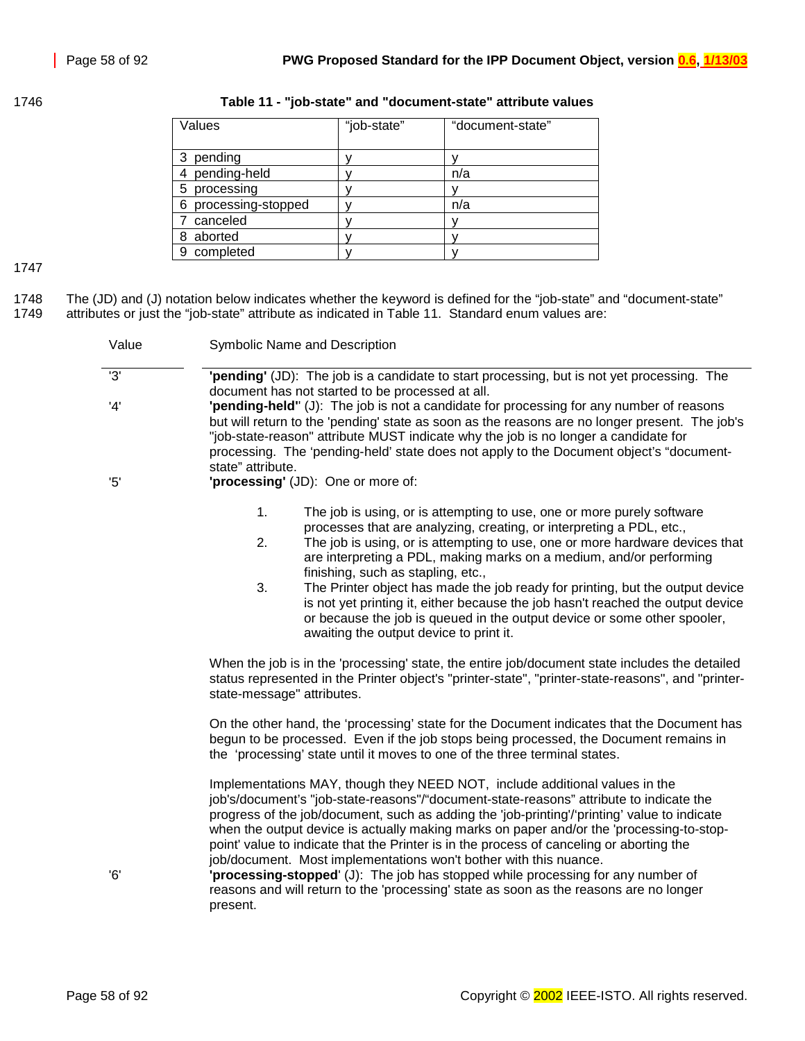**Table 11 - "job-state" and "document-state" attribute values**

| Values | "job-state" | "document-state" |
|---|---|---|
| 3 pending | y | y |
| 4 pending-held | y | n/a |
| 5 processing | y | y |
| 6 processing-stopped | y | n/a |
| 7 canceled | y | y |
| 8 aborted | y | y |
| 9 completed | y | y |

The (JD) and (J) notation below indicates whether the keyword is defined for the "job-state" and "document-state" attributes or just the "job-state" attribute as indicated in Table 11. Standard enum values are:

| Value | Symbolic Name and Description |
|---|---|
| '3' | **'pending'** (JD): The job is a candidate to start processing, but is not yet processing. The document has not started to be processed at all. |
| '4' | **'pending-held'** (J): The job is not a candidate for processing for any number of reasons but will return to the 'pending' state as soon as the reasons are no longer present. The job's "job-state-reason" attribute MUST indicate why the job is no longer a candidate for processing. The 'pending-held' state does not apply to the Document object's "document-state" attribute. |
| '5' | **'processing'** (JD): One or more of: |

1. The job is using, or is attempting to use, one or more purely software processes that are analyzing, creating, or interpreting a PDL, etc.,
2. The job is using, or is attempting to use, one or more hardware devices that are interpreting a PDL, making marks on a medium, and/or performing finishing, such as stapling, etc.,
3. The Printer object has made the job ready for printing, but the output device is not yet printing it, either because the job hasn't reached the output device or because the job is queued in the output device or some other spooler, awaiting the output device to print it.

When the job is in the 'processing' state, the entire job/document state includes the detailed status represented in the Printer object's "printer-state", "printer-state-reasons", and "printer-state-message" attributes.

On the other hand, the 'processing' state for the Document indicates that the Document has begun to be processed. Even if the job stops being processed, the Document remains in the 'processing' state until it moves to one of the three terminal states.

Implementations MAY, though they NEED NOT, include additional values in the job's/document's "job-state-reasons"/"document-state-reasons" attribute to indicate the progress of the job/document, such as adding the 'job-printing'/'printing' value to indicate when the output device is actually making marks on paper and/or the 'processing-to-stop-point' value to indicate that the Printer is in the process of canceling or aborting the job/document. Most implementations won't bother with this nuance.

| Value | Symbolic Name and Description |
|---|---|
| '6' | **'processing-stopped'** (J): The job has stopped while processing for any number of reasons and will return to the 'processing' state as soon as the reasons are no longer present. |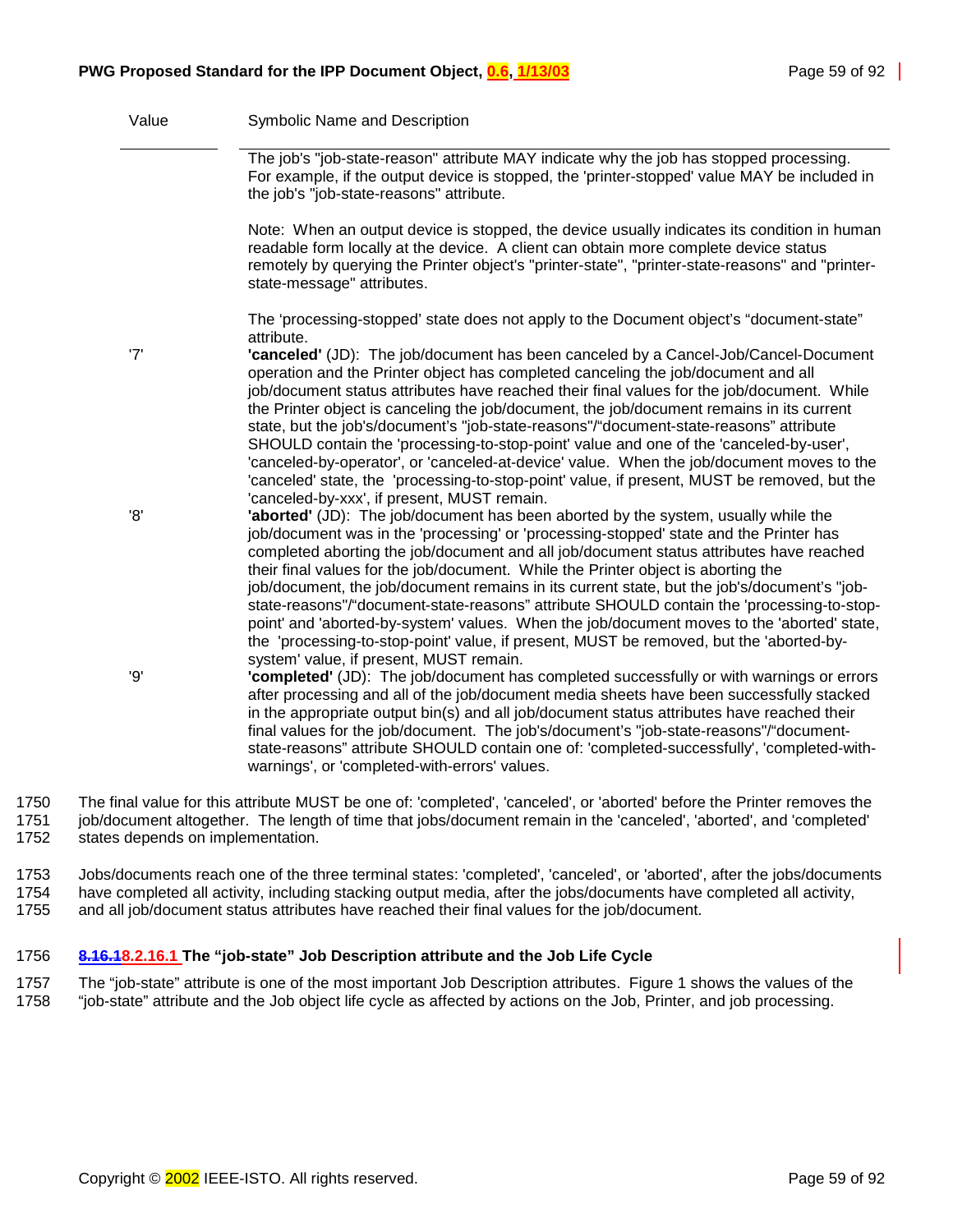| Value | Symbolic Name and Description |
|---|---|
| | The job's "job-state-reason" attribute MAY indicate why the job has stopped processing. For example, if the output device is stopped, the 'printer-stopped' value MAY be included in the job's "job-state-reasons" attribute.<br><br>Note: When an output device is stopped, the device usually indicates its condition in human readable form locally at the device. A client can obtain more complete device status remotely by querying the Printer object's "printer-state", "printer-state-reasons" and "printer-state-message" attributes.<br><br>The 'processing-stopped' state does not apply to the Document object's "document-state" attribute. |
| '7' | **'canceled'** (JD): The job/document has been canceled by a Cancel-Job/Cancel-Document operation and the Printer object has completed canceling the job/document and all job/document status attributes have reached their final values for the job/document. While the Printer object is canceling the job/document, the job/document remains in its current state, but the job's/document's "job-state-reasons"/"document-state-reasons" attribute SHOULD contain the 'processing-to-stop-point' value and one of the 'canceled-by-user', 'canceled-by-operator', or 'canceled-at-device' value. When the job/document moves to the 'canceled' state, the 'processing-to-stop-point' value, if present, MUST be removed, but the 'canceled-by-xxx', if present, MUST remain. |
| '8' | **'aborted'** (JD): The job/document has been aborted by the system, usually while the job/document was in the 'processing' or 'processing-stopped' state and the Printer has completed aborting the job/document and all job/document status attributes have reached their final values for the job/document. While the Printer object is aborting the job/document, the job/document remains in its current state, but the job's/document's "job-state-reasons"/"document-state-reasons" attribute SHOULD contain the 'processing-to-stop-point' and 'aborted-by-system' values. When the job/document moves to the 'aborted' state, the 'processing-to-stop-point' value, if present, MUST be removed, but the 'aborted-by-system' value, if present, MUST remain. |
| '9' | **'completed'** (JD): The job/document has completed successfully or with warnings or errors after processing and all of the job/document media sheets have been successfully stacked in the appropriate output bin(s) and all job/document status attributes have reached their final values for the job/document. The job's/document's "job-state-reasons"/"document-state-reasons" attribute SHOULD contain one of: 'completed-successfully', 'completed-with-warnings', or 'completed-with-errors' values. |

1750 The final value for this attribute MUST be one of: 'completed', 'canceled', or 'aborted' before the Printer removes the
1751 job/document altogether. The length of time that jobs/document remain in the 'canceled', 'aborted', and 'completed'
1752 states depends on implementation.

1753 Jobs/documents reach one of the three terminal states: 'completed', 'canceled', or 'aborted', after the jobs/documents
1754 have completed all activity, including stacking output media, after the jobs/documents have completed all activity,
1755 and all job/document status attributes have reached their final values for the job/document.

### 1756 ~~8.16.1~~8.2.16.1 The "job-state" Job Description attribute and the Job Life Cycle

1757 The "job-state" attribute is one of the most important Job Description attributes. Figure 1 shows the values of the
1758 "job-state" attribute and the Job object life cycle as affected by actions on the Job, Printer, and job processing.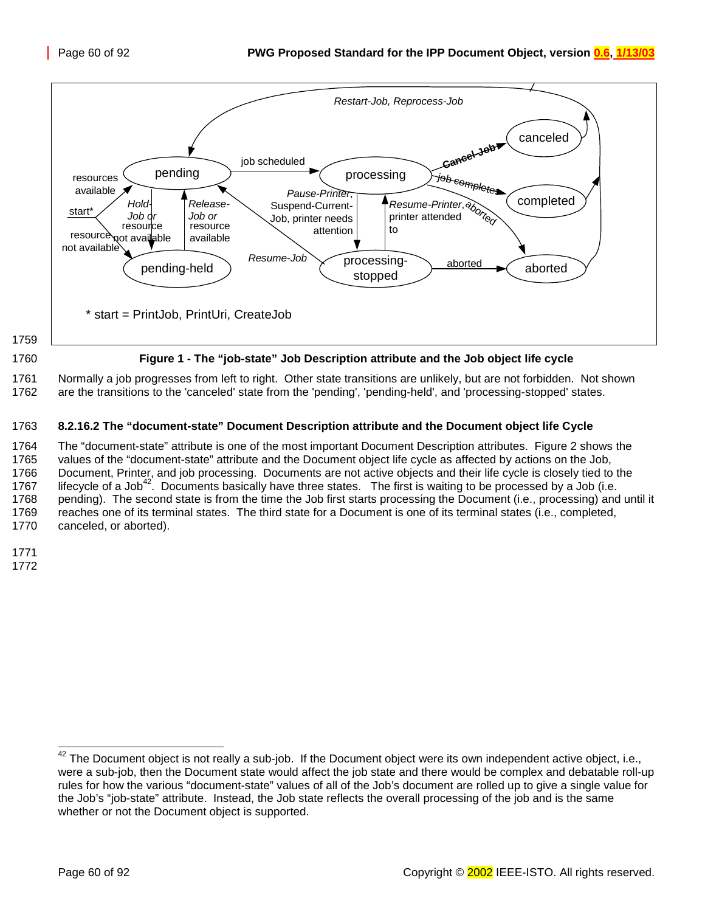Figure 1 - The "job-state" Job Description attribute and the Job object life cycle

Normally a job progresses from left to right. Other state transitions are unlikely, but are not forbidden. Not shown are the transitions to the 'canceled' state from the 'pending', 'pending-held', and 'processing-stopped' states.

#### 8.2.16.2 The "document-state" Document Description attribute and the Document object life Cycle

The "document-state" attribute is one of the most important Document Description attributes. Figure 2 shows the values of the "document-state" attribute and the Document object life cycle as affected by actions on the Job, Document, Printer, and job processing. Documents are not active objects and their life cycle is closely tied to the lifecycle of a Job[42]. Documents basically have three states. The first is waiting to be processed by a Job (i.e. pending). The second state is from the time the Job first starts processing the Document (i.e., processing) and until it reaches one of its terminal states. The third state for a Document is one of its terminal states (i.e., completed, canceled, or aborted).

---

[42] The Document object is not really a sub-job. If the Document object were its own independent active object, i.e., were a sub-job, then the Document state would affect the job state and there would be complex and debatable roll-up rules for how the various "document-state" values of all of the Job's document are rolled up to give a single value for the Job's "job-state" attribute. Instead, the Job state reflects the overall processing of the job and is the same whether or not the Document object is supported.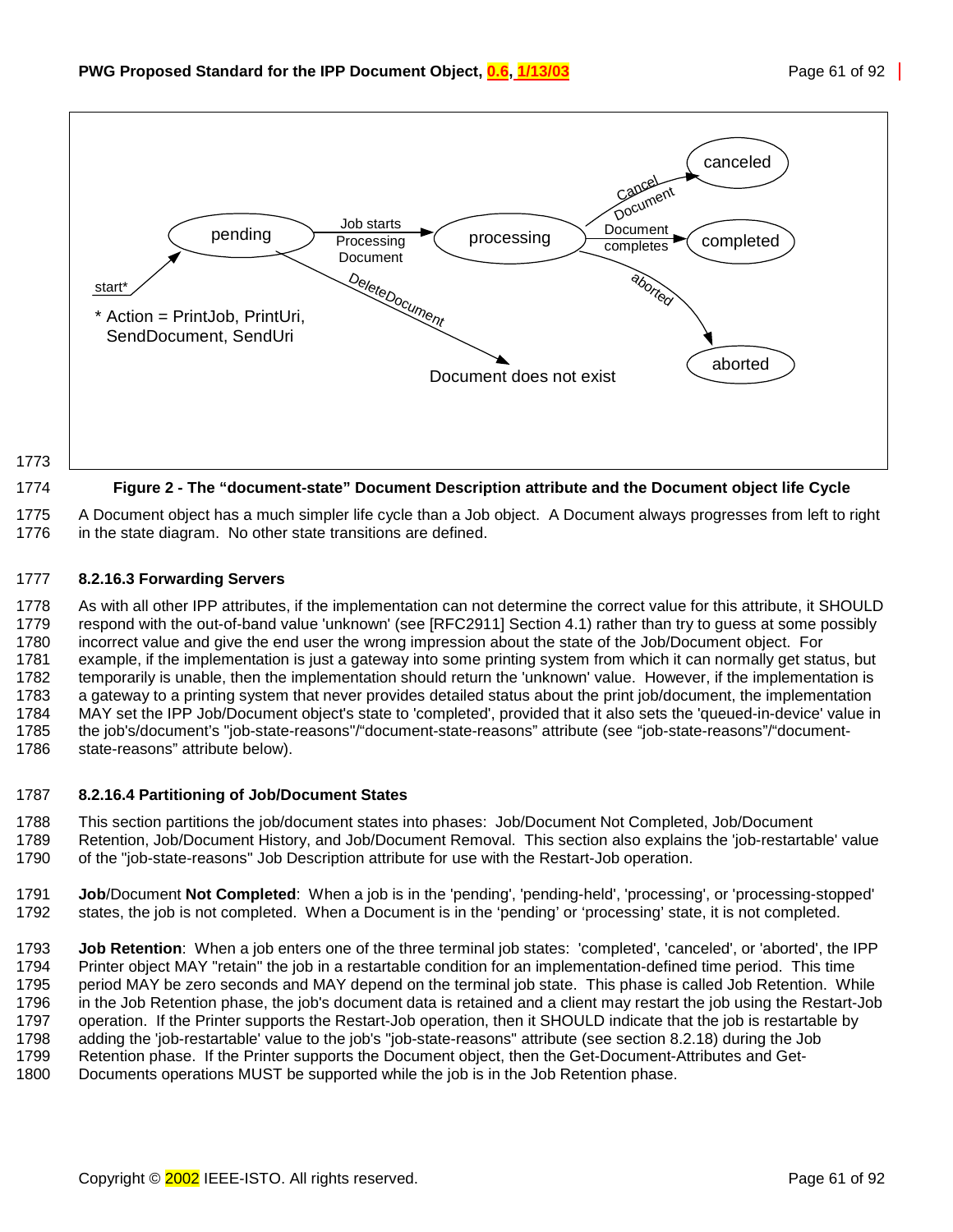**Figure 2 - The "document-state" Document Description attribute and the Document object life Cycle**

A Document object has a much simpler life cycle than a Job object. A Document always progresses from left to right in the state diagram. No other state transitions are defined.

### 8.2.16.3 Forwarding Servers

As with all other IPP attributes, if the implementation can not determine the correct value for this attribute, it SHOULD respond with the out-of-band value 'unknown' (see [RFC2911] Section 4.1) rather than try to guess at some possibly incorrect value and give the end user the wrong impression about the state of the Job/Document object. For example, if the implementation is just a gateway into some printing system from which it can normally get status, but temporarily is unable, then the implementation should return the 'unknown' value. However, if the implementation is a gateway to a printing system that never provides detailed status about the print job/document, the implementation MAY set the IPP Job/Document object's state to 'completed', provided that it also sets the 'queued-in-device' value in the job's/document's "job-state-reasons"/"document-state-reasons" attribute (see "job-state-reasons"/"document-state-reasons" attribute below).

### 8.2.16.4 Partitioning of Job/Document States

This section partitions the job/document states into phases: Job/Document Not Completed, Job/Document Retention, Job/Document History, and Job/Document Removal. This section also explains the 'job-restartable' value of the "job-state-reasons" Job Description attribute for use with the Restart-Job operation.

**Job**/Document **Not Completed**: When a job is in the 'pending', 'pending-held', 'processing', or 'processing-stopped' states, the job is not completed. When a Document is in the 'pending' or 'processing' state, it is not completed.

**Job Retention**: When a job enters one of the three terminal job states: 'completed', 'canceled', or 'aborted', the IPP Printer object MAY "retain" the job in a restartable condition for an implementation-defined time period. This time period MAY be zero seconds and MAY depend on the terminal job state. This phase is called Job Retention. While in the Job Retention phase, the job's document data is retained and a client may restart the job using the Restart-Job operation. If the Printer supports the Restart-Job operation, then it SHOULD indicate that the job is restartable by adding the 'job-restartable' value to the job's "job-state-reasons" attribute (see section 8.2.18) during the Job Retention phase. If the Printer supports the Document object, then the Get-Document-Attributes and Get-Documents operations MUST be supported while the job is in the Job Retention phase.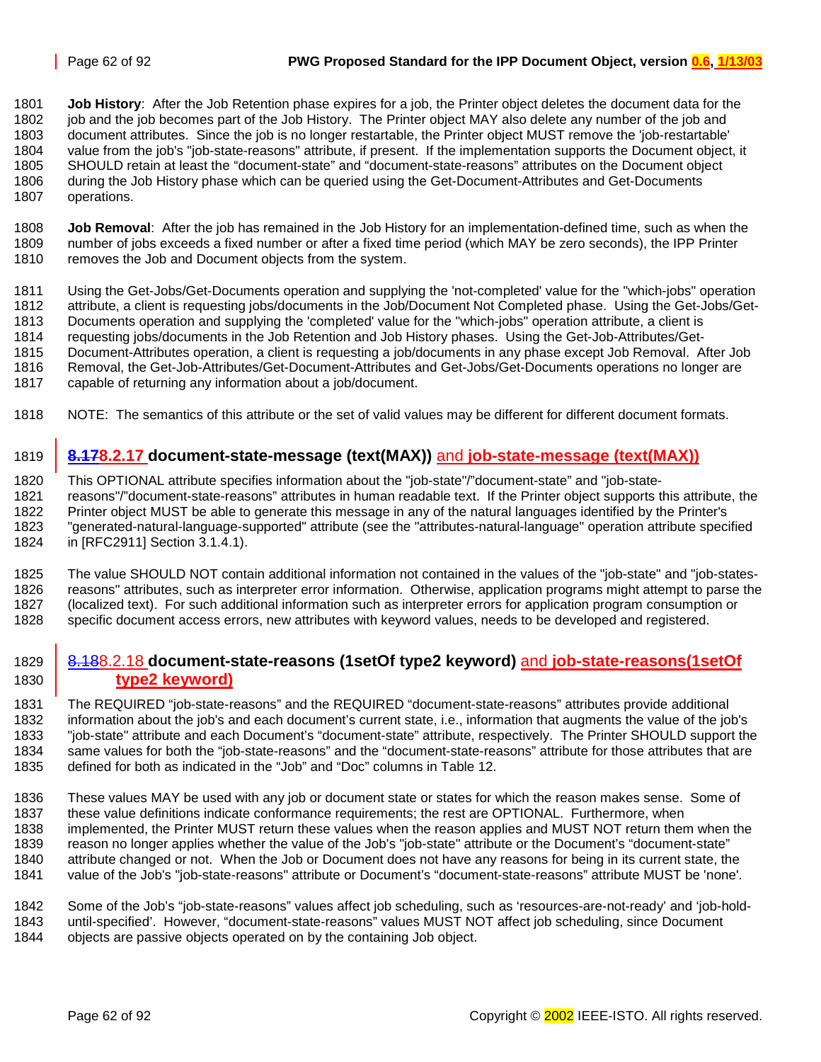**Job History**: After the Job Retention phase expires for a job, the Printer object deletes the document data for the job and the job becomes part of the Job History. The Printer object MAY also delete any number of the job and document attributes. Since the job is no longer restartable, the Printer object MUST remove the 'job-restartable' value from the job's "job-state-reasons" attribute, if present. If the implementation supports the Document object, it SHOULD retain at least the "document-state" and "document-state-reasons" attributes on the Document object during the Job History phase which can be queried using the Get-Document-Attributes and Get-Documents operations.

**Job Removal**: After the job has remained in the Job History for an implementation-defined time, such as when the number of jobs exceeds a fixed number or after a fixed time period (which MAY be zero seconds), the IPP Printer removes the Job and Document objects from the system.

Using the Get-Jobs/Get-Documents operation and supplying the 'not-completed' value for the "which-jobs" operation attribute, a client is requesting jobs/documents in the Job/Document Not Completed phase. Using the Get-Jobs/Get-Documents operation and supplying the 'completed' value for the "which-jobs" operation attribute, a client is requesting jobs/documents in the Job Retention and Job History phases. Using the Get-Job-Attributes/Get-Document-Attributes operation, a client is requesting a job/documents in any phase except Job Removal. After Job Removal, the Get-Job-Attributes/Get-Document-Attributes and Get-Jobs/Get-Documents operations no longer are capable of returning any information about a job/document.

NOTE: The semantics of this attribute or the set of valid values may be different for different document formats.

### ~~8.17~~8.2.17 document-state-message (text(MAX)) and job-state-message (text(MAX))

This OPTIONAL attribute specifies information about the "job-state"/"document-state" and "job-state-reasons"/"document-state-reasons" attributes in human readable text. If the Printer object supports this attribute, the Printer object MUST be able to generate this message in any of the natural languages identified by the Printer's "generated-natural-language-supported" attribute (see the "attributes-natural-language" operation attribute specified in [RFC2911] Section 3.1.4.1).

The value SHOULD NOT contain additional information not contained in the values of the "job-state" and "job-states-reasons" attributes, such as interpreter error information. Otherwise, application programs might attempt to parse the (localized text). For such additional information such as interpreter errors for application program consumption or specific document access errors, new attributes with keyword values, needs to be developed and registered.

### ~~8.18~~8.2.18 document-state-reasons (1setOf type2 keyword) and job-state-reasons(1setOf type2 keyword)

The REQUIRED "job-state-reasons" and the REQUIRED "document-state-reasons" attributes provide additional information about the job's and each document's current state, i.e., information that augments the value of the job's "job-state" attribute and each Document's "document-state" attribute, respectively. The Printer SHOULD support the same values for both the "job-state-reasons" and the "document-state-reasons" attribute for those attributes that are defined for both as indicated in the "Job" and "Doc" columns in Table 12.

These values MAY be used with any job or document state or states for which the reason makes sense. Some of these value definitions indicate conformance requirements; the rest are OPTIONAL. Furthermore, when implemented, the Printer MUST return these values when the reason applies and MUST NOT return them when the reason no longer applies whether the value of the Job's "job-state" attribute or the Document's "document-state" attribute changed or not. When the Job or Document does not have any reasons for being in its current state, the value of the Job's "job-state-reasons" attribute or Document's "document-state-reasons" attribute MUST be 'none'.

Some of the Job's "job-state-reasons" values affect job scheduling, such as 'resources-are-not-ready' and 'job-hold-until-specified'. However, "document-state-reasons" values MUST NOT affect job scheduling, since Document objects are passive objects operated on by the containing Job object.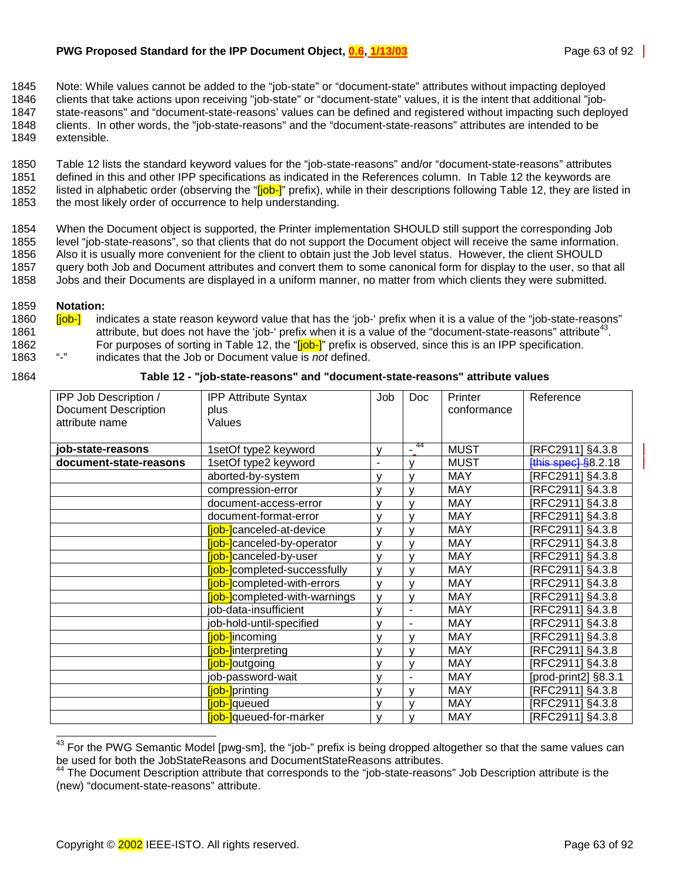Note: While values cannot be added to the "job-state" or "document-state" attributes without impacting deployed clients that take actions upon receiving "job-state" or "document-state" values, it is the intent that additional "job-state-reasons" and "document-state-reasons' values can be defined and registered without impacting such deployed clients. In other words, the "job-state-reasons" and the "document-state-reasons" attributes are intended to be extensible.

Table 12 lists the standard keyword values for the "job-state-reasons" and/or "document-state-reasons" attributes defined in this and other IPP specifications as indicated in the References column. In Table 12 the keywords are listed in alphabetic order (observing the "[job-]" prefix), while in their descriptions following Table 12, they are listed in the most likely order of occurrence to help understanding.

When the Document object is supported, the Printer implementation SHOULD still support the corresponding Job level "job-state-reasons", so that clients that do not support the Document object will receive the same information. Also it is usually more convenient for the client to obtain just the Job level status. However, the client SHOULD query both Job and Document attributes and convert them to some canonical form for display to the user, so that all Jobs and their Documents are displayed in a uniform manner, no matter from which clients they were submitted.

**Notation:**

[job-] indicates a state reason keyword value that has the 'job-' prefix when it is a value of the "job-state-reasons" attribute, but does not have the 'job-' prefix when it is a value of the "document-state-reasons" attribute[43]. For purposes of sorting in Table 12, the "[job-]" prefix is observed, since this is an IPP specification.

"-" indicates that the Job or Document value is *not* defined.

**Table 12 - "job-state-reasons" and "document-state-reasons" attribute values**

| IPP Job Description / Document Description attribute name | IPP Attribute Syntax plus Values | Job | Doc | Printer conformance | Reference |
|---|---|---|---|---|---|
| **job-state-reasons** | 1setOf type2 keyword | y | -[44] | MUST | [RFC2911] §4.3.8 |
| **document-state-reasons** | 1setOf type2 keyword | - | y | MUST | ~~[this spec]~~ §8.2.18 |
| | aborted-by-system | y | y | MAY | [RFC2911] §4.3.8 |
| | compression-error | y | y | MAY | [RFC2911] §4.3.8 |
| | document-access-error | y | y | MAY | [RFC2911] §4.3.8 |
| | document-format-error | y | y | MAY | [RFC2911] §4.3.8 |
| | [job-]canceled-at-device | y | y | MAY | [RFC2911] §4.3.8 |
| | [job-]canceled-by-operator | y | y | MAY | [RFC2911] §4.3.8 |
| | [job-]canceled-by-user | y | y | MAY | [RFC2911] §4.3.8 |
| | [job-]completed-successfully | y | y | MAY | [RFC2911] §4.3.8 |
| | [job-]completed-with-errors | y | y | MAY | [RFC2911] §4.3.8 |
| | [job-]completed-with-warnings | y | y | MAY | [RFC2911] §4.3.8 |
| | job-data-insufficient | y | - | MAY | [RFC2911] §4.3.8 |
| | job-hold-until-specified | y | - | MAY | [RFC2911] §4.3.8 |
| | [job-]incoming | y | y | MAY | [RFC2911] §4.3.8 |
| | [job-]interpreting | y | y | MAY | [RFC2911] §4.3.8 |
| | [job-]outgoing | y | y | MAY | [RFC2911] §4.3.8 |
| | job-password-wait | y | - | MAY | [prod-print2] §8.3.1 |
| | [job-]printing | y | y | MAY | [RFC2911] §4.3.8 |
| | [job-]queued | y | y | MAY | [RFC2911] §4.3.8 |
| | [job-]queued-for-marker | y | y | MAY | [RFC2911] §4.3.8 |

[43] For the PWG Semantic Model [pwg-sm], the "job-" prefix is being dropped altogether so that the same values can be used for both the JobStateReasons and DocumentStateReasons attributes.

[44] The Document Description attribute that corresponds to the "job-state-reasons" Job Description attribute is the (new) "document-state-reasons" attribute.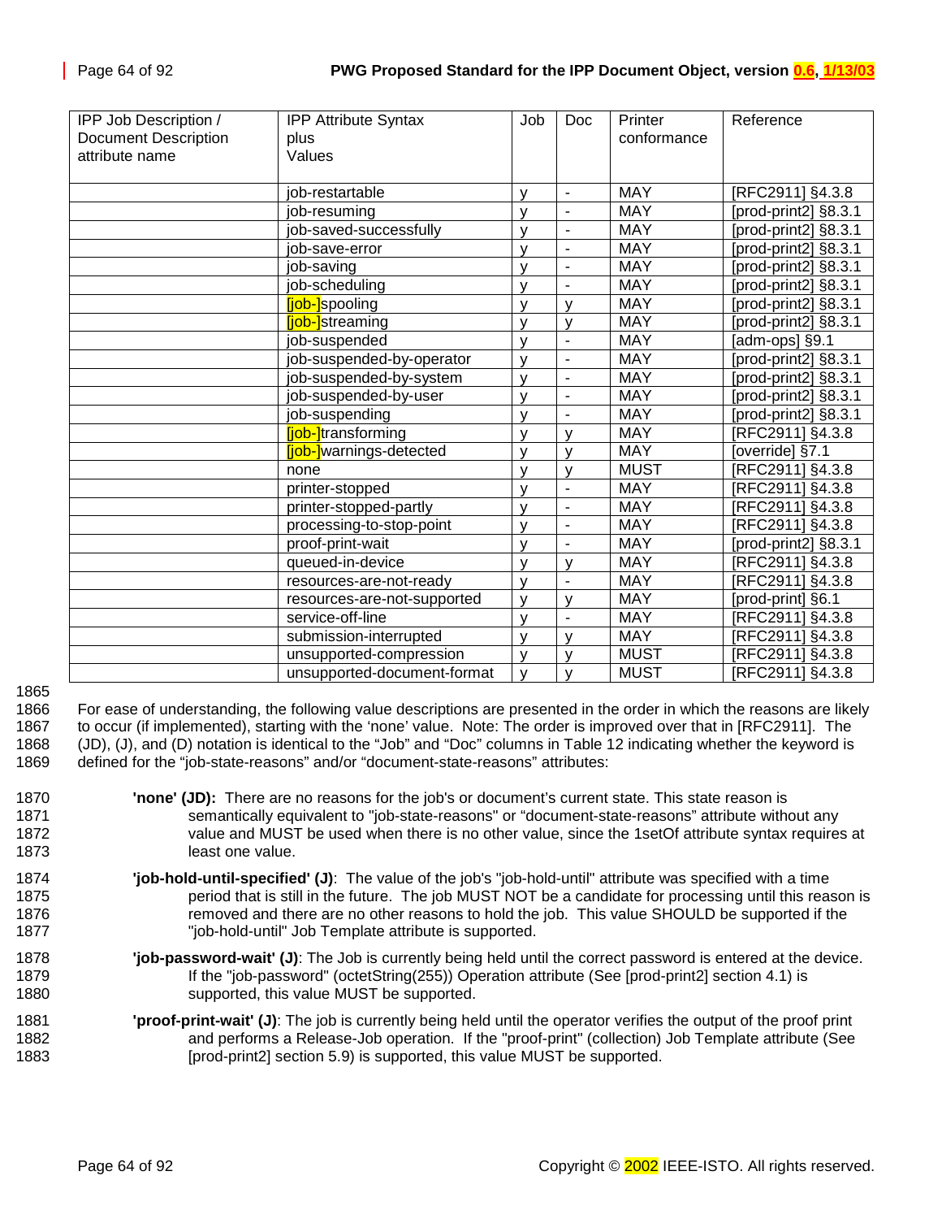| IPP Job Description / Document Description attribute name | IPP Attribute Syntax plus Values | Job | Doc | Printer conformance | Reference |
|---|---|---|---|---|---|
| | job-restartable | y | - | MAY | [RFC2911] §4.3.8 |
| | job-resuming | y | - | MAY | [prod-print2] §8.3.1 |
| | job-saved-successfully | y | - | MAY | [prod-print2] §8.3.1 |
| | job-save-error | y | - | MAY | [prod-print2] §8.3.1 |
| | job-saving | y | - | MAY | [prod-print2] §8.3.1 |
| | job-scheduling | y | - | MAY | [prod-print2] §8.3.1 |
| | [job-]spooling | y | y | MAY | [prod-print2] §8.3.1 |
| | [job-]streaming | y | y | MAY | [prod-print2] §8.3.1 |
| | job-suspended | y | - | MAY | [adm-ops] §9.1 |
| | job-suspended-by-operator | y | - | MAY | [prod-print2] §8.3.1 |
| | job-suspended-by-system | y | - | MAY | [prod-print2] §8.3.1 |
| | job-suspended-by-user | y | - | MAY | [prod-print2] §8.3.1 |
| | job-suspending | y | - | MAY | [prod-print2] §8.3.1 |
| | [job-]transforming | y | y | MAY | [RFC2911] §4.3.8 |
| | [job-]warnings-detected | y | y | MAY | [override] §7.1 |
| | none | y | y | MUST | [RFC2911] §4.3.8 |
| | printer-stopped | y | - | MAY | [RFC2911] §4.3.8 |
| | printer-stopped-partly | y | - | MAY | [RFC2911] §4.3.8 |
| | processing-to-stop-point | y | - | MAY | [RFC2911] §4.3.8 |
| | proof-print-wait | y | - | MAY | [prod-print2] §8.3.1 |
| | queued-in-device | y | y | MAY | [RFC2911] §4.3.8 |
| | resources-are-not-ready | y | - | MAY | [RFC2911] §4.3.8 |
| | resources-are-not-supported | y | y | MAY | [prod-print] §6.1 |
| | service-off-line | y | - | MAY | [RFC2911] §4.3.8 |
| | submission-interrupted | y | y | MAY | [RFC2911] §4.3.8 |
| | unsupported-compression | y | y | MUST | [RFC2911] §4.3.8 |
| | unsupported-document-format | y | y | MUST | [RFC2911] §4.3.8 |

1865

1866 For ease of understanding, the following value descriptions are presented in the order in which the reasons are likely
1867 to occur (if implemented), starting with the 'none' value. Note: The order is improved over that in [RFC2911]. The
1868 (JD), (J), and (D) notation is identical to the "Job" and "Doc" columns in Table 12 indicating whether the keyword is
1869 defined for the "job-state-reasons" and/or "document-state-reasons" attributes:

1870 **'none' (JD):** There are no reasons for the job's or document's current state. This state reason is
1871 semantically equivalent to "job-state-reasons" or "document-state-reasons" attribute without any
1872 value and MUST be used when there is no other value, since the 1setOf attribute syntax requires at
1873 least one value.

1874 **'job-hold-until-specified' (J)**: The value of the job's "job-hold-until" attribute was specified with a time
1875 period that is still in the future. The job MUST NOT be a candidate for processing until this reason is
1876 removed and there are no other reasons to hold the job. This value SHOULD be supported if the
1877 "job-hold-until" Job Template attribute is supported.

1878 **'job-password-wait' (J)**: The Job is currently being held until the correct password is entered at the device.
1879 If the "job-password" (octetString(255)) Operation attribute (See [prod-print2] section 4.1) is
1880 supported, this value MUST be supported.

1881 **'proof-print-wait' (J)**: The job is currently being held until the operator verifies the output of the proof print
1882 and performs a Release-Job operation. If the "proof-print" (collection) Job Template attribute (See
1883 [prod-print2] section 5.9) is supported, this value MUST be supported.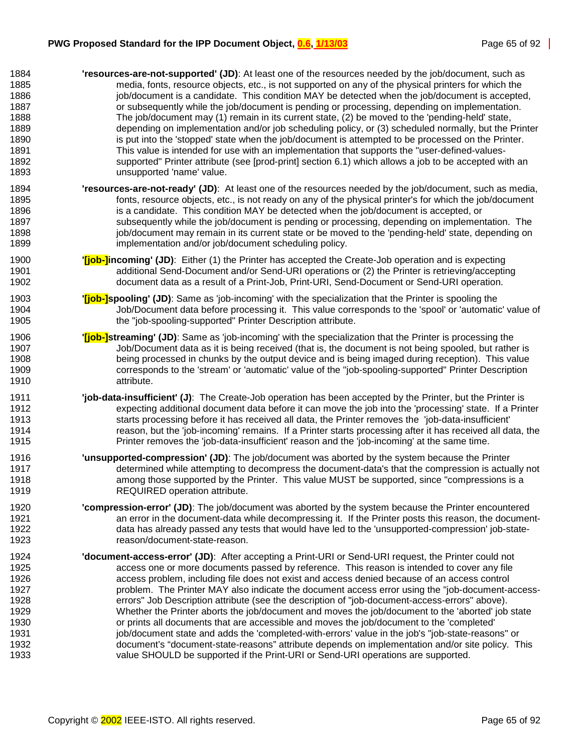**'resources-are-not-supported' (JD)**: At least one of the resources needed by the job/document, such as media, fonts, resource objects, etc., is not supported on any of the physical printers for which the job/document is a candidate. This condition MAY be detected when the job/document is accepted, or subsequently while the job/document is pending or processing, depending on implementation. The job/document may (1) remain in its current state, (2) be moved to the 'pending-held' state, depending on implementation and/or job scheduling policy, or (3) scheduled normally, but the Printer is put into the 'stopped' state when the job/document is attempted to be processed on the Printer. This value is intended for use with an implementation that supports the "user-defined-values-supported" Printer attribute (see [prod-print] section 6.1) which allows a job to be accepted with an unsupported 'name' value.

**'resources-are-not-ready' (JD)**: At least one of the resources needed by the job/document, such as media, fonts, resource objects, etc., is not ready on any of the physical printer's for which the job/document is a candidate. This condition MAY be detected when the job/document is accepted, or subsequently while the job/document is pending or processing, depending on implementation. The job/document may remain in its current state or be moved to the 'pending-held' state, depending on implementation and/or job/document scheduling policy.

**'[job-]incoming' (JD)**: Either (1) the Printer has accepted the Create-Job operation and is expecting additional Send-Document and/or Send-URI operations or (2) the Printer is retrieving/accepting document data as a result of a Print-Job, Print-URI, Send-Document or Send-URI operation.

**'[job-]spooling' (JD)**: Same as 'job-incoming' with the specialization that the Printer is spooling the Job/Document data before processing it. This value corresponds to the 'spool' or 'automatic' value of the "job-spooling-supported" Printer Description attribute.

**'[job-]streaming' (JD)**: Same as 'job-incoming' with the specialization that the Printer is processing the Job/Document data as it is being received (that is, the document is not being spooled, but rather is being processed in chunks by the output device and is being imaged during reception). This value corresponds to the 'stream' or 'automatic' value of the "job-spooling-supported" Printer Description attribute.

**'job-data-insufficient' (J)**: The Create-Job operation has been accepted by the Printer, but the Printer is expecting additional document data before it can move the job into the 'processing' state. If a Printer starts processing before it has received all data, the Printer removes the 'job-data-insufficient' reason, but the 'job-incoming' remains. If a Printer starts processing after it has received all data, the Printer removes the 'job-data-insufficient' reason and the 'job-incoming' at the same time.

**'unsupported-compression' (JD)**: The job/document was aborted by the system because the Printer determined while attempting to decompress the document-data's that the compression is actually not among those supported by the Printer. This value MUST be supported, since "compressions is a REQUIRED operation attribute.

**'compression-error' (JD)**: The job/document was aborted by the system because the Printer encountered an error in the document-data while decompressing it. If the Printer posts this reason, the document-data has already passed any tests that would have led to the 'unsupported-compression' job-state-reason/document-state-reason.

**'document-access-error' (JD)**: After accepting a Print-URI or Send-URI request, the Printer could not access one or more documents passed by reference. This reason is intended to cover any file access problem, including file does not exist and access denied because of an access control problem. The Printer MAY also indicate the document access error using the "job-document-access-errors" Job Description attribute (see the description of "job-document-access-errors" above). Whether the Printer aborts the job/document and moves the job/document to the 'aborted' job state or prints all documents that are accessible and moves the job/document to the 'completed' job/document state and adds the 'completed-with-errors' value in the job's "job-state-reasons" or document's "document-state-reasons" attribute depends on implementation and/or site policy. This value SHOULD be supported if the Print-URI or Send-URI operations are supported.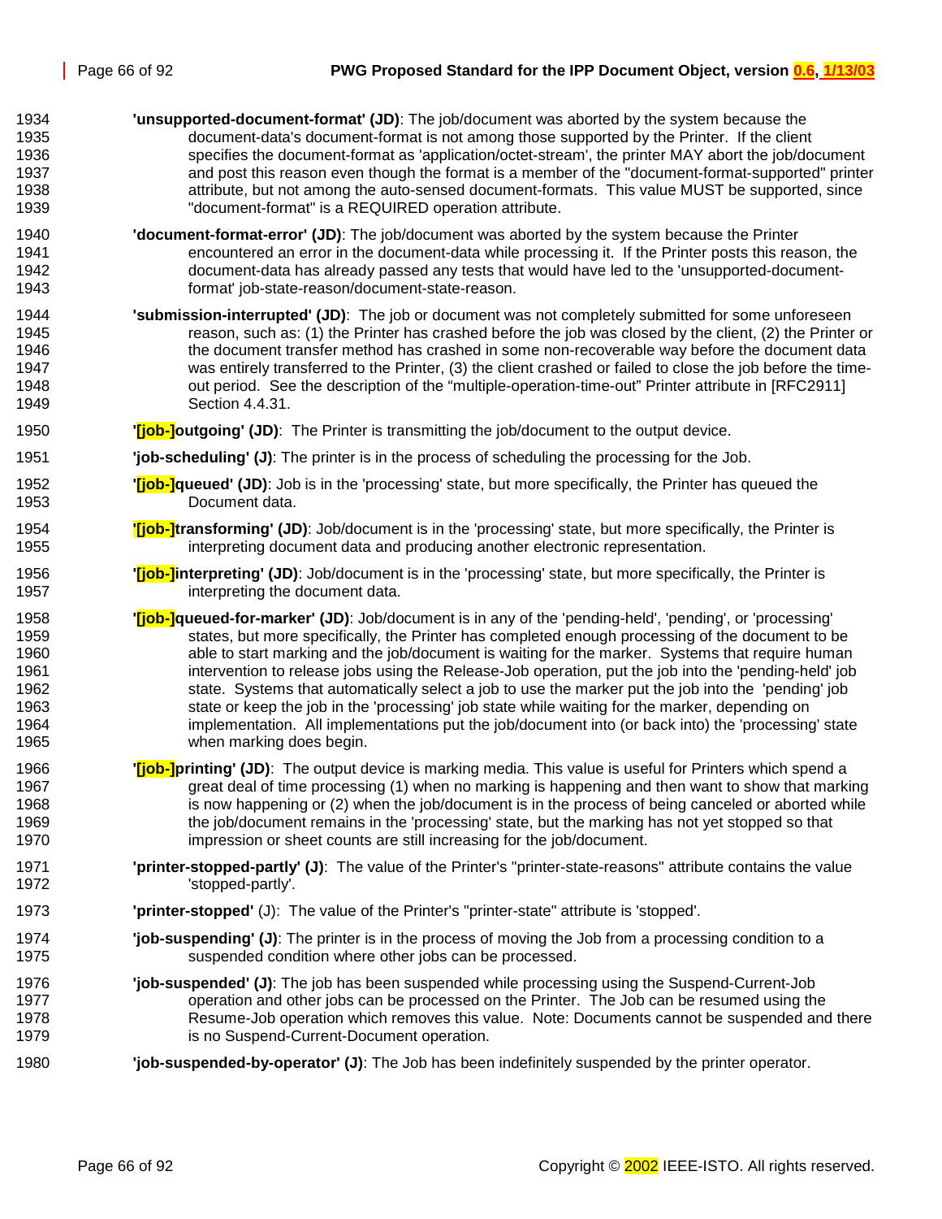**'unsupported-document-format' (JD)**: The job/document was aborted by the system because the document-data's document-format is not among those supported by the Printer. If the client specifies the document-format as 'application/octet-stream', the printer MAY abort the job/document and post this reason even though the format is a member of the "document-format-supported" printer attribute, but not among the auto-sensed document-formats. This value MUST be supported, since "document-format" is a REQUIRED operation attribute.

**'document-format-error' (JD)**: The job/document was aborted by the system because the Printer encountered an error in the document-data while processing it. If the Printer posts this reason, the document-data has already passed any tests that would have led to the 'unsupported-document-format' job-state-reason/document-state-reason.

**'submission-interrupted' (JD)**: The job or document was not completely submitted for some unforeseen reason, such as: (1) the Printer has crashed before the job was closed by the client, (2) the Printer or the document transfer method has crashed in some non-recoverable way before the document data was entirely transferred to the Printer, (3) the client crashed or failed to close the job before the time-out period. See the description of the "multiple-operation-time-out" Printer attribute in [RFC2911] Section 4.4.31.

**'[job-]outgoing' (JD)**: The Printer is transmitting the job/document to the output device.

**'job-scheduling' (J)**: The printer is in the process of scheduling the processing for the Job.

**'[job-]queued' (JD)**: Job is in the 'processing' state, but more specifically, the Printer has queued the Document data.

**'[job-]transforming' (JD)**: Job/document is in the 'processing' state, but more specifically, the Printer is interpreting document data and producing another electronic representation.

**'[job-]interpreting' (JD)**: Job/document is in the 'processing' state, but more specifically, the Printer is interpreting the document data.

**'[job-]queued-for-marker' (JD)**: Job/document is in any of the 'pending-held', 'pending', or 'processing' states, but more specifically, the Printer has completed enough processing of the document to be able to start marking and the job/document is waiting for the marker. Systems that require human intervention to release jobs using the Release-Job operation, put the job into the 'pending-held' job state. Systems that automatically select a job to use the marker put the job into the 'pending' job state or keep the job in the 'processing' job state while waiting for the marker, depending on implementation. All implementations put the job/document into (or back into) the 'processing' state when marking does begin.

**'[job-]printing' (JD)**: The output device is marking media. This value is useful for Printers which spend a great deal of time processing (1) when no marking is happening and then want to show that marking is now happening or (2) when the job/document is in the process of being canceled or aborted while the job/document remains in the 'processing' state, but the marking has not yet stopped so that impression or sheet counts are still increasing for the job/document.

**'printer-stopped-partly' (J)**: The value of the Printer's "printer-state-reasons" attribute contains the value 'stopped-partly'.

**'printer-stopped'** (J): The value of the Printer's "printer-state" attribute is 'stopped'.

**'job-suspending' (J)**: The printer is in the process of moving the Job from a processing condition to a suspended condition where other jobs can be processed.

**'job-suspended' (J)**: The job has been suspended while processing using the Suspend-Current-Job operation and other jobs can be processed on the Printer. The Job can be resumed using the Resume-Job operation which removes this value. Note: Documents cannot be suspended and there is no Suspend-Current-Document operation.

**'job-suspended-by-operator' (J)**: The Job has been indefinitely suspended by the printer operator.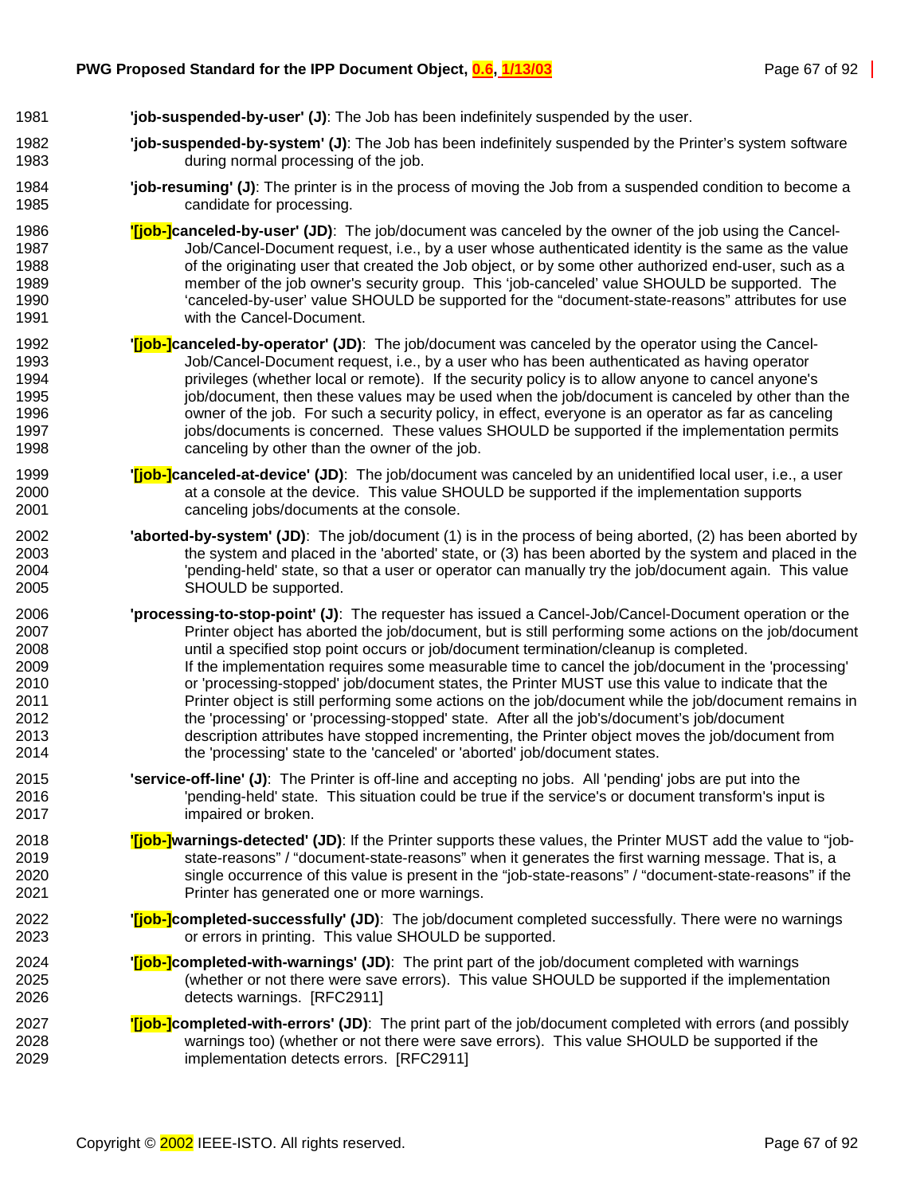**'job-suspended-by-user' (J)**: The Job has been indefinitely suspended by the user.

**'job-suspended-by-system' (J)**: The Job has been indefinitely suspended by the Printer's system software during normal processing of the job.

**'job-resuming' (J)**: The printer is in the process of moving the Job from a suspended condition to become a candidate for processing.

**'[job-]canceled-by-user' (JD)**: The job/document was canceled by the owner of the job using the Cancel-Job/Cancel-Document request, i.e., by a user whose authenticated identity is the same as the value of the originating user that created the Job object, or by some other authorized end-user, such as a member of the job owner's security group. This 'job-canceled' value SHOULD be supported. The 'canceled-by-user' value SHOULD be supported for the "document-state-reasons" attributes for use with the Cancel-Document.

**'[job-]canceled-by-operator' (JD)**: The job/document was canceled by the operator using the Cancel-Job/Cancel-Document request, i.e., by a user who has been authenticated as having operator privileges (whether local or remote). If the security policy is to allow anyone to cancel anyone's job/document, then these values may be used when the job/document is canceled by other than the owner of the job. For such a security policy, in effect, everyone is an operator as far as canceling jobs/documents is concerned. These values SHOULD be supported if the implementation permits canceling by other than the owner of the job.

**'[job-]canceled-at-device' (JD)**: The job/document was canceled by an unidentified local user, i.e., a user at a console at the device. This value SHOULD be supported if the implementation supports canceling jobs/documents at the console.

**'aborted-by-system' (JD)**: The job/document (1) is in the process of being aborted, (2) has been aborted by the system and placed in the 'aborted' state, or (3) has been aborted by the system and placed in the 'pending-held' state, so that a user or operator can manually try the job/document again. This value SHOULD be supported.

**'processing-to-stop-point' (J)**: The requester has issued a Cancel-Job/Cancel-Document operation or the Printer object has aborted the job/document, but is still performing some actions on the job/document until a specified stop point occurs or job/document termination/cleanup is completed.
If the implementation requires some measurable time to cancel the job/document in the 'processing' or 'processing-stopped' job/document states, the Printer MUST use this value to indicate that the Printer object is still performing some actions on the job/document while the job/document remains in the 'processing' or 'processing-stopped' state. After all the job's/document's job/document description attributes have stopped incrementing, the Printer object moves the job/document from the 'processing' state to the 'canceled' or 'aborted' job/document states.

**'service-off-line' (J)**: The Printer is off-line and accepting no jobs. All 'pending' jobs are put into the 'pending-held' state. This situation could be true if the service's or document transform's input is impaired or broken.

**'[job-]warnings-detected' (JD)**: If the Printer supports these values, the Printer MUST add the value to "job-state-reasons" / "document-state-reasons" when it generates the first warning message. That is, a single occurrence of this value is present in the "job-state-reasons" / "document-state-reasons" if the Printer has generated one or more warnings.

**'[job-]completed-successfully' (JD)**: The job/document completed successfully. There were no warnings or errors in printing. This value SHOULD be supported.

**'[job-]completed-with-warnings' (JD)**: The print part of the job/document completed with warnings (whether or not there were save errors). This value SHOULD be supported if the implementation detects warnings. [RFC2911]

**'[job-]completed-with-errors' (JD)**: The print part of the job/document completed with errors (and possibly warnings too) (whether or not there were save errors). This value SHOULD be supported if the implementation detects errors. [RFC2911]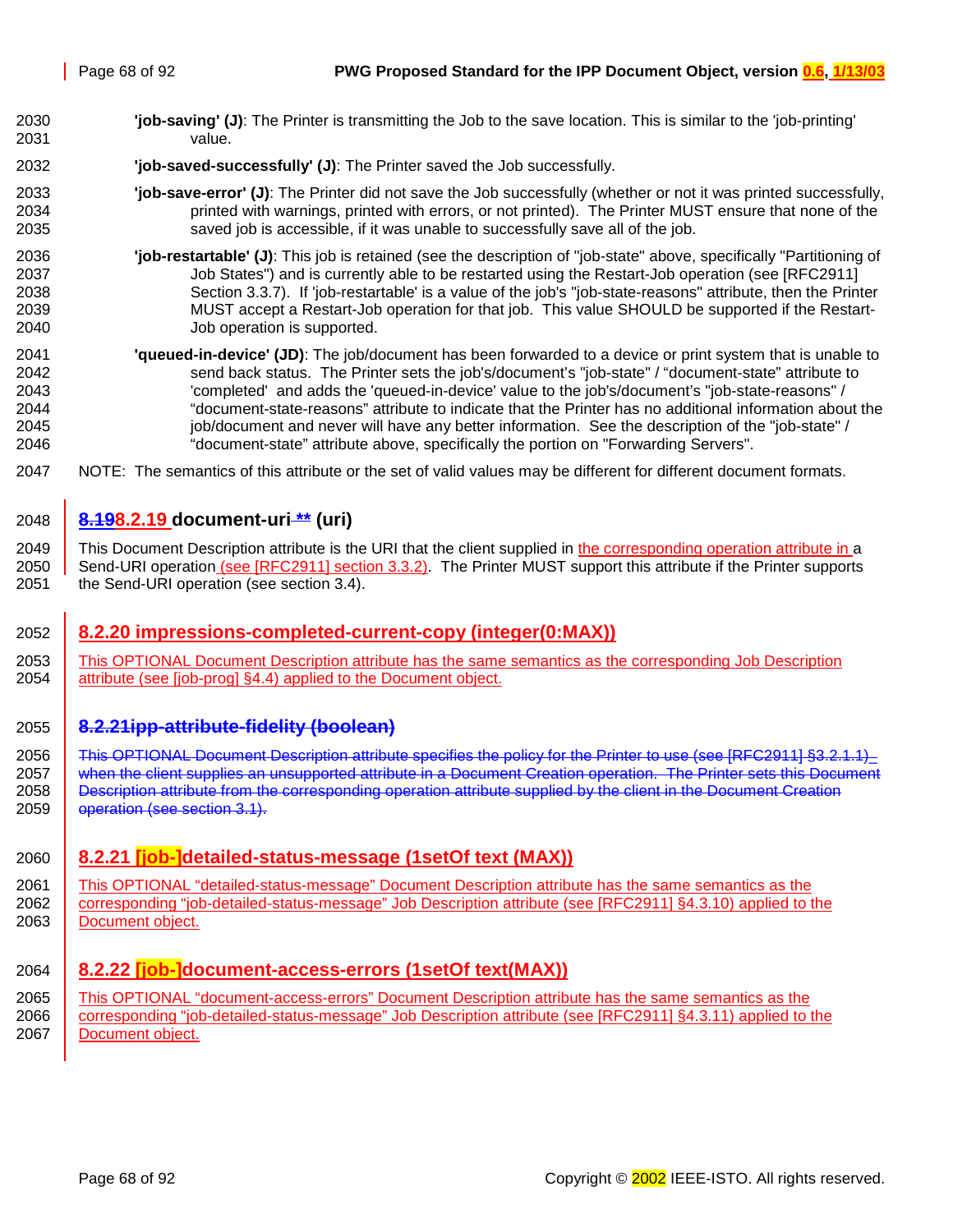**'job-saving' (J)**: The Printer is transmitting the Job to the save location. This is similar to the 'job-printing' value.

**'job-saved-successfully' (J)**: The Printer saved the Job successfully.

**'job-save-error' (J)**: The Printer did not save the Job successfully (whether or not it was printed successfully, printed with warnings, printed with errors, or not printed). The Printer MUST ensure that none of the saved job is accessible, if it was unable to successfully save all of the job.

**'job-restartable' (J)**: This job is retained (see the description of "job-state" above, specifically "Partitioning of Job States") and is currently able to be restarted using the Restart-Job operation (see [RFC2911] Section 3.3.7). If 'job-restartable' is a value of the job's "job-state-reasons" attribute, then the Printer MUST accept a Restart-Job operation for that job. This value SHOULD be supported if the Restart-Job operation is supported.

**'queued-in-device' (JD)**: The job/document has been forwarded to a device or print system that is unable to send back status. The Printer sets the job's/document's "job-state" / "document-state" attribute to 'completed' and adds the 'queued-in-device' value to the job's/document's "job-state-reasons" / "document-state-reasons" attribute to indicate that the Printer has no additional information about the job/document and never will have any better information. See the description of the "job-state" / "document-state" attribute above, specifically the portion on "Forwarding Servers".

NOTE: The semantics of this attribute or the set of valid values may be different for different document formats.

### ~~8.19~~8.2.19 document-uri ~~**~~ (uri)

This Document Description attribute is the URI that the client supplied in the corresponding operation attribute in a Send-URI operation (see [RFC2911] section 3.3.2). The Printer MUST support this attribute if the Printer supports the Send-URI operation (see section 3.4).

### 8.2.20 impressions-completed-current-copy (integer(0:MAX))

This OPTIONAL Document Description attribute has the same semantics as the corresponding Job Description attribute (see [job-prog] §4.4) applied to the Document object.

### ~~8.2.21ipp-attribute-fidelity (boolean)~~

~~This OPTIONAL Document Description attribute specifies the policy for the Printer to use (see [RFC2911] §3.2.1.1) when the client supplies an unsupported attribute in a Document Creation operation. The Printer sets this Document Description attribute from the corresponding operation attribute supplied by the client in the Document Creation operation (see section 3.1).~~

### 8.2.21 [job-]detailed-status-message (1setOf text (MAX))

This OPTIONAL "detailed-status-message" Document Description attribute has the same semantics as the corresponding "job-detailed-status-message" Job Description attribute (see [RFC2911] §4.3.10) applied to the Document object.

### 8.2.22 [job-]document-access-errors (1setOf text(MAX))

This OPTIONAL "document-access-errors" Document Description attribute has the same semantics as the corresponding "job-detailed-status-message" Job Description attribute (see [RFC2911] §4.3.11) applied to the Document object.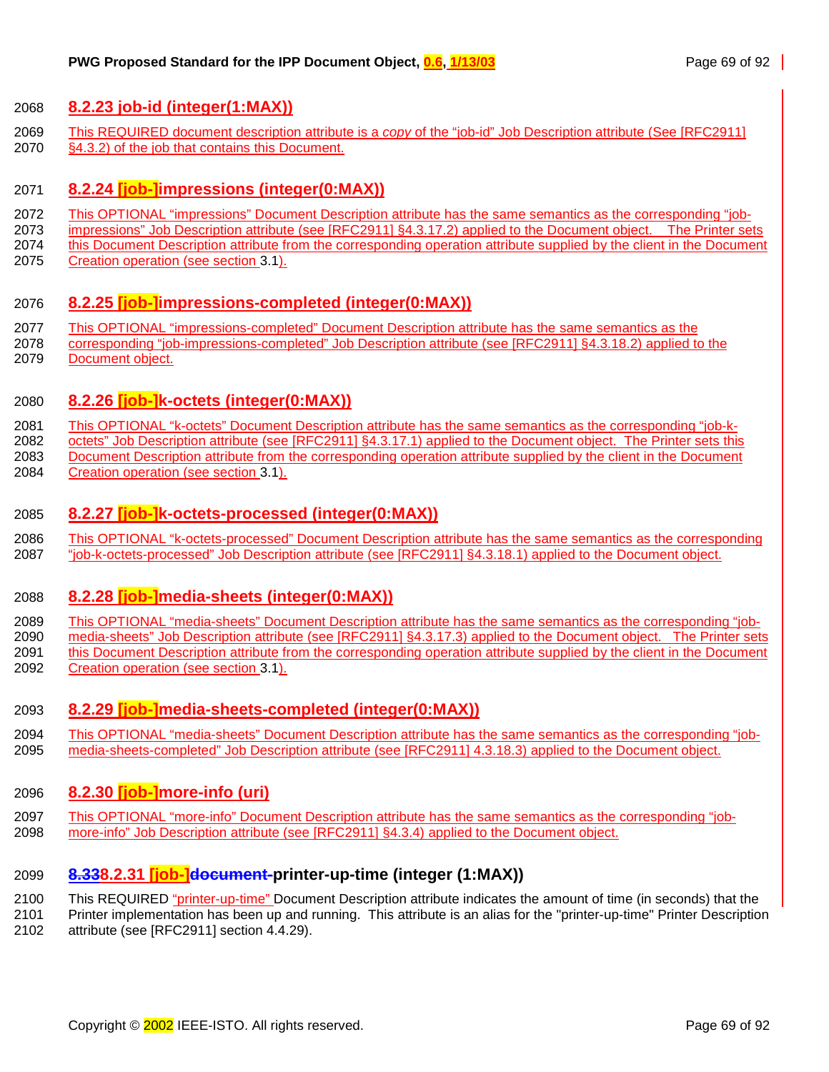### 8.2.23 job-id (integer(1:MAX))

This REQUIRED document description attribute is a *copy* of the "job-id" Job Description attribute (See [RFC2911] §4.3.2) of the job that contains this Document.

### 8.2.24 [job-]impressions (integer(0:MAX))

This OPTIONAL "impressions" Document Description attribute has the same semantics as the corresponding "job-impressions" Job Description attribute (see [RFC2911] §4.3.17.2) applied to the Document object. The Printer sets this Document Description attribute from the corresponding operation attribute supplied by the client in the Document Creation operation (see section 3.1).

### 8.2.25 [job-]impressions-completed (integer(0:MAX))

This OPTIONAL "impressions-completed" Document Description attribute has the same semantics as the corresponding "job-impressions-completed" Job Description attribute (see [RFC2911] §4.3.18.2) applied to the Document object.

### 8.2.26 [job-]k-octets (integer(0:MAX))

This OPTIONAL "k-octets" Document Description attribute has the same semantics as the corresponding "job-k-octets" Job Description attribute (see [RFC2911] §4.3.17.1) applied to the Document object. The Printer sets this Document Description attribute from the corresponding operation attribute supplied by the client in the Document Creation operation (see section 3.1).

### 8.2.27 [job-]k-octets-processed (integer(0:MAX))

This OPTIONAL "k-octets-processed" Document Description attribute has the same semantics as the corresponding "job-k-octets-processed" Job Description attribute (see [RFC2911] §4.3.18.1) applied to the Document object.

### 8.2.28 [job-]media-sheets (integer(0:MAX))

This OPTIONAL "media-sheets" Document Description attribute has the same semantics as the corresponding "job-media-sheets" Job Description attribute (see [RFC2911] §4.3.17.3) applied to the Document object. The Printer sets this Document Description attribute from the corresponding operation attribute supplied by the client in the Document Creation operation (see section 3.1).

### 8.2.29 [job-]media-sheets-completed (integer(0:MAX))

This OPTIONAL "media-sheets" Document Description attribute has the same semantics as the corresponding "job-media-sheets-completed" Job Description attribute (see [RFC2911] 4.3.18.3) applied to the Document object.

### 8.2.30 [job-]more-info (uri)

This OPTIONAL "more-info" Document Description attribute has the same semantics as the corresponding "job-more-info" Job Description attribute (see [RFC2911] §4.3.4) applied to the Document object.

### 8.338.2.31 [job-]document-printer-up-time (integer (1:MAX))

This REQUIRED "printer-up-time" Document Description attribute indicates the amount of time (in seconds) that the Printer implementation has been up and running. This attribute is an alias for the "printer-up-time" Printer Description attribute (see [RFC2911] section 4.4.29).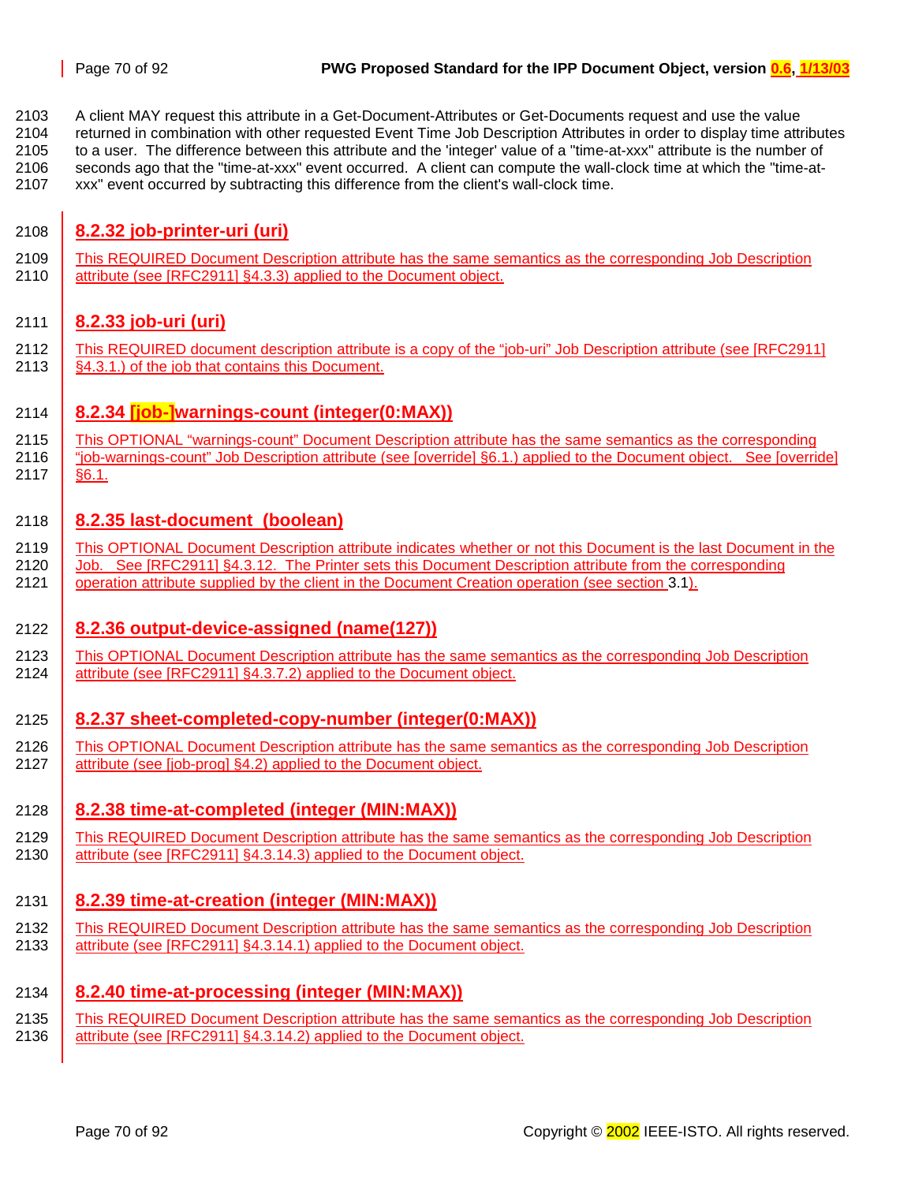A client MAY request this attribute in a Get-Document-Attributes or Get-Documents request and use the value returned in combination with other requested Event Time Job Description Attributes in order to display time attributes to a user. The difference between this attribute and the 'integer' value of a "time-at-xxx" attribute is the number of seconds ago that the "time-at-xxx" event occurred. A client can compute the wall-clock time at which the "time-at-xxx" event occurred by subtracting this difference from the client's wall-clock time.

### 8.2.32 job-printer-uri (uri)

This REQUIRED Document Description attribute has the same semantics as the corresponding Job Description attribute (see [RFC2911] §4.3.3) applied to the Document object.

### 8.2.33 job-uri (uri)

This REQUIRED document description attribute is a copy of the "job-uri" Job Description attribute (see [RFC2911] §4.3.1.) of the job that contains this Document.

### 8.2.34 [job-]warnings-count (integer(0:MAX))

This OPTIONAL "warnings-count" Document Description attribute has the same semantics as the corresponding "job-warnings-count" Job Description attribute (see [override] §6.1.) applied to the Document object. See [override] §6.1.

### 8.2.35 last-document (boolean)

This OPTIONAL Document Description attribute indicates whether or not this Document is the last Document in the Job. See [RFC2911] §4.3.12. The Printer sets this Document Description attribute from the corresponding operation attribute supplied by the client in the Document Creation operation (see section 3.1).

### 8.2.36 output-device-assigned (name(127))

This OPTIONAL Document Description attribute has the same semantics as the corresponding Job Description attribute (see [RFC2911] §4.3.7.2) applied to the Document object.

### 8.2.37 sheet-completed-copy-number (integer(0:MAX))

This OPTIONAL Document Description attribute has the same semantics as the corresponding Job Description attribute (see [job-prog] §4.2) applied to the Document object.

### 8.2.38 time-at-completed (integer (MIN:MAX))

This REQUIRED Document Description attribute has the same semantics as the corresponding Job Description attribute (see [RFC2911] §4.3.14.3) applied to the Document object.

### 8.2.39 time-at-creation (integer (MIN:MAX))

This REQUIRED Document Description attribute has the same semantics as the corresponding Job Description attribute (see [RFC2911] §4.3.14.1) applied to the Document object.

### 8.2.40 time-at-processing (integer (MIN:MAX))

This REQUIRED Document Description attribute has the same semantics as the corresponding Job Description attribute (see [RFC2911] §4.3.14.2) applied to the Document object.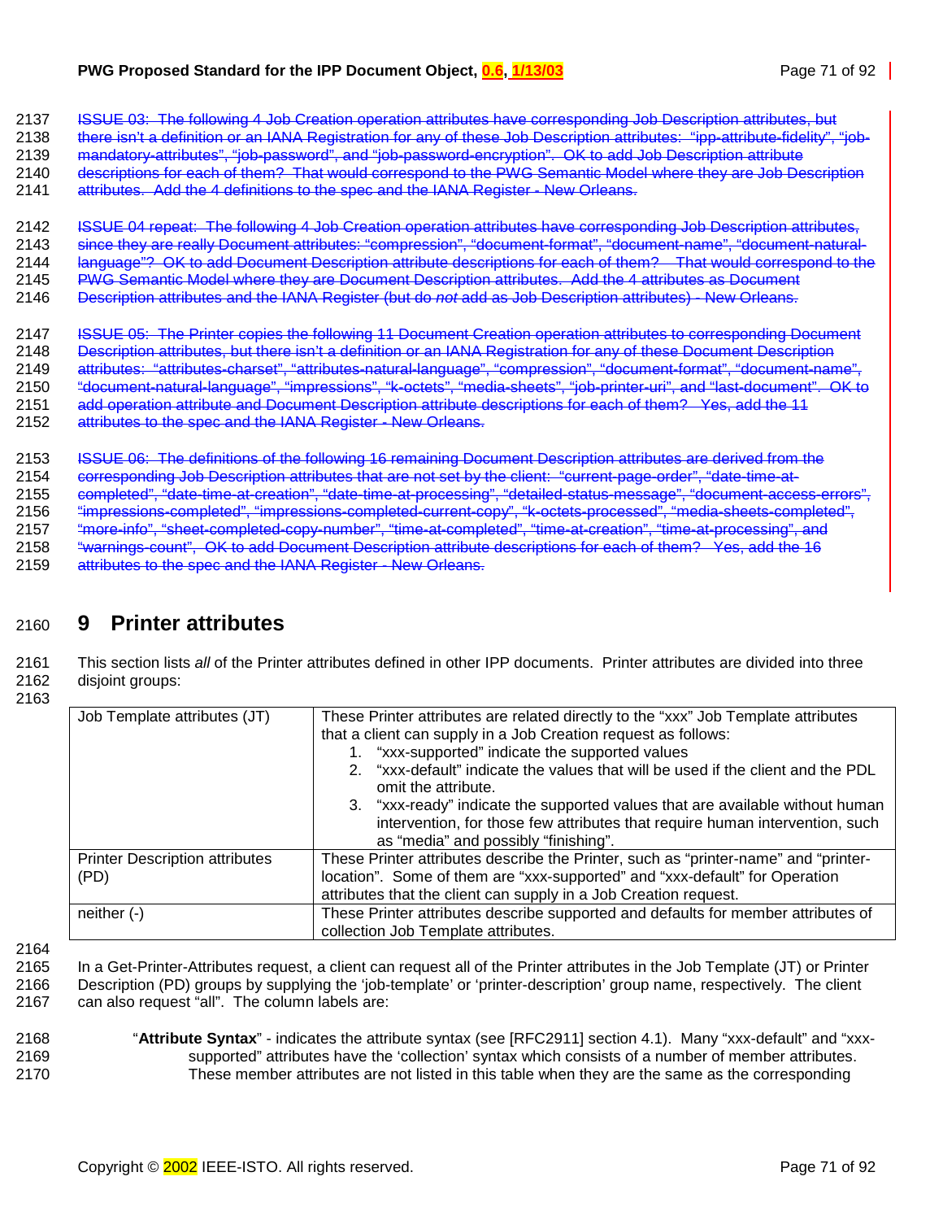~~ISSUE 03: The following 4 Job Creation operation attributes have corresponding Job Description attributes, but there isn't a definition or an IANA Registration for any of these Job Description attributes: "ipp-attribute-fidelity", "job-mandatory-attributes", "job-password", and "job-password-encryption". OK to add Job Description attribute descriptions for each of them? That would correspond to the PWG Semantic Model where they are Job Description attributes. Add the 4 definitions to the spec and the IANA Register - New Orleans.~~

~~ISSUE 04 repeat: The following 4 Job Creation operation attributes have corresponding Job Description attributes, since they are really Document attributes: "compression", "document-format", "document-name", "document-natural-language"? OK to add Document Description attribute descriptions for each of them? That would correspond to the PWG Semantic Model where they are Document Description attributes. Add the 4 attributes as Document Description attributes and the IANA Register (but do *not* add as Job Description attributes) - New Orleans.~~

~~ISSUE 05: The Printer copies the following 11 Document Creation operation attributes to corresponding Document Description attributes, but there isn't a definition or an IANA Registration for any of these Document Description attributes: "attributes-charset", "attributes-natural-language", "compression", "document-format", "document-name", "document-natural-language", "impressions", "k-octets", "media-sheets", "job-printer-uri", and "last-document". OK to add operation attribute and Document Description attribute descriptions for each of them? Yes, add the 11 attributes to the spec and the IANA Register - New Orleans.~~

~~ISSUE 06: The definitions of the following 16 remaining Document Description attributes are derived from the corresponding Job Description attributes that are not set by the client: "current-page-order", "date-time-at-completed", "date-time-at-creation", "date-time-at-processing", "detailed-status-message", "document-access-errors", "impressions-completed", "impressions-completed-current-copy", "k-octets-processed", "media-sheets-completed", "more-info", "sheet-completed-copy-number", "time-at-completed", "time-at-creation", "time-at-processing", and "warnings-count". OK to add Document Description attribute descriptions for each of them? Yes, add the 16 attributes to the spec and the IANA Register - New Orleans.~~

# 9 Printer attributes

This section lists *all* of the Printer attributes defined in other IPP documents. Printer attributes are divided into three disjoint groups:

| | |
|---|---|
| Job Template attributes (JT) | These Printer attributes are related directly to the "xxx" Job Template attributes that a client can supply in a Job Creation request as follows:<br>1. "xxx-supported" indicate the supported values<br>2. "xxx-default" indicate the values that will be used if the client and the PDL omit the attribute.<br>3. "xxx-ready" indicate the supported values that are available without human intervention, for those few attributes that require human intervention, such as "media" and possibly "finishing". |
| Printer Description attributes (PD) | These Printer attributes describe the Printer, such as "printer-name" and "printer-location". Some of them are "xxx-supported" and "xxx-default" for Operation attributes that the client can supply in a Job Creation request. |
| neither (-) | These Printer attributes describe supported and defaults for member attributes of collection Job Template attributes. |

In a Get-Printer-Attributes request, a client can request all of the Printer attributes in the Job Template (JT) or Printer Description (PD) groups by supplying the 'job-template' or 'printer-description' group name, respectively. The client can also request "all". The column labels are:

"**Attribute Syntax**" - indicates the attribute syntax (see [RFC2911] section 4.1). Many "xxx-default" and "xxx-supported" attributes have the 'collection' syntax which consists of a number of member attributes. These member attributes are not listed in this table when they are the same as the corresponding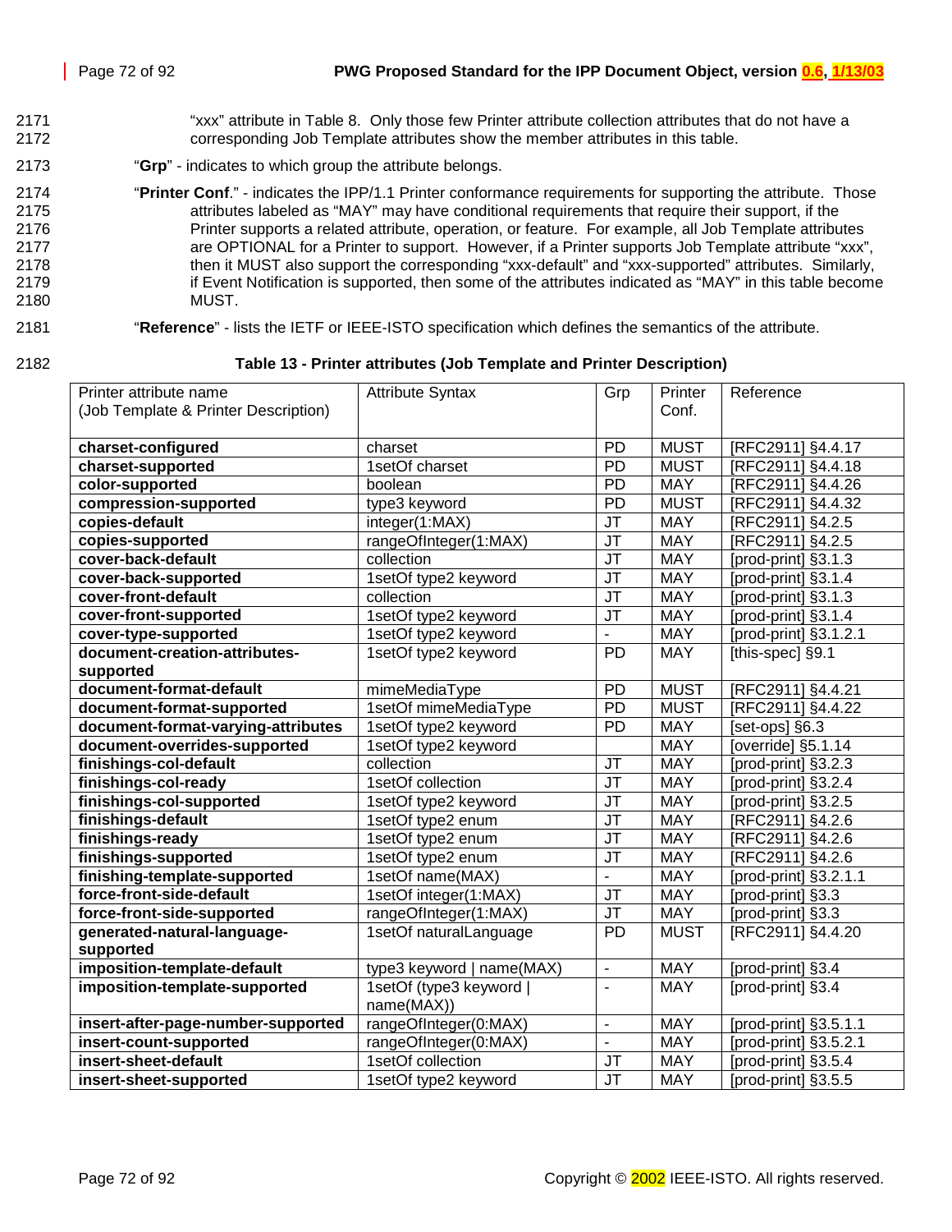"xxx" attribute in Table 8. Only those few Printer attribute collection attributes that do not have a corresponding Job Template attributes show the member attributes in this table.

"**Grp**" - indicates to which group the attribute belongs.

"**Printer Conf**." - indicates the IPP/1.1 Printer conformance requirements for supporting the attribute. Those attributes labeled as "MAY" may have conditional requirements that require their support, if the Printer supports a related attribute, operation, or feature. For example, all Job Template attributes are OPTIONAL for a Printer to support. However, if a Printer supports Job Template attribute "xxx", then it MUST also support the corresponding "xxx-default" and "xxx-supported" attributes. Similarly, if Event Notification is supported, then some of the attributes indicated as "MAY" in this table become MUST.

"**Reference**" - lists the IETF or IEEE-ISTO specification which defines the semantics of the attribute.

**Table 13 - Printer attributes (Job Template and Printer Description)**

| Printer attribute name (Job Template & Printer Description) | Attribute Syntax | Grp | Printer Conf. | Reference |
|---|---|---|---|---|
| **charset-configured** | charset | PD | MUST | [RFC2911] §4.4.17 |
| **charset-supported** | 1setOf charset | PD | MUST | [RFC2911] §4.4.18 |
| **color-supported** | boolean | PD | MAY | [RFC2911] §4.4.26 |
| **compression-supported** | type3 keyword | PD | MUST | [RFC2911] §4.4.32 |
| **copies-default** | integer(1:MAX) | JT | MAY | [RFC2911] §4.2.5 |
| **copies-supported** | rangeOfInteger(1:MAX) | JT | MAY | [RFC2911] §4.2.5 |
| **cover-back-default** | collection | JT | MAY | [prod-print] §3.1.3 |
| **cover-back-supported** | 1setOf type2 keyword | JT | MAY | [prod-print] §3.1.4 |
| **cover-front-default** | collection | JT | MAY | [prod-print] §3.1.3 |
| **cover-front-supported** | 1setOf type2 keyword | JT | MAY | [prod-print] §3.1.4 |
| **cover-type-supported** | 1setOf type2 keyword | - | MAY | [prod-print] §3.1.2.1 |
| **document-creation-attributes-supported** | 1setOf type2 keyword | PD | MAY | [this-spec] §9.1 |
| **document-format-default** | mimeMediaType | PD | MUST | [RFC2911] §4.4.21 |
| **document-format-supported** | 1setOf mimeMediaType | PD | MUST | [RFC2911] §4.4.22 |
| **document-format-varying-attributes** | 1setOf type2 keyword | PD | MAY | [set-ops] §6.3 |
| **document-overrides-supported** | 1setOf type2 keyword | | MAY | [override] §5.1.14 |
| **finishings-col-default** | collection | JT | MAY | [prod-print] §3.2.3 |
| **finishings-col-ready** | 1setOf collection | JT | MAY | [prod-print] §3.2.4 |
| **finishings-col-supported** | 1setOf type2 keyword | JT | MAY | [prod-print] §3.2.5 |
| **finishings-default** | 1setOf type2 enum | JT | MAY | [RFC2911] §4.2.6 |
| **finishings-ready** | 1setOf type2 enum | JT | MAY | [RFC2911] §4.2.6 |
| **finishings-supported** | 1setOf type2 enum | JT | MAY | [RFC2911] §4.2.6 |
| **finishing-template-supported** | 1setOf name(MAX) | - | MAY | [prod-print] §3.2.1.1 |
| **force-front-side-default** | 1setOf integer(1:MAX) | JT | MAY | [prod-print] §3.3 |
| **force-front-side-supported** | rangeOfInteger(1:MAX) | JT | MAY | [prod-print] §3.3 |
| **generated-natural-language-supported** | 1setOf naturalLanguage | PD | MUST | [RFC2911] §4.4.20 |
| **imposition-template-default** | type3 keyword \| name(MAX) | - | MAY | [prod-print] §3.4 |
| **imposition-template-supported** | 1setOf (type3 keyword \| name(MAX)) | - | MAY | [prod-print] §3.4 |
| **insert-after-page-number-supported** | rangeOfInteger(0:MAX) | - | MAY | [prod-print] §3.5.1.1 |
| **insert-count-supported** | rangeOfInteger(0:MAX) | - | MAY | [prod-print] §3.5.2.1 |
| **insert-sheet-default** | 1setOf collection | JT | MAY | [prod-print] §3.5.4 |
| **insert-sheet-supported** | 1setOf type2 keyword | JT | MAY | [prod-print] §3.5.5 |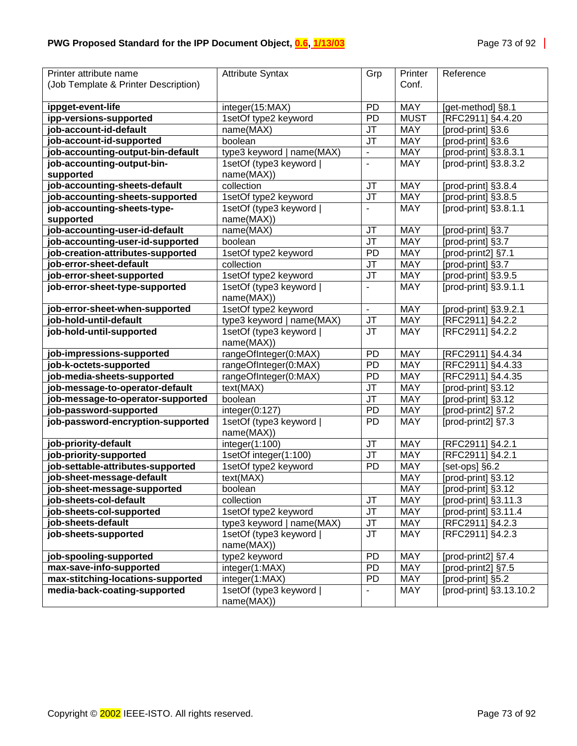| Printer attribute name (Job Template & Printer Description) | Attribute Syntax | Grp | Printer Conf. | Reference |
|---|---|---|---|---|
| **ippget-event-life** | integer(15:MAX) | PD | MAY | [get-method] §8.1 |
| **ipp-versions-supported** | 1setOf type2 keyword | PD | MUST | [RFC2911] §4.4.20 |
| **job-account-id-default** | name(MAX) | JT | MAY | [prod-print] §3.6 |
| **job-account-id-supported** | boolean | JT | MAY | [prod-print] §3.6 |
| **job-accounting-output-bin-default** | type3 keyword \| name(MAX) | - | MAY | [prod-print] §3.8.3.1 |
| **job-accounting-output-bin-supported** | 1setOf (type3 keyword \| name(MAX)) | - | MAY | [prod-print] §3.8.3.2 |
| **job-accounting-sheets-default** | collection | JT | MAY | [prod-print] §3.8.4 |
| **job-accounting-sheets-supported** | 1setOf type2 keyword | JT | MAY | [prod-print] §3.8.5 |
| **job-accounting-sheets-type-supported** | 1setOf (type3 keyword \| name(MAX)) | - | MAY | [prod-print] §3.8.1.1 |
| **job-accounting-user-id-default** | name(MAX) | JT | MAY | [prod-print] §3.7 |
| **job-accounting-user-id-supported** | boolean | JT | MAY | [prod-print] §3.7 |
| **job-creation-attributes-supported** | 1setOf type2 keyword | PD | MAY | [prod-print2] §7.1 |
| **job-error-sheet-default** | collection | JT | MAY | [prod-print] §3.7 |
| **job-error-sheet-supported** | 1setOf type2 keyword | JT | MAY | [prod-print] §3.9.5 |
| **job-error-sheet-type-supported** | 1setOf (type3 keyword \| name(MAX)) | - | MAY | [prod-print] §3.9.1.1 |
| **job-error-sheet-when-supported** | 1setOf type2 keyword | - | MAY | [prod-print] §3.9.2.1 |
| **job-hold-until-default** | type3 keyword \| name(MAX) | JT | MAY | [RFC2911] §4.2.2 |
| **job-hold-until-supported** | 1setOf (type3 keyword \| name(MAX)) | JT | MAY | [RFC2911] §4.2.2 |
| **job-impressions-supported** | rangeOfInteger(0:MAX) | PD | MAY | [RFC2911] §4.4.34 |
| **job-k-octets-supported** | rangeOfInteger(0:MAX) | PD | MAY | [RFC2911] §4.4.33 |
| **job-media-sheets-supported** | rangeOfInteger(0:MAX) | PD | MAY | [RFC2911] §4.4.35 |
| **job-message-to-operator-default** | text(MAX) | JT | MAY | [prod-print] §3.12 |
| **job-message-to-operator-supported** | boolean | JT | MAY | [prod-print] §3.12 |
| **job-password-supported** | integer(0:127) | PD | MAY | [prod-print2] §7.2 |
| **job-password-encryption-supported** | 1setOf (type3 keyword \| name(MAX)) | PD | MAY | [prod-print2] §7.3 |
| **job-priority-default** | integer(1:100) | JT | MAY | [RFC2911] §4.2.1 |
| **job-priority-supported** | 1setOf integer(1:100) | JT | MAY | [RFC2911] §4.2.1 |
| **job-settable-attributes-supported** | 1setOf type2 keyword | PD | MAY | [set-ops] §6.2 |
| **job-sheet-message-default** | text(MAX) | | MAY | [prod-print] §3.12 |
| **job-sheet-message-supported** | boolean | | MAY | [prod-print] §3.12 |
| **job-sheets-col-default** | collection | JT | MAY | [prod-print] §3.11.3 |
| **job-sheets-col-supported** | 1setOf type2 keyword | JT | MAY | [prod-print] §3.11.4 |
| **job-sheets-default** | type3 keyword \| name(MAX) | JT | MAY | [RFC2911] §4.2.3 |
| **job-sheets-supported** | 1setOf (type3 keyword \| name(MAX)) | JT | MAY | [RFC2911] §4.2.3 |
| **job-spooling-supported** | type2 keyword | PD | MAY | [prod-print2] §7.4 |
| **max-save-info-supported** | integer(1:MAX) | PD | MAY | [prod-print2] §7.5 |
| **max-stitching-locations-supported** | integer(1:MAX) | PD | MAY | [prod-print] §5.2 |
| **media-back-coating-supported** | 1setOf (type3 keyword \| name(MAX)) | - | MAY | [prod-print] §3.13.10.2 |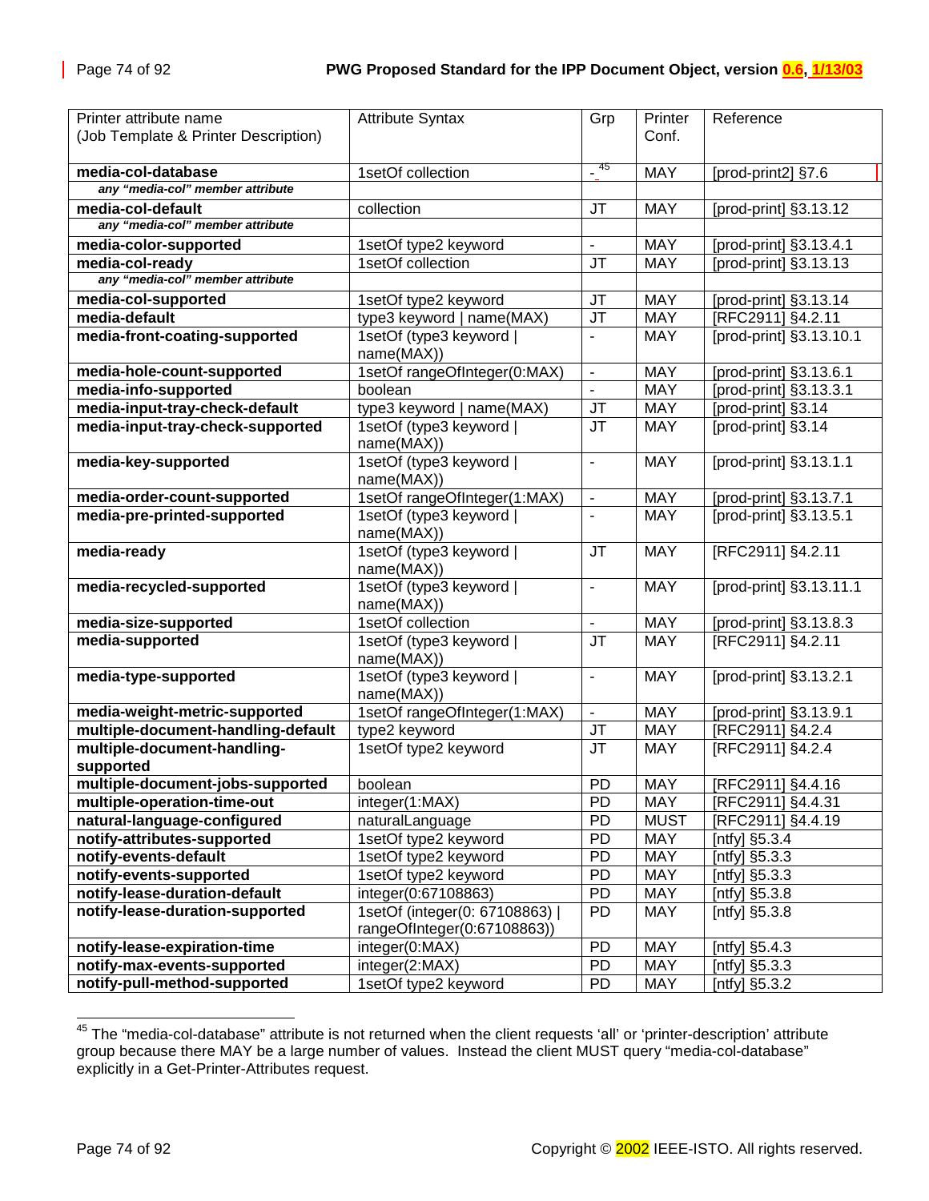| Printer attribute name (Job Template & Printer Description) | Attribute Syntax | Grp | Printer Conf. | Reference |
|---|---|---|---|---|
| **media-col-database** | 1setOf collection | - [45] | MAY | [prod-print2] §7.6 |
| *any "media-col" member attribute* | | | | |
| **media-col-default** | collection | JT | MAY | [prod-print] §3.13.12 |
| *any "media-col" member attribute* | | | | |
| **media-color-supported** | 1setOf type2 keyword | - | MAY | [prod-print] §3.13.4.1 |
| **media-col-ready** | 1setOf collection | JT | MAY | [prod-print] §3.13.13 |
| *any "media-col" member attribute* | | | | |
| **media-col-supported** | 1setOf type2 keyword | JT | MAY | [prod-print] §3.13.14 |
| **media-default** | type3 keyword \| name(MAX) | JT | MAY | [RFC2911] §4.2.11 |
| **media-front-coating-supported** | 1setOf (type3 keyword \| name(MAX)) | - | MAY | [prod-print] §3.13.10.1 |
| **media-hole-count-supported** | 1setOf rangeOfInteger(0:MAX) | - | MAY | [prod-print] §3.13.6.1 |
| **media-info-supported** | boolean | - | MAY | [prod-print] §3.13.3.1 |
| **media-input-tray-check-default** | type3 keyword \| name(MAX) | JT | MAY | [prod-print] §3.14 |
| **media-input-tray-check-supported** | 1setOf (type3 keyword \| name(MAX)) | JT | MAY | [prod-print] §3.14 |
| **media-key-supported** | 1setOf (type3 keyword \| name(MAX)) | - | MAY | [prod-print] §3.13.1.1 |
| **media-order-count-supported** | 1setOf rangeOfInteger(1:MAX) | - | MAY | [prod-print] §3.13.7.1 |
| **media-pre-printed-supported** | 1setOf (type3 keyword \| name(MAX)) | - | MAY | [prod-print] §3.13.5.1 |
| **media-ready** | 1setOf (type3 keyword \| name(MAX)) | JT | MAY | [RFC2911] §4.2.11 |
| **media-recycled-supported** | 1setOf (type3 keyword \| name(MAX)) | - | MAY | [prod-print] §3.13.11.1 |
| **media-size-supported** | 1setOf collection | - | MAY | [prod-print] §3.13.8.3 |
| **media-supported** | 1setOf (type3 keyword \| name(MAX)) | JT | MAY | [RFC2911] §4.2.11 |
| **media-type-supported** | 1setOf (type3 keyword \| name(MAX)) | - | MAY | [prod-print] §3.13.2.1 |
| **media-weight-metric-supported** | 1setOf rangeOfInteger(1:MAX) | - | MAY | [prod-print] §3.13.9.1 |
| **multiple-document-handling-default** | type2 keyword | JT | MAY | [RFC2911] §4.2.4 |
| **multiple-document-handling-supported** | 1setOf type2 keyword | JT | MAY | [RFC2911] §4.2.4 |
| **multiple-document-jobs-supported** | boolean | PD | MAY | [RFC2911] §4.4.16 |
| **multiple-operation-time-out** | integer(1:MAX) | PD | MAY | [RFC2911] §4.4.31 |
| **natural-language-configured** | naturalLanguage | PD | MUST | [RFC2911] §4.4.19 |
| **notify-attributes-supported** | 1setOf type2 keyword | PD | MAY | [ntfy] §5.3.4 |
| **notify-events-default** | 1setOf type2 keyword | PD | MAY | [ntfy] §5.3.3 |
| **notify-events-supported** | 1setOf type2 keyword | PD | MAY | [ntfy] §5.3.3 |
| **notify-lease-duration-default** | integer(0:67108863) | PD | MAY | [ntfy] §5.3.8 |
| **notify-lease-duration-supported** | 1setOf (integer(0: 67108863) \| rangeOfInteger(0:67108863)) | PD | MAY | [ntfy] §5.3.8 |
| **notify-lease-expiration-time** | integer(0:MAX) | PD | MAY | [ntfy] §5.4.3 |
| **notify-max-events-supported** | integer(2:MAX) | PD | MAY | [ntfy] §5.3.3 |
| **notify-pull-method-supported** | 1setOf type2 keyword | PD | MAY | [ntfy] §5.3.2 |

[45] The "media-col-database" attribute is not returned when the client requests 'all' or 'printer-description' attribute group because there MAY be a large number of values. Instead the client MUST query "media-col-database" explicitly in a Get-Printer-Attributes request.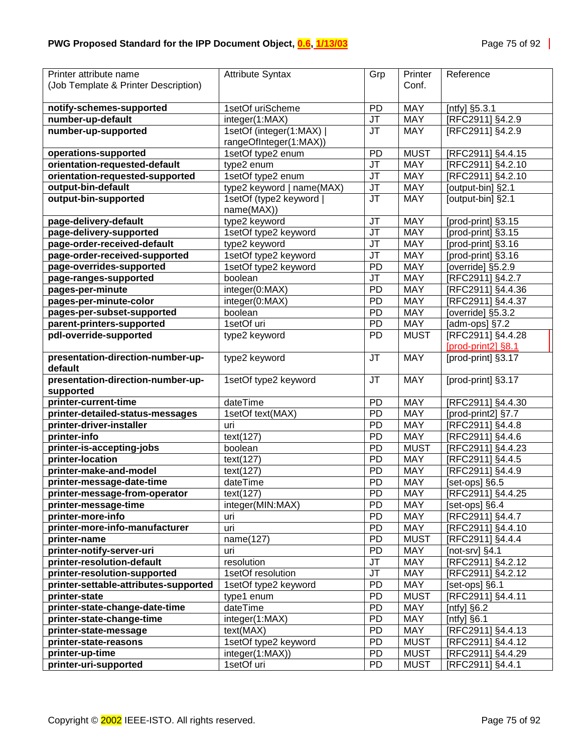| Printer attribute name (Job Template & Printer Description) | Attribute Syntax | Grp | Printer Conf. | Reference |
|---|---|---|---|---|
| **notify-schemes-supported** | 1setOf uriScheme | PD | MAY | [ntfy] §5.3.1 |
| **number-up-default** | integer(1:MAX) | JT | MAY | [RFC2911] §4.2.9 |
| **number-up-supported** | 1setOf (integer(1:MAX) \| rangeOfInteger(1:MAX)) | JT | MAY | [RFC2911] §4.2.9 |
| **operations-supported** | 1setOf type2 enum | PD | MUST | [RFC2911] §4.4.15 |
| **orientation-requested-default** | type2 enum | JT | MAY | [RFC2911] §4.2.10 |
| **orientation-requested-supported** | 1setOf type2 enum | JT | MAY | [RFC2911] §4.2.10 |
| **output-bin-default** | type2 keyword \| name(MAX) | JT | MAY | [output-bin] §2.1 |
| **output-bin-supported** | 1setOf (type2 keyword \| name(MAX)) | JT | MAY | [output-bin] §2.1 |
| **page-delivery-default** | type2 keyword | JT | MAY | [prod-print] §3.15 |
| **page-delivery-supported** | 1setOf type2 keyword | JT | MAY | [prod-print] §3.15 |
| **page-order-received-default** | type2 keyword | JT | MAY | [prod-print] §3.16 |
| **page-order-received-supported** | 1setOf type2 keyword | JT | MAY | [prod-print] §3.16 |
| **page-overrides-supported** | 1setOf type2 keyword | PD | MAY | [override] §5.2.9 |
| **page-ranges-supported** | boolean | JT | MAY | [RFC2911] §4.2.7 |
| **pages-per-minute** | integer(0:MAX) | PD | MAY | [RFC2911] §4.4.36 |
| **pages-per-minute-color** | integer(0:MAX) | PD | MAY | [RFC2911] §4.4.37 |
| **pages-per-subset-supported** | boolean | PD | MAY | [override] §5.3.2 |
| **parent-printers-supported** | 1setOf uri | PD | MAY | [adm-ops] §7.2 |
| **pdl-override-supported** | type2 keyword | PD | MUST | [RFC2911] §4.4.28 [prod-print2] §8.1 |
| **presentation-direction-number-up-default** | type2 keyword | JT | MAY | [prod-print] §3.17 |
| **presentation-direction-number-up-supported** | 1setOf type2 keyword | JT | MAY | [prod-print] §3.17 |
| **printer-current-time** | dateTime | PD | MAY | [RFC2911] §4.4.30 |
| **printer-detailed-status-messages** | 1setOf text(MAX) | PD | MAY | [prod-print2] §7.7 |
| **printer-driver-installer** | uri | PD | MAY | [RFC2911] §4.4.8 |
| **printer-info** | text(127) | PD | MAY | [RFC2911] §4.4.6 |
| **printer-is-accepting-jobs** | boolean | PD | MUST | [RFC2911] §4.4.23 |
| **printer-location** | text(127) | PD | MAY | [RFC2911] §4.4.5 |
| **printer-make-and-model** | text(127) | PD | MAY | [RFC2911] §4.4.9 |
| **printer-message-date-time** | dateTime | PD | MAY | [set-ops] §6.5 |
| **printer-message-from-operator** | text(127) | PD | MAY | [RFC2911] §4.4.25 |
| **printer-message-time** | integer(MIN:MAX) | PD | MAY | [set-ops] §6.4 |
| **printer-more-info** | uri | PD | MAY | [RFC2911] §4.4.7 |
| **printer-more-info-manufacturer** | uri | PD | MAY | [RFC2911] §4.4.10 |
| **printer-name** | name(127) | PD | MUST | [RFC2911] §4.4.4 |
| **printer-notify-server-uri** | uri | PD | MAY | [not-srv] §4.1 |
| **printer-resolution-default** | resolution | JT | MAY | [RFC2911] §4.2.12 |
| **printer-resolution-supported** | 1setOf resolution | JT | MAY | [RFC2911] §4.2.12 |
| **printer-settable-attributes-supported** | 1setOf type2 keyword | PD | MAY | [set-ops] §6.1 |
| **printer-state** | type1 enum | PD | MUST | [RFC2911] §4.4.11 |
| **printer-state-change-date-time** | dateTime | PD | MAY | [ntfy] §6.2 |
| **printer-state-change-time** | integer(1:MAX) | PD | MAY | [ntfy] §6.1 |
| **printer-state-message** | text(MAX) | PD | MAY | [RFC2911] §4.4.13 |
| **printer-state-reasons** | 1setOf type2 keyword | PD | MUST | [RFC2911] §4.4.12 |
| **printer-up-time** | integer(1:MAX)) | PD | MUST | [RFC2911] §4.4.29 |
| **printer-uri-supported** | 1setOf uri | PD | MUST | [RFC2911] §4.4.1 |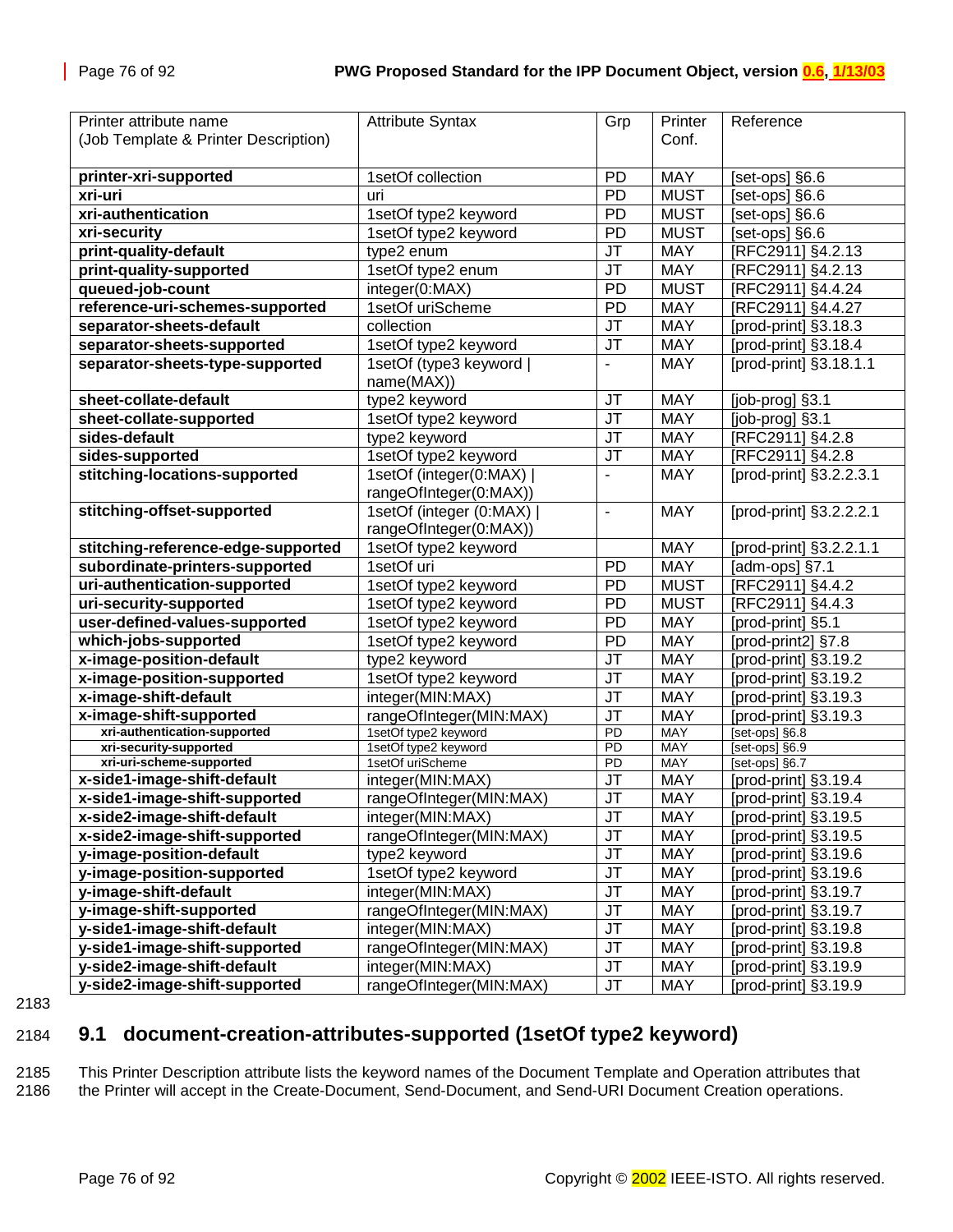| Printer attribute name (Job Template & Printer Description) | Attribute Syntax | Grp | Printer Conf. | Reference |
|---|---|---|---|---|
| **printer-xri-supported** | 1setOf collection | PD | MAY | [set-ops] §6.6 |
| **xri-uri** | uri | PD | MUST | [set-ops] §6.6 |
| **xri-authentication** | 1setOf type2 keyword | PD | MUST | [set-ops] §6.6 |
| **xri-security** | 1setOf type2 keyword | PD | MUST | [set-ops] §6.6 |
| **print-quality-default** | type2 enum | JT | MAY | [RFC2911] §4.2.13 |
| **print-quality-supported** | 1setOf type2 enum | JT | MAY | [RFC2911] §4.2.13 |
| **queued-job-count** | integer(0:MAX) | PD | MUST | [RFC2911] §4.4.24 |
| **reference-uri-schemes-supported** | 1setOf uriScheme | PD | MAY | [RFC2911] §4.4.27 |
| **separator-sheets-default** | collection | JT | MAY | [prod-print] §3.18.3 |
| **separator-sheets-supported** | 1setOf type2 keyword | JT | MAY | [prod-print] §3.18.4 |
| **separator-sheets-type-supported** | 1setOf (type3 keyword \| name(MAX)) | - | MAY | [prod-print] §3.18.1.1 |
| **sheet-collate-default** | type2 keyword | JT | MAY | [job-prog] §3.1 |
| **sheet-collate-supported** | 1setOf type2 keyword | JT | MAY | [job-prog] §3.1 |
| **sides-default** | type2 keyword | JT | MAY | [RFC2911] §4.2.8 |
| **sides-supported** | 1setOf type2 keyword | JT | MAY | [RFC2911] §4.2.8 |
| **stitching-locations-supported** | 1setOf (integer(0:MAX) \| rangeOfInteger(0:MAX)) | - | MAY | [prod-print] §3.2.2.3.1 |
| **stitching-offset-supported** | 1setOf (integer (0:MAX) \| rangeOfInteger(0:MAX)) | - | MAY | [prod-print] §3.2.2.2.1 |
| **stitching-reference-edge-supported** | 1setOf type2 keyword | | MAY | [prod-print] §3.2.2.1.1 |
| **subordinate-printers-supported** | 1setOf uri | PD | MAY | [adm-ops] §7.1 |
| **uri-authentication-supported** | 1setOf type2 keyword | PD | MUST | [RFC2911] §4.4.2 |
| **uri-security-supported** | 1setOf type2 keyword | PD | MUST | [RFC2911] §4.4.3 |
| **user-defined-values-supported** | 1setOf type2 keyword | PD | MAY | [prod-print] §5.1 |
| **which-jobs-supported** | 1setOf type2 keyword | PD | MAY | [prod-print2] §7.8 |
| **x-image-position-default** | type2 keyword | JT | MAY | [prod-print] §3.19.2 |
| **x-image-position-supported** | 1setOf type2 keyword | JT | MAY | [prod-print] §3.19.2 |
| **x-image-shift-default** | integer(MIN:MAX) | JT | MAY | [prod-print] §3.19.3 |
| **x-image-shift-supported** | rangeOfInteger(MIN:MAX) | JT | MAY | [prod-print] §3.19.3 |
| **xri-authentication-supported** | 1setOf type2 keyword | PD | MAY | [set-ops] §6.8 |
| **xri-security-supported** | 1setOf type2 keyword | PD | MAY | [set-ops] §6.9 |
| **xri-uri-scheme-supported** | 1setOf uriScheme | PD | MAY | [set-ops] §6.7 |
| **x-side1-image-shift-default** | integer(MIN:MAX) | JT | MAY | [prod-print] §3.19.4 |
| **x-side1-image-shift-supported** | rangeOfInteger(MIN:MAX) | JT | MAY | [prod-print] §3.19.4 |
| **x-side2-image-shift-default** | integer(MIN:MAX) | JT | MAY | [prod-print] §3.19.5 |
| **x-side2-image-shift-supported** | rangeOfInteger(MIN:MAX) | JT | MAY | [prod-print] §3.19.5 |
| **y-image-position-default** | type2 keyword | JT | MAY | [prod-print] §3.19.6 |
| **y-image-position-supported** | 1setOf type2 keyword | JT | MAY | [prod-print] §3.19.6 |
| **y-image-shift-default** | integer(MIN:MAX) | JT | MAY | [prod-print] §3.19.7 |
| **y-image-shift-supported** | rangeOfInteger(MIN:MAX) | JT | MAY | [prod-print] §3.19.7 |
| **y-side1-image-shift-default** | integer(MIN:MAX) | JT | MAY | [prod-print] §3.19.8 |
| **y-side1-image-shift-supported** | rangeOfInteger(MIN:MAX) | JT | MAY | [prod-print] §3.19.8 |
| **y-side2-image-shift-default** | integer(MIN:MAX) | JT | MAY | [prod-print] §3.19.9 |
| **y-side2-image-shift-supported** | rangeOfInteger(MIN:MAX) | JT | MAY | [prod-print] §3.19.9 |

## 9.1 document-creation-attributes-supported (1setOf type2 keyword)

This Printer Description attribute lists the keyword names of the Document Template and Operation attributes that the Printer will accept in the Create-Document, Send-Document, and Send-URI Document Creation operations.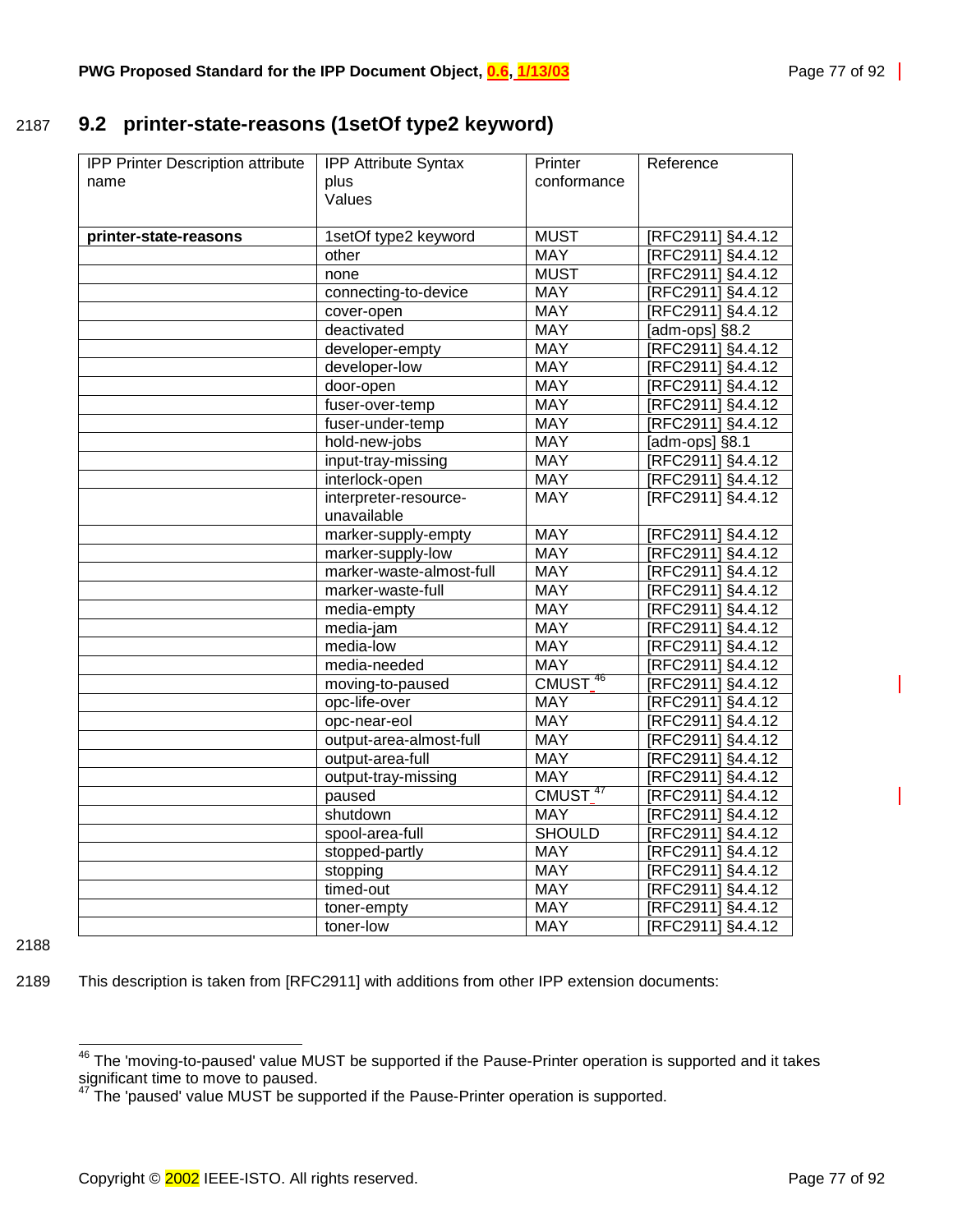## 9.2 printer-state-reasons (1setOf type2 keyword)

| IPP Printer Description attribute name | IPP Attribute Syntax plus Values | Printer conformance | Reference |
|---|---|---|---|
| **printer-state-reasons** | 1setOf type2 keyword | MUST | [RFC2911] §4.4.12 |
| | other | MAY | [RFC2911] §4.4.12 |
| | none | MUST | [RFC2911] §4.4.12 |
| | connecting-to-device | MAY | [RFC2911] §4.4.12 |
| | cover-open | MAY | [RFC2911] §4.4.12 |
| | deactivated | MAY | [adm-ops] §8.2 |
| | developer-empty | MAY | [RFC2911] §4.4.12 |
| | developer-low | MAY | [RFC2911] §4.4.12 |
| | door-open | MAY | [RFC2911] §4.4.12 |
| | fuser-over-temp | MAY | [RFC2911] §4.4.12 |
| | fuser-under-temp | MAY | [RFC2911] §4.4.12 |
| | hold-new-jobs | MAY | [adm-ops] §8.1 |
| | input-tray-missing | MAY | [RFC2911] §4.4.12 |
| | interlock-open | MAY | [RFC2911] §4.4.12 |
| | interpreter-resource-unavailable | MAY | [RFC2911] §4.4.12 |
| | marker-supply-empty | MAY | [RFC2911] §4.4.12 |
| | marker-supply-low | MAY | [RFC2911] §4.4.12 |
| | marker-waste-almost-full | MAY | [RFC2911] §4.4.12 |
| | marker-waste-full | MAY | [RFC2911] §4.4.12 |
| | media-empty | MAY | [RFC2911] §4.4.12 |
| | media-jam | MAY | [RFC2911] §4.4.12 |
| | media-low | MAY | [RFC2911] §4.4.12 |
| | media-needed | MAY | [RFC2911] §4.4.12 |
| | moving-to-paused | CMUST [46] | [RFC2911] §4.4.12 |
| | opc-life-over | MAY | [RFC2911] §4.4.12 |
| | opc-near-eol | MAY | [RFC2911] §4.4.12 |
| | output-area-almost-full | MAY | [RFC2911] §4.4.12 |
| | output-area-full | MAY | [RFC2911] §4.4.12 |
| | output-tray-missing | MAY | [RFC2911] §4.4.12 |
| | paused | CMUST [47] | [RFC2911] §4.4.12 |
| | shutdown | MAY | [RFC2911] §4.4.12 |
| | spool-area-full | SHOULD | [RFC2911] §4.4.12 |
| | stopped-partly | MAY | [RFC2911] §4.4.12 |
| | stopping | MAY | [RFC2911] §4.4.12 |
| | timed-out | MAY | [RFC2911] §4.4.12 |
| | toner-empty | MAY | [RFC2911] §4.4.12 |
| | toner-low | MAY | [RFC2911] §4.4.12 |

This description is taken from [RFC2911] with additions from other IPP extension documents:

---

[46] The 'moving-to-paused' value MUST be supported if the Pause-Printer operation is supported and it takes significant time to move to paused.

[47] The 'paused' value MUST be supported if the Pause-Printer operation is supported.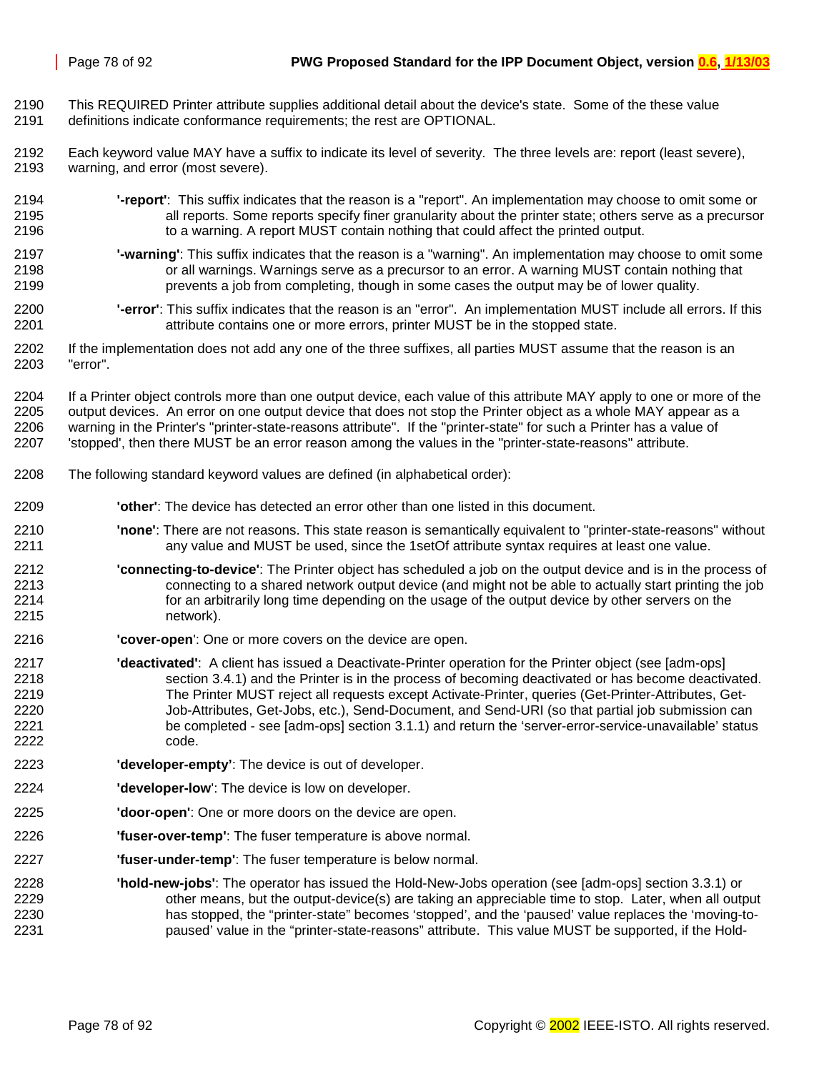This REQUIRED Printer attribute supplies additional detail about the device's state. Some of the these value definitions indicate conformance requirements; the rest are OPTIONAL.

Each keyword value MAY have a suffix to indicate its level of severity. The three levels are: report (least severe), warning, and error (most severe).

> **'-report'**: This suffix indicates that the reason is a "report". An implementation may choose to omit some or all reports. Some reports specify finer granularity about the printer state; others serve as a precursor to a warning. A report MUST contain nothing that could affect the printed output.

> **'-warning'**: This suffix indicates that the reason is a "warning". An implementation may choose to omit some or all warnings. Warnings serve as a precursor to an error. A warning MUST contain nothing that prevents a job from completing, though in some cases the output may be of lower quality.

> **'-error'**: This suffix indicates that the reason is an "error". An implementation MUST include all errors. If this attribute contains one or more errors, printer MUST be in the stopped state.

If the implementation does not add any one of the three suffixes, all parties MUST assume that the reason is an "error".

If a Printer object controls more than one output device, each value of this attribute MAY apply to one or more of the output devices. An error on one output device that does not stop the Printer object as a whole MAY appear as a warning in the Printer's "printer-state-reasons attribute". If the "printer-state" for such a Printer has a value of 'stopped', then there MUST be an error reason among the values in the "printer-state-reasons" attribute.

The following standard keyword values are defined (in alphabetical order):

> **'other'**: The device has detected an error other than one listed in this document.

> **'none'**: There are not reasons. This state reason is semantically equivalent to "printer-state-reasons" without any value and MUST be used, since the 1setOf attribute syntax requires at least one value.

> **'connecting-to-device'**: The Printer object has scheduled a job on the output device and is in the process of connecting to a shared network output device (and might not be able to actually start printing the job for an arbitrarily long time depending on the usage of the output device by other servers on the network).

> **'cover-open'**: One or more covers on the device are open.

> **'deactivated'**: A client has issued a Deactivate-Printer operation for the Printer object (see [adm-ops] section 3.4.1) and the Printer is in the process of becoming deactivated or has become deactivated. The Printer MUST reject all requests except Activate-Printer, queries (Get-Printer-Attributes, Get-Job-Attributes, Get-Jobs, etc.), Send-Document, and Send-URI (so that partial job submission can be completed - see [adm-ops] section 3.1.1) and return the 'server-error-service-unavailable' status code.

> **'developer-empty'**: The device is out of developer.

> **'developer-low'**: The device is low on developer.

> **'door-open'**: One or more doors on the device are open.

> **'fuser-over-temp'**: The fuser temperature is above normal.

> **'fuser-under-temp'**: The fuser temperature is below normal.

> **'hold-new-jobs'**: The operator has issued the Hold-New-Jobs operation (see [adm-ops] section 3.3.1) or other means, but the output-device(s) are taking an appreciable time to stop. Later, when all output has stopped, the "printer-state" becomes 'stopped', and the 'paused' value replaces the 'moving-to-paused' value in the "printer-state-reasons" attribute. This value MUST be supported, if the Hold-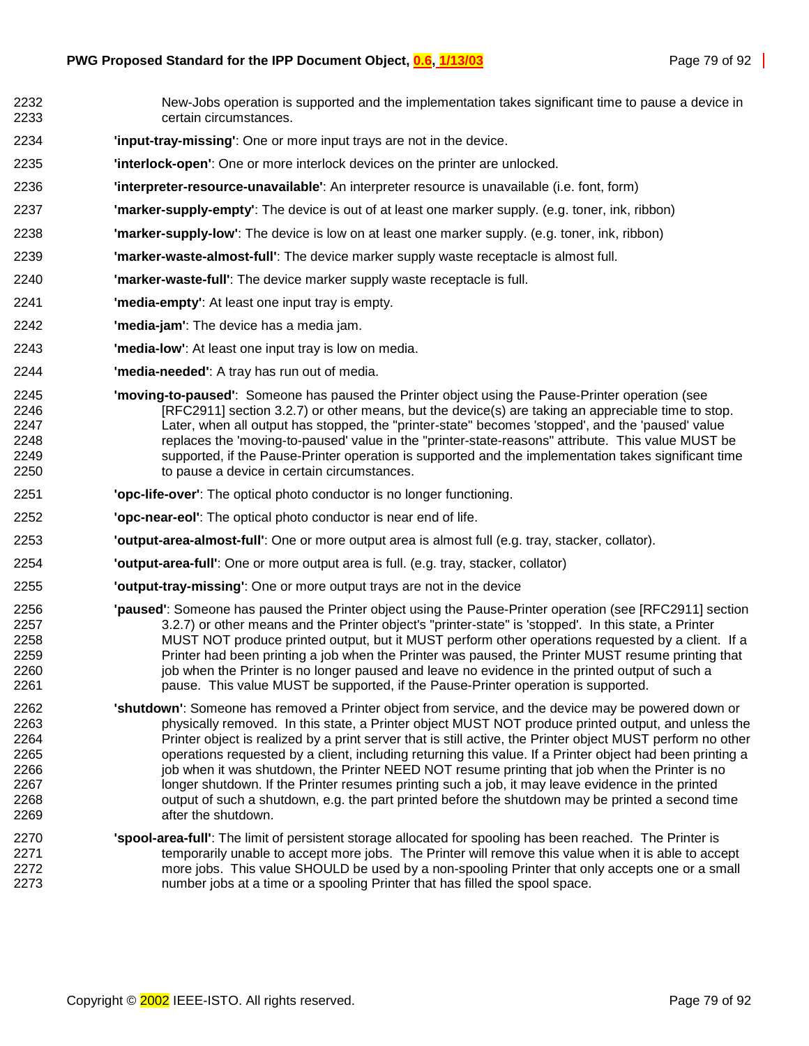New-Jobs operation is supported and the implementation takes significant time to pause a device in certain circumstances.

**'input-tray-missing'**: One or more input trays are not in the device.

**'interlock-open'**: One or more interlock devices on the printer are unlocked.

**'interpreter-resource-unavailable'**: An interpreter resource is unavailable (i.e. font, form)

**'marker-supply-empty'**: The device is out of at least one marker supply. (e.g. toner, ink, ribbon)

**'marker-supply-low'**: The device is low on at least one marker supply. (e.g. toner, ink, ribbon)

**'marker-waste-almost-full'**: The device marker supply waste receptacle is almost full.

**'marker-waste-full'**: The device marker supply waste receptacle is full.

**'media-empty'**: At least one input tray is empty.

**'media-jam'**: The device has a media jam.

**'media-low'**: At least one input tray is low on media.

**'media-needed'**: A tray has run out of media.

**'moving-to-paused'**: Someone has paused the Printer object using the Pause-Printer operation (see [RFC2911] section 3.2.7) or other means, but the device(s) are taking an appreciable time to stop. Later, when all output has stopped, the "printer-state" becomes 'stopped', and the 'paused' value replaces the 'moving-to-paused' value in the "printer-state-reasons" attribute. This value MUST be supported, if the Pause-Printer operation is supported and the implementation takes significant time to pause a device in certain circumstances.

**'opc-life-over'**: The optical photo conductor is no longer functioning.

**'opc-near-eol'**: The optical photo conductor is near end of life.

**'output-area-almost-full'**: One or more output area is almost full (e.g. tray, stacker, collator).

**'output-area-full'**: One or more output area is full. (e.g. tray, stacker, collator)

**'output-tray-missing'**: One or more output trays are not in the device

**'paused'**: Someone has paused the Printer object using the Pause-Printer operation (see [RFC2911] section 3.2.7) or other means and the Printer object's "printer-state" is 'stopped'. In this state, a Printer MUST NOT produce printed output, but it MUST perform other operations requested by a client. If a Printer had been printing a job when the Printer was paused, the Printer MUST resume printing that job when the Printer is no longer paused and leave no evidence in the printed output of such a pause. This value MUST be supported, if the Pause-Printer operation is supported.

**'shutdown'**: Someone has removed a Printer object from service, and the device may be powered down or physically removed. In this state, a Printer object MUST NOT produce printed output, and unless the Printer object is realized by a print server that is still active, the Printer object MUST perform no other operations requested by a client, including returning this value. If a Printer object had been printing a job when it was shutdown, the Printer NEED NOT resume printing that job when the Printer is no longer shutdown. If the Printer resumes printing such a job, it may leave evidence in the printed output of such a shutdown, e.g. the part printed before the shutdown may be printed a second time after the shutdown.

**'spool-area-full'**: The limit of persistent storage allocated for spooling has been reached. The Printer is temporarily unable to accept more jobs. The Printer will remove this value when it is able to accept more jobs. This value SHOULD be used by a non-spooling Printer that only accepts one or a small number jobs at a time or a spooling Printer that has filled the spool space.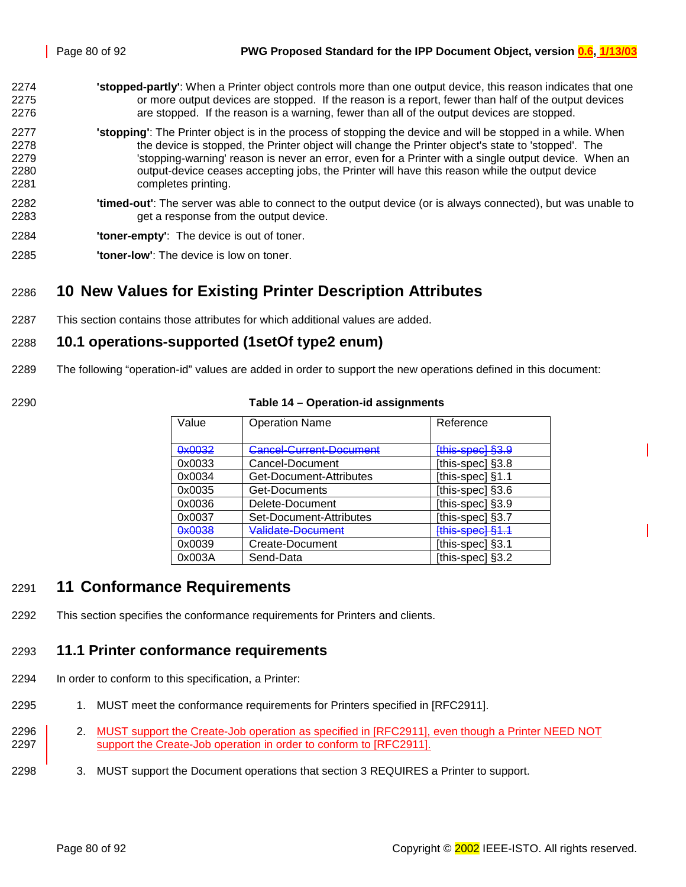**'stopped-partly'**: When a Printer object controls more than one output device, this reason indicates that one or more output devices are stopped. If the reason is a report, fewer than half of the output devices are stopped. If the reason is a warning, fewer than all of the output devices are stopped.

**'stopping'**: The Printer object is in the process of stopping the device and will be stopped in a while. When the device is stopped, the Printer object will change the Printer object's state to 'stopped'. The 'stopping-warning' reason is never an error, even for a Printer with a single output device. When an output-device ceases accepting jobs, the Printer will have this reason while the output device completes printing.

**'timed-out'**: The server was able to connect to the output device (or is always connected), but was unable to get a response from the output device.

**'toner-empty'**: The device is out of toner.

**'toner-low'**: The device is low on toner.

# 10 New Values for Existing Printer Description Attributes

This section contains those attributes for which additional values are added.

## 10.1 operations-supported (1setOf type2 enum)

The following "operation-id" values are added in order to support the new operations defined in this document:

**Table 14 – Operation-id assignments**

| Value | Operation Name | Reference |
|---|---|---|
| ~~0x0032~~ | ~~Cancel-Current-Document~~ | ~~[this-spec] §3.9~~ |
| 0x0033 | Cancel-Document | [this-spec] §3.8 |
| 0x0034 | Get-Document-Attributes | [this-spec] §1.1 |
| 0x0035 | Get-Documents | [this-spec] §3.6 |
| 0x0036 | Delete-Document | [this-spec] §3.9 |
| 0x0037 | Set-Document-Attributes | [this-spec] §3.7 |
| ~~0x0038~~ | ~~Validate-Document~~ | ~~[this-spec] §1.1~~ |
| 0x0039 | Create-Document | [this-spec] §3.1 |
| 0x003A | Send-Data | [this-spec] §3.2 |

# 11 Conformance Requirements

This section specifies the conformance requirements for Printers and clients.

## 11.1 Printer conformance requirements

In order to conform to this specification, a Printer:

1. MUST meet the conformance requirements for Printers specified in [RFC2911].
2. MUST support the Create-Job operation as specified in [RFC2911], even though a Printer NEED NOT support the Create-Job operation in order to conform to [RFC2911].
3. MUST support the Document operations that section 3 REQUIRES a Printer to support.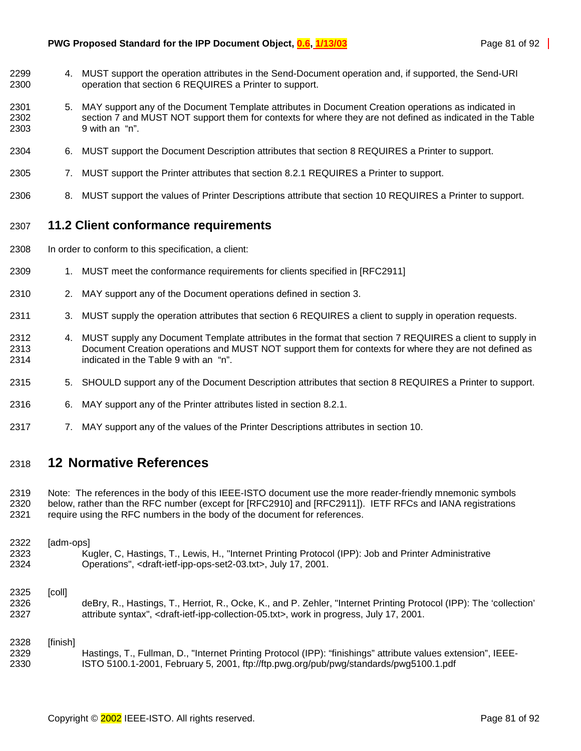4. MUST support the operation attributes in the Send-Document operation and, if supported, the Send-URI operation that section 6 REQUIRES a Printer to support.

5. MAY support any of the Document Template attributes in Document Creation operations as indicated in section 7 and MUST NOT support them for contexts for where they are not defined as indicated in the Table 9 with an "n".

6. MUST support the Document Description attributes that section 8 REQUIRES a Printer to support.

7. MUST support the Printer attributes that section 8.2.1 REQUIRES a Printer to support.

8. MUST support the values of Printer Descriptions attribute that section 10 REQUIRES a Printer to support.

## 11.2 Client conformance requirements

In order to conform to this specification, a client:

1. MUST meet the conformance requirements for clients specified in [RFC2911]

2. MAY support any of the Document operations defined in section 3.

3. MUST supply the operation attributes that section 6 REQUIRES a client to supply in operation requests.

4. MUST supply any Document Template attributes in the format that section 7 REQUIRES a client to supply in Document Creation operations and MUST NOT support them for contexts for where they are not defined as indicated in the Table 9 with an "n".

5. SHOULD support any of the Document Description attributes that section 8 REQUIRES a Printer to support.

6. MAY support any of the Printer attributes listed in section 8.2.1.

7. MAY support any of the values of the Printer Descriptions attributes in section 10.

# 12 Normative References

Note: The references in the body of this IEEE-ISTO document use the more reader-friendly mnemonic symbols below, rather than the RFC number (except for [RFC2910] and [RFC2911]). IETF RFCs and IANA registrations require using the RFC numbers in the body of the document for references.

[adm-ops]
Kugler, C, Hastings, T., Lewis, H., "Internet Printing Protocol (IPP): Job and Printer Administrative Operations", <draft-ietf-ipp-ops-set2-03.txt>, July 17, 2001.

[coll]
deBry, R., Hastings, T., Herriot, R., Ocke, K., and P. Zehler, "Internet Printing Protocol (IPP): The 'collection' attribute syntax", <draft-ietf-ipp-collection-05.txt>, work in progress, July 17, 2001.

[finish]
Hastings, T., Fullman, D., "Internet Printing Protocol (IPP): "finishings" attribute values extension", IEEE-ISTO 5100.1-2001, February 5, 2001, ftp://ftp.pwg.org/pub/pwg/standards/pwg5100.1.pdf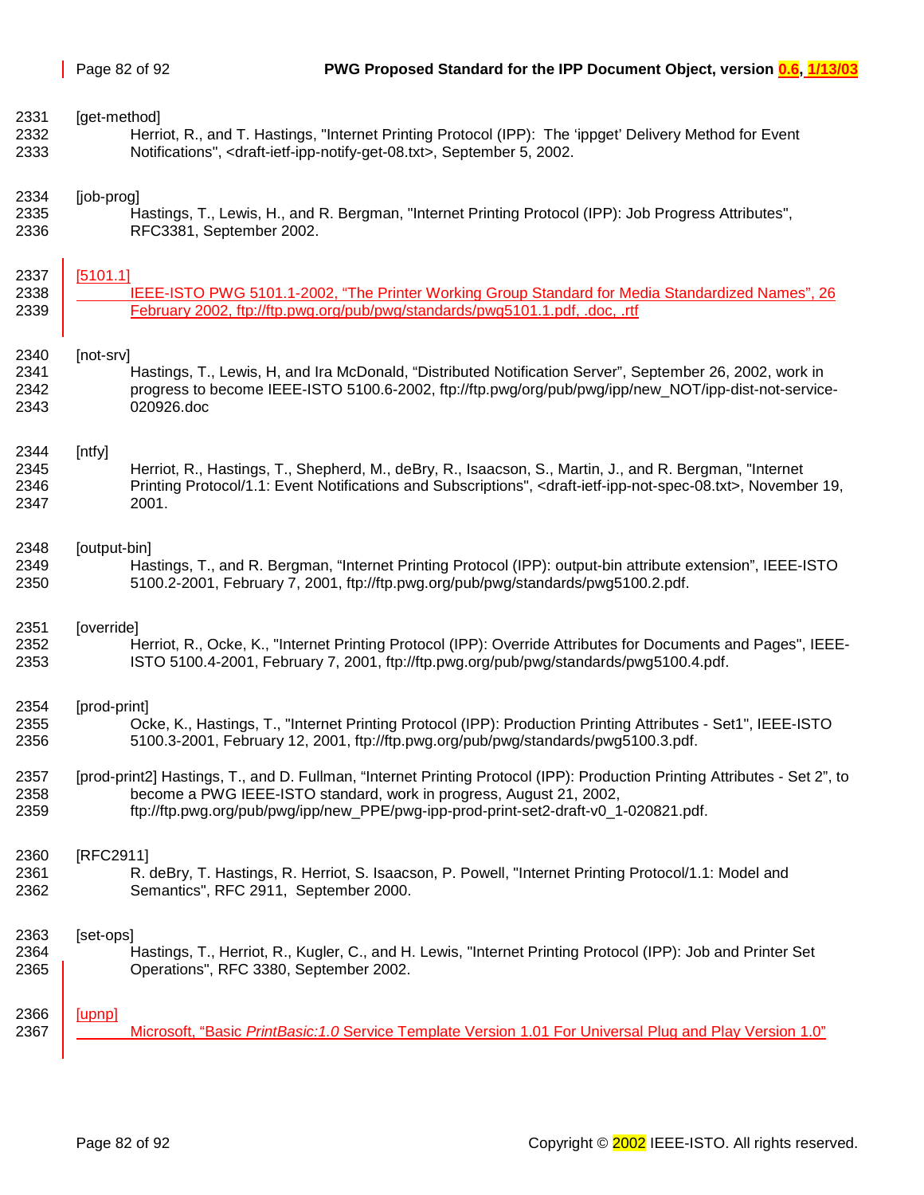[get-method]
Herriot, R., and T. Hastings, "Internet Printing Protocol (IPP): The 'ippget' Delivery Method for Event Notifications", <draft-ietf-ipp-notify-get-08.txt>, September 5, 2002.

[job-prog]
Hastings, T., Lewis, H., and R. Bergman, "Internet Printing Protocol (IPP): Job Progress Attributes", RFC3381, September 2002.

[5101.1]
IEEE-ISTO PWG 5101.1-2002, "The Printer Working Group Standard for Media Standardized Names", 26 February 2002, ftp://ftp.pwg.org/pub/pwg/standards/pwg5101.1.pdf, .doc, .rtf

[not-srv]
Hastings, T., Lewis, H, and Ira McDonald, "Distributed Notification Server", September 26, 2002, work in progress to become IEEE-ISTO 5100.6-2002, ftp://ftp.pwg/org/pub/pwg/ipp/new_NOT/ipp-dist-not-service-020926.doc

[ntfy]
Herriot, R., Hastings, T., Shepherd, M., deBry, R., Isaacson, S., Martin, J., and R. Bergman, "Internet Printing Protocol/1.1: Event Notifications and Subscriptions", <draft-ietf-ipp-not-spec-08.txt>, November 19, 2001.

[output-bin]
Hastings, T., and R. Bergman, "Internet Printing Protocol (IPP): output-bin attribute extension", IEEE-ISTO 5100.2-2001, February 7, 2001, ftp://ftp.pwg.org/pub/pwg/standards/pwg5100.2.pdf.

[override]
Herriot, R., Ocke, K., "Internet Printing Protocol (IPP): Override Attributes for Documents and Pages", IEEE-ISTO 5100.4-2001, February 7, 2001, ftp://ftp.pwg.org/pub/pwg/standards/pwg5100.4.pdf.

[prod-print]
Ocke, K., Hastings, T., "Internet Printing Protocol (IPP): Production Printing Attributes - Set1", IEEE-ISTO 5100.3-2001, February 12, 2001, ftp://ftp.pwg.org/pub/pwg/standards/pwg5100.3.pdf.

[prod-print2] Hastings, T., and D. Fullman, "Internet Printing Protocol (IPP): Production Printing Attributes - Set 2", to become a PWG IEEE-ISTO standard, work in progress, August 21, 2002, ftp://ftp.pwg.org/pub/pwg/ipp/new_PPE/pwg-ipp-prod-print-set2-draft-v0_1-020821.pdf.

[RFC2911]
R. deBry, T. Hastings, R. Herriot, S. Isaacson, P. Powell, "Internet Printing Protocol/1.1: Model and Semantics", RFC 2911, September 2000.

[set-ops]
Hastings, T., Herriot, R., Kugler, C., and H. Lewis, "Internet Printing Protocol (IPP): Job and Printer Set Operations", RFC 3380, September 2002.

[upnp]
Microsoft, "Basic *PrintBasic:1.0* Service Template Version 1.01 For Universal Plug and Play Version 1.0"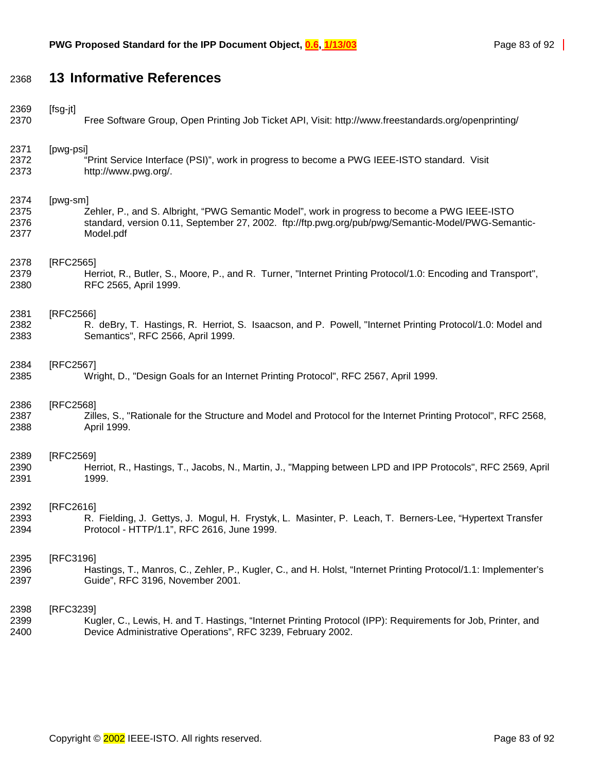# 13 Informative References

[fsg-jt]
Free Software Group, Open Printing Job Ticket API, Visit: http://www.freestandards.org/openprinting/

[pwg-psi]
"Print Service Interface (PSI)", work in progress to become a PWG IEEE-ISTO standard. Visit http://www.pwg.org/.

[pwg-sm]
Zehler, P., and S. Albright, "PWG Semantic Model", work in progress to become a PWG IEEE-ISTO standard, version 0.11, September 27, 2002. ftp://ftp.pwg.org/pub/pwg/Semantic-Model/PWG-Semantic-Model.pdf

[RFC2565]
Herriot, R., Butler, S., Moore, P., and R. Turner, "Internet Printing Protocol/1.0: Encoding and Transport", RFC 2565, April 1999.

[RFC2566]
R. deBry, T. Hastings, R. Herriot, S. Isaacson, and P. Powell, "Internet Printing Protocol/1.0: Model and Semantics", RFC 2566, April 1999.

[RFC2567]
Wright, D., "Design Goals for an Internet Printing Protocol", RFC 2567, April 1999.

[RFC2568]
Zilles, S., "Rationale for the Structure and Model and Protocol for the Internet Printing Protocol", RFC 2568, April 1999.

[RFC2569]
Herriot, R., Hastings, T., Jacobs, N., Martin, J., "Mapping between LPD and IPP Protocols", RFC 2569, April 1999.

[RFC2616]
R. Fielding, J. Gettys, J. Mogul, H. Frystyk, L. Masinter, P. Leach, T. Berners-Lee, "Hypertext Transfer Protocol - HTTP/1.1", RFC 2616, June 1999.

[RFC3196]
Hastings, T., Manros, C., Zehler, P., Kugler, C., and H. Holst, "Internet Printing Protocol/1.1: Implementer's Guide", RFC 3196, November 2001.

[RFC3239]
Kugler, C., Lewis, H. and T. Hastings, "Internet Printing Protocol (IPP): Requirements for Job, Printer, and Device Administrative Operations", RFC 3239, February 2002.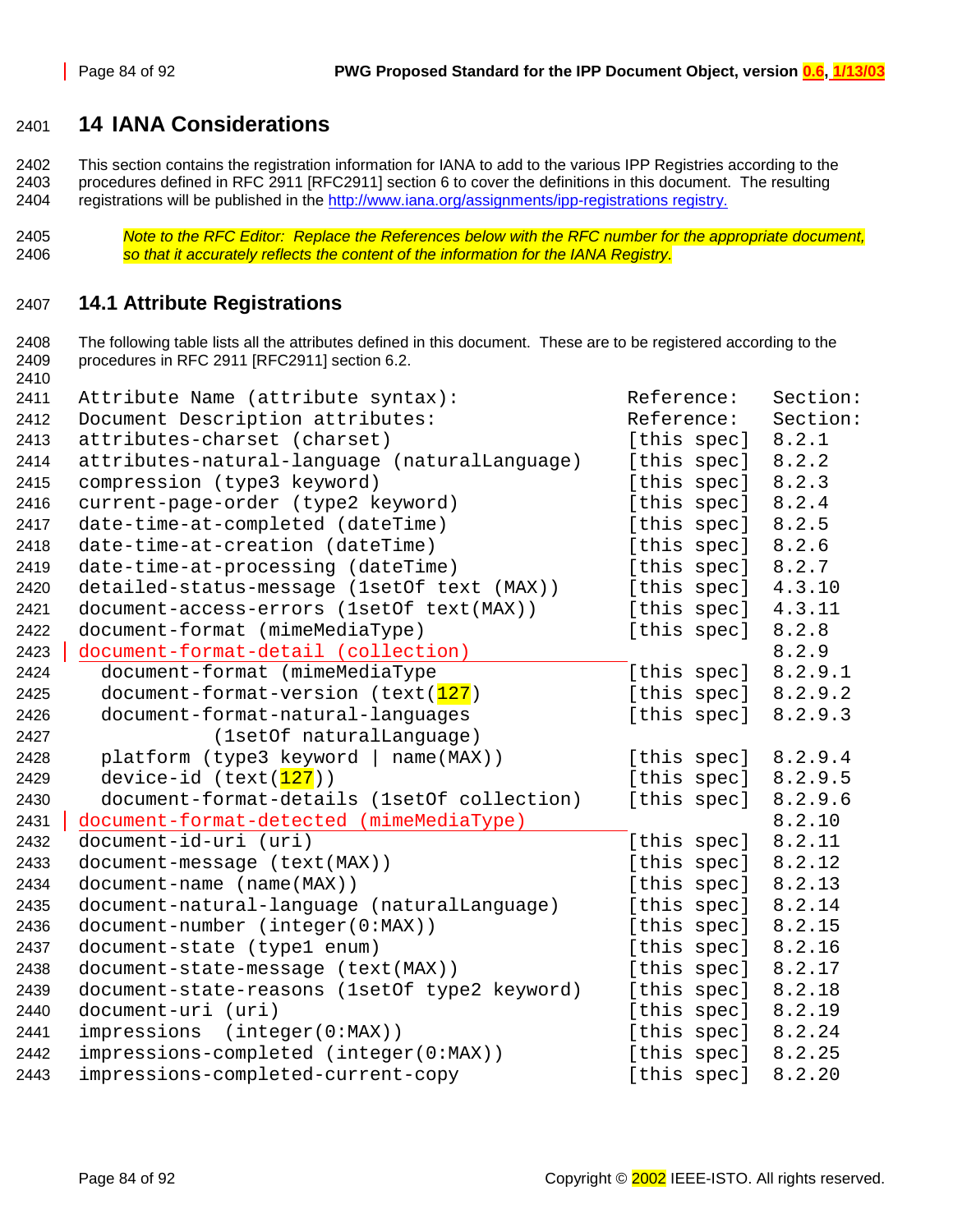# 14 IANA Considerations

This section contains the registration information for IANA to add to the various IPP Registries according to the procedures defined in RFC 2911 [RFC2911] section 6 to cover the definitions in this document. The resulting registrations will be published in the http://www.iana.org/assignments/ipp-registrations registry.

*Note to the RFC Editor: Replace the References below with the RFC number for the appropriate document, so that it accurately reflects the content of the information for the IANA Registry.*

## 14.1 Attribute Registrations

The following table lists all the attributes defined in this document. These are to be registered according to the procedures in RFC 2911 [RFC2911] section 6.2.

```
Attribute Name (attribute syntax):                Reference:   Section:
Document Description attributes:                  Reference:   Section:
attributes-charset (charset)                      [this spec]  8.2.1
attributes-natural-language (naturalLanguage)     [this spec]  8.2.2
compression (type3 keyword)                       [this spec]  8.2.3
current-page-order (type2 keyword)                [this spec]  8.2.4
date-time-at-completed (dateTime)                 [this spec]  8.2.5
date-time-at-creation (dateTime)                  [this spec]  8.2.6
date-time-at-processing (dateTime)                [this spec]  8.2.7
detailed-status-message (1setOf text (MAX))       [this spec]  4.3.10
document-access-errors (1setOf text(MAX))         [this spec]  4.3.11
document-format (mimeMediaType)                   [this spec]  8.2.8
document-format-detail (collection)                            8.2.9
  document-format (mimeMediaType)                 [this spec]  8.2.9.1
  document-format-version (text(127)              [this spec]  8.2.9.2
  document-format-natural-languages               [this spec]  8.2.9.3
            (1setOf naturalLanguage)
  platform (type3 keyword | name(MAX))            [this spec]  8.2.9.4
  device-id (text(127))                           [this spec]  8.2.9.5
  document-format-details (1setOf collection)     [this spec]  8.2.9.6
document-format-detected (mimeMediaType)                       8.2.10
document-id-uri (uri)                             [this spec]  8.2.11
document-message (text(MAX))                      [this spec]  8.2.12
document-name (name(MAX))                         [this spec]  8.2.13
document-natural-language (naturalLanguage)       [this spec]  8.2.14
document-number (integer(0:MAX))                  [this spec]  8.2.15
document-state (type1 enum)                       [this spec]  8.2.16
document-state-message (text(MAX))                [this spec]  8.2.17
document-state-reasons (1setOf type2 keyword)     [this spec]  8.2.18
document-uri (uri)                                [this spec]  8.2.19
impressions  (integer(0:MAX))                     [this spec]  8.2.24
impressions-completed (integer(0:MAX))            [this spec]  8.2.25
impressions-completed-current-copy                [this spec]  8.2.20
```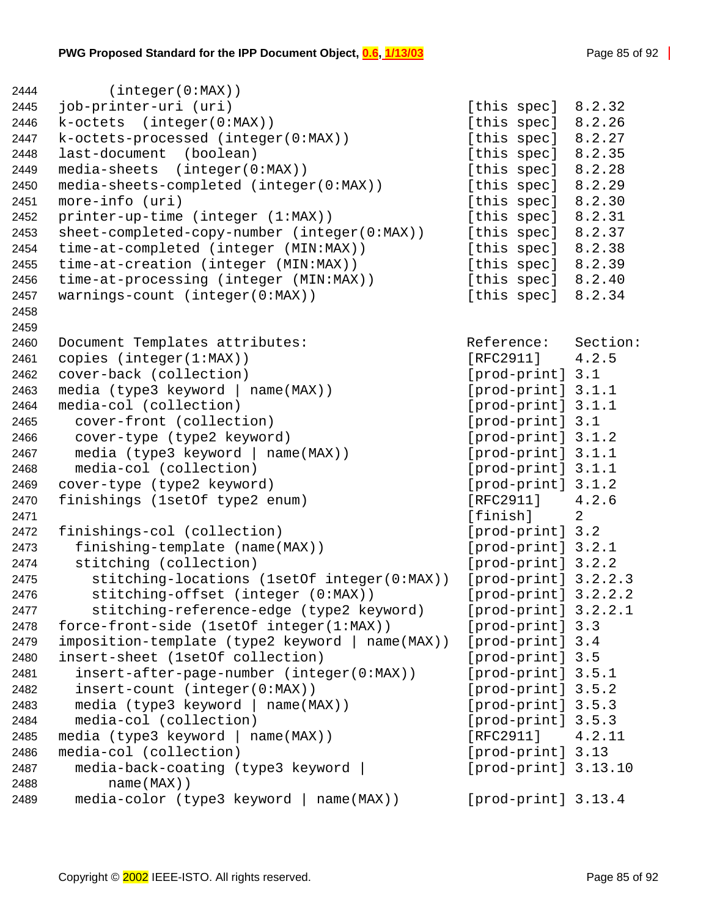```
2444        (integer(0:MAX))
2445    job-printer-uri (uri)                           [this spec]  8.2.32
2446    k-octets  (integer(0:MAX))                      [this spec]  8.2.26
2447    k-octets-processed (integer(0:MAX))             [this spec]  8.2.27
2448    last-document  (boolean)                        [this spec]  8.2.35
2449    media-sheets  (integer(0:MAX))                  [this spec]  8.2.28
2450    media-sheets-completed (integer(0:MAX))         [this spec]  8.2.29
2451    more-info (uri)                                 [this spec]  8.2.30
2452    printer-up-time (integer (1:MAX))               [this spec]  8.2.31
2453    sheet-completed-copy-number (integer(0:MAX))    [this spec]  8.2.37
2454    time-at-completed (integer (MIN:MAX))           [this spec]  8.2.38
2455    time-at-creation (integer (MIN:MAX))            [this spec]  8.2.39
2456    time-at-processing (integer (MIN:MAX))          [this spec]  8.2.40
2457    warnings-count (integer(0:MAX))                 [this spec]  8.2.34
2458
2459
2460    Document Templates attributes:                  Reference:   Section:
2461    copies (integer(1:MAX))                         [RFC2911]    4.2.5
2462    cover-back (collection)                         [prod-print] 3.1
2463    media (type3 keyword | name(MAX))               [prod-print] 3.1.1
2464    media-col (collection)                          [prod-print] 3.1.1
2465      cover-front (collection)                      [prod-print] 3.1
2466      cover-type (type2 keyword)                    [prod-print] 3.1.2
2467      media (type3 keyword | name(MAX))             [prod-print] 3.1.1
2468      media-col (collection)                        [prod-print] 3.1.1
2469    cover-type (type2 keyword)                      [prod-print] 3.1.2
2470    finishings (1setOf type2 enum)                  [RFC2911]    4.2.6
2471                                                    [finish]     2
2472    finishings-col (collection)                     [prod-print] 3.2
2473      finishing-template (name(MAX))                [prod-print] 3.2.1
2474      stitching (collection)                        [prod-print] 3.2.2
2475        stitching-locations (1setOf integer(0:MAX)) [prod-print] 3.2.2.3
2476        stitching-offset (integer (0:MAX))          [prod-print] 3.2.2.2
2477        stitching-reference-edge (type2 keyword)    [prod-print] 3.2.2.1
2478    force-front-side (1setOf integer(1:MAX))        [prod-print] 3.3
2479    imposition-template (type2 keyword | name(MAX)) [prod-print] 3.4
2480    insert-sheet (1setOf collection)                [prod-print] 3.5
2481      insert-after-page-number (integer(0:MAX))     [prod-print] 3.5.1
2482      insert-count (integer(0:MAX))                 [prod-print] 3.5.2
2483      media (type3 keyword | name(MAX))             [prod-print] 3.5.3
2484      media-col (collection)                        [prod-print] 3.5.3
2485    media (type3 keyword | name(MAX))               [RFC2911]    4.2.11
2486    media-col (collection)                          [prod-print] 3.13
2487      media-back-coating (type3 keyword |           [prod-print] 3.13.10
2488          name(MAX))
2489      media-color (type3 keyword | name(MAX))       [prod-print] 3.13.4
```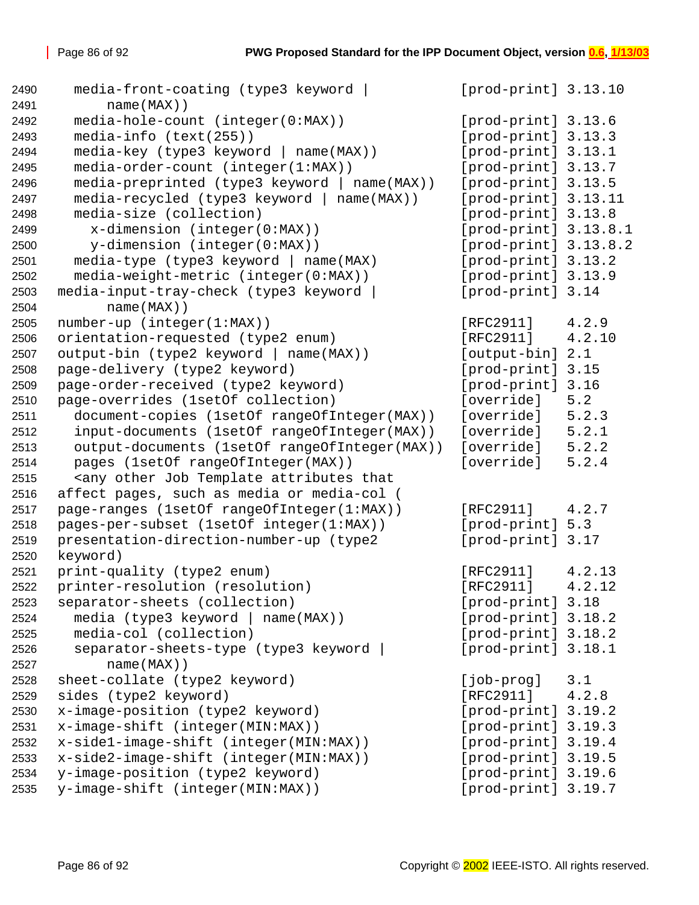```
2490     media-front-coating (type3 keyword |           [prod-print] 3.13.10
2491         name(MAX))
2492     media-hole-count (integer(0:MAX))               [prod-print] 3.13.6
2493     media-info (text(255))                          [prod-print] 3.13.3
2494     media-key (type3 keyword | name(MAX))           [prod-print] 3.13.1
2495     media-order-count (integer(1:MAX))              [prod-print] 3.13.7
2496     media-preprinted (type3 keyword | name(MAX))    [prod-print] 3.13.5
2497     media-recycled (type3 keyword | name(MAX))      [prod-print] 3.13.11
2498     media-size (collection)                         [prod-print] 3.13.8
2499       x-dimension (integer(0:MAX))                  [prod-print] 3.13.8.1
2500       y-dimension (integer(0:MAX))                  [prod-print] 3.13.8.2
2501     media-type (type3 keyword | name(MAX)           [prod-print] 3.13.2
2502     media-weight-metric (integer(0:MAX))            [prod-print] 3.13.9
2503   media-input-tray-check (type3 keyword |           [prod-print] 3.14
2504         name(MAX))
2505   number-up (integer(1:MAX))                        [RFC2911]    4.2.9
2506   orientation-requested (type2 enum)                [RFC2911]    4.2.10
2507   output-bin (type2 keyword | name(MAX))            [output-bin] 2.1
2508   page-delivery (type2 keyword)                     [prod-print] 3.15
2509   page-order-received (type2 keyword)               [prod-print] 3.16
2510   page-overrides (1setOf collection)                [override]   5.2
2511     document-copies (1setOf rangeOfInteger(MAX))    [override]   5.2.3
2512     input-documents (1setOf rangeOfInteger(MAX))    [override]   5.2.1
2513     output-documents (1setOf rangeOfInteger(MAX))   [override]   5.2.2
2514     pages (1setOf rangeOfInteger(MAX))              [override]   5.2.4
2515     <any other Job Template attributes that
2516   affect pages, such as media or media-col (
2517   page-ranges (1setOf rangeOfInteger(1:MAX))        [RFC2911]    4.2.7
2518   pages-per-subset (1setOf integer(1:MAX))          [prod-print] 5.3
2519   presentation-direction-number-up (type2           [prod-print] 3.17
2520   keyword)
2521   print-quality (type2 enum)                        [RFC2911]    4.2.13
2522   printer-resolution (resolution)                   [RFC2911]    4.2.12
2523   separator-sheets (collection)                     [prod-print] 3.18
2524     media (type3 keyword | name(MAX))               [prod-print] 3.18.2
2525     media-col (collection)                          [prod-print] 3.18.2
2526     separator-sheets-type (type3 keyword |          [prod-print] 3.18.1
2527         name(MAX))
2528   sheet-collate (type2 keyword)                     [job-prog]   3.1
2529   sides (type2 keyword)                             [RFC2911]    4.2.8
2530   x-image-position (type2 keyword)                  [prod-print] 3.19.2
2531   x-image-shift (integer(MIN:MAX))                  [prod-print] 3.19.3
2532   x-side1-image-shift (integer(MIN:MAX))            [prod-print] 3.19.4
2533   x-side2-image-shift (integer(MIN:MAX))            [prod-print] 3.19.5
2534   y-image-position (type2 keyword)                  [prod-print] 3.19.6
2535   y-image-shift (integer(MIN:MAX))                  [prod-print] 3.19.7
```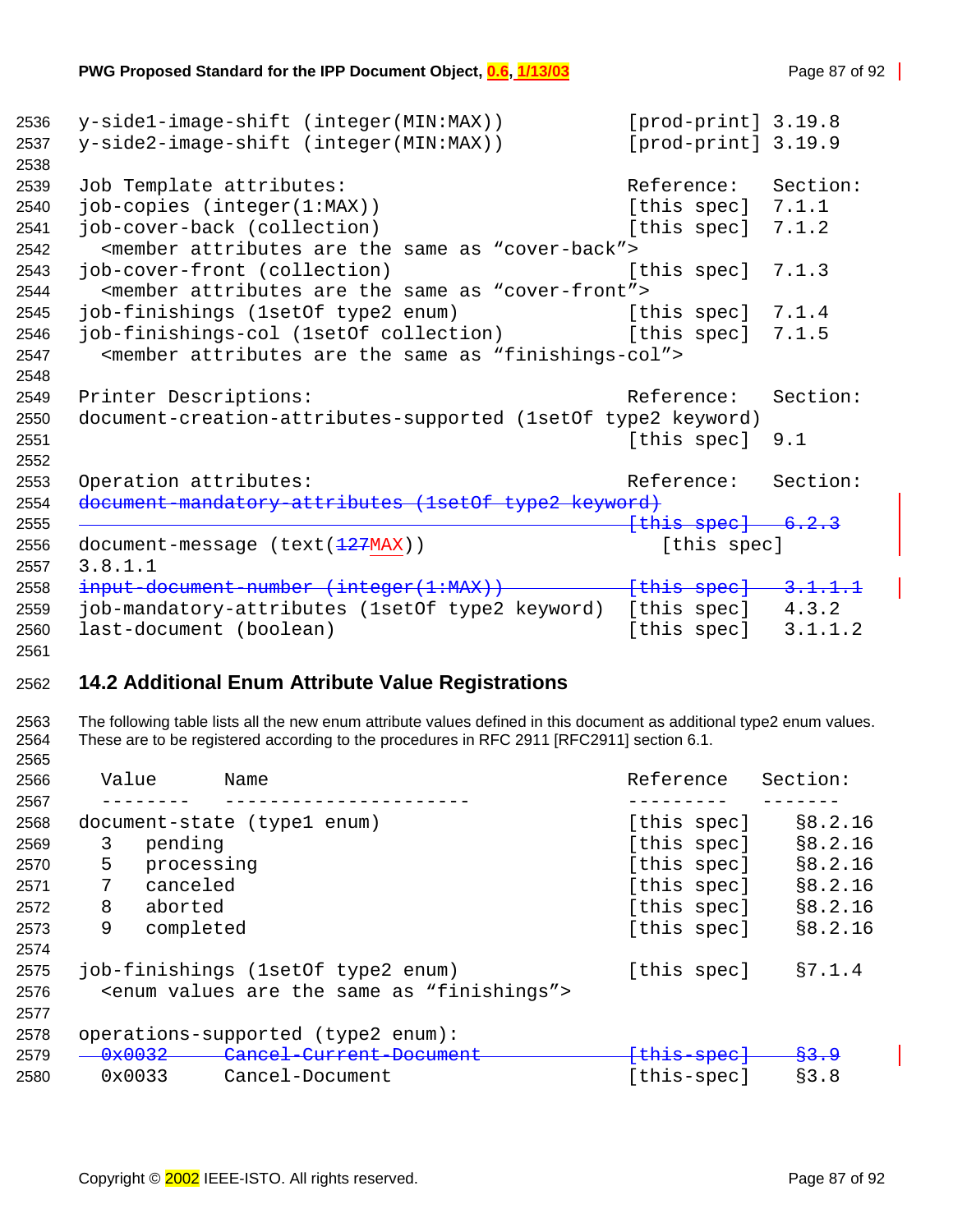```
y-side1-image-shift (integer(MIN:MAX))          [prod-print] 3.19.8
y-side2-image-shift (integer(MIN:MAX))          [prod-print] 3.19.9

Job Template attributes:                        Reference:   Section:
job-copies (integer(1:MAX))                     [this spec]  7.1.1
job-cover-back (collection)                     [this spec]  7.1.2
  <member attributes are the same as "cover-back">
job-cover-front (collection)                    [this spec]  7.1.3
  <member attributes are the same as "cover-front">
job-finishings (1setOf type2 enum)              [this spec]  7.1.4
job-finishings-col (1setOf collection)          [this spec]  7.1.5
  <member attributes are the same as "finishings-col">

Printer Descriptions:                           Reference:   Section:
document-creation-attributes-supported (1setOf type2 keyword)
                                                [this spec]  9.1

Operation attributes:                           Reference:   Section:
document-mandatory-attributes (1setOf type2 keyword)
                                                [this spec]  6.2.3
document-message (text(127MAX))                   [this spec]
3.8.1.1
input-document-number (integer(1:MAX))          [this spec]  3.1.1.1
job-mandatory-attributes (1setOf type2 keyword) [this spec]  4.3.2
last-document (boolean)                         [this spec]  3.1.1.2
```

## 14.2 Additional Enum Attribute Value Registrations

The following table lists all the new enum attribute values defined in this document as additional type2 enum values. These are to be registered according to the procedures in RFC 2911 [RFC2911] section 6.1.

```
  Value      Name                               Reference    Section:
  --------   ----------------------             ---------    -------
document-state (type1 enum)                     [this spec]   §8.2.16
  3   pending                                   [this spec]   §8.2.16
  5   processing                                [this spec]   §8.2.16
  7   canceled                                  [this spec]   §8.2.16
  8   aborted                                   [this spec]   §8.2.16
  9   completed                                 [this spec]   §8.2.16

job-finishings (1setOf type2 enum)              [this spec]   §7.1.4
  <enum values are the same as "finishings">

operations-supported (type2 enum):
  0x0032     Cancel-Current-Document            [this-spec]   §3.9
  0x0033     Cancel-Document                    [this-spec]   §3.8
```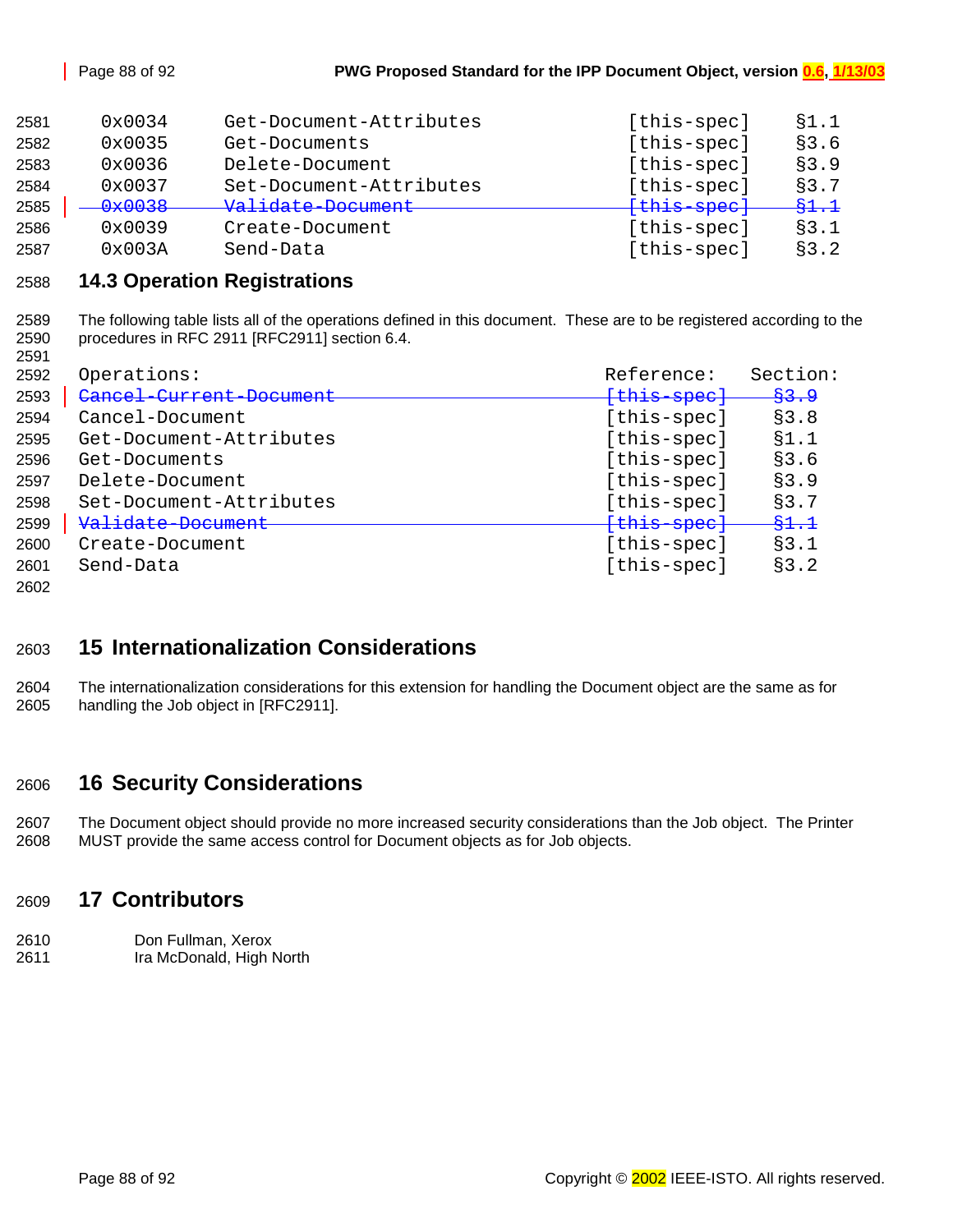```
0x0034      Get-Document-Attributes                  [this-spec]     §1.1
0x0035      Get-Documents                            [this-spec]     §3.6
0x0036      Delete-Document                          [this-spec]     §3.9
0x0037      Set-Document-Attributes                  [this-spec]     §3.7
~~0x0038      Validate-Document                        [this-spec]     §1.1~~
0x0039      Create-Document                          [this-spec]     §3.1
0x003A      Send-Data                                [this-spec]     §3.2
```

## 14.3 Operation Registrations

The following table lists all of the operations defined in this document. These are to be registered according to the procedures in RFC 2911 [RFC2911] section 6.4.

```
Operations:                                       Reference:   Section:
~~Cancel-Current-Document                         [this-spec]    §3.9~~
Cancel-Document                                   [this-spec]    §3.8
Get-Document-Attributes                           [this-spec]    §1.1
Get-Documents                                     [this-spec]    §3.6
Delete-Document                                   [this-spec]    §3.9
Set-Document-Attributes                           [this-spec]    §3.7
~~Validate-Document                               [this-spec]    §1.1~~
Create-Document                                   [this-spec]    §3.1
Send-Data                                         [this-spec]    §3.2
```

# 15 Internationalization Considerations

The internationalization considerations for this extension for handling the Document object are the same as for handling the Job object in [RFC2911].

# 16 Security Considerations

The Document object should provide no more increased security considerations than the Job object. The Printer MUST provide the same access control for Document objects as for Job objects.

# 17 Contributors

Don Fullman, Xerox
Ira McDonald, High North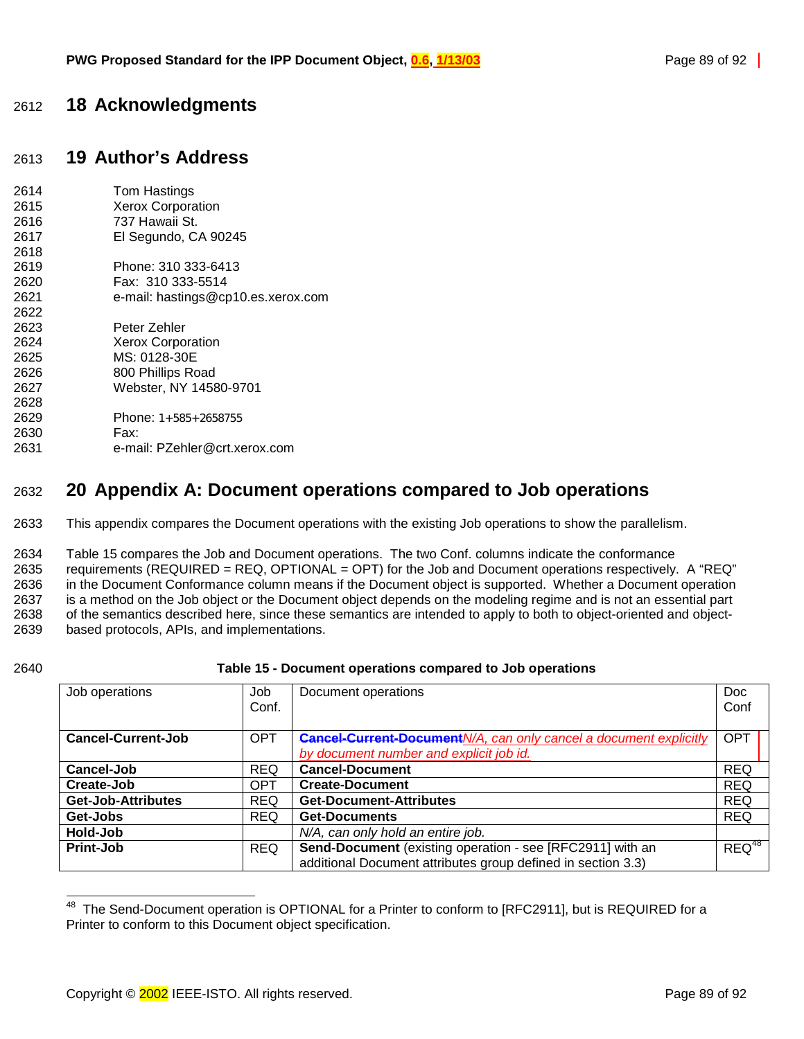# 18 Acknowledgments

# 19 Author's Address

Tom Hastings
Xerox Corporation
737 Hawaii St.
El Segundo, CA 90245

Phone: 310 333-6413
Fax: 310 333-5514
e-mail: hastings@cp10.es.xerox.com

Peter Zehler
Xerox Corporation
MS: 0128-30E
800 Phillips Road
Webster, NY 14580-9701

Phone: 1+585+2658755
Fax:
e-mail: PZehler@crt.xerox.com

# 20 Appendix A: Document operations compared to Job operations

This appendix compares the Document operations with the existing Job operations to show the parallelism.

Table 15 compares the Job and Document operations. The two Conf. columns indicate the conformance requirements (REQUIRED = REQ, OPTIONAL = OPT) for the Job and Document operations respectively. A "REQ" in the Document Conformance column means if the Document object is supported. Whether a Document operation is a method on the Job object or the Document object depends on the modeling regime and is not an essential part of the semantics described here, since these semantics are intended to apply to both to object-oriented and object-based protocols, APIs, and implementations.

**Table 15 - Document operations compared to Job operations**

| Job operations | Job Conf. | Document operations | Doc Conf |
|---|---|---|---|
| **Cancel-Current-Job** | OPT | ~~**Cancel-Current-Document**~~ *N/A, can only cancel a document explicitly by document number and explicit job id.* | OPT |
| **Cancel-Job** | REQ | **Cancel-Document** | REQ |
| **Create-Job** | OPT | **Create-Document** | REQ |
| **Get-Job-Attributes** | REQ | **Get-Document-Attributes** | REQ |
| **Get-Jobs** | REQ | **Get-Documents** | REQ |
| **Hold-Job** | | *N/A, can only hold an entire job.* | |
| **Print-Job** | REQ | **Send-Document** (existing operation - see [RFC2911] with an additional Document attributes group defined in section 3.3) | REQ[48] |

[48] The Send-Document operation is OPTIONAL for a Printer to conform to [RFC2911], but is REQUIRED for a Printer to conform to this Document object specification.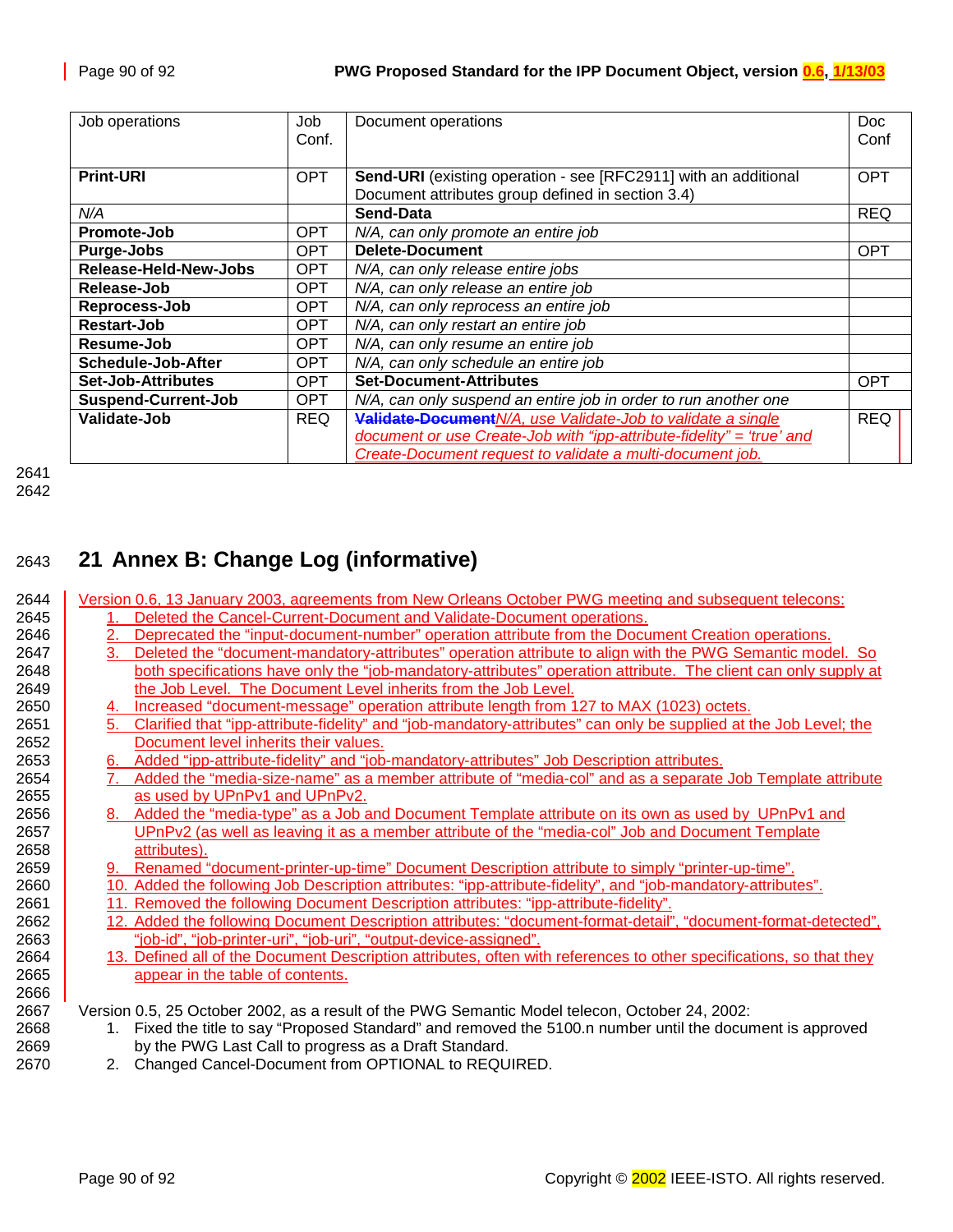| Job operations | Job Conf. | Document operations | Doc Conf |
|---|---|---|---|
| **Print-URI** | OPT | **Send-URI** (existing operation - see [RFC2911] with an additional Document attributes group defined in section 3.4) | OPT |
| *N/A* | | **Send-Data** | REQ |
| **Promote-Job** | OPT | *N/A, can only promote an entire job* | |
| **Purge-Jobs** | OPT | **Delete-Document** | OPT |
| **Release-Held-New-Jobs** | OPT | *N/A, can only release entire jobs* | |
| **Release-Job** | OPT | *N/A, can only release an entire job* | |
| **Reprocess-Job** | OPT | *N/A, can only reprocess an entire job* | |
| **Restart-Job** | OPT | *N/A, can only restart an entire job* | |
| **Resume-Job** | OPT | *N/A, can only resume an entire job* | |
| **Schedule-Job-After** | OPT | *N/A, can only schedule an entire job* | |
| **Set-Job-Attributes** | OPT | **Set-Document-Attributes** | OPT |
| **Suspend-Current-Job** | OPT | *N/A, can only suspend an entire job in order to run another one* | |
| **Validate-Job** | REQ | ~~**Validate-Document**~~*N/A, use Validate-Job to validate a single document or use Create-Job with "ipp-attribute-fidelity" = 'true' and Create-Document request to validate a multi-document job.* | REQ |

# 21 Annex B: Change Log (informative)

Version 0.6, 13 January 2003, agreements from New Orleans October PWG meeting and subsequent telecons:

1. Deleted the Cancel-Current-Document and Validate-Document operations.
2. Deprecated the "input-document-number" operation attribute from the Document Creation operations.
3. Deleted the "document-mandatory-attributes" operation attribute to align with the PWG Semantic model. So both specifications have only the "job-mandatory-attributes" operation attribute. The client can only supply at the Job Level. The Document Level inherits from the Job Level.
4. Increased "document-message" operation attribute length from 127 to MAX (1023) octets.
5. Clarified that "ipp-attribute-fidelity" and "job-mandatory-attributes" can only be supplied at the Job Level; the Document level inherits their values.
6. Added "ipp-attribute-fidelity" and "job-mandatory-attributes" Job Description attributes.
7. Added the "media-size-name" as a member attribute of "media-col" and as a separate Job Template attribute as used by UPnPv1 and UPnPv2.
8. Added the "media-type" as a Job and Document Template attribute on its own as used by UPnPv1 and UPnPv2 (as well as leaving it as a member attribute of the "media-col" Job and Document Template attributes).
9. Renamed "document-printer-up-time" Document Description attribute to simply "printer-up-time".
10. Added the following Job Description attributes: "ipp-attribute-fidelity", and "job-mandatory-attributes".
11. Removed the following Document Description attributes: "ipp-attribute-fidelity".
12. Added the following Document Description attributes: "document-format-detail", "document-format-detected", "job-id", "job-printer-uri", "job-uri", "output-device-assigned".
13. Defined all of the Document Description attributes, often with references to other specifications, so that they appear in the table of contents.

Version 0.5, 25 October 2002, as a result of the PWG Semantic Model telecon, October 24, 2002:

1. Fixed the title to say "Proposed Standard" and removed the 5100.n number until the document is approved by the PWG Last Call to progress as a Draft Standard.
2. Changed Cancel-Document from OPTIONAL to REQUIRED.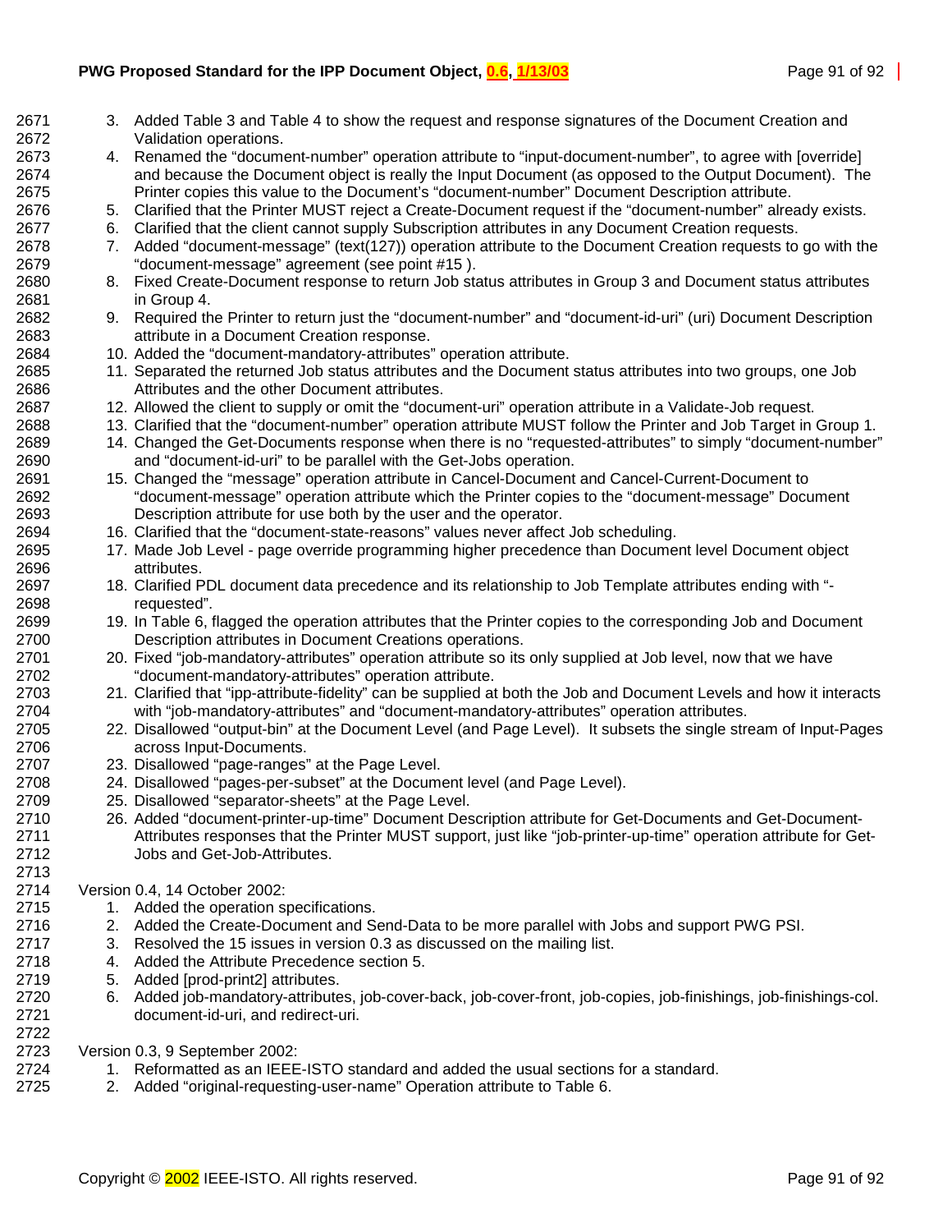3. Added Table 3 and Table 4 to show the request and response signatures of the Document Creation and Validation operations.
4. Renamed the "document-number" operation attribute to "input-document-number", to agree with [override] and because the Document object is really the Input Document (as opposed to the Output Document). The Printer copies this value to the Document's "document-number" Document Description attribute.
5. Clarified that the Printer MUST reject a Create-Document request if the "document-number" already exists.
6. Clarified that the client cannot supply Subscription attributes in any Document Creation requests.
7. Added "document-message" (text(127)) operation attribute to the Document Creation requests to go with the "document-message" agreement (see point #15 ).
8. Fixed Create-Document response to return Job status attributes in Group 3 and Document status attributes in Group 4.
9. Required the Printer to return just the "document-number" and "document-id-uri" (uri) Document Description attribute in a Document Creation response.
10. Added the "document-mandatory-attributes" operation attribute.
11. Separated the returned Job status attributes and the Document status attributes into two groups, one Job Attributes and the other Document attributes.
12. Allowed the client to supply or omit the "document-uri" operation attribute in a Validate-Job request.
13. Clarified that the "document-number" operation attribute MUST follow the Printer and Job Target in Group 1.
14. Changed the Get-Documents response when there is no "requested-attributes" to simply "document-number" and "document-id-uri" to be parallel with the Get-Jobs operation.
15. Changed the "message" operation attribute in Cancel-Document and Cancel-Current-Document to "document-message" operation attribute which the Printer copies to the "document-message" Document Description attribute for use both by the user and the operator.
16. Clarified that the "document-state-reasons" values never affect Job scheduling.
17. Made Job Level - page override programming higher precedence than Document level Document object attributes.
18. Clarified PDL document data precedence and its relationship to Job Template attributes ending with "-requested".
19. In Table 6, flagged the operation attributes that the Printer copies to the corresponding Job and Document Description attributes in Document Creations operations.
20. Fixed "job-mandatory-attributes" operation attribute so its only supplied at Job level, now that we have "document-mandatory-attributes" operation attribute.
21. Clarified that "ipp-attribute-fidelity" can be supplied at both the Job and Document Levels and how it interacts with "job-mandatory-attributes" and "document-mandatory-attributes" operation attributes.
22. Disallowed "output-bin" at the Document Level (and Page Level). It subsets the single stream of Input-Pages across Input-Documents.
23. Disallowed "page-ranges" at the Page Level.
24. Disallowed "pages-per-subset" at the Document level (and Page Level).
25. Disallowed "separator-sheets" at the Page Level.
26. Added "document-printer-up-time" Document Description attribute for Get-Documents and Get-Document-Attributes responses that the Printer MUST support, just like "job-printer-up-time" operation attribute for Get-Jobs and Get-Job-Attributes.

Version 0.4, 14 October 2002:

1. Added the operation specifications.
2. Added the Create-Document and Send-Data to be more parallel with Jobs and support PWG PSI.
3. Resolved the 15 issues in version 0.3 as discussed on the mailing list.
4. Added the Attribute Precedence section 5.
5. Added [prod-print2] attributes.
6. Added job-mandatory-attributes, job-cover-back, job-cover-front, job-copies, job-finishings, job-finishings-col. document-id-uri, and redirect-uri.

Version 0.3, 9 September 2002:

1. Reformatted as an IEEE-ISTO standard and added the usual sections for a standard.
2. Added "original-requesting-user-name" Operation attribute to Table 6.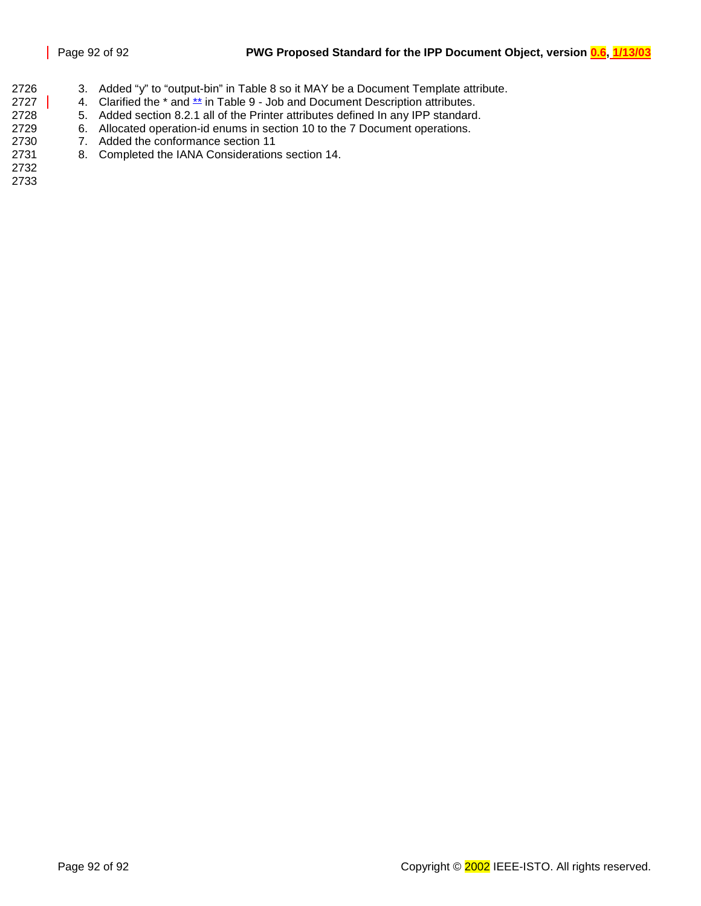3. Added “y” to “output-bin” in Table 8 so it MAY be a Document Template attribute.
4. Clarified the * and ** in Table 9 - Job and Document Description attributes.
5. Added section 8.2.1 all of the Printer attributes defined In any IPP standard.
6. Allocated operation-id enums in section 10 to the 7 Document operations.
7. Added the conformance section 11
8. Completed the IANA Considerations section 14.